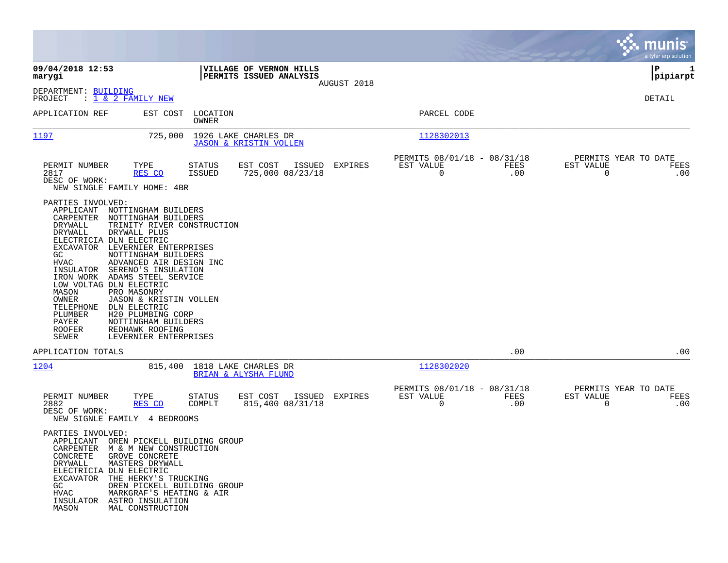**09/04/2018 12:53**
**marygi**

**VILLAGE OF VERNON HILLS**
**PERMITS ISSUED ANALYSIS**
AUGUST 2018

**P 1**
**pipiarpt**

DEPARTMENT: BUILDING
PROJECT : 1 & 2 FAMILY NEW

DETAIL

| APPLICATION REF | EST COST | LOCATION / OWNER | PARCEL CODE |
|---|---|---|---|
| 1197 | 725,000 | 1926 LAKE CHARLES DR / JASON & KRISTIN VOLLEN | 1128302013 |

| PERMIT NUMBER | TYPE | STATUS | EST COST | ISSUED | EXPIRES | PERMITS 08/01/18 - 08/31/18 EST VALUE | FEES | PERMITS YEAR TO DATE EST VALUE | FEES |
|---|---|---|---|---|---|---|---|---|---|
| 2817 | RES CO | ISSUED | 725,000 | 08/23/18 | | 0 | .00 | 0 | .00 |

DESC OF WORK:
NEW SINGLE FAMILY HOME: 4BR

PARTIES INVOLVED:

| | |
|---|---|
| APPLICANT | NOTTINGHAM BUILDERS |
| CARPENTER | NOTTINGHAM BUILDERS |
| DRYWALL | TRINITY RIVER CONSTRUCTION |
| DRYWALL | DRYWALL PLUS |
| ELECTRICIA | DLN ELECTRIC |
| EXCAVATOR | LEVERNIER ENTERPRISES |
| GC | NOTTINGHAM BUILDERS |
| HVAC | ADVANCED AIR DESIGN INC |
| INSULATOR | SERENO'S INSULATION |
| IRON WORK | ADAMS STEEL SERVICE |
| LOW VOLTAG | DLN ELECTRIC |
| MASON | PRO MASONRY |
| OWNER | JASON & KRISTIN VOLLEN |
| TELEPHONE | DLN ELECTRIC |
| PLUMBER | H20 PLUMBING CORP |
| PAYER | NOTTINGHAM BUILDERS |
| ROOFER | REDHAWK ROOFING |
| SEWER | LEVERNIER ENTERPRISES |

APPLICATION TOTALS .00 .00

| APPLICATION REF | EST COST | LOCATION / OWNER | PARCEL CODE |
|---|---|---|---|
| 1204 | 815,400 | 1818 LAKE CHARLES DR / BRIAN & ALYSHA FLUND | 1128302020 |

| PERMIT NUMBER | TYPE | STATUS | EST COST | ISSUED | EXPIRES | PERMITS 08/01/18 - 08/31/18 EST VALUE | FEES | PERMITS YEAR TO DATE EST VALUE | FEES |
|---|---|---|---|---|---|---|---|---|---|
| 2882 | RES CO | COMPLT | 815,400 | 08/31/18 | | 0 | .00 | 0 | .00 |

DESC OF WORK:
NEW SIGNLE FAMILY 4 BEDROOMS

PARTIES INVOLVED:

| | |
|---|---|
| APPLICANT | OREN PICKELL BUILDING GROUP |
| CARPENTER | M & M NEW CONSTRUCTION |
| CONCRETE | GROVE CONCRETE |
| DRYWALL | MASTERS DRYWALL |
| ELECTRICIA | DLN ELECTRIC |
| EXCAVATOR | THE HERKY'S TRUCKING |
| GC | OREN PICKELL BUILDING GROUP |
| HVAC | MARKGRAF'S HEATING & AIR |
| INSULATOR | ASTRO INSULATION |
| MASON | MAL CONSTRUCTION |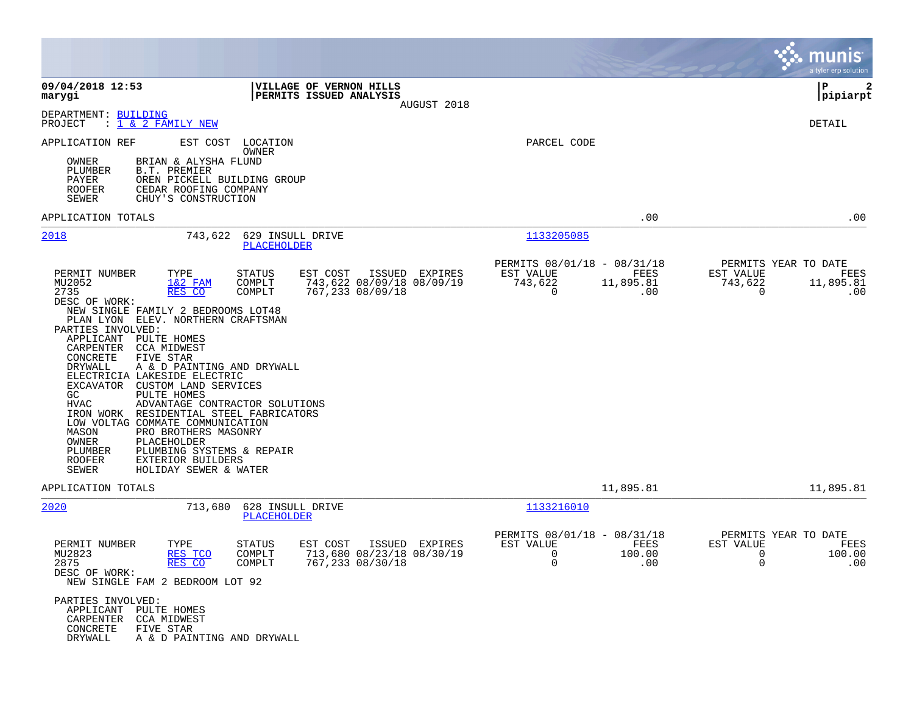**09/04/2018 12:53**
**marygi**

**VILLAGE OF VERNON HILLS**
**PERMITS ISSUED ANALYSIS**
AUGUST 2018

**P 2**
**pipiarpt**

DEPARTMENT: BUILDING
PROJECT : 1 & 2 FAMILY NEW

DETAIL

APPLICATION REF | EST COST | LOCATION / OWNER | PARCEL CODE

| Role | Name |
|---|---|
| OWNER | BRIAN & ALYSHA FLUND |
| PLUMBER | B.T. PREMIER |
| PAYER | OREN PICKELL BUILDING GROUP |
| ROOFER | CEDAR ROOFING COMPANY |
| SEWER | CHUY'S CONSTRUCTION |

APPLICATION TOTALS .00 .00

---

**2018** 743,622 629 INSULL DRIVE — PLACEHOLDER — Parcel 1133205085

| PERMIT NUMBER | TYPE | STATUS | EST COST | ISSUED | EXPIRES | PERMITS 08/01/18 - 08/31/18 EST VALUE | FEES | PERMITS YEAR TO DATE EST VALUE | FEES |
|---|---|---|---|---|---|---|---|---|---|
| MU2052 | 1&2 FAM | COMPLT | 743,622 | 08/09/18 | 08/09/19 | 743,622 | 11,895.81 | 743,622 | 11,895.81 |
| 2735 | RES CO | COMPLT | 767,233 | 08/09/18 | | 0 | .00 | 0 | .00 |

DESC OF WORK:
NEW SINGLE FAMILY 2 BEDROOMS LOT48
PLAN LYON ELEV. NORTHERN CRAFTSMAN

PARTIES INVOLVED:

| Role | Name |
|---|---|
| APPLICANT | PULTE HOMES |
| CARPENTER | CCA MIDWEST |
| CONCRETE | FIVE STAR |
| DRYWALL | A & D PAINTING AND DRYWALL |
| ELECTRICIA | LAKESIDE ELECTRIC |
| EXCAVATOR | CUSTOM LAND SERVICES |
| GC | PULTE HOMES |
| HVAC | ADVANTAGE CONTRACTOR SOLUTIONS |
| IRON WORK | RESIDENTIAL STEEL FABRICATORS |
| LOW VOLTAG | COMMATE COMMUNICATION |
| MASON | PRO BROTHERS MASONRY |
| OWNER | PLACEHOLDER |
| PLUMBER | PLUMBING SYSTEMS & REPAIR |
| ROOFER | EXTERIOR BUILDERS |
| SEWER | HOLIDAY SEWER & WATER |

APPLICATION TOTALS 11,895.81 11,895.81

---

**2020** 713,680 628 INSULL DRIVE — PLACEHOLDER — Parcel 1133216010

| PERMIT NUMBER | TYPE | STATUS | EST COST | ISSUED | EXPIRES | PERMITS 08/01/18 - 08/31/18 EST VALUE | FEES | PERMITS YEAR TO DATE EST VALUE | FEES |
|---|---|---|---|---|---|---|---|---|---|
| MU2823 | RES TCO | COMPLT | 713,680 | 08/23/18 | 08/30/19 | 0 | 100.00 | 0 | 100.00 |
| 2875 | RES CO | COMPLT | 767,233 | 08/30/18 | | 0 | .00 | 0 | .00 |

DESC OF WORK:
NEW SINGLE FAM 2 BEDROOM LOT 92

PARTIES INVOLVED:

| Role | Name |
|---|---|
| APPLICANT | PULTE HOMES |
| CARPENTER | CCA MIDWEST |
| CONCRETE | FIVE STAR |
| DRYWALL | A & D PAINTING AND DRYWALL |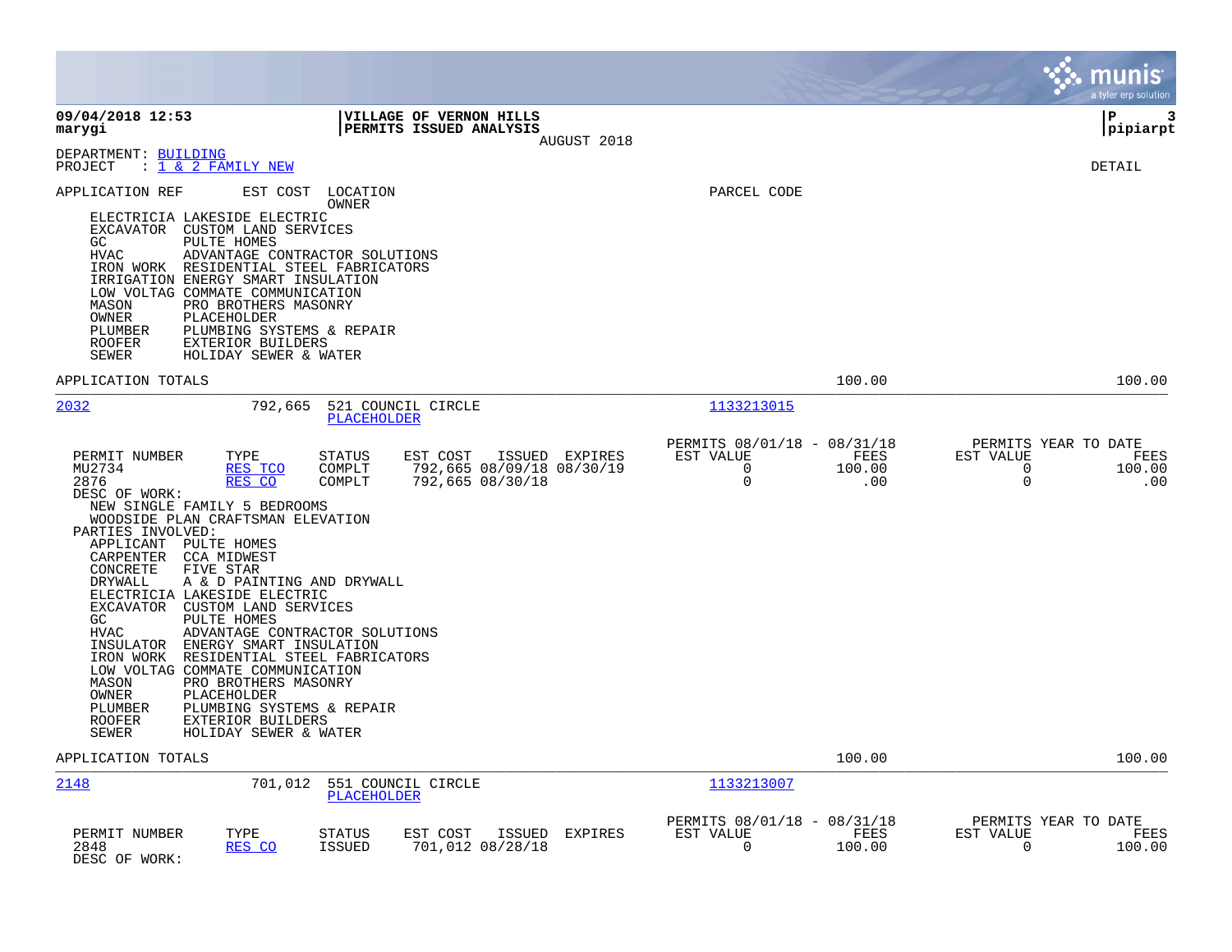**09/04/2018 12:53**
**marygi**

**VILLAGE OF VERNON HILLS**
**PERMITS ISSUED ANALYSIS**
AUGUST 2018

**P 3**
**pipiarpt**

DEPARTMENT: BUILDING
PROJECT : 1 & 2 FAMILY NEW

DETAIL

APPLICATION REF    EST COST    LOCATION
                               OWNER
                                                          PARCEL CODE

ELECTRICIA LAKESIDE ELECTRIC
EXCAVATOR CUSTOM LAND SERVICES
GC PULTE HOMES
HVAC ADVANTAGE CONTRACTOR SOLUTIONS
IRON WORK RESIDENTIAL STEEL FABRICATORS
IRRIGATION ENERGY SMART INSULATION
LOW VOLTAG COMMATE COMMUNICATION
MASON PRO BROTHERS MASONRY
OWNER PLACEHOLDER
PLUMBER PLUMBING SYSTEMS & REPAIR
ROOFER EXTERIOR BUILDERS
SEWER HOLIDAY SEWER & WATER

APPLICATION TOTALS — 100.00 — 100.00

---

**2032** — 792,665 — 521 COUNCIL CIRCLE — PLACEHOLDER — 1133213015

| PERMIT NUMBER | TYPE | STATUS | EST COST | ISSUED | EXPIRES | PERMITS 08/01/18 - 08/31/18 EST VALUE | FEES | PERMITS YEAR TO DATE EST VALUE | FEES |
|---|---|---|---|---|---|---|---|---|---|
| MU2734 | RES TCO | COMPLT | 792,665 | 08/09/18 | 08/30/19 | 0 | 100.00 | 0 | 100.00 |
| 2876 | RES CO | COMPLT | 792,665 | 08/30/18 | | 0 | .00 | 0 | .00 |

DESC OF WORK:
NEW SINGLE FAMILY 5 BEDROOMS
WOODSIDE PLAN CRAFTSMAN ELEVATION

PARTIES INVOLVED:
APPLICANT PULTE HOMES
CARPENTER CCA MIDWEST
CONCRETE FIVE STAR
DRYWALL A & D PAINTING AND DRYWALL
ELECTRICIA LAKESIDE ELECTRIC
EXCAVATOR CUSTOM LAND SERVICES
GC PULTE HOMES
HVAC ADVANTAGE CONTRACTOR SOLUTIONS
INSULATOR ENERGY SMART INSULATION
IRON WORK RESIDENTIAL STEEL FABRICATORS
LOW VOLTAG COMMATE COMMUNICATION
MASON PRO BROTHERS MASONRY
OWNER PLACEHOLDER
PLUMBER PLUMBING SYSTEMS & REPAIR
ROOFER EXTERIOR BUILDERS
SEWER HOLIDAY SEWER & WATER

APPLICATION TOTALS — 100.00 — 100.00

---

**2148** — 701,012 — 551 COUNCIL CIRCLE — PLACEHOLDER — 1133213007

| PERMIT NUMBER | TYPE | STATUS | EST COST | ISSUED | EXPIRES | PERMITS 08/01/18 - 08/31/18 EST VALUE | FEES | PERMITS YEAR TO DATE EST VALUE | FEES |
|---|---|---|---|---|---|---|---|---|---|
| 2848 | RES CO | ISSUED | 701,012 | 08/28/18 | | 0 | 100.00 | 0 | 100.00 |

DESC OF WORK: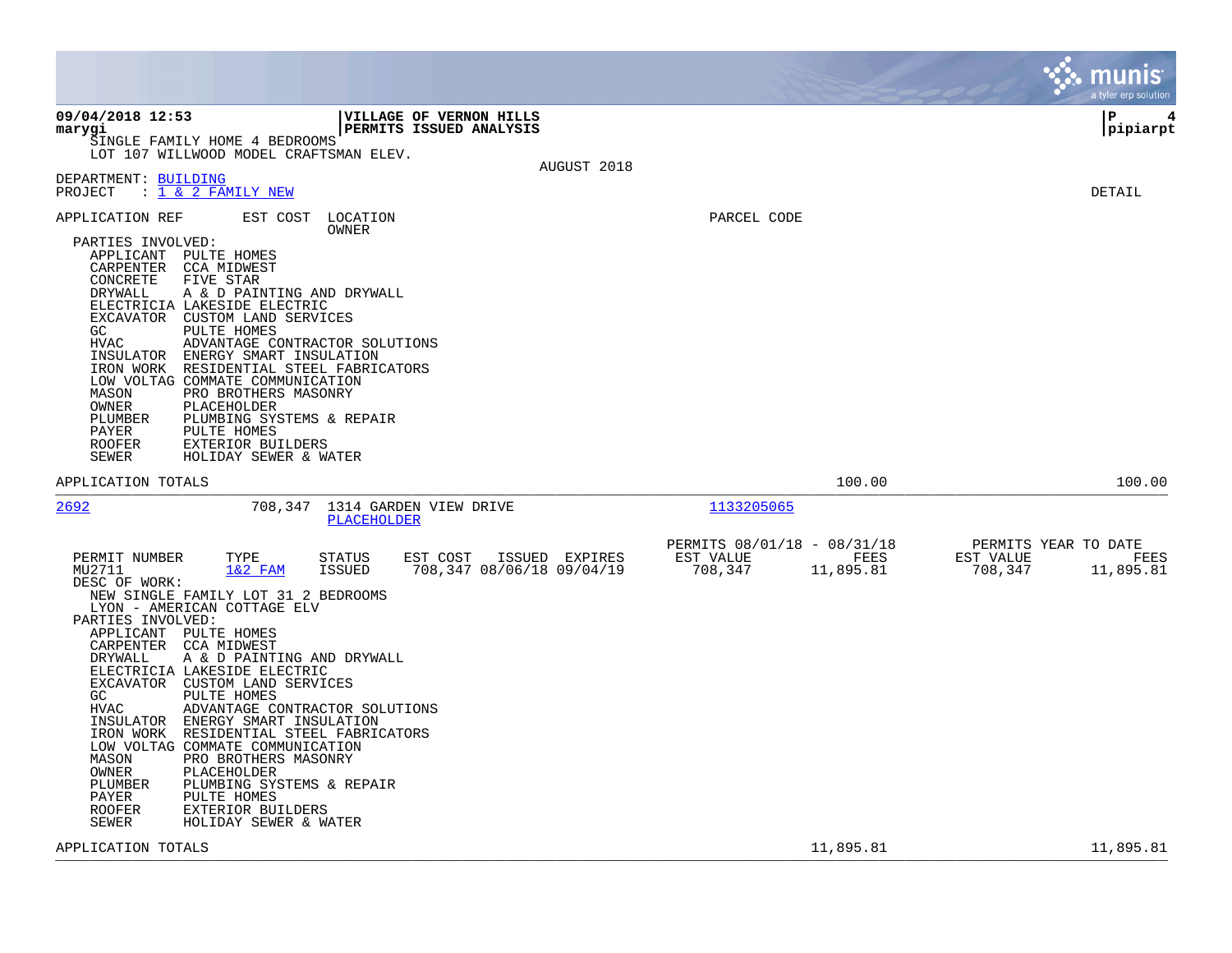09/04/2018 12:53 | VILLAGE OF VERNON HILLS | P 4
marygi | PERMITS ISSUED ANALYSIS | pipiarpt

SINGLE FAMILY HOME 4 BEDROOMS
LOT 107 WILLWOOD MODEL CRAFTSMAN ELEV.

AUGUST 2018

DEPARTMENT: BUILDING
PROJECT : 1 & 2 FAMILY NEW

DETAIL

APPLICATION REF | EST COST | LOCATION / OWNER | PARCEL CODE

PARTIES INVOLVED:
- APPLICANT PULTE HOMES
- CARPENTER CCA MIDWEST
- CONCRETE FIVE STAR
- DRYWALL A & D PAINTING AND DRYWALL
- ELECTRICIA LAKESIDE ELECTRIC
- EXCAVATOR CUSTOM LAND SERVICES
- GC PULTE HOMES
- HVAC ADVANTAGE CONTRACTOR SOLUTIONS
- INSULATOR ENERGY SMART INSULATION
- IRON WORK RESIDENTIAL STEEL FABRICATORS
- LOW VOLTAG COMMATE COMMUNICATION
- MASON PRO BROTHERS MASONRY
- OWNER PLACEHOLDER
- PLUMBER PLUMBING SYSTEMS & REPAIR
- PAYER PULTE HOMES
- ROOFER EXTERIOR BUILDERS
- SEWER HOLIDAY SEWER & WATER

APPLICATION TOTALS 100.00 100.00

---

2692 | 708,347 | 1314 GARDEN VIEW DRIVE / PLACEHOLDER | 1133205065

| PERMIT NUMBER | TYPE | STATUS | EST COST | ISSUED | EXPIRES | PERMITS 08/01/18 - 08/31/18 EST VALUE | FEES | PERMITS YEAR TO DATE EST VALUE | FEES |
|---|---|---|---|---|---|---|---|---|---|
| MU2711 | 1&2 FAM | ISSUED | 708,347 | 08/06/18 | 09/04/19 | 708,347 | 11,895.81 | 708,347 | 11,895.81 |

DESC OF WORK:
NEW SINGLE FAMILY LOT 31 2 BEDROOMS
LYON - AMERICAN COTTAGE ELV

PARTIES INVOLVED:
- APPLICANT PULTE HOMES
- CARPENTER CCA MIDWEST
- DRYWALL A & D PAINTING AND DRYWALL
- ELECTRICIA LAKESIDE ELECTRIC
- EXCAVATOR CUSTOM LAND SERVICES
- GC PULTE HOMES
- HVAC ADVANTAGE CONTRACTOR SOLUTIONS
- INSULATOR ENERGY SMART INSULATION
- IRON WORK RESIDENTIAL STEEL FABRICATORS
- LOW VOLTAG COMMATE COMMUNICATION
- MASON PRO BROTHERS MASONRY
- OWNER PLACEHOLDER
- PLUMBER PLUMBING SYSTEMS & REPAIR
- PAYER PULTE HOMES
- ROOFER EXTERIOR BUILDERS
- SEWER HOLIDAY SEWER & WATER

APPLICATION TOTALS 11,895.81 11,895.81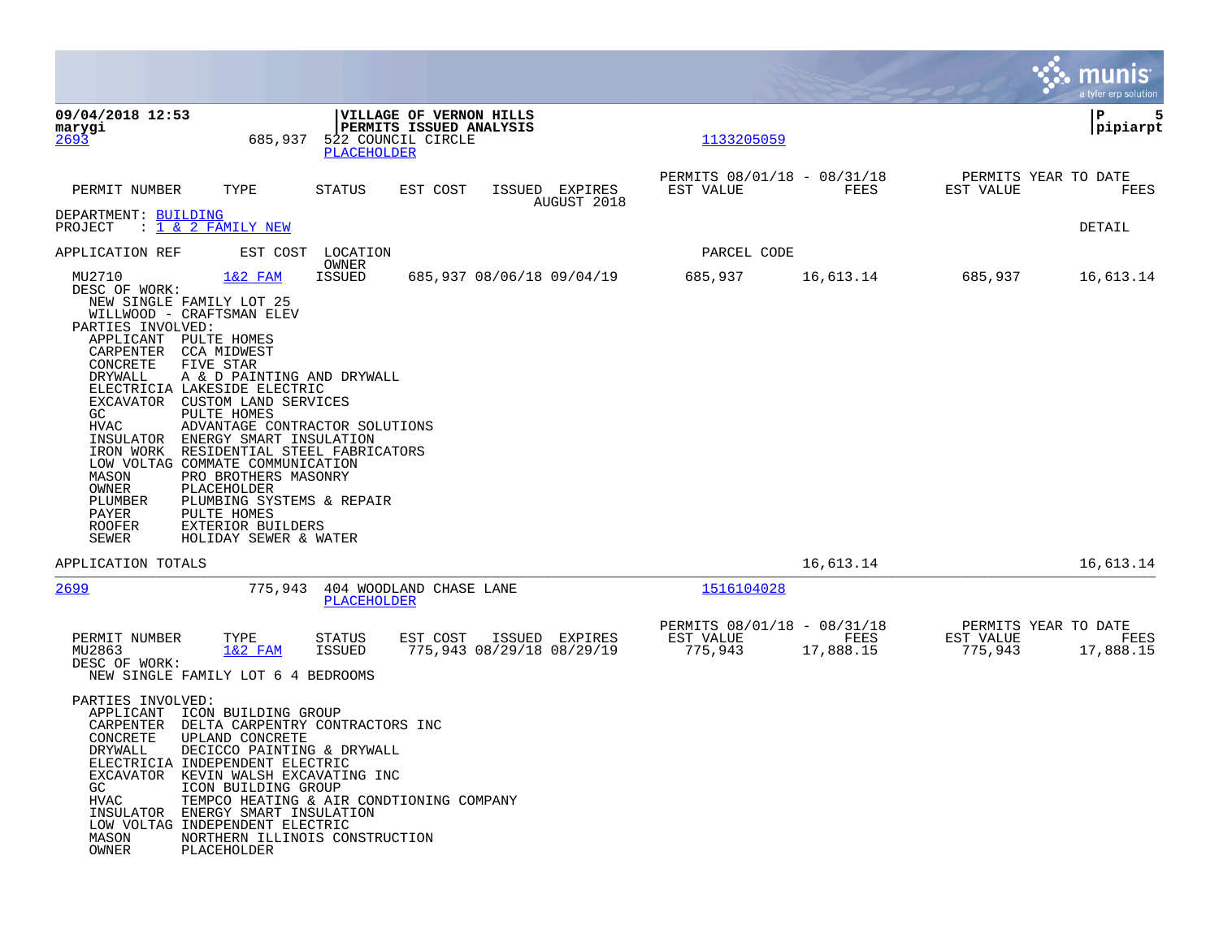**09/04/2018 12:53**
**marygi**

**VILLAGE OF VERNON HILLS**
**PERMITS ISSUED ANALYSIS**

**P 5**
**pipiarpt**

2693 685,937 522 COUNCIL CIRCLE 1133205059
PLACEHOLDER

| PERMIT NUMBER | TYPE | STATUS | EST COST | ISSUED | EXPIRES | PERMITS 08/01/18 - 08/31/18 EST VALUE | FEES | PERMITS YEAR TO DATE EST VALUE | FEES |
|---|---|---|---|---|---|---|---|---|---|
| | | | | AUGUST 2018 | | | | | |

DEPARTMENT: BUILDING
PROJECT : 1 & 2 FAMILY NEW DETAIL

APPLICATION REF EST COST LOCATION PARCEL CODE
OWNER

| PERMIT NUMBER | TYPE | STATUS | EST COST | ISSUED | EXPIRES | EST VALUE | FEES | EST VALUE | FEES |
|---|---|---|---|---|---|---|---|---|---|
| MU2710 | 1&2 FAM | ISSUED | 685,937 | 08/06/18 | 09/04/19 | 685,937 | 16,613.14 | 685,937 | 16,613.14 |

DESC OF WORK:
NEW SINGLE FAMILY LOT 25
WILLWOOD - CRAFTSMAN ELEV

PARTIES INVOLVED:
- APPLICANT PULTE HOMES
- CARPENTER CCA MIDWEST
- CONCRETE FIVE STAR
- DRYWALL A & D PAINTING AND DRYWALL
- ELECTRICIA LAKESIDE ELECTRIC
- EXCAVATOR CUSTOM LAND SERVICES
- GC PULTE HOMES
- HVAC ADVANTAGE CONTRACTOR SOLUTIONS
- INSULATOR ENERGY SMART INSULATION
- IRON WORK RESIDENTIAL STEEL FABRICATORS
- LOW VOLTAG COMMATE COMMUNICATION
- MASON PRO BROTHERS MASONRY
- OWNER PLACEHOLDER
- PLUMBER PLUMBING SYSTEMS & REPAIR
- PAYER PULTE HOMES
- ROOFER EXTERIOR BUILDERS
- SEWER HOLIDAY SEWER & WATER

APPLICATION TOTALS 16,613.14 16,613.14

---

2699 775,943 404 WOODLAND CHASE LANE 1516104028
PLACEHOLDER

| PERMIT NUMBER | TYPE | STATUS | EST COST | ISSUED | EXPIRES | PERMITS 08/01/18 - 08/31/18 EST VALUE | FEES | PERMITS YEAR TO DATE EST VALUE | FEES |
|---|---|---|---|---|---|---|---|---|---|
| MU2863 | 1&2 FAM | ISSUED | 775,943 | 08/29/18 | 08/29/19 | 775,943 | 17,888.15 | 775,943 | 17,888.15 |

DESC OF WORK:
NEW SINGLE FAMILY LOT 6 4 BEDROOMS

PARTIES INVOLVED:
- APPLICANT ICON BUILDING GROUP
- CARPENTER DELTA CARPENTRY CONTRACTORS INC
- CONCRETE UPLAND CONCRETE
- DRYWALL DECICCO PAINTING & DRYWALL
- ELECTRICIA INDEPENDENT ELECTRIC
- EXCAVATOR KEVIN WALSH EXCAVATING INC
- GC ICON BUILDING GROUP
- HVAC TEMPCO HEATING & AIR CONDTIONING COMPANY
- INSULATOR ENERGY SMART INSULATION
- LOW VOLTAG INDEPENDENT ELECTRIC
- MASON NORTHERN ILLINOIS CONSTRUCTION
- OWNER PLACEHOLDER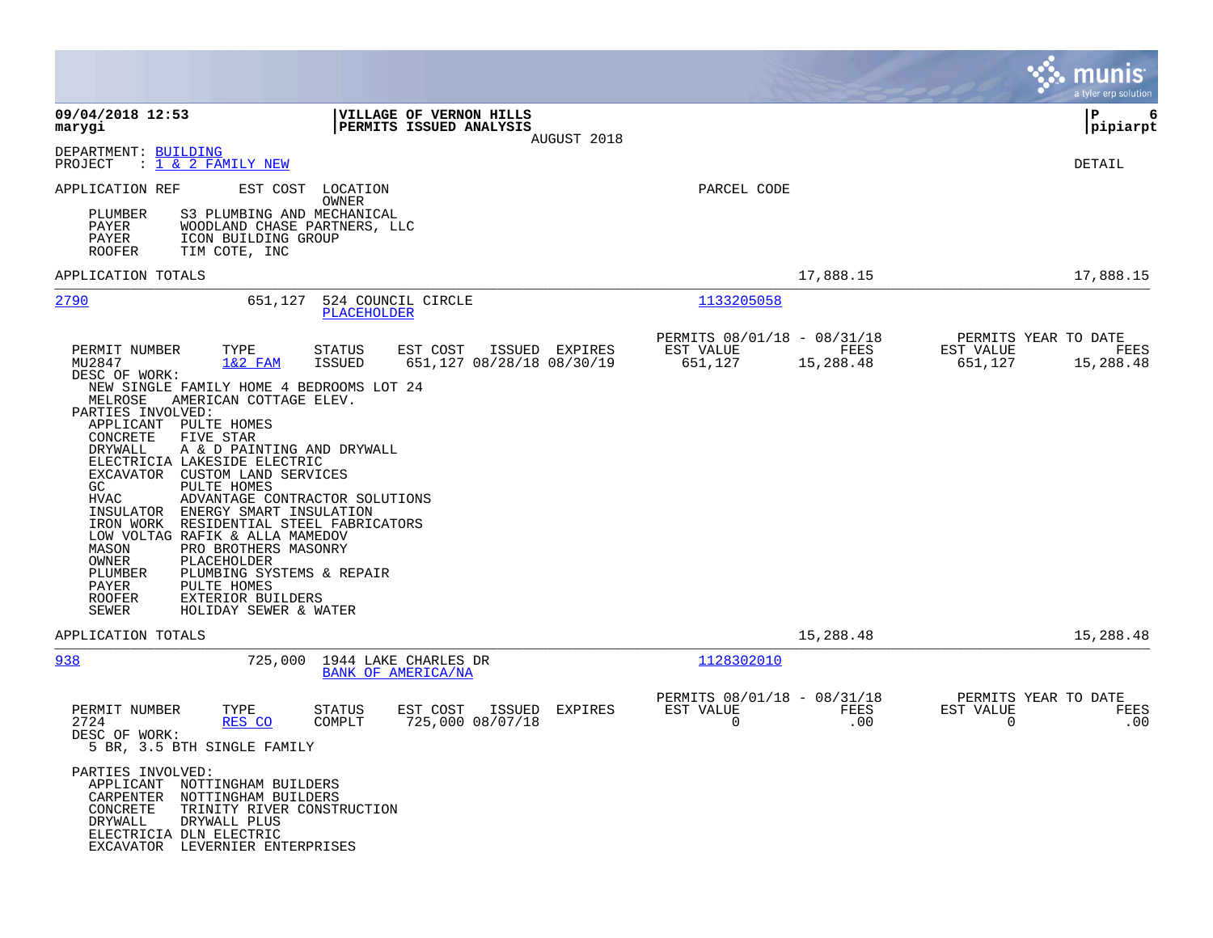**09/04/2018 12:53**
**marygi**

**VILLAGE OF VERNON HILLS**
**PERMITS ISSUED ANALYSIS**
AUGUST 2018

**P 6**
**pipiarpt**

DEPARTMENT: BUILDING
PROJECT : 1 & 2 FAMILY NEW

DETAIL

APPLICATION REF    EST COST    LOCATION / OWNER    PARCEL CODE

PLUMBER S3 PLUMBING AND MECHANICAL
PAYER WOODLAND CHASE PARTNERS, LLC
PAYER ICON BUILDING GROUP
ROOFER TIM COTE, INC

APPLICATION TOTALS 17,888.15 17,888.15

---

**2790** 651,127 524 COUNCIL CIRCLE
PLACEHOLDER
Parcel: 1133205058

| PERMIT NUMBER | TYPE | STATUS | EST COST | ISSUED | EXPIRES | PERMITS 08/01/18 - 08/31/18 EST VALUE | FEES | PERMITS YEAR TO DATE EST VALUE | FEES |
|---|---|---|---|---|---|---|---|---|---|
| MU2847 | 1&2 FAM | ISSUED | 651,127 | 08/28/18 | 08/30/19 | 651,127 | 15,288.48 | 651,127 | 15,288.48 |

DESC OF WORK:
NEW SINGLE FAMILY HOME 4 BEDROOMS LOT 24
MELROSE AMERICAN COTTAGE ELEV.

PARTIES INVOLVED:
- APPLICANT PULTE HOMES
- CONCRETE FIVE STAR
- DRYWALL A & D PAINTING AND DRYWALL
- ELECTRICIA LAKESIDE ELECTRIC
- EXCAVATOR CUSTOM LAND SERVICES
- GC PULTE HOMES
- HVAC ADVANTAGE CONTRACTOR SOLUTIONS
- INSULATOR ENERGY SMART INSULATION
- IRON WORK RESIDENTIAL STEEL FABRICATORS
- LOW VOLTAG RAFIK & ALLA MAMEDOV
- MASON PRO BROTHERS MASONRY
- OWNER PLACEHOLDER
- PLUMBER PLUMBING SYSTEMS & REPAIR
- PAYER PULTE HOMES
- ROOFER EXTERIOR BUILDERS
- SEWER HOLIDAY SEWER & WATER

APPLICATION TOTALS 15,288.48 15,288.48

---

**938** 725,000 1944 LAKE CHARLES DR
BANK OF AMERICA/NA
Parcel: 1128302010

| PERMIT NUMBER | TYPE | STATUS | EST COST | ISSUED | EXPIRES | PERMITS 08/01/18 - 08/31/18 EST VALUE | FEES | PERMITS YEAR TO DATE EST VALUE | FEES |
|---|---|---|---|---|---|---|---|---|---|
| 2724 | RES CO | COMPLT | 725,000 | 08/07/18 | | 0 | .00 | 0 | .00 |

DESC OF WORK:
5 BR, 3.5 BTH SINGLE FAMILY

PARTIES INVOLVED:
- APPLICANT NOTTINGHAM BUILDERS
- CARPENTER NOTTINGHAM BUILDERS
- CONCRETE TRINITY RIVER CONSTRUCTION
- DRYWALL DRYWALL PLUS
- ELECTRICIA DLN ELECTRIC
- EXCAVATOR LEVERNIER ENTERPRISES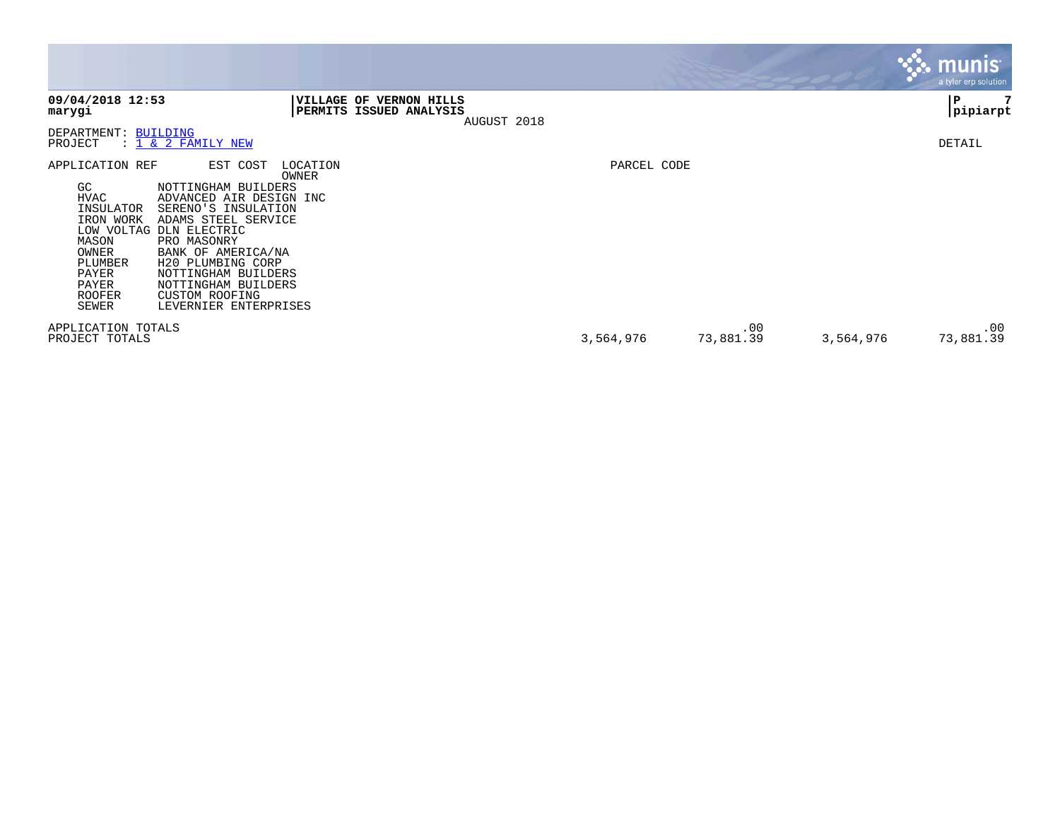**VILLAGE OF VERNON HILLS**
**PERMITS ISSUED ANALYSIS**
AUGUST 2018

**09/04/2018 12:53**
**marygi**

**P 7**
**pipiarpt**

DEPARTMENT: BUILDING
PROJECT : 1 & 2 FAMILY NEW

DETAIL

| APPLICATION REF | EST COST | LOCATION / OWNER | PARCEL CODE | | | |
|---|---|---|---|---|---|---|
| GC | NOTTINGHAM BUILDERS | | | | | |
| HVAC | ADVANCED AIR DESIGN INC | | | | | |
| INSULATOR | SERENO'S INSULATION | | | | | |
| IRON WORK | ADAMS STEEL SERVICE | | | | | |
| LOW VOLTAG | DLN ELECTRIC | | | | | |
| MASON | PRO MASONRY | | | | | |
| OWNER | BANK OF AMERICA/NA | | | | | |
| PLUMBER | H20 PLUMBING CORP | | | | | |
| PAYER | NOTTINGHAM BUILDERS | | | | | |
| PAYER | NOTTINGHAM BUILDERS | | | | | |
| ROOFER | CUSTOM ROOFING | | | | | |
| SEWER | LEVERNIER ENTERPRISES | | | | | |
| APPLICATION TOTALS | | | | .00 | | .00 |
| PROJECT TOTALS | | | 3,564,976 | 73,881.39 | 3,564,976 | 73,881.39 |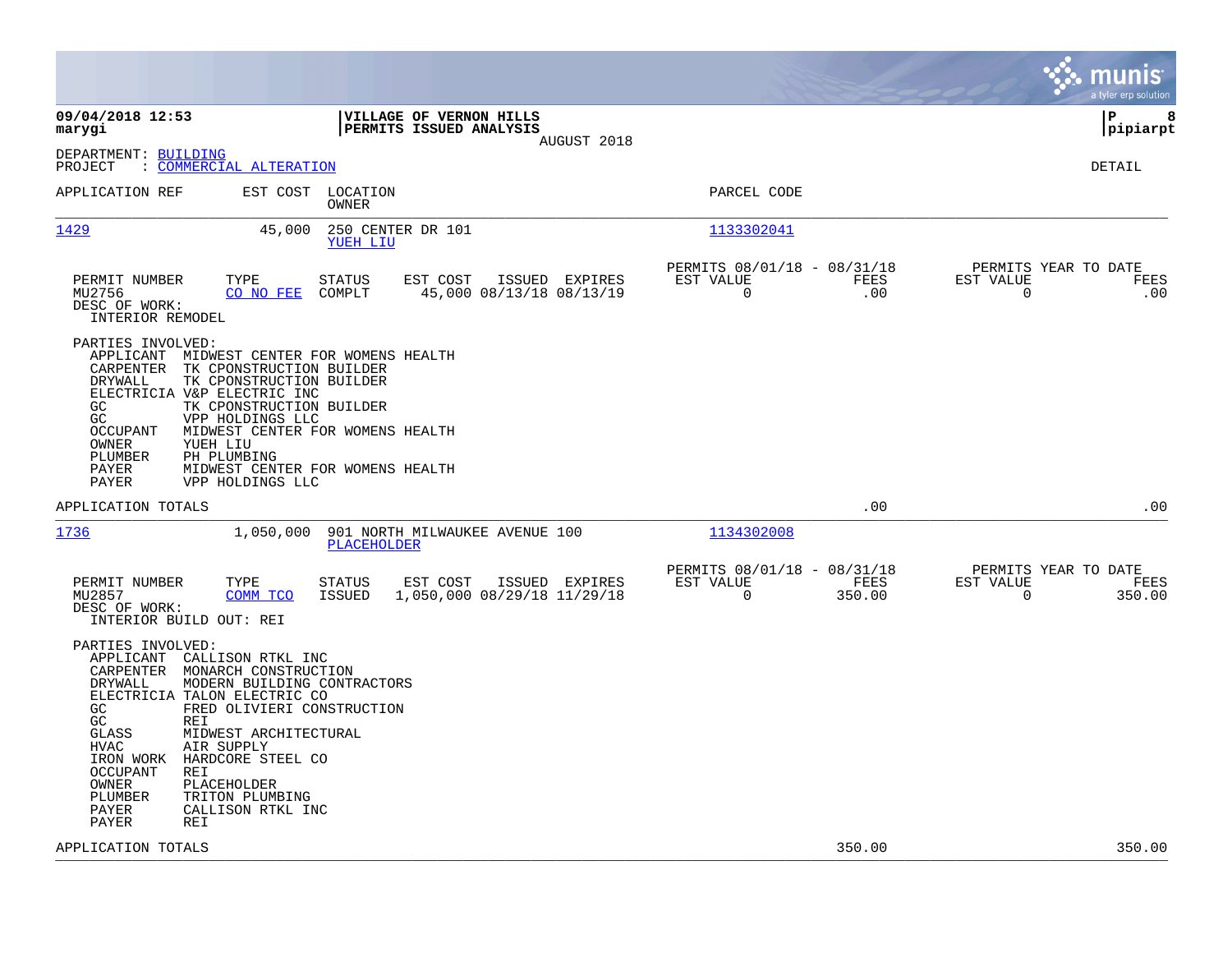**09/04/2018 12:53** **VILLAGE OF VERNON HILLS**
**marygi** **PERMITS ISSUED ANALYSIS**
AUGUST 2018
**pipiarpt**

DEPARTMENT: BUILDING
PROJECT : COMMERCIAL ALTERATION

DETAIL

| APPLICATION REF | EST COST | LOCATION / OWNER | PARCEL CODE |
|---|---|---|---|
| 1429 | 45,000 | 250 CENTER DR 101 / YUEH LIU | 1133302041 |

| PERMIT NUMBER | TYPE | STATUS | EST COST | ISSUED | EXPIRES | PERMITS 08/01/18 - 08/31/18 EST VALUE | FEES | PERMITS YEAR TO DATE EST VALUE | FEES |
|---|---|---|---|---|---|---|---|---|---|
| MU2756 | CO NO FEE | COMPLT | 45,000 | 08/13/18 | 08/13/19 | 0 | .00 | 0 | .00 |

DESC OF WORK:
INTERIOR REMODEL

PARTIES INVOLVED:

| Role | Party |
|---|---|
| APPLICANT | MIDWEST CENTER FOR WOMENS HEALTH |
| CARPENTER | TK CPONSTRUCTION BUILDER |
| DRYWALL | TK CPONSTRUCTION BUILDER |
| ELECTRICIA | V&P ELECTRIC INC |
| GC | TK CPONSTRUCTION BUILDER |
| GC | VPP HOLDINGS LLC |
| OCCUPANT | MIDWEST CENTER FOR WOMENS HEALTH |
| OWNER | YUEH LIU |
| PLUMBER | PH PLUMBING |
| PAYER | MIDWEST CENTER FOR WOMENS HEALTH |
| PAYER | VPP HOLDINGS LLC |

APPLICATION TOTALS .00 .00

| APPLICATION REF | EST COST | LOCATION / OWNER | PARCEL CODE |
|---|---|---|---|
| 1736 | 1,050,000 | 901 NORTH MILWAUKEE AVENUE 100 / PLACEHOLDER | 1134302008 |

| PERMIT NUMBER | TYPE | STATUS | EST COST | ISSUED | EXPIRES | PERMITS 08/01/18 - 08/31/18 EST VALUE | FEES | PERMITS YEAR TO DATE EST VALUE | FEES |
|---|---|---|---|---|---|---|---|---|---|
| MU2857 | COMM TCO | ISSUED | 1,050,000 | 08/29/18 | 11/29/18 | 0 | 350.00 | 0 | 350.00 |

DESC OF WORK:
INTERIOR BUILD OUT: REI

PARTIES INVOLVED:

| Role | Party |
|---|---|
| APPLICANT | CALLISON RTKL INC |
| CARPENTER | MONARCH CONSTRUCTION |
| DRYWALL | MODERN BUILDING CONTRACTORS |
| ELECTRICIA | TALON ELECTRIC CO |
| GC | FRED OLIVIERI CONSTRUCTION |
| GC | REI |
| GLASS | MIDWEST ARCHITECTURAL |
| HVAC | AIR SUPPLY |
| IRON WORK | HARDCORE STEEL CO |
| OCCUPANT | REI |
| OWNER | PLACEHOLDER |
| PLUMBER | TRITON PLUMBING |
| PAYER | CALLISON RTKL INC |
| PAYER | REI |

APPLICATION TOTALS 350.00 350.00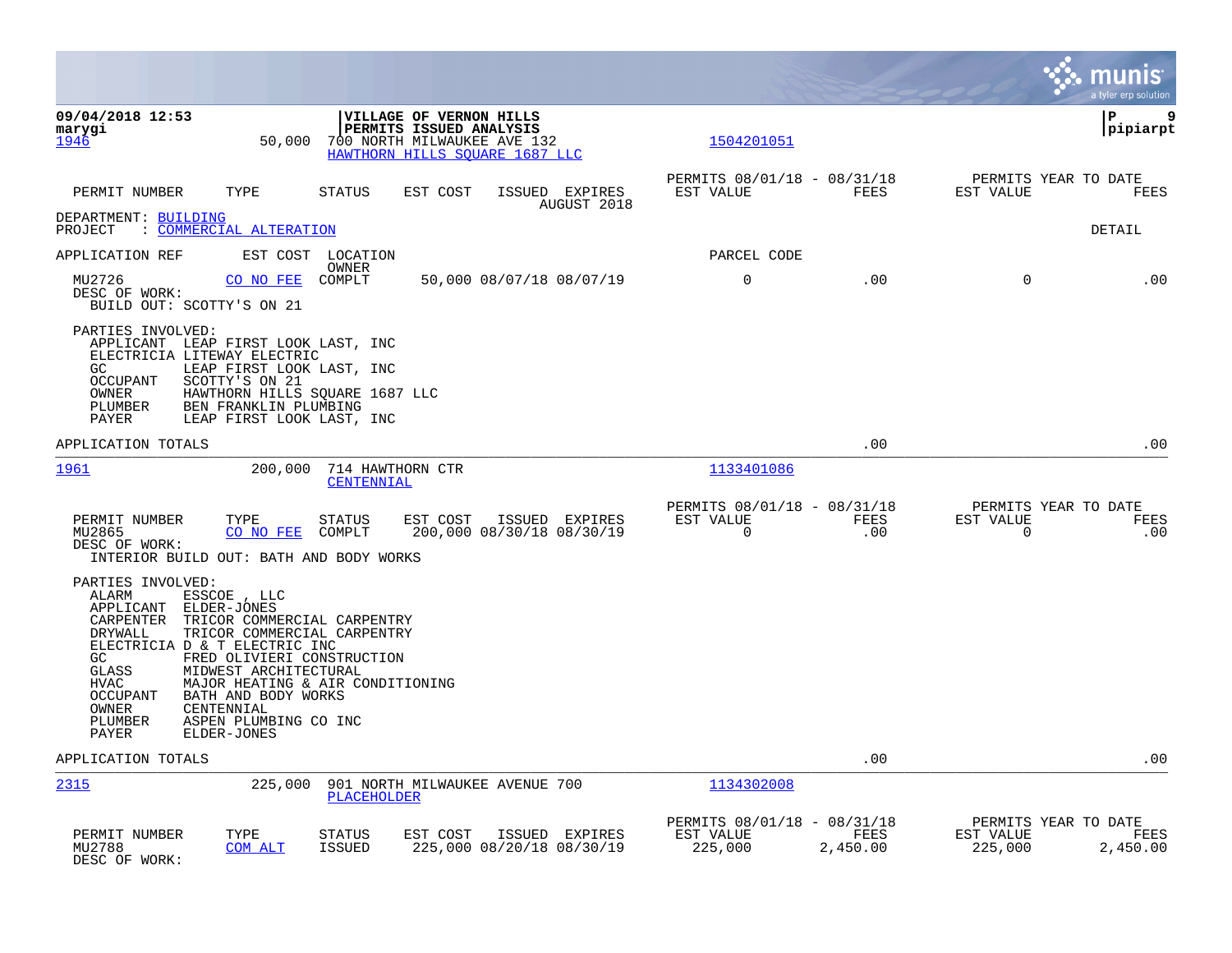09/04/2018 12:53 | VILLAGE OF VERNON HILLS
marygi | PERMITS ISSUED ANALYSIS | pipiarpt

**DEPARTMENT: BUILDING**
**PROJECT : COMMERCIAL ALTERATION** — DETAIL

---

**1946** — 50,000 — 700 NORTH MILWAUKEE AVE 132 — HAWTHORN HILLS SQUARE 1687 LLC — Parcel 1504201051

| PERMIT NUMBER | TYPE | STATUS | EST COST | ISSUED | EXPIRES | PERMITS 08/01/18 - 08/31/18 EST VALUE | FEES | PERMITS YEAR TO DATE EST VALUE | FEES |
|---|---|---|---|---|---|---|---|---|---|
| MU2726 | CO NO FEE | COMPLT | 50,000 | 08/07/18 | 08/07/19 | 0 | .00 | 0 | .00 |

DESC OF WORK:
BUILD OUT: SCOTTY'S ON 21

PARTIES INVOLVED:
- APPLICANT LEAP FIRST LOOK LAST, INC
- ELECTRICIA LITEWAY ELECTRIC
- GC LEAP FIRST LOOK LAST, INC
- OCCUPANT SCOTTY'S ON 21
- OWNER HAWTHORN HILLS SQUARE 1687 LLC
- PLUMBER BEN FRANKLIN PLUMBING
- PAYER LEAP FIRST LOOK LAST, INC

APPLICATION TOTALS — .00 — .00

---

**1961** — 200,000 — 714 HAWTHORN CTR — CENTENNIAL — Parcel 1133401086

| PERMIT NUMBER | TYPE | STATUS | EST COST | ISSUED | EXPIRES | PERMITS 08/01/18 - 08/31/18 EST VALUE | FEES | PERMITS YEAR TO DATE EST VALUE | FEES |
|---|---|---|---|---|---|---|---|---|---|
| MU2865 | CO NO FEE | COMPLT | 200,000 | 08/30/18 | 08/30/19 | 0 | .00 | 0 | .00 |

DESC OF WORK:
INTERIOR BUILD OUT: BATH AND BODY WORKS

PARTIES INVOLVED:
- ALARM ESSCOE , LLC
- APPLICANT ELDER-JONES
- CARPENTER TRICOR COMMERCIAL CARPENTRY
- DRYWALL TRICOR COMMERCIAL CARPENTRY
- ELECTRICIA D & T ELECTRIC INC
- GC FRED OLIVIERI CONSTRUCTION
- GLASS MIDWEST ARCHITECTURAL
- HVAC MAJOR HEATING & AIR CONDITIONING
- OCCUPANT BATH AND BODY WORKS
- OWNER CENTENNIAL
- PLUMBER ASPEN PLUMBING CO INC
- PAYER ELDER-JONES

APPLICATION TOTALS — .00 — .00

---

**2315** — 225,000 — 901 NORTH MILWAUKEE AVENUE 700 — PLACEHOLDER — Parcel 1134302008

| PERMIT NUMBER | TYPE | STATUS | EST COST | ISSUED | EXPIRES | PERMITS 08/01/18 - 08/31/18 EST VALUE | FEES | PERMITS YEAR TO DATE EST VALUE | FEES |
|---|---|---|---|---|---|---|---|---|---|
| MU2788 | COM ALT | ISSUED | 225,000 | 08/20/18 | 08/30/19 | 225,000 | 2,450.00 | 225,000 | 2,450.00 |

DESC OF WORK: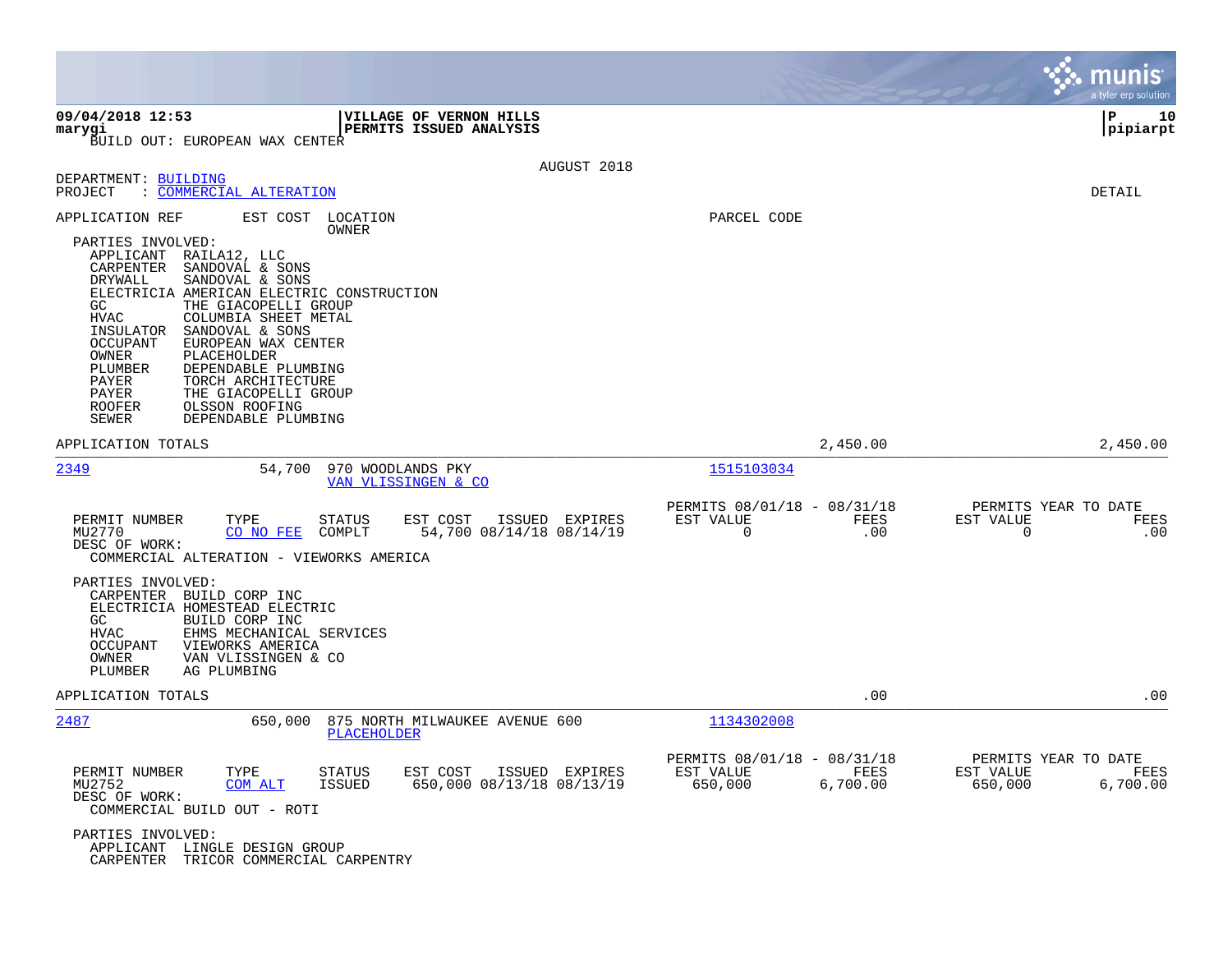BUILD OUT: EUROPEAN WAX CENTER

AUGUST 2018

DEPARTMENT: BUILDING
PROJECT : COMMERCIAL ALTERATION

DETAIL

APPLICATION REF | EST COST | LOCATION / OWNER | PARCEL CODE

PARTIES INVOLVED:
- APPLICANT RAILA12, LLC
- CARPENTER SANDOVAL & SONS
- DRYWALL SANDOVAL & SONS
- ELECTRICIA AMERICAN ELECTRIC CONSTRUCTION
- GC THE GIACOPELLI GROUP
- HVAC COLUMBIA SHEET METAL
- INSULATOR SANDOVAL & SONS
- OCCUPANT EUROPEAN WAX CENTER
- OWNER PLACEHOLDER
- PLUMBER DEPENDABLE PLUMBING
- PAYER TORCH ARCHITECTURE
- PAYER THE GIACOPELLI GROUP
- ROOFER OLSSON ROOFING
- SEWER DEPENDABLE PLUMBING

APPLICATION TOTALS 2,450.00 2,450.00

---

**2349** 54,700 970 WOODLANDS PKY — VAN VLISSINGEN & CO — Parcel 1515103034

| PERMIT NUMBER | TYPE | STATUS | EST COST | ISSUED | EXPIRES | PERMITS 08/01/18 - 08/31/18 EST VALUE | FEES | PERMITS YEAR TO DATE EST VALUE | FEES |
|---|---|---|---|---|---|---|---|---|---|
| MU2770 | CO NO FEE | COMPLT | 54,700 | 08/14/18 | 08/14/19 | 0 | .00 | 0 | .00 |

DESC OF WORK:
COMMERCIAL ALTERATION - VIEWORKS AMERICA

PARTIES INVOLVED:
- CARPENTER BUILD CORP INC
- ELECTRICIA HOMESTEAD ELECTRIC
- GC BUILD CORP INC
- HVAC EHMS MECHANICAL SERVICES
- OCCUPANT VIEWORKS AMERICA
- OWNER VAN VLISSINGEN & CO
- PLUMBER AG PLUMBING

APPLICATION TOTALS .00 .00

---

**2487** 650,000 875 NORTH MILWAUKEE AVENUE 600 — PLACEHOLDER — Parcel 1134302008

| PERMIT NUMBER | TYPE | STATUS | EST COST | ISSUED | EXPIRES | PERMITS 08/01/18 - 08/31/18 EST VALUE | FEES | PERMITS YEAR TO DATE EST VALUE | FEES |
|---|---|---|---|---|---|---|---|---|---|
| MU2752 | COM ALT | ISSUED | 650,000 | 08/13/18 | 08/13/19 | 650,000 | 6,700.00 | 650,000 | 6,700.00 |

DESC OF WORK:
COMMERCIAL BUILD OUT - ROTI

PARTIES INVOLVED:
- APPLICANT LINGLE DESIGN GROUP
- CARPENTER TRICOR COMMERCIAL CARPENTRY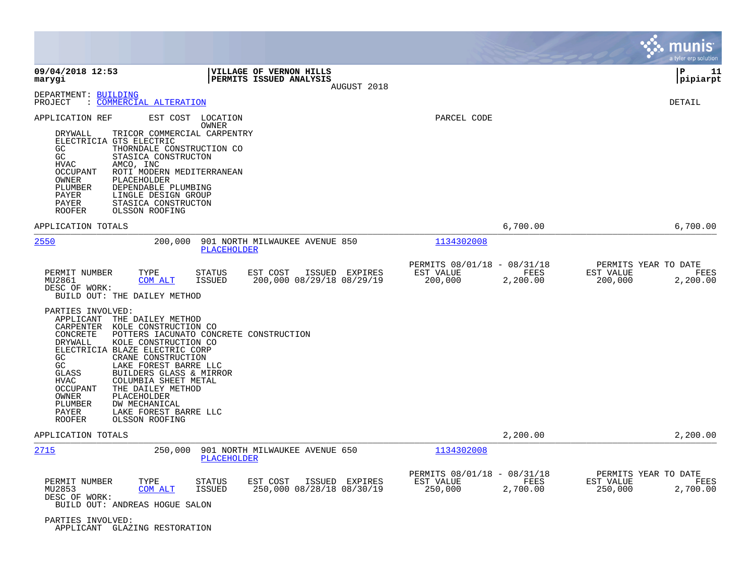09/04/2018 12:53 | VILLAGE OF VERNON HILLS | P 11
marygi | PERMITS ISSUED ANALYSIS | pipiarpt

AUGUST 2018

DEPARTMENT: BUILDING
PROJECT : COMMERCIAL ALTERATION

DETAIL

APPLICATION REF | EST COST | LOCATION OWNER | PARCEL CODE

| | |
|---|---|
| DRYWALL | TRICOR COMMERCIAL CARPENTRY |
| ELECTRICIA | GTS ELECTRIC |
| GC | THORNDALE CONSTRUCTION CO |
| GC | STASICA CONSTRUCTON |
| HVAC | AMCO, INC |
| OCCUPANT | ROTI MODERN MEDITERRANEAN |
| OWNER | PLACEHOLDER |
| PLUMBER | DEPENDABLE PLUMBING |
| PAYER | LINGLE DESIGN GROUP |
| PAYER | STASICA CONSTRUCTON |
| ROOFER | OLSSON ROOFING |

APPLICATION TOTALS 6,700.00 6,700.00

---

2550 | 200,000 | 901 NORTH MILWAUKEE AVENUE 850 PLACEHOLDER | 1134302008

| PERMIT NUMBER | TYPE | STATUS | EST COST | ISSUED | EXPIRES | PERMITS 08/01/18 - 08/31/18 EST VALUE | FEES | PERMITS YEAR TO DATE EST VALUE | FEES |
|---|---|---|---|---|---|---|---|---|---|
| MU2861 | COM ALT | ISSUED | 200,000 | 08/29/18 | 08/29/19 | 200,000 | 2,200.00 | 200,000 | 2,200.00 |

DESC OF WORK:
BUILD OUT: THE DAILEY METHOD

PARTIES INVOLVED:

| | |
|---|---|
| APPLICANT | THE DAILEY METHOD |
| CARPENTER | KOLE CONSTRUCTION CO |
| CONCRETE | POTTERS IACUNATO CONCRETE CONSTRUCTION |
| DRYWALL | KOLE CONSTRUCTION CO |
| ELECTRICIA | BLAZE ELECTRIC CORP |
| GC | CRANE CONSTRUCTION |
| GC | LAKE FOREST BARRE LLC |
| GLASS | BUILDERS GLASS & MIRROR |
| HVAC | COLUMBIA SHEET METAL |
| OCCUPANT | THE DAILEY METHOD |
| OWNER | PLACEHOLDER |
| PLUMBER | DW MECHANICAL |
| PAYER | LAKE FOREST BARRE LLC |
| ROOFER | OLSSON ROOFING |

APPLICATION TOTALS 2,200.00 2,200.00

---

2715 | 250,000 | 901 NORTH MILWAUKEE AVENUE 650 PLACEHOLDER | 1134302008

| PERMIT NUMBER | TYPE | STATUS | EST COST | ISSUED | EXPIRES | PERMITS 08/01/18 - 08/31/18 EST VALUE | FEES | PERMITS YEAR TO DATE EST VALUE | FEES |
|---|---|---|---|---|---|---|---|---|---|
| MU2853 | COM ALT | ISSUED | 250,000 | 08/28/18 | 08/30/19 | 250,000 | 2,700.00 | 250,000 | 2,700.00 |

DESC OF WORK:
BUILD OUT: ANDREAS HOGUE SALON

PARTIES INVOLVED:

| | |
|---|---|
| APPLICANT | GLAZING RESTORATION |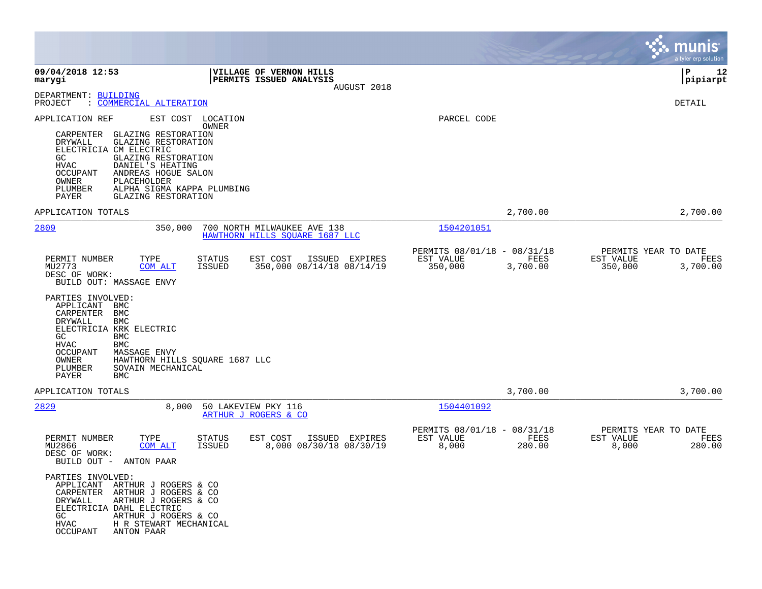09/04/2018 12:53
marygi

**VILLAGE OF VERNON HILLS**
**PERMITS ISSUED ANALYSIS**
AUGUST 2018

P 12
pipiarpt

DEPARTMENT: BUILDING
PROJECT : COMMERCIAL ALTERATION

DETAIL

APPLICATION REF   EST COST   LOCATION / OWNER   PARCEL CODE

CARPENTER GLAZING RESTORATION
DRYWALL GLAZING RESTORATION
ELECTRICIA CM ELECTRIC
GC GLAZING RESTORATION
HVAC DANIEL'S HEATING
OCCUPANT ANDREAS HOGUE SALON
OWNER PLACEHOLDER
PLUMBER ALPHA SIGMA KAPPA PLUMBING
PAYER GLAZING RESTORATION

APPLICATION TOTALS 2,700.00 2,700.00

---

**2809** 350,000 700 NORTH MILWAUKEE AVE 138 — HAWTHORN HILLS SQUARE 1687 LLC — 1504201051

| PERMIT NUMBER | TYPE | STATUS | EST COST | ISSUED | EXPIRES | PERMITS 08/01/18 - 08/31/18 EST VALUE | FEES | PERMITS YEAR TO DATE EST VALUE | FEES |
|---|---|---|---|---|---|---|---|---|---|
| MU2773 | COM ALT | ISSUED | 350,000 | 08/14/18 | 08/14/19 | 350,000 | 3,700.00 | 350,000 | 3,700.00 |

DESC OF WORK:
BUILD OUT: MASSAGE ENVY

PARTIES INVOLVED:
APPLICANT BMC
CARPENTER BMC
DRYWALL BMC
ELECTRICIA KRK ELECTRIC
GC BMC
HVAC BMC
OCCUPANT MASSAGE ENVY
OWNER HAWTHORN HILLS SQUARE 1687 LLC
PLUMBER SOVAIN MECHANICAL
PAYER BMC

APPLICATION TOTALS 3,700.00 3,700.00

---

**2829** 8,000 50 LAKEVIEW PKY 116 — ARTHUR J ROGERS & CO — 1504401092

| PERMIT NUMBER | TYPE | STATUS | EST COST | ISSUED | EXPIRES | PERMITS 08/01/18 - 08/31/18 EST VALUE | FEES | PERMITS YEAR TO DATE EST VALUE | FEES |
|---|---|---|---|---|---|---|---|---|---|
| MU2866 | COM ALT | ISSUED | 8,000 | 08/30/18 | 08/30/19 | 8,000 | 280.00 | 8,000 | 280.00 |

DESC OF WORK:
BUILD OUT - ANTON PAAR

PARTIES INVOLVED:
APPLICANT ARTHUR J ROGERS & CO
CARPENTER ARTHUR J ROGERS & CO
DRYWALL ARTHUR J ROGERS & CO
ELECTRICIA DAHL ELECTRIC
GC ARTHUR J ROGERS & CO
HVAC H R STEWART MECHANICAL
OCCUPANT ANTON PAAR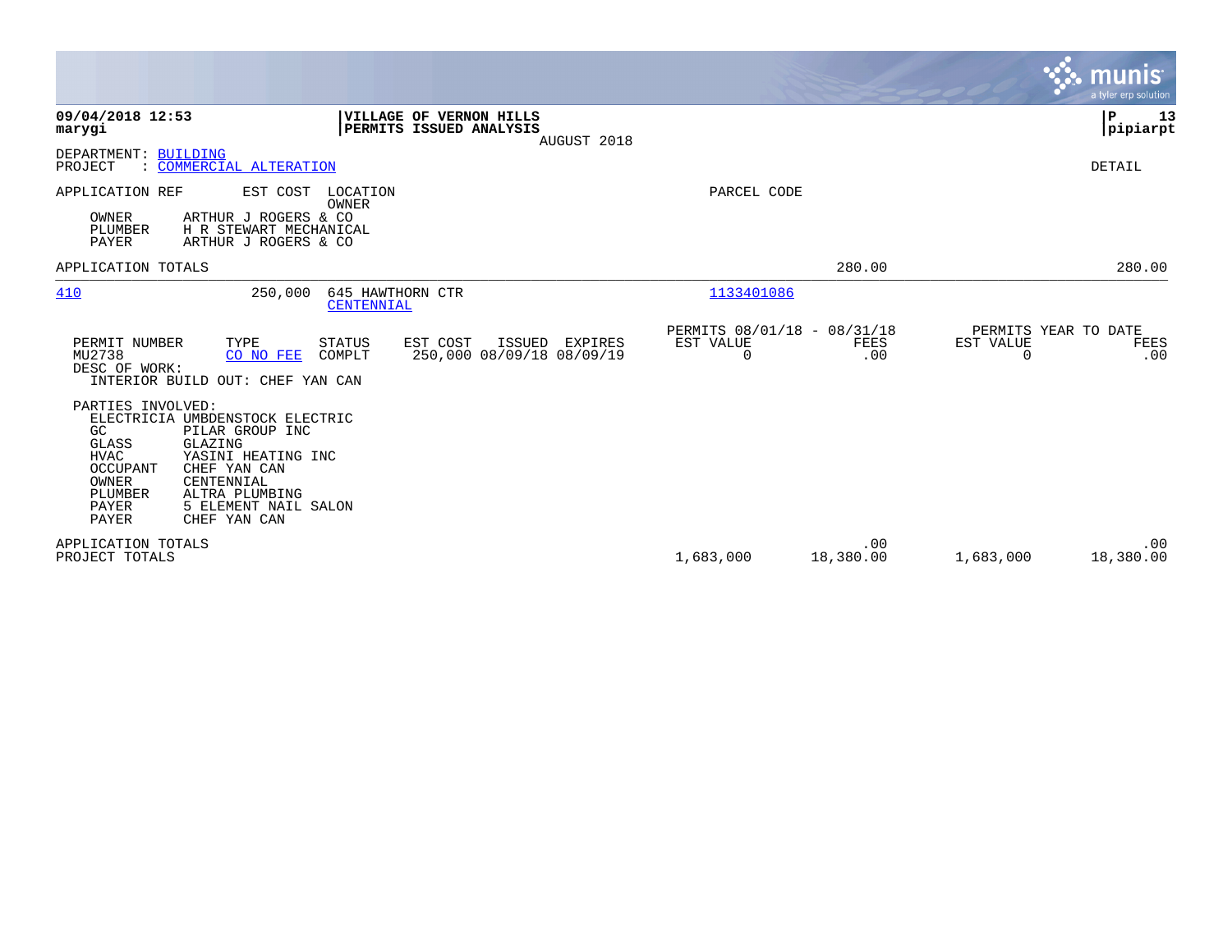09/04/2018 12:53
marygi

**VILLAGE OF VERNON HILLS**
**PERMITS ISSUED ANALYSIS**
AUGUST 2018

P 13
pipiarpt

DEPARTMENT: BUILDING
PROJECT : COMMERCIAL ALTERATION

DETAIL

APPLICATION REF    EST COST    LOCATION / OWNER    PARCEL CODE

OWNER    ARTHUR J ROGERS & CO
PLUMBER    H R STEWART MECHANICAL
PAYER    ARTHUR J ROGERS & CO

APPLICATION TOTALS    280.00    280.00

---

410    250,000    645 HAWTHORN CTR    1133401086
CENTENNIAL

| PERMIT NUMBER | TYPE | STATUS | EST COST | ISSUED | EXPIRES | PERMITS 08/01/18 - 08/31/18 EST VALUE | FEES | PERMITS YEAR TO DATE EST VALUE | FEES |
|---|---|---|---|---|---|---|---|---|---|
| MU2738 | CO NO FEE | COMPLT | 250,000 | 08/09/18 | 08/09/19 | 0 | .00 | 0 | .00 |

DESC OF WORK:
INTERIOR BUILD OUT: CHEF YAN CAN

PARTIES INVOLVED:

| | |
|---|---|
| ELECTRICIA | UMBDENSTOCK ELECTRIC |
| GC | PILAR GROUP INC |
| GLASS | GLAZING |
| HVAC | YASINI HEATING INC |
| OCCUPANT | CHEF YAN CAN |
| OWNER | CENTENNIAL |
| PLUMBER | ALTRA PLUMBING |
| PAYER | 5 ELEMENT NAIL SALON |
| PAYER | CHEF YAN CAN |

| | EST VALUE | FEES | EST VALUE | FEES |
|---|---|---|---|---|
| APPLICATION TOTALS | | .00 | | .00 |
| PROJECT TOTALS | 1,683,000 | 18,380.00 | 1,683,000 | 18,380.00 |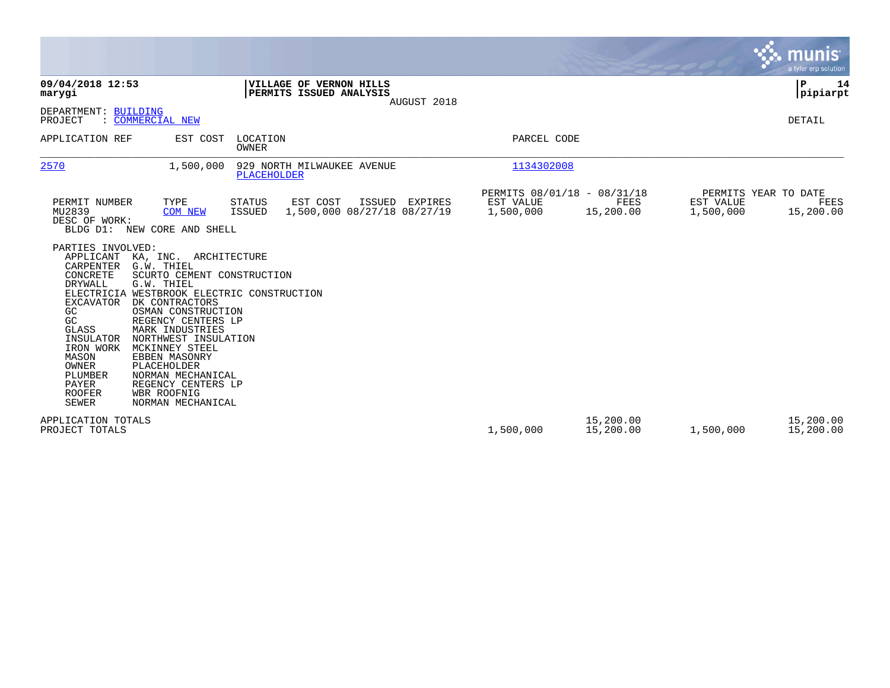**09/04/2018 12:53**
**marygi**

**VILLAGE OF VERNON HILLS**
**PERMITS ISSUED ANALYSIS**
AUGUST 2018

**P 14**
**pipiarpt**

DEPARTMENT: BUILDING
PROJECT : COMMERCIAL NEW

DETAIL

| APPLICATION REF | EST COST | LOCATION / OWNER | PARCEL CODE |
|---|---|---|---|
| 2570 | 1,500,000 | 929 NORTH MILWAUKEE AVENUE / PLACEHOLDER | 1134302008 |

| PERMIT NUMBER | TYPE | STATUS | EST COST | ISSUED | EXPIRES | PERMITS 08/01/18 - 08/31/18 EST VALUE | FEES | PERMITS YEAR TO DATE EST VALUE | FEES |
|---|---|---|---|---|---|---|---|---|---|
| MU2839 | COM NEW | ISSUED | 1,500,000 | 08/27/18 | 08/27/19 | 1,500,000 | 15,200.00 | 1,500,000 | 15,200.00 |

DESC OF WORK:
BLDG D1: NEW CORE AND SHELL

PARTIES INVOLVED:

| Role | Name |
|---|---|
| APPLICANT | KA, INC. ARCHITECTURE |
| CARPENTER | G.W. THIEL |
| CONCRETE | SCURTO CEMENT CONSTRUCTION |
| DRYWALL | G.W. THIEL |
| ELECTRICIA | WESTBROOK ELECTRIC CONSTRUCTION |
| EXCAVATOR | DK CONTRACTORS |
| GC | OSMAN CONSTRUCTION |
| GC | REGENCY CENTERS LP |
| GLASS | MARK INDUSTRIES |
| INSULATOR | NORTHWEST INSULATION |
| IRON WORK | MCKINNEY STEEL |
| MASON | EBBEN MASONRY |
| OWNER | PLACEHOLDER |
| PLUMBER | NORMAN MECHANICAL |
| PAYER | REGENCY CENTERS LP |
| ROOFER | WBR ROOFNIG |
| SEWER | NORMAN MECHANICAL |

| | EST VALUE | FEES | YTD EST VALUE | YTD FEES |
|---|---|---|---|---|
| APPLICATION TOTALS | | 15,200.00 | | 15,200.00 |
| PROJECT TOTALS | 1,500,000 | 15,200.00 | 1,500,000 | 15,200.00 |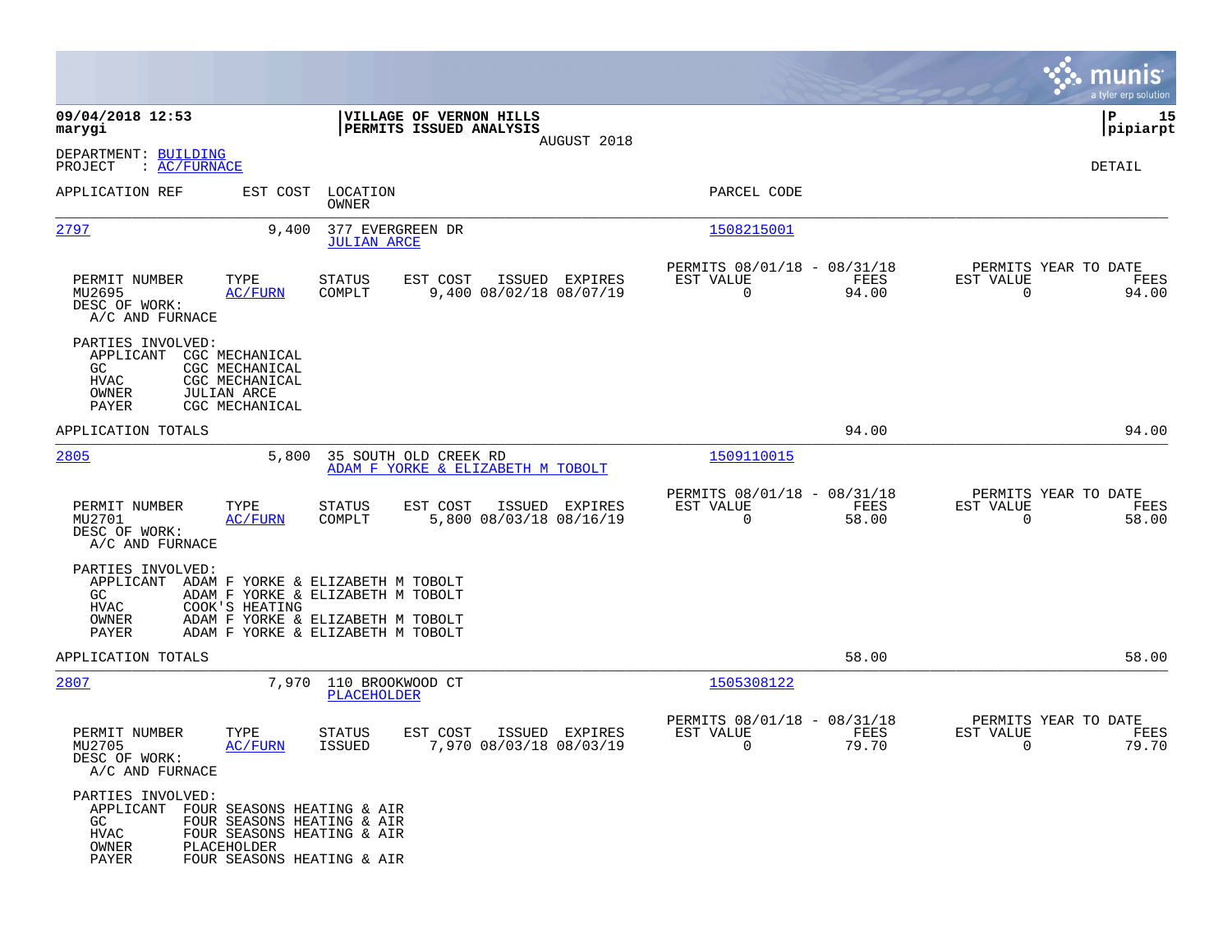**09/04/2018 12:53**
**marygi**

**VILLAGE OF VERNON HILLS**
**PERMITS ISSUED ANALYSIS**
AUGUST 2018

**P 15**
**pipiarpt**

DEPARTMENT: BUILDING
PROJECT : AC/FURNACE

DETAIL

| APPLICATION REF | EST COST | LOCATION / OWNER | PARCEL CODE |
|---|---|---|---|
| 2797 | 9,400 | 377 EVERGREEN DR / JULIAN ARCE | 1508215001 |

| PERMIT NUMBER | TYPE | STATUS | EST COST | ISSUED | EXPIRES | PERMITS 08/01/18 - 08/31/18 EST VALUE | FEES | PERMITS YEAR TO DATE EST VALUE | FEES |
|---|---|---|---|---|---|---|---|---|---|
| MU2695 | AC/FURN | COMPLT | 9,400 | 08/02/18 | 08/07/19 | 0 | 94.00 | 0 | 94.00 |

DESC OF WORK:
A/C AND FURNACE

PARTIES INVOLVED:
- APPLICANT CGC MECHANICAL
- GC CGC MECHANICAL
- HVAC CGC MECHANICAL
- OWNER JULIAN ARCE
- PAYER CGC MECHANICAL

APPLICATION TOTALS 94.00 94.00

| APPLICATION REF | EST COST | LOCATION / OWNER | PARCEL CODE |
|---|---|---|---|
| 2805 | 5,800 | 35 SOUTH OLD CREEK RD / ADAM F YORKE & ELIZABETH M TOBOLT | 1509110015 |

| PERMIT NUMBER | TYPE | STATUS | EST COST | ISSUED | EXPIRES | PERMITS 08/01/18 - 08/31/18 EST VALUE | FEES | PERMITS YEAR TO DATE EST VALUE | FEES |
|---|---|---|---|---|---|---|---|---|---|
| MU2701 | AC/FURN | COMPLT | 5,800 | 08/03/18 | 08/16/19 | 0 | 58.00 | 0 | 58.00 |

DESC OF WORK:
A/C AND FURNACE

PARTIES INVOLVED:
- APPLICANT ADAM F YORKE & ELIZABETH M TOBOLT
- GC ADAM F YORKE & ELIZABETH M TOBOLT
- HVAC COOK'S HEATING
- OWNER ADAM F YORKE & ELIZABETH M TOBOLT
- PAYER ADAM F YORKE & ELIZABETH M TOBOLT

APPLICATION TOTALS 58.00 58.00

| APPLICATION REF | EST COST | LOCATION / OWNER | PARCEL CODE |
|---|---|---|---|
| 2807 | 7,970 | 110 BROOKWOOD CT / PLACEHOLDER | 1505308122 |

| PERMIT NUMBER | TYPE | STATUS | EST COST | ISSUED | EXPIRES | PERMITS 08/01/18 - 08/31/18 EST VALUE | FEES | PERMITS YEAR TO DATE EST VALUE | FEES |
|---|---|---|---|---|---|---|---|---|---|
| MU2705 | AC/FURN | ISSUED | 7,970 | 08/03/18 | 08/03/19 | 0 | 79.70 | 0 | 79.70 |

DESC OF WORK:
A/C AND FURNACE

PARTIES INVOLVED:
- APPLICANT FOUR SEASONS HEATING & AIR
- GC FOUR SEASONS HEATING & AIR
- HVAC FOUR SEASONS HEATING & AIR
- OWNER PLACEHOLDER
- PAYER FOUR SEASONS HEATING & AIR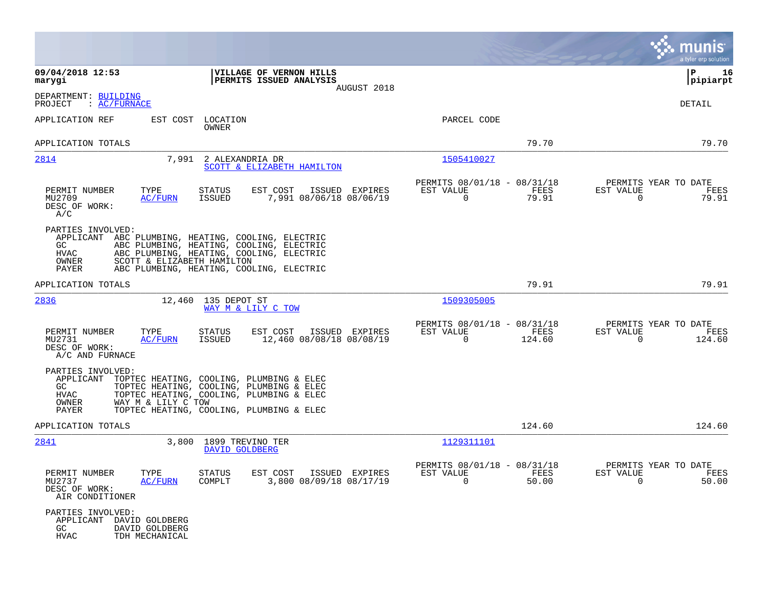**09/04/2018 12:53**
**marygi**

**VILLAGE OF VERNON HILLS**
**PERMITS ISSUED ANALYSIS**
AUGUST 2018

**P 16**
**pipiarpt**

DEPARTMENT: BUILDING
PROJECT : AC/FURNACE

DETAIL

APPLICATION REF | EST COST | LOCATION / OWNER | PARCEL CODE

APPLICATION TOTALS — 79.70 — 79.70

---

**2814** — 7,991 — 2 ALEXANDRIA DR — SCOTT & ELIZABETH HAMILTON — 1505410027

| PERMIT NUMBER | TYPE | STATUS | EST COST | ISSUED | EXPIRES | PERMITS 08/01/18 - 08/31/18 EST VALUE | FEES | PERMITS YEAR TO DATE EST VALUE | FEES |
|---|---|---|---|---|---|---|---|---|---|
| MU2709 | AC/FURN | ISSUED | 7,991 | 08/06/18 | 08/06/19 | 0 | 79.91 | 0 | 79.91 |

DESC OF WORK:
A/C

PARTIES INVOLVED:
- APPLICANT ABC PLUMBING, HEATING, COOLING, ELECTRIC
- GC ABC PLUMBING, HEATING, COOLING, ELECTRIC
- HVAC ABC PLUMBING, HEATING, COOLING, ELECTRIC
- OWNER SCOTT & ELIZABETH HAMILTON
- PAYER ABC PLUMBING, HEATING, COOLING, ELECTRIC

APPLICATION TOTALS — 79.91 — 79.91

---

**2836** — 12,460 — 135 DEPOT ST — WAY M & LILY C TOW — 1509305005

| PERMIT NUMBER | TYPE | STATUS | EST COST | ISSUED | EXPIRES | PERMITS 08/01/18 - 08/31/18 EST VALUE | FEES | PERMITS YEAR TO DATE EST VALUE | FEES |
|---|---|---|---|---|---|---|---|---|---|
| MU2731 | AC/FURN | ISSUED | 12,460 | 08/08/18 | 08/08/19 | 0 | 124.60 | 0 | 124.60 |

DESC OF WORK:
A/C AND FURNACE

PARTIES INVOLVED:
- APPLICANT TOPTEC HEATING, COOLING, PLUMBING & ELEC
- GC TOPTEC HEATING, COOLING, PLUMBING & ELEC
- HVAC TOPTEC HEATING, COOLING, PLUMBING & ELEC
- OWNER WAY M & LILY C TOW
- PAYER TOPTEC HEATING, COOLING, PLUMBING & ELEC

APPLICATION TOTALS — 124.60 — 124.60

---

**2841** — 3,800 — 1899 TREVINO TER — DAVID GOLDBERG — 1129311101

| PERMIT NUMBER | TYPE | STATUS | EST COST | ISSUED | EXPIRES | PERMITS 08/01/18 - 08/31/18 EST VALUE | FEES | PERMITS YEAR TO DATE EST VALUE | FEES |
|---|---|---|---|---|---|---|---|---|---|
| MU2737 | AC/FURN | COMPLT | 3,800 | 08/09/18 | 08/17/19 | 0 | 50.00 | 0 | 50.00 |

DESC OF WORK:
AIR CONDITIONER

PARTIES INVOLVED:
- APPLICANT DAVID GOLDBERG
- GC DAVID GOLDBERG
- HVAC TDH MECHANICAL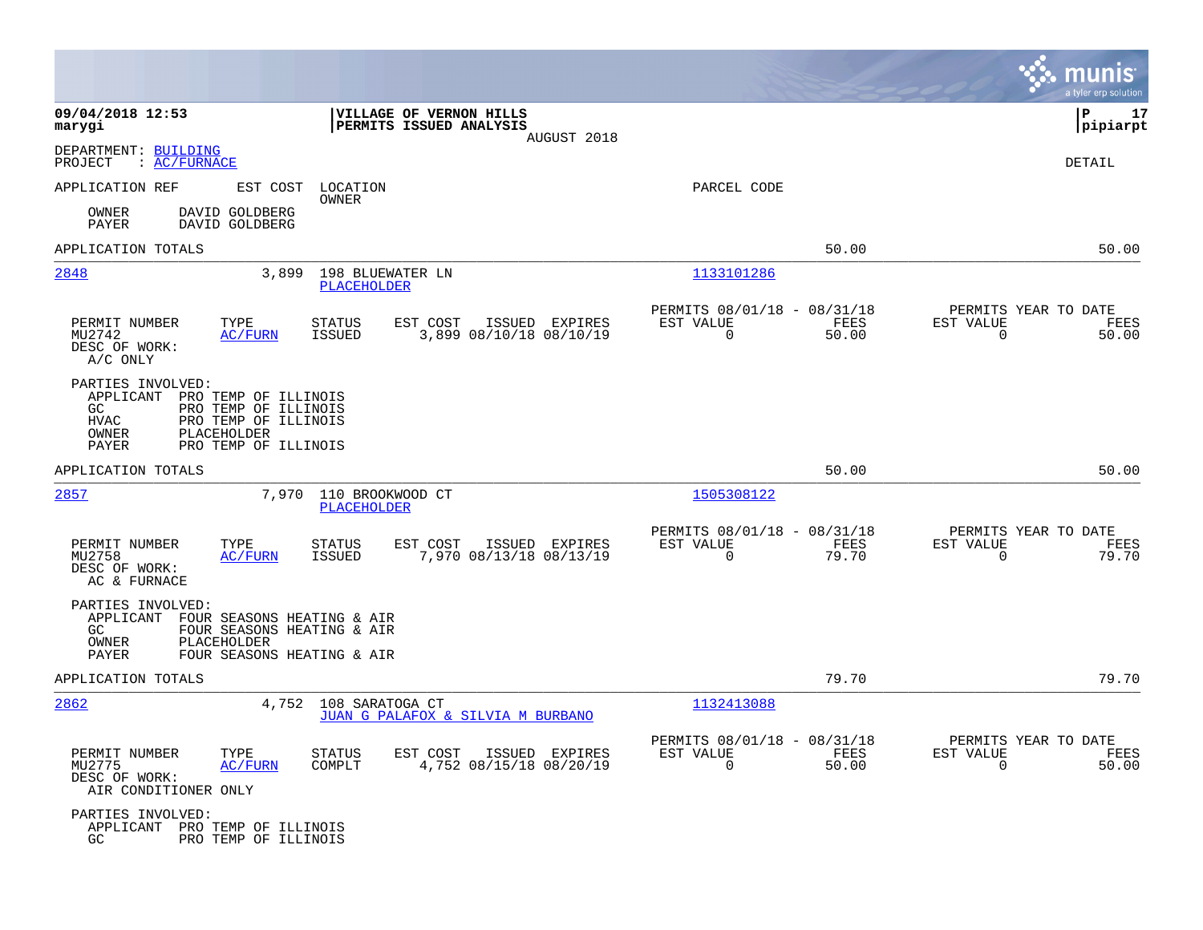DEPARTMENT: BUILDING
PROJECT : AC/FURNACE

DETAIL

APPLICATION REF | EST COST | LOCATION / OWNER | PARCEL CODE

OWNER DAVID GOLDBERG
PAYER DAVID GOLDBERG

APPLICATION TOTALS 50.00 50.00

---

**2848** | 3,899 | 198 BLUEWATER LN / PLACEHOLDER | 1133101286

| PERMIT NUMBER | TYPE | STATUS | EST COST | ISSUED | EXPIRES | PERMITS 08/01/18 - 08/31/18 EST VALUE | FEES | PERMITS YEAR TO DATE EST VALUE | FEES |
|---|---|---|---|---|---|---|---|---|---|
| MU2742 | AC/FURN | ISSUED | 3,899 | 08/10/18 | 08/10/19 | 0 | 50.00 | 0 | 50.00 |

DESC OF WORK:
A/C ONLY

PARTIES INVOLVED:
APPLICANT PRO TEMP OF ILLINOIS
GC PRO TEMP OF ILLINOIS
HVAC PRO TEMP OF ILLINOIS
OWNER PLACEHOLDER
PAYER PRO TEMP OF ILLINOIS

APPLICATION TOTALS 50.00 50.00

---

**2857** | 7,970 | 110 BROOKWOOD CT / PLACEHOLDER | 1505308122

| PERMIT NUMBER | TYPE | STATUS | EST COST | ISSUED | EXPIRES | PERMITS 08/01/18 - 08/31/18 EST VALUE | FEES | PERMITS YEAR TO DATE EST VALUE | FEES |
|---|---|---|---|---|---|---|---|---|---|
| MU2758 | AC/FURN | ISSUED | 7,970 | 08/13/18 | 08/13/19 | 0 | 79.70 | 0 | 79.70 |

DESC OF WORK:
AC & FURNACE

PARTIES INVOLVED:
APPLICANT FOUR SEASONS HEATING & AIR
GC FOUR SEASONS HEATING & AIR
OWNER PLACEHOLDER
PAYER FOUR SEASONS HEATING & AIR

APPLICATION TOTALS 79.70 79.70

---

**2862** | 4,752 | 108 SARATOGA CT / JUAN G PALAFOX & SILVIA M BURBANO | 1132413088

| PERMIT NUMBER | TYPE | STATUS | EST COST | ISSUED | EXPIRES | PERMITS 08/01/18 - 08/31/18 EST VALUE | FEES | PERMITS YEAR TO DATE EST VALUE | FEES |
|---|---|---|---|---|---|---|---|---|---|
| MU2775 | AC/FURN | COMPLT | 4,752 | 08/15/18 | 08/20/19 | 0 | 50.00 | 0 | 50.00 |

DESC OF WORK:
AIR CONDITIONER ONLY

PARTIES INVOLVED:
APPLICANT PRO TEMP OF ILLINOIS
GC PRO TEMP OF ILLINOIS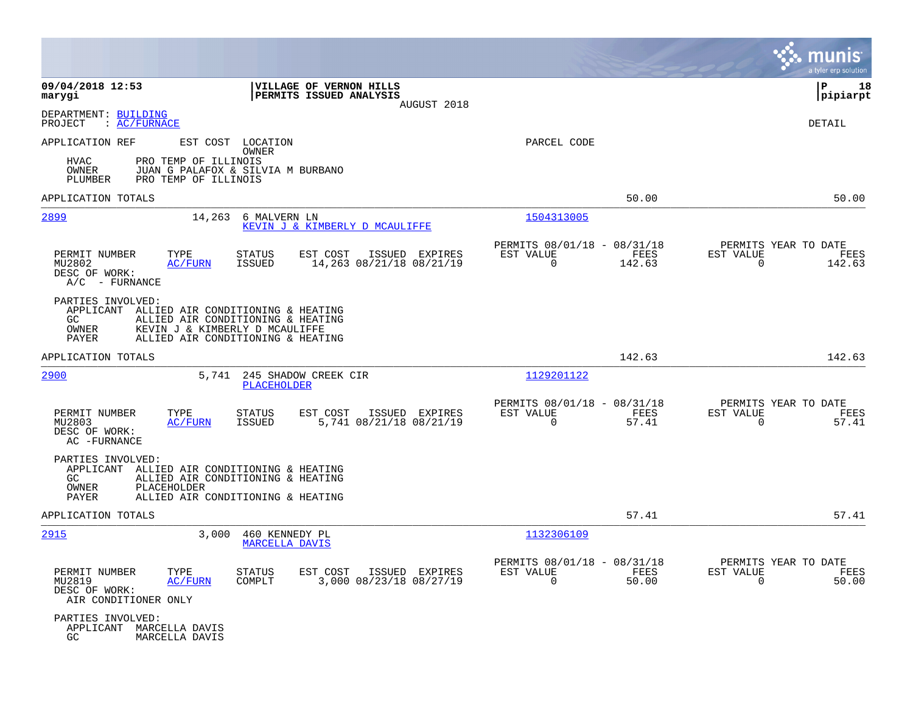**09/04/2018 12:53**
**marygi**

**VILLAGE OF VERNON HILLS**
**PERMITS ISSUED ANALYSIS**
AUGUST 2018

**P 18**
**pipiarpt**

DEPARTMENT: BUILDING
PROJECT : AC/FURNACE

DETAIL

APPLICATION REF | EST COST | LOCATION / OWNER | PARCEL CODE

HVAC PRO TEMP OF ILLINOIS
OWNER JUAN G PALAFOX & SILVIA M BURBANO
PLUMBER PRO TEMP OF ILLINOIS

APPLICATION TOTALS 50.00 50.00

---

**2899** 14,263 6 MALVERN LN
KEVIN J & KIMBERLY D MCAULIFFE
Parcel: 1504313005

| PERMIT NUMBER | TYPE | STATUS | EST COST | ISSUED | EXPIRES | PERMITS 08/01/18 - 08/31/18 EST VALUE | FEES | PERMITS YEAR TO DATE EST VALUE | FEES |
|---|---|---|---|---|---|---|---|---|---|
| MU2802 | AC/FURN | ISSUED | 14,263 | 08/21/18 | 08/21/19 | 0 | 142.63 | 0 | 142.63 |

DESC OF WORK:
A/C - FURNACE

PARTIES INVOLVED:
APPLICANT ALLIED AIR CONDITIONING & HEATING
GC ALLIED AIR CONDITIONING & HEATING
OWNER KEVIN J & KIMBERLY D MCAULIFFE
PAYER ALLIED AIR CONDITIONING & HEATING

APPLICATION TOTALS 142.63 142.63

---

**2900** 5,741 245 SHADOW CREEK CIR
PLACEHOLDER
Parcel: 1129201122

| PERMIT NUMBER | TYPE | STATUS | EST COST | ISSUED | EXPIRES | PERMITS 08/01/18 - 08/31/18 EST VALUE | FEES | PERMITS YEAR TO DATE EST VALUE | FEES |
|---|---|---|---|---|---|---|---|---|---|
| MU2803 | AC/FURN | ISSUED | 5,741 | 08/21/18 | 08/21/19 | 0 | 57.41 | 0 | 57.41 |

DESC OF WORK:
AC -FURNACE

PARTIES INVOLVED:
APPLICANT ALLIED AIR CONDITIONING & HEATING
GC ALLIED AIR CONDITIONING & HEATING
OWNER PLACEHOLDER
PAYER ALLIED AIR CONDITIONING & HEATING

APPLICATION TOTALS 57.41 57.41

---

**2915** 3,000 460 KENNEDY PL
MARCELLA DAVIS
Parcel: 1132306109

| PERMIT NUMBER | TYPE | STATUS | EST COST | ISSUED | EXPIRES | PERMITS 08/01/18 - 08/31/18 EST VALUE | FEES | PERMITS YEAR TO DATE EST VALUE | FEES |
|---|---|---|---|---|---|---|---|---|---|
| MU2819 | AC/FURN | COMPLT | 3,000 | 08/23/18 | 08/27/19 | 0 | 50.00 | 0 | 50.00 |

DESC OF WORK:
AIR CONDITIONER ONLY

PARTIES INVOLVED:
APPLICANT MARCELLA DAVIS
GC MARCELLA DAVIS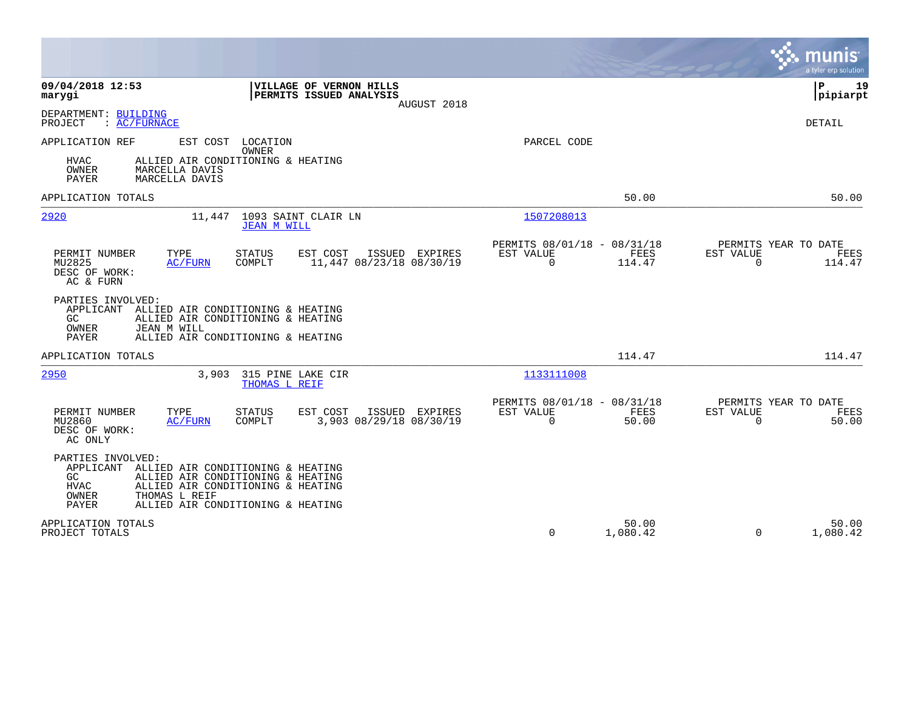**09/04/2018 12:53** **VILLAGE OF VERNON HILLS**
**marygi** **PERMITS ISSUED ANALYSIS**
AUGUST 2018

**P 19**
**pipiarpt**

DEPARTMENT: BUILDING
PROJECT : AC/FURNACE

DETAIL

APPLICATION REF EST COST LOCATION PARCEL CODE
OWNER

HVAC ALLIED AIR CONDITIONING & HEATING
OWNER MARCELLA DAVIS
PAYER MARCELLA DAVIS

APPLICATION TOTALS 50.00 50.00

---

2920 11,447 1093 SAINT CLAIR LN 1507208013
JEAN M WILL

| PERMIT NUMBER | TYPE | STATUS | EST COST | ISSUED | EXPIRES | PERMITS 08/01/18 - 08/31/18 EST VALUE | FEES | PERMITS YEAR TO DATE EST VALUE | FEES |
|---|---|---|---|---|---|---|---|---|---|
| MU2825 | AC/FURN | COMPLT | 11,447 | 08/23/18 | 08/30/19 | 0 | 114.47 | 0 | 114.47 |

DESC OF WORK:
AC & FURN

PARTIES INVOLVED:
APPLICANT ALLIED AIR CONDITIONING & HEATING
GC ALLIED AIR CONDITIONING & HEATING
OWNER JEAN M WILL
PAYER ALLIED AIR CONDITIONING & HEATING

APPLICATION TOTALS 114.47 114.47

---

2950 3,903 315 PINE LAKE CIR 1133111008
THOMAS L REIF

| PERMIT NUMBER | TYPE | STATUS | EST COST | ISSUED | EXPIRES | PERMITS 08/01/18 - 08/31/18 EST VALUE | FEES | PERMITS YEAR TO DATE EST VALUE | FEES |
|---|---|---|---|---|---|---|---|---|---|
| MU2860 | AC/FURN | COMPLT | 3,903 | 08/29/18 | 08/30/19 | 0 | 50.00 | 0 | 50.00 |

DESC OF WORK:
AC ONLY

PARTIES INVOLVED:
APPLICANT ALLIED AIR CONDITIONING & HEATING
GC ALLIED AIR CONDITIONING & HEATING
HVAC ALLIED AIR CONDITIONING & HEATING
OWNER THOMAS L REIF
PAYER ALLIED AIR CONDITIONING & HEATING

| | EST VALUE | FEES | EST VALUE | FEES |
|---|---|---|---|---|
| APPLICATION TOTALS | | 50.00 | | 50.00 |
| PROJECT TOTALS | 0 | 1,080.42 | 0 | 1,080.42 |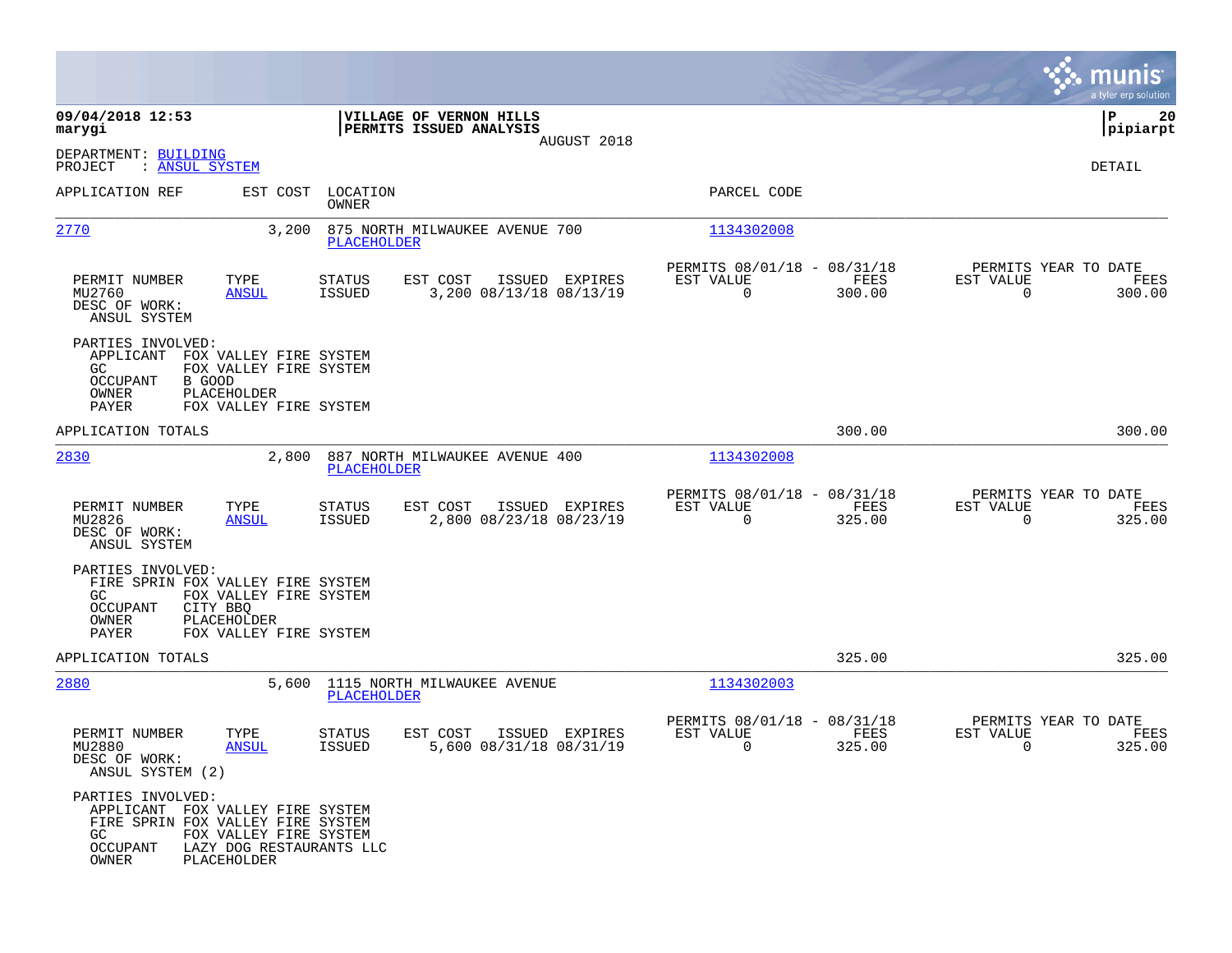**09/04/2018 12:53**
**marygi**

**VILLAGE OF VERNON HILLS**
**PERMITS ISSUED ANALYSIS**
AUGUST 2018

**P 20**
**pipiarpt**

DEPARTMENT: BUILDING
PROJECT : ANSUL SYSTEM

DETAIL

| APPLICATION REF | EST COST | LOCATION / OWNER | PARCEL CODE |
|---|---|---|---|
| 2770 | 3,200 | 875 NORTH MILWAUKEE AVENUE 700 / PLACEHOLDER | 1134302008 |

| PERMIT NUMBER | TYPE | STATUS | EST COST | ISSUED | EXPIRES | PERMITS 08/01/18 - 08/31/18 EST VALUE | FEES | PERMITS YEAR TO DATE EST VALUE | FEES |
|---|---|---|---|---|---|---|---|---|---|
| MU2760 | ANSUL | ISSUED | 3,200 | 08/13/18 | 08/13/19 | 0 | 300.00 | 0 | 300.00 |

DESC OF WORK:
ANSUL SYSTEM

PARTIES INVOLVED:
- APPLICANT FOX VALLEY FIRE SYSTEM
- GC FOX VALLEY FIRE SYSTEM
- OCCUPANT B GOOD
- OWNER PLACEHOLDER
- PAYER FOX VALLEY FIRE SYSTEM

APPLICATION TOTALS 300.00 300.00

| APPLICATION REF | EST COST | LOCATION / OWNER | PARCEL CODE |
|---|---|---|---|
| 2830 | 2,800 | 887 NORTH MILWAUKEE AVENUE 400 / PLACEHOLDER | 1134302008 |

| PERMIT NUMBER | TYPE | STATUS | EST COST | ISSUED | EXPIRES | PERMITS 08/01/18 - 08/31/18 EST VALUE | FEES | PERMITS YEAR TO DATE EST VALUE | FEES |
|---|---|---|---|---|---|---|---|---|---|
| MU2826 | ANSUL | ISSUED | 2,800 | 08/23/18 | 08/23/19 | 0 | 325.00 | 0 | 325.00 |

DESC OF WORK:
ANSUL SYSTEM

PARTIES INVOLVED:
- FIRE SPRIN FOX VALLEY FIRE SYSTEM
- GC FOX VALLEY FIRE SYSTEM
- OCCUPANT CITY BBQ
- OWNER PLACEHOLDER
- PAYER FOX VALLEY FIRE SYSTEM

APPLICATION TOTALS 325.00 325.00

| APPLICATION REF | EST COST | LOCATION / OWNER | PARCEL CODE |
|---|---|---|---|
| 2880 | 5,600 | 1115 NORTH MILWAUKEE AVENUE / PLACEHOLDER | 1134302003 |

| PERMIT NUMBER | TYPE | STATUS | EST COST | ISSUED | EXPIRES | PERMITS 08/01/18 - 08/31/18 EST VALUE | FEES | PERMITS YEAR TO DATE EST VALUE | FEES |
|---|---|---|---|---|---|---|---|---|---|
| MU2880 | ANSUL | ISSUED | 5,600 | 08/31/18 | 08/31/19 | 0 | 325.00 | 0 | 325.00 |

DESC OF WORK:
ANSUL SYSTEM (2)

PARTIES INVOLVED:
- APPLICANT FOX VALLEY FIRE SYSTEM
- FIRE SPRIN FOX VALLEY FIRE SYSTEM
- GC FOX VALLEY FIRE SYSTEM
- OCCUPANT LAZY DOG RESTAURANTS LLC
- OWNER PLACEHOLDER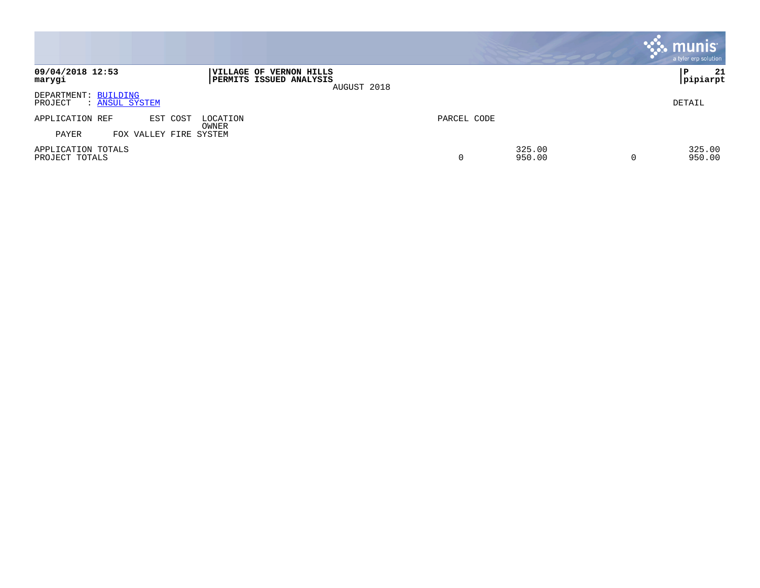**VILLAGE OF VERNON HILLS**
**PERMITS ISSUED ANALYSIS**
AUGUST 2018

**09/04/2018 12:53**
**marygi**

**P 21**
**pipiarpt**

DEPARTMENT: BUILDING
PROJECT : ANSUL SYSTEM

DETAIL

| APPLICATION REF | EST COST | LOCATION / OWNER | PARCEL CODE | | | |
|---|---|---|---|---|---|---|
| PAYER | FOX VALLEY FIRE SYSTEM | | | | | |
| APPLICATION TOTALS | | | | 325.00 | | 325.00 |
| PROJECT TOTALS | | | 0 | 950.00 | 0 | 950.00 |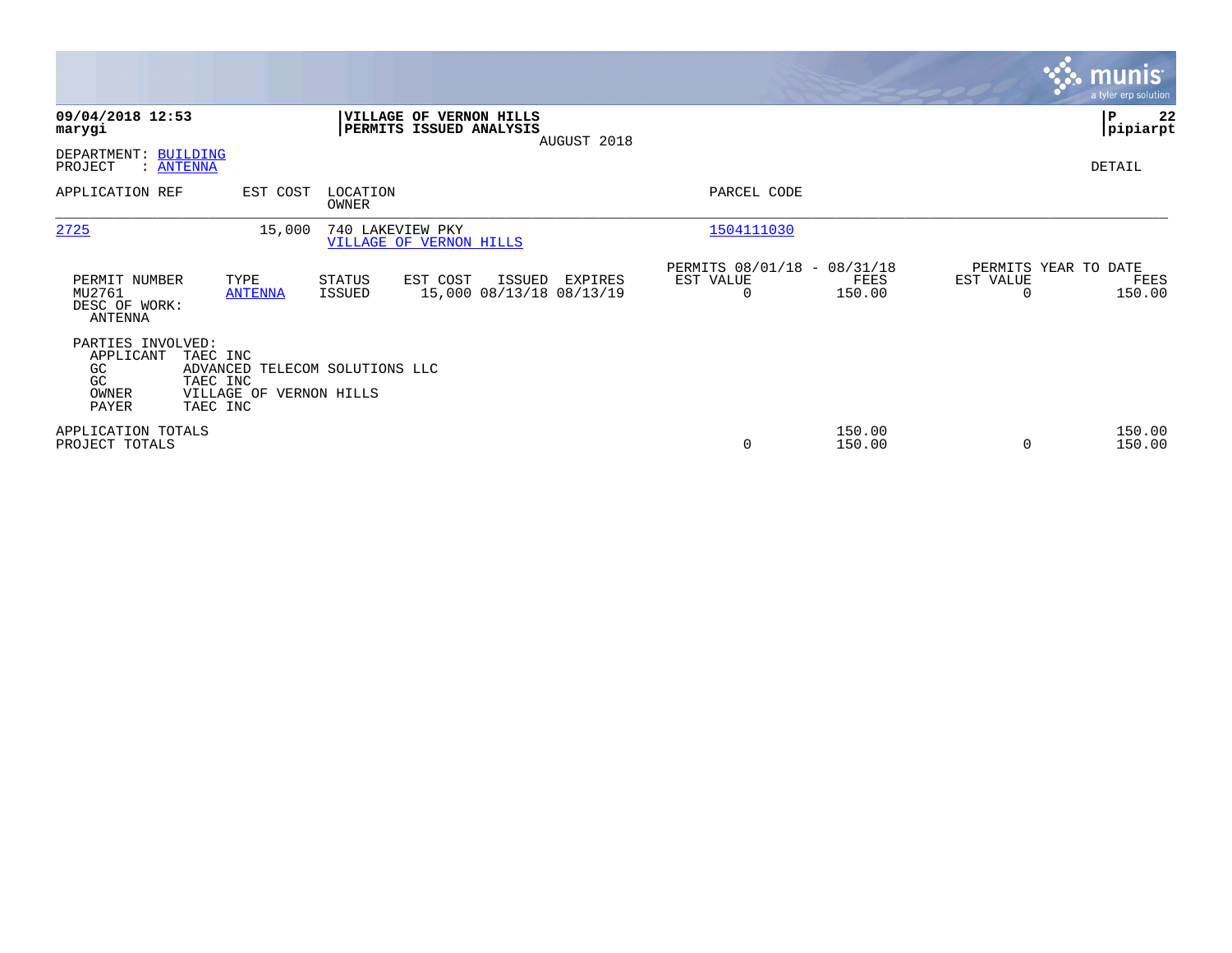**09/04/2018 12:53**
**marygi**

**VILLAGE OF VERNON HILLS**
**PERMITS ISSUED ANALYSIS**
AUGUST 2018

**P 22**
**pipiarpt**

DEPARTMENT: BUILDING
PROJECT : ANTENNA

DETAIL

| APPLICATION REF | EST COST | LOCATION / OWNER | PARCEL CODE |
|---|---|---|---|
| 2725 | 15,000 | 740 LAKEVIEW PKY / VILLAGE OF VERNON HILLS | 1504111030 |

| PERMIT NUMBER | TYPE | STATUS | EST COST | ISSUED | EXPIRES | PERMITS 08/01/18 - 08/31/18 EST VALUE | FEES | PERMITS YEAR TO DATE EST VALUE | FEES |
|---|---|---|---|---|---|---|---|---|---|
| MU2761 | ANTENNA | ISSUED | 15,000 | 08/13/18 | 08/13/19 | 0 | 150.00 | 0 | 150.00 |

DESC OF WORK:
ANTENNA

PARTIES INVOLVED:

| | |
|---|---|
| APPLICANT | TAEC INC |
| GC | ADVANCED TELECOM SOLUTIONS LLC |
| GC | TAEC INC |
| OWNER | VILLAGE OF VERNON HILLS |
| PAYER | TAEC INC |

| | EST VALUE | FEES | EST VALUE | FEES |
|---|---|---|---|---|
| APPLICATION TOTALS | | 150.00 | | 150.00 |
| PROJECT TOTALS | 0 | 150.00 | 0 | 150.00 |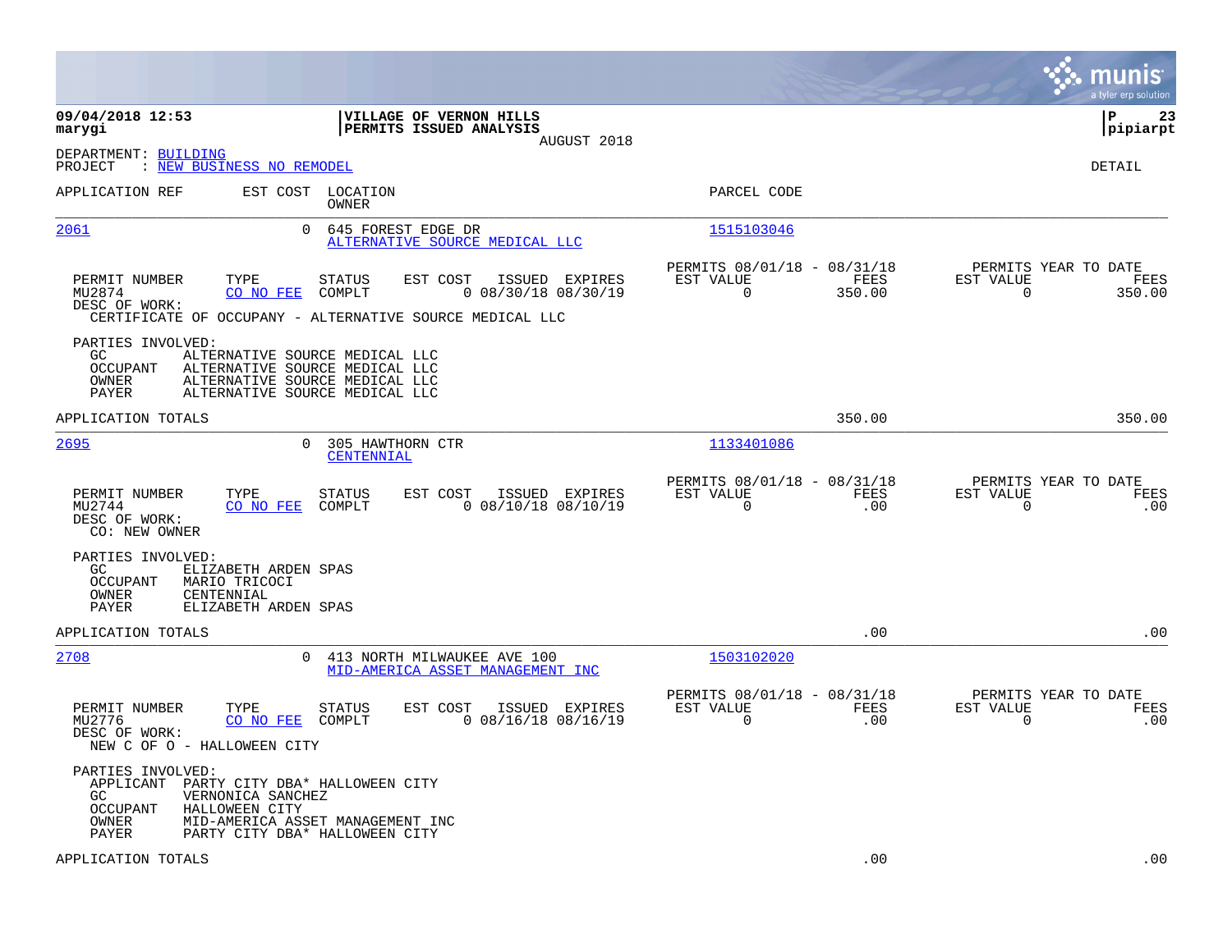**09/04/2018 12:53**
**marygi**

**VILLAGE OF VERNON HILLS**
**PERMITS ISSUED ANALYSIS**
AUGUST 2018

**P 23**
**pipiarpt**

DEPARTMENT: BUILDING
PROJECT : NEW BUSINESS NO REMODEL

DETAIL

| APPLICATION REF | EST COST | LOCATION / OWNER | PARCEL CODE |
|---|---|---|---|
| 2061 | 0 | 645 FOREST EDGE DR / ALTERNATIVE SOURCE MEDICAL LLC | 1515103046 |

| PERMIT NUMBER | TYPE | STATUS | EST COST | ISSUED | EXPIRES | PERMITS 08/01/18 - 08/31/18 EST VALUE | FEES | PERMITS YEAR TO DATE EST VALUE | FEES |
|---|---|---|---|---|---|---|---|---|---|
| MU2874 | CO NO FEE | COMPLT | 0 | 08/30/18 | 08/30/19 | 0 | 350.00 | 0 | 350.00 |

DESC OF WORK:
CERTIFICATE OF OCCUPANCY - ALTERNATIVE SOURCE MEDICAL LLC

PARTIES INVOLVED:
- GC: ALTERNATIVE SOURCE MEDICAL LLC
- OCCUPANT: ALTERNATIVE SOURCE MEDICAL LLC
- OWNER: ALTERNATIVE SOURCE MEDICAL LLC
- PAYER: ALTERNATIVE SOURCE MEDICAL LLC

APPLICATION TOTALS: 350.00 | 350.00

| APPLICATION REF | EST COST | LOCATION / OWNER | PARCEL CODE |
|---|---|---|---|
| 2695 | 0 | 305 HAWTHORN CTR / CENTENNIAL | 1133401086 |

| PERMIT NUMBER | TYPE | STATUS | EST COST | ISSUED | EXPIRES | PERMITS 08/01/18 - 08/31/18 EST VALUE | FEES | PERMITS YEAR TO DATE EST VALUE | FEES |
|---|---|---|---|---|---|---|---|---|---|
| MU2744 | CO NO FEE | COMPLT | 0 | 08/10/18 | 08/10/19 | 0 | .00 | 0 | .00 |

DESC OF WORK:
CO: NEW OWNER

PARTIES INVOLVED:
- GC: ELIZABETH ARDEN SPAS
- OCCUPANT: MARIO TRICOCI
- OWNER: CENTENNIAL
- PAYER: ELIZABETH ARDEN SPAS

APPLICATION TOTALS: .00 | .00

| APPLICATION REF | EST COST | LOCATION / OWNER | PARCEL CODE |
|---|---|---|---|
| 2708 | 0 | 413 NORTH MILWAUKEE AVE 100 / MID-AMERICA ASSET MANAGEMENT INC | 1503102020 |

| PERMIT NUMBER | TYPE | STATUS | EST COST | ISSUED | EXPIRES | PERMITS 08/01/18 - 08/31/18 EST VALUE | FEES | PERMITS YEAR TO DATE EST VALUE | FEES |
|---|---|---|---|---|---|---|---|---|---|
| MU2776 | CO NO FEE | COMPLT | 0 | 08/16/18 | 08/16/19 | 0 | .00 | 0 | .00 |

DESC OF WORK:
NEW C OF O - HALLOWEEN CITY

PARTIES INVOLVED:
- APPLICANT: PARTY CITY DBA* HALLOWEEN CITY
- GC: VERNONICA SANCHEZ
- OCCUPANT: HALLOWEEN CITY
- OWNER: MID-AMERICA ASSET MANAGEMENT INC
- PAYER: PARTY CITY DBA* HALLOWEEN CITY

APPLICATION TOTALS: .00 | .00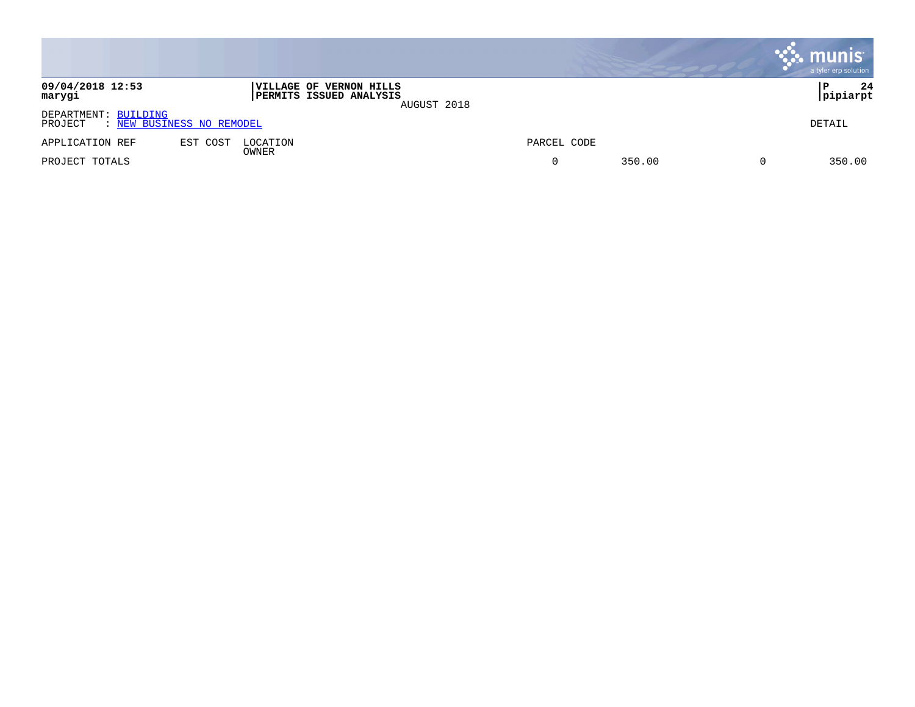**09/04/2018 12:53**
**marygi**

**VILLAGE OF VERNON HILLS**
**PERMITS ISSUED ANALYSIS**
AUGUST 2018

**P 24**
**pipiarpt**

DEPARTMENT: BUILDING
PROJECT : NEW BUSINESS NO REMODEL

DETAIL

| APPLICATION REF | EST COST | LOCATION / OWNER | PARCEL CODE | | | |
|---|---|---|---|---|---|---|
| PROJECT TOTALS | | | 0 | 350.00 | 0 | 350.00 |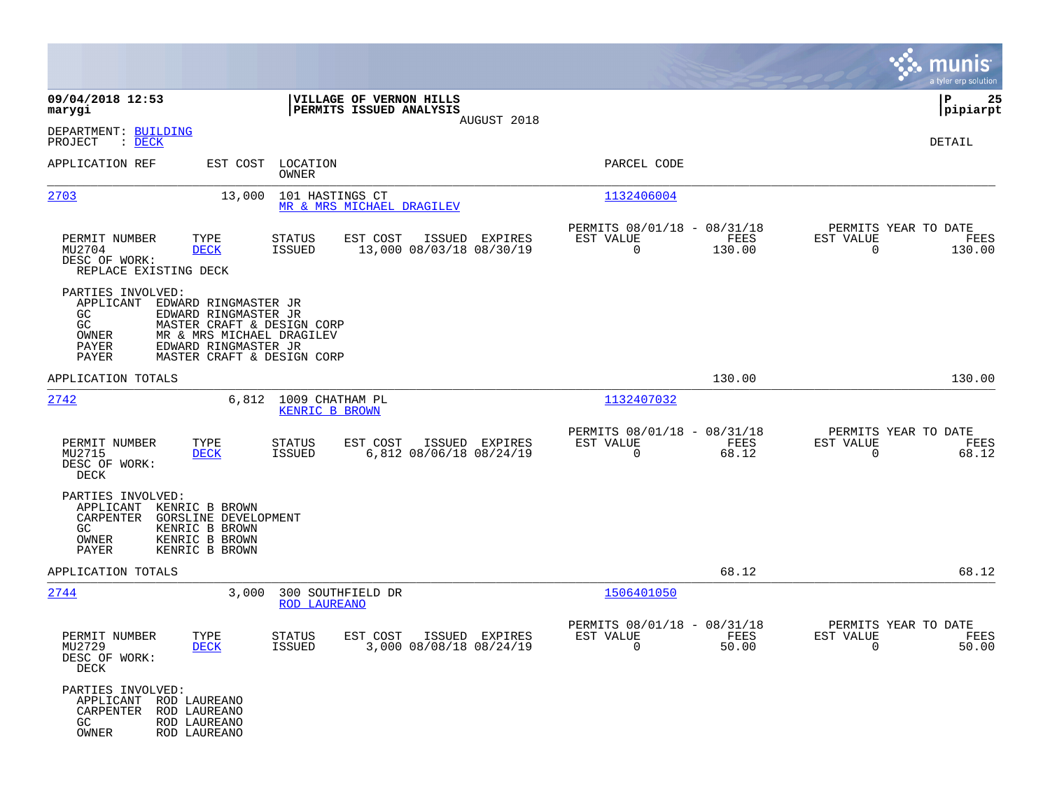09/04/2018 12:53
marygi

**VILLAGE OF VERNON HILLS**
**PERMITS ISSUED ANALYSIS**
AUGUST 2018

P 25
pipiarpt

DEPARTMENT: BUILDING
PROJECT : DECK

DETAIL

| APPLICATION REF | EST COST | LOCATION / OWNER | PARCEL CODE |
|---|---|---|---|
| 2703 | 13,000 | 101 HASTINGS CT / MR & MRS MICHAEL DRAGILEV | 1132406004 |

| PERMIT NUMBER | TYPE | STATUS | EST COST | ISSUED | EXPIRES | PERMITS 08/01/18 - 08/31/18 EST VALUE | FEES | PERMITS YEAR TO DATE EST VALUE | FEES |
|---|---|---|---|---|---|---|---|---|---|
| MU2704 | DECK | ISSUED | 13,000 | 08/03/18 | 08/30/19 | 0 | 130.00 | 0 | 130.00 |

DESC OF WORK:
REPLACE EXISTING DECK

PARTIES INVOLVED:
- APPLICANT EDWARD RINGMASTER JR
- GC EDWARD RINGMASTER JR
- GC MASTER CRAFT & DESIGN CORP
- OWNER MR & MRS MICHAEL DRAGILEV
- PAYER EDWARD RINGMASTER JR
- PAYER MASTER CRAFT & DESIGN CORP

APPLICATION TOTALS 130.00 130.00

| APPLICATION REF | EST COST | LOCATION / OWNER | PARCEL CODE |
|---|---|---|---|
| 2742 | 6,812 | 1009 CHATHAM PL / KENRIC B BROWN | 1132407032 |

| PERMIT NUMBER | TYPE | STATUS | EST COST | ISSUED | EXPIRES | PERMITS 08/01/18 - 08/31/18 EST VALUE | FEES | PERMITS YEAR TO DATE EST VALUE | FEES |
|---|---|---|---|---|---|---|---|---|---|
| MU2715 | DECK | ISSUED | 6,812 | 08/06/18 | 08/24/19 | 0 | 68.12 | 0 | 68.12 |

DESC OF WORK:
DECK

PARTIES INVOLVED:
- APPLICANT KENRIC B BROWN
- CARPENTER GORSLINE DEVELOPMENT
- GC KENRIC B BROWN
- OWNER KENRIC B BROWN
- PAYER KENRIC B BROWN

APPLICATION TOTALS 68.12 68.12

| APPLICATION REF | EST COST | LOCATION / OWNER | PARCEL CODE |
|---|---|---|---|
| 2744 | 3,000 | 300 SOUTHFIELD DR / ROD LAUREANO | 1506401050 |

| PERMIT NUMBER | TYPE | STATUS | EST COST | ISSUED | EXPIRES | PERMITS 08/01/18 - 08/31/18 EST VALUE | FEES | PERMITS YEAR TO DATE EST VALUE | FEES |
|---|---|---|---|---|---|---|---|---|---|
| MU2729 | DECK | ISSUED | 3,000 | 08/08/18 | 08/24/19 | 0 | 50.00 | 0 | 50.00 |

DESC OF WORK:
DECK

PARTIES INVOLVED:
- APPLICANT ROD LAUREANO
- CARPENTER ROD LAUREANO
- GC ROD LAUREANO
- OWNER ROD LAUREANO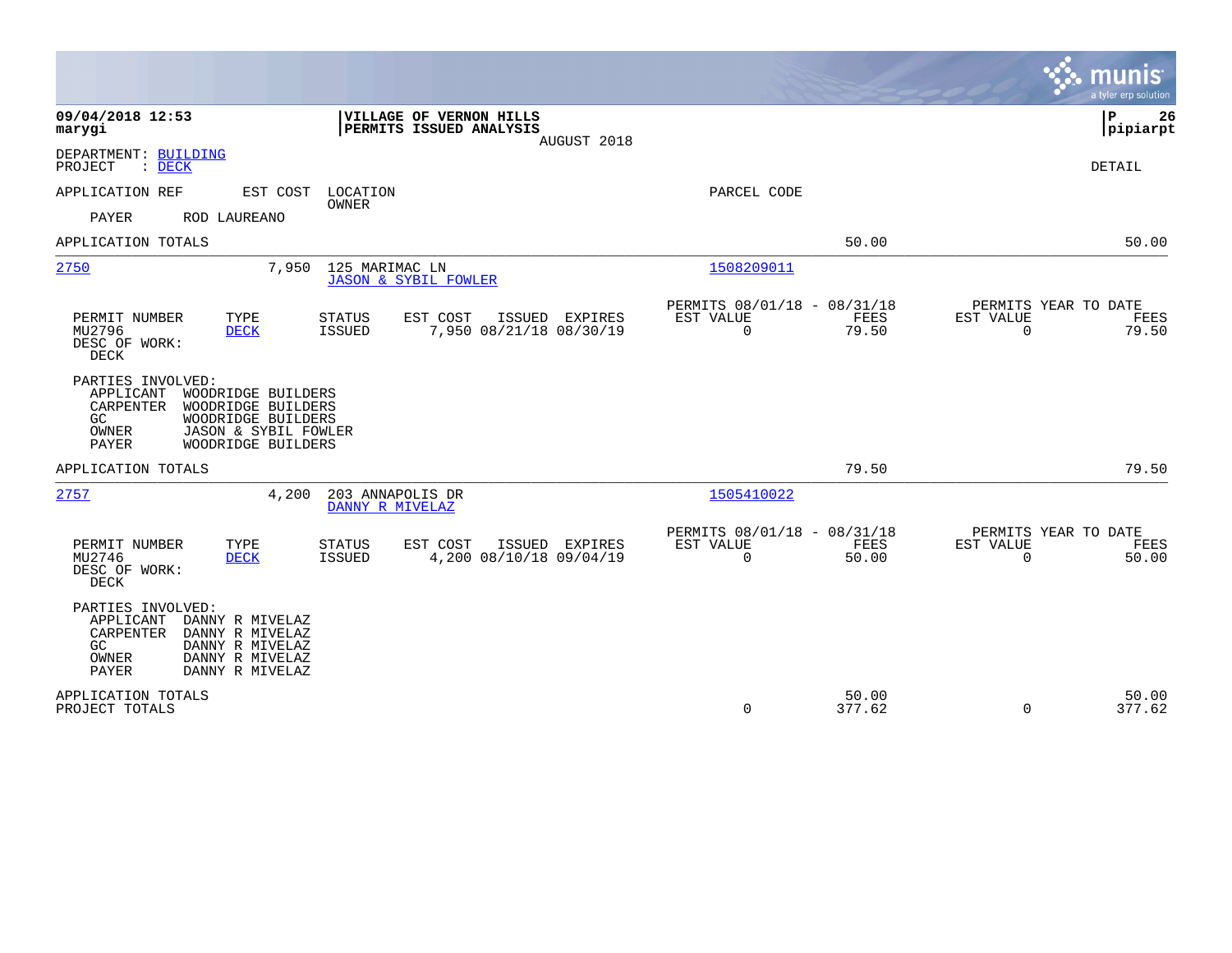**09/04/2018 12:53**
**marygi**

**VILLAGE OF VERNON HILLS**
**PERMITS ISSUED ANALYSIS**
AUGUST 2018

**P 26**
**pipiarpt**

DEPARTMENT: BUILDING
PROJECT : DECK

DETAIL

APPLICATION REF | EST COST | LOCATION / OWNER | PARCEL CODE

PAYER ROD LAUREANO

| | | | |
|---|---|---|---|
| APPLICATION TOTALS | | 50.00 | 50.00 |

**2750** | 7,950 | 125 MARIMAC LN / JASON & SYBIL FOWLER | 1508209011

| PERMIT NUMBER | TYPE | STATUS | EST COST | ISSUED | EXPIRES | PERMITS 08/01/18 - 08/31/18 EST VALUE | FEES | PERMITS YEAR TO DATE EST VALUE | FEES |
|---|---|---|---|---|---|---|---|---|---|
| MU2796 | DECK | ISSUED | 7,950 | 08/21/18 | 08/30/19 | 0 | 79.50 | 0 | 79.50 |

DESC OF WORK:
DECK

PARTIES INVOLVED:
- APPLICANT WOODRIDGE BUILDERS
- CARPENTER WOODRIDGE BUILDERS
- GC WOODRIDGE BUILDERS
- OWNER JASON & SYBIL FOWLER
- PAYER WOODRIDGE BUILDERS

| | | | |
|---|---|---|---|
| APPLICATION TOTALS | | 79.50 | 79.50 |

**2757** | 4,200 | 203 ANNAPOLIS DR / DANNY R MIVELAZ | 1505410022

| PERMIT NUMBER | TYPE | STATUS | EST COST | ISSUED | EXPIRES | PERMITS 08/01/18 - 08/31/18 EST VALUE | FEES | PERMITS YEAR TO DATE EST VALUE | FEES |
|---|---|---|---|---|---|---|---|---|---|
| MU2746 | DECK | ISSUED | 4,200 | 08/10/18 | 09/04/19 | 0 | 50.00 | 0 | 50.00 |

DESC OF WORK:
DECK

PARTIES INVOLVED:
- APPLICANT DANNY R MIVELAZ
- CARPENTER DANNY R MIVELAZ
- GC DANNY R MIVELAZ
- OWNER DANNY R MIVELAZ
- PAYER DANNY R MIVELAZ

| | EST VALUE | FEES | EST VALUE | FEES |
|---|---|---|---|---|
| APPLICATION TOTALS | | 50.00 | | 50.00 |
| PROJECT TOTALS | 0 | 377.62 | 0 | 377.62 |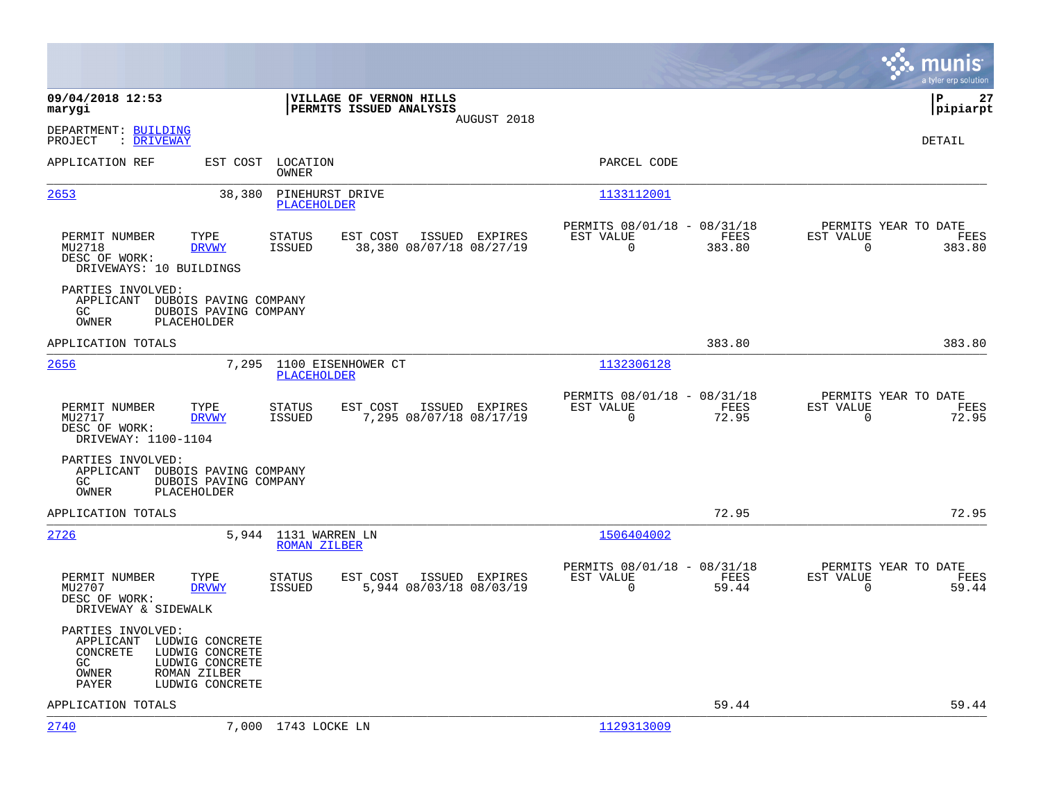**09/04/2018 12:53**
**marygi**

**VILLAGE OF VERNON HILLS**
**PERMITS ISSUED ANALYSIS**
AUGUST 2018

**P 27**
**pipiarpt**

DEPARTMENT: BUILDING
PROJECT : DRIVEWAY

DETAIL

| APPLICATION REF | EST COST | LOCATION / OWNER | PARCEL CODE |
|---|---|---|---|
| 2653 | 38,380 | PINEHURST DRIVE / PLACEHOLDER | 1133112001 |

| PERMIT NUMBER | TYPE | STATUS | EST COST | ISSUED | EXPIRES | PERMITS 08/01/18 - 08/31/18 EST VALUE | FEES | PERMITS YEAR TO DATE EST VALUE | FEES |
|---|---|---|---|---|---|---|---|---|---|
| MU2718 | DRVWY | ISSUED | 38,380 | 08/07/18 | 08/27/19 | 0 | 383.80 | 0 | 383.80 |

DESC OF WORK:
DRIVEWAYS: 10 BUILDINGS

PARTIES INVOLVED:
APPLICANT DUBOIS PAVING COMPANY
GC DUBOIS PAVING COMPANY
OWNER PLACEHOLDER

APPLICATION TOTALS 383.80 383.80

| APPLICATION REF | EST COST | LOCATION / OWNER | PARCEL CODE |
|---|---|---|---|
| 2656 | 7,295 | 1100 EISENHOWER CT / PLACEHOLDER | 1132306128 |

| PERMIT NUMBER | TYPE | STATUS | EST COST | ISSUED | EXPIRES | PERMITS 08/01/18 - 08/31/18 EST VALUE | FEES | PERMITS YEAR TO DATE EST VALUE | FEES |
|---|---|---|---|---|---|---|---|---|---|
| MU2717 | DRVWY | ISSUED | 7,295 | 08/07/18 | 08/17/19 | 0 | 72.95 | 0 | 72.95 |

DESC OF WORK:
DRIVEWAY: 1100-1104

PARTIES INVOLVED:
APPLICANT DUBOIS PAVING COMPANY
GC DUBOIS PAVING COMPANY
OWNER PLACEHOLDER

APPLICATION TOTALS 72.95 72.95

| APPLICATION REF | EST COST | LOCATION / OWNER | PARCEL CODE |
|---|---|---|---|
| 2726 | 5,944 | 1131 WARREN LN / ROMAN ZILBER | 1506404002 |

| PERMIT NUMBER | TYPE | STATUS | EST COST | ISSUED | EXPIRES | PERMITS 08/01/18 - 08/31/18 EST VALUE | FEES | PERMITS YEAR TO DATE EST VALUE | FEES |
|---|---|---|---|---|---|---|---|---|---|
| MU2707 | DRVWY | ISSUED | 5,944 | 08/03/18 | 08/03/19 | 0 | 59.44 | 0 | 59.44 |

DESC OF WORK:
DRIVEWAY & SIDEWALK

PARTIES INVOLVED:
APPLICANT LUDWIG CONCRETE
CONCRETE LUDWIG CONCRETE
GC LUDWIG CONCRETE
OWNER ROMAN ZILBER
PAYER LUDWIG CONCRETE

APPLICATION TOTALS 59.44 59.44

| APPLICATION REF | EST COST | LOCATION / OWNER | PARCEL CODE |
|---|---|---|---|
| 2740 | 7,000 | 1743 LOCKE LN | 1129313009 |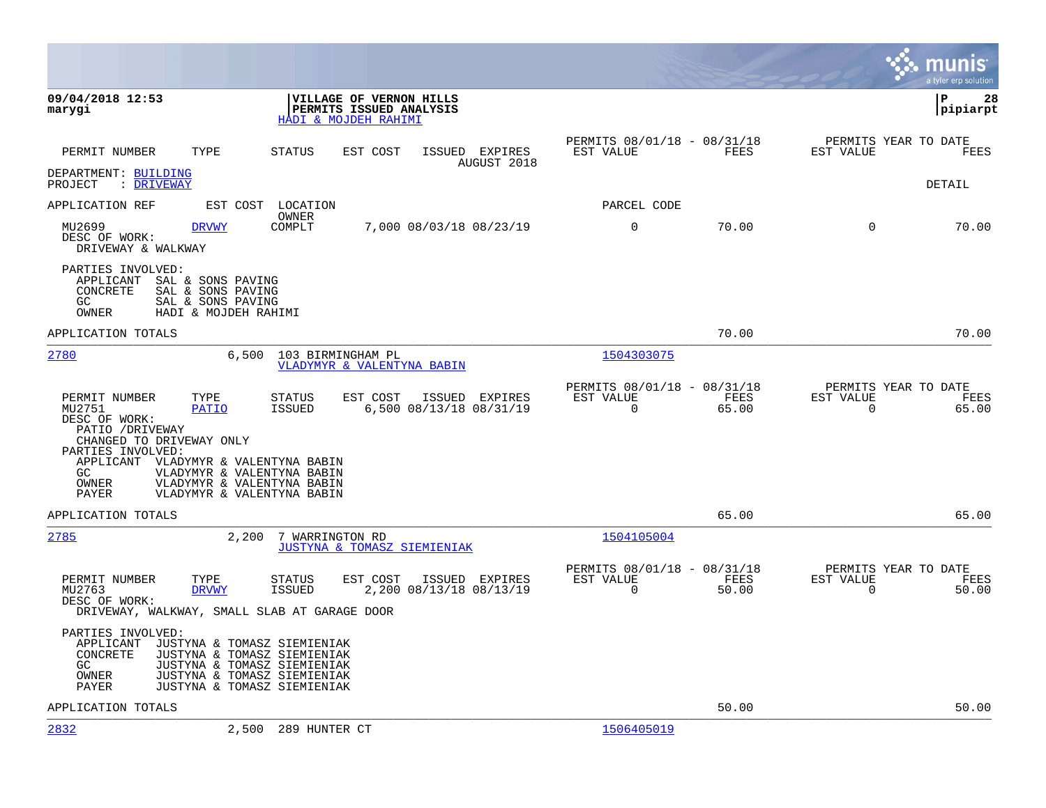**09/04/2018 12:53**
**marygi**

**VILLAGE OF VERNON HILLS**
**PERMITS ISSUED ANALYSIS**
HADI & MOJDEH RAHIMI

**P 28**
**pipiarpt**

| PERMIT NUMBER | TYPE | STATUS | EST COST | ISSUED | EXPIRES | PERMITS 08/01/18 - 08/31/18 EST VALUE | FEES | PERMITS YEAR TO DATE EST VALUE | FEES |
|---|---|---|---|---|---|---|---|---|---|
| | | | | | AUGUST 2018 | | | | |

DEPARTMENT: BUILDING
PROJECT : DRIVEWAY

DETAIL

APPLICATION REF | EST COST | LOCATION / OWNER | PARCEL CODE

| PERMIT NUMBER | TYPE | STATUS | EST COST | ISSUED | EXPIRES | EST VALUE | FEES | EST VALUE | FEES |
|---|---|---|---|---|---|---|---|---|---|
| MU2699 | DRVWY | COMPLT | 7,000 | 08/03/18 | 08/23/19 | 0 | 70.00 | 0 | 70.00 |

DESC OF WORK:
DRIVEWAY & WALKWAY

PARTIES INVOLVED:
APPLICANT SAL & SONS PAVING
CONCRETE SAL & SONS PAVING
GC SAL & SONS PAVING
OWNER HADI & MOJDEH RAHIMI

APPLICATION TOTALS 70.00 70.00

---

2780 | 6,500 | 103 BIRMINGHAM PL | VLADYMYR & VALENTYNA BABIN | 1504303075

| PERMIT NUMBER | TYPE | STATUS | EST COST | ISSUED | EXPIRES | PERMITS 08/01/18 - 08/31/18 EST VALUE | FEES | PERMITS YEAR TO DATE EST VALUE | FEES |
|---|---|---|---|---|---|---|---|---|---|
| MU2751 | PATIO | ISSUED | 6,500 | 08/13/18 | 08/31/19 | 0 | 65.00 | 0 | 65.00 |

DESC OF WORK:
PATIO /DRIVEWAY
CHANGED TO DRIVEWAY ONLY
PARTIES INVOLVED:
APPLICANT VLADYMYR & VALENTYNA BABIN
GC VLADYMYR & VALENTYNA BABIN
OWNER VLADYMYR & VALENTYNA BABIN
PAYER VLADYMYR & VALENTYNA BABIN

APPLICATION TOTALS 65.00 65.00

---

2785 | 2,200 | 7 WARRINGTON RD | JUSTYNA & TOMASZ SIEMIENIAK | 1504105004

| PERMIT NUMBER | TYPE | STATUS | EST COST | ISSUED | EXPIRES | PERMITS 08/01/18 - 08/31/18 EST VALUE | FEES | PERMITS YEAR TO DATE EST VALUE | FEES |
|---|---|---|---|---|---|---|---|---|---|
| MU2763 | DRVWY | ISSUED | 2,200 | 08/13/18 | 08/13/19 | 0 | 50.00 | 0 | 50.00 |

DESC OF WORK:
DRIVEWAY, WALKWAY, SMALL SLAB AT GARAGE DOOR

PARTIES INVOLVED:
APPLICANT JUSTYNA & TOMASZ SIEMIENIAK
CONCRETE JUSTYNA & TOMASZ SIEMIENIAK
GC JUSTYNA & TOMASZ SIEMIENIAK
OWNER JUSTYNA & TOMASZ SIEMIENIAK
PAYER JUSTYNA & TOMASZ SIEMIENIAK

APPLICATION TOTALS 50.00 50.00

---

2832 | 2,500 | 289 HUNTER CT | 1506405019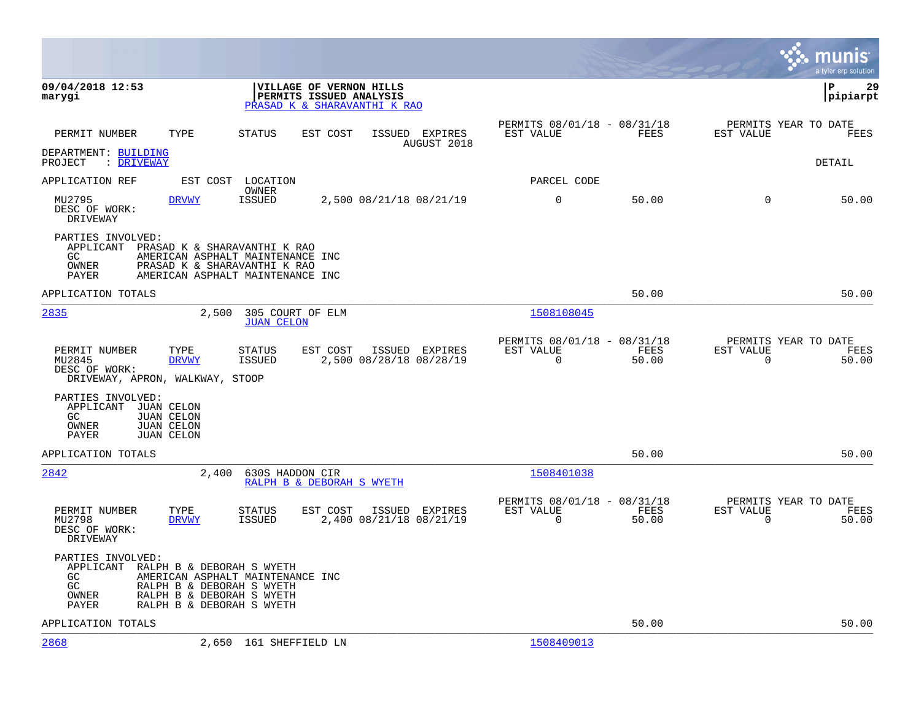**09/04/2018 12:53**
**marygi**

**VILLAGE OF VERNON HILLS**
**PERMITS ISSUED ANALYSIS**
PRASAD K & SHARAVANTHI K RAO

**P 29**
**pipiarpt**

| PERMIT NUMBER | TYPE | STATUS | EST COST | ISSUED | EXPIRES | PERMITS 08/01/18 - 08/31/18 EST VALUE | FEES | PERMITS YEAR TO DATE EST VALUE | FEES |
|---|---|---|---|---|---|---|---|---|---|
| | | | | | AUGUST 2018 | | | | |

DEPARTMENT: BUILDING
PROJECT : DRIVEWAY

DETAIL

APPLICATION REF | EST COST | LOCATION / OWNER | PARCEL CODE

| PERMIT NUMBER | TYPE | STATUS | EST COST | ISSUED | EXPIRES | EST VALUE | FEES | EST VALUE | FEES |
|---|---|---|---|---|---|---|---|---|---|
| MU2795 | DRVWY | ISSUED | 2,500 | 08/21/18 | 08/21/19 | 0 | 50.00 | 0 | 50.00 |

DESC OF WORK:
DRIVEWAY

PARTIES INVOLVED:
- APPLICANT PRASAD K & SHARAVANTHI K RAO
- GC AMERICAN ASPHALT MAINTENANCE INC
- OWNER PRASAD K & SHARAVANTHI K RAO
- PAYER AMERICAN ASPHALT MAINTENANCE INC

APPLICATION TOTALS 50.00 50.00

---

2835 | 2,500 | 305 COURT OF ELM | JUAN CELON | 1508108045

| PERMIT NUMBER | TYPE | STATUS | EST COST | ISSUED | EXPIRES | PERMITS 08/01/18 - 08/31/18 EST VALUE | FEES | PERMITS YEAR TO DATE EST VALUE | FEES |
|---|---|---|---|---|---|---|---|---|---|
| MU2845 | DRVWY | ISSUED | 2,500 | 08/28/18 | 08/28/19 | 0 | 50.00 | 0 | 50.00 |

DESC OF WORK:
DRIVEWAY, APRON, WALKWAY, STOOP

PARTIES INVOLVED:
- APPLICANT JUAN CELON
- GC JUAN CELON
- OWNER JUAN CELON
- PAYER JUAN CELON

APPLICATION TOTALS 50.00 50.00

---

2842 | 2,400 | 630S HADDON CIR | RALPH B & DEBORAH S WYETH | 1508401038

| PERMIT NUMBER | TYPE | STATUS | EST COST | ISSUED | EXPIRES | PERMITS 08/01/18 - 08/31/18 EST VALUE | FEES | PERMITS YEAR TO DATE EST VALUE | FEES |
|---|---|---|---|---|---|---|---|---|---|
| MU2798 | DRVWY | ISSUED | 2,400 | 08/21/18 | 08/21/19 | 0 | 50.00 | 0 | 50.00 |

DESC OF WORK:
DRIVEWAY

PARTIES INVOLVED:
- APPLICANT RALPH B & DEBORAH S WYETH
- GC AMERICAN ASPHALT MAINTENANCE INC
- GC RALPH B & DEBORAH S WYETH
- OWNER RALPH B & DEBORAH S WYETH
- PAYER RALPH B & DEBORAH S WYETH

APPLICATION TOTALS 50.00 50.00

---

2868 | 2,650 | 161 SHEFFIELD LN | 1508409013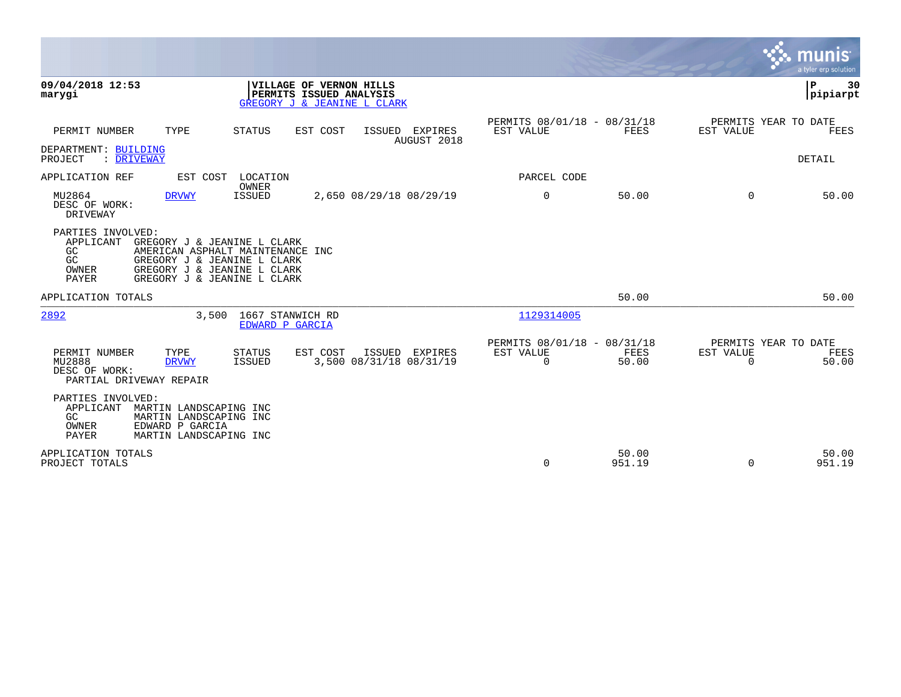**09/04/2018 12:53**
**marygi**

**VILLAGE OF VERNON HILLS**
**PERMITS ISSUED ANALYSIS**
GREGORY J & JEANINE L CLARK

**P 30**
**pipiarpt**

| PERMIT NUMBER | TYPE | STATUS | EST COST | ISSUED | EXPIRES | PERMITS 08/01/18 - 08/31/18 EST VALUE | FEES | PERMITS YEAR TO DATE EST VALUE | FEES |
|---|---|---|---|---|---|---|---|---|---|
| | | | | | AUGUST 2018 | | | | |

DEPARTMENT: BUILDING
PROJECT : DRIVEWAY

DETAIL

APPLICATION REF — EST COST — LOCATION / OWNER — PARCEL CODE

| PERMIT NUMBER | TYPE | STATUS | EST COST | ISSUED | EXPIRES | EST VALUE | FEES | EST VALUE | FEES |
|---|---|---|---|---|---|---|---|---|---|
| MU2864 | DRVWY | ISSUED | 2,650 | 08/29/18 | 08/29/19 | 0 | 50.00 | 0 | 50.00 |

DESC OF WORK:
DRIVEWAY

PARTIES INVOLVED:
APPLICANT GREGORY J & JEANINE L CLARK
GC AMERICAN ASPHALT MAINTENANCE INC
GC GREGORY J & JEANINE L CLARK
OWNER GREGORY J & JEANINE L CLARK
PAYER GREGORY J & JEANINE L CLARK

APPLICATION TOTALS — 50.00 — 50.00

---

2892 — 3,500 — 1667 STANWICH RD — EDWARD P GARCIA — 1129314005

| PERMIT NUMBER | TYPE | STATUS | EST COST | ISSUED | EXPIRES | PERMITS 08/01/18 - 08/31/18 EST VALUE | FEES | PERMITS YEAR TO DATE EST VALUE | FEES |
|---|---|---|---|---|---|---|---|---|---|
| MU2888 | DRVWY | ISSUED | 3,500 | 08/31/18 | 08/31/19 | 0 | 50.00 | 0 | 50.00 |

DESC OF WORK:
PARTIAL DRIVEWAY REPAIR

PARTIES INVOLVED:
APPLICANT MARTIN LANDSCAPING INC
GC MARTIN LANDSCAPING INC
OWNER EDWARD P GARCIA
PAYER MARTIN LANDSCAPING INC

| | EST VALUE | FEES | EST VALUE | FEES |
|---|---|---|---|---|
| APPLICATION TOTALS | | 50.00 | | 50.00 |
| PROJECT TOTALS | 0 | 951.19 | 0 | 951.19 |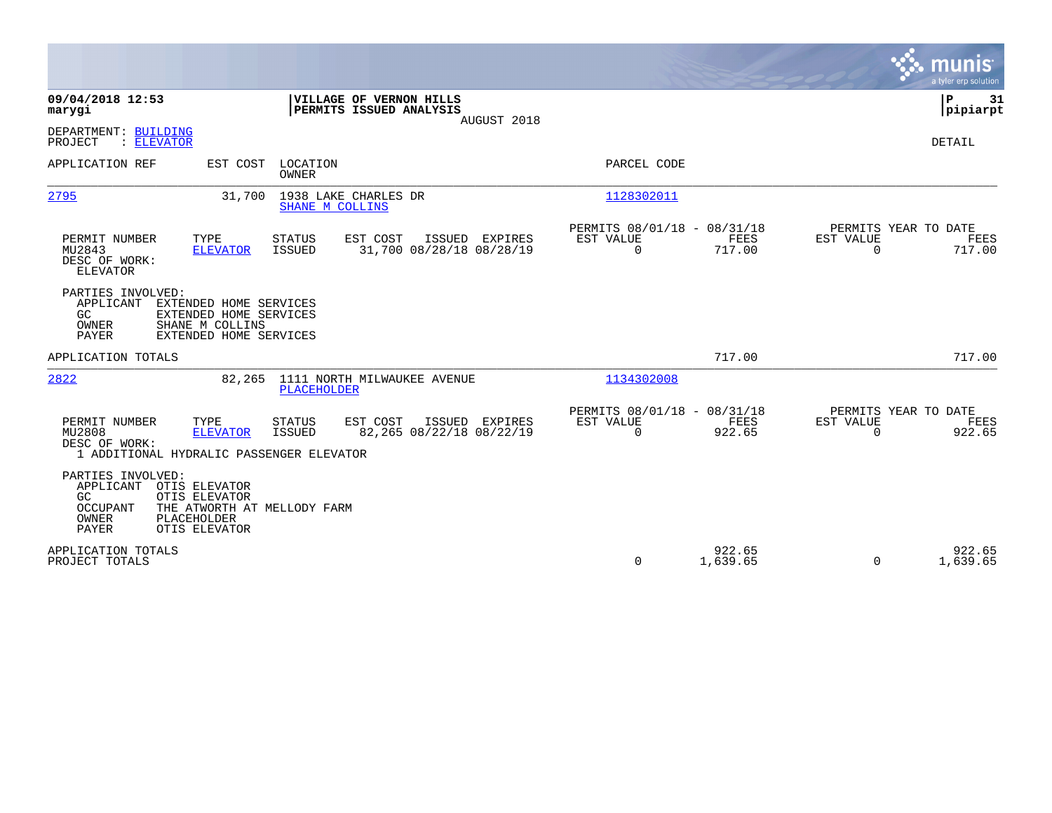**09/04/2018 12:53**
**marygi**

**VILLAGE OF VERNON HILLS**
**PERMITS ISSUED ANALYSIS**
AUGUST 2018

**P 31**
**pipiarpt**

DEPARTMENT: BUILDING
PROJECT : ELEVATOR

DETAIL

| APPLICATION REF | EST COST | LOCATION / OWNER | PARCEL CODE |
|---|---|---|---|
| 2795 | 31,700 | 1938 LAKE CHARLES DR / SHANE M COLLINS | 1128302011 |

| PERMIT NUMBER | TYPE | STATUS | EST COST | ISSUED | EXPIRES | PERMITS 08/01/18 - 08/31/18 EST VALUE | FEES | PERMITS YEAR TO DATE EST VALUE | FEES |
|---|---|---|---|---|---|---|---|---|---|
| MU2843 | ELEVATOR | ISSUED | 31,700 | 08/28/18 | 08/28/19 | 0 | 717.00 | 0 | 717.00 |

DESC OF WORK:
ELEVATOR

PARTIES INVOLVED:
- APPLICANT EXTENDED HOME SERVICES
- GC EXTENDED HOME SERVICES
- OWNER SHANE M COLLINS
- PAYER EXTENDED HOME SERVICES

APPLICATION TOTALS 717.00 717.00

| APPLICATION REF | EST COST | LOCATION / OWNER | PARCEL CODE |
|---|---|---|---|
| 2822 | 82,265 | 1111 NORTH MILWAUKEE AVENUE / PLACEHOLDER | 1134302008 |

| PERMIT NUMBER | TYPE | STATUS | EST COST | ISSUED | EXPIRES | PERMITS 08/01/18 - 08/31/18 EST VALUE | FEES | PERMITS YEAR TO DATE EST VALUE | FEES |
|---|---|---|---|---|---|---|---|---|---|
| MU2808 | ELEVATOR | ISSUED | 82,265 | 08/22/18 | 08/22/19 | 0 | 922.65 | 0 | 922.65 |

DESC OF WORK:
1 ADDITIONAL HYDRALIC PASSENGER ELEVATOR

PARTIES INVOLVED:
- APPLICANT OTIS ELEVATOR
- GC OTIS ELEVATOR
- OCCUPANT THE ATWORTH AT MELLODY FARM
- OWNER PLACEHOLDER
- PAYER OTIS ELEVATOR

| | EST VALUE | FEES | EST VALUE | FEES |
|---|---|---|---|---|
| APPLICATION TOTALS | | 922.65 | | 922.65 |
| PROJECT TOTALS | 0 | 1,639.65 | 0 | 1,639.65 |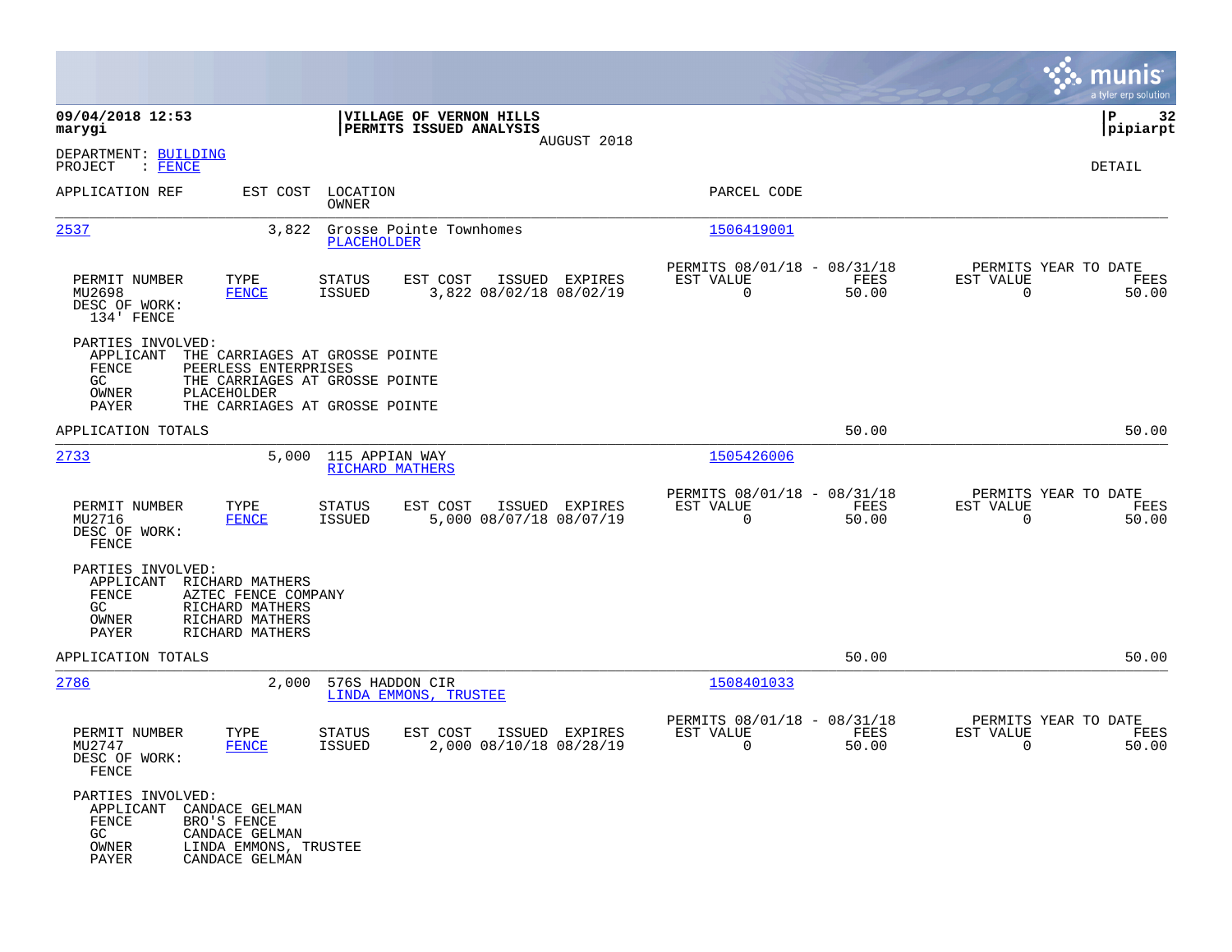**09/04/2018 12:53**
**marygi**

**VILLAGE OF VERNON HILLS**
**PERMITS ISSUED ANALYSIS**
AUGUST 2018

**pipiarpt**

DEPARTMENT: BUILDING
PROJECT : FENCE

DETAIL

| APPLICATION REF | EST COST | LOCATION / OWNER | PARCEL CODE |
|---|---|---|---|
| 2537 | 3,822 | Grosse Pointe Townhomes / PLACEHOLDER | 1506419001 |

| PERMIT NUMBER | TYPE | STATUS | EST COST | ISSUED | EXPIRES | PERMITS 08/01/18 - 08/31/18 EST VALUE | FEES | PERMITS YEAR TO DATE EST VALUE | FEES |
|---|---|---|---|---|---|---|---|---|---|
| MU2698 | FENCE | ISSUED | 3,822 | 08/02/18 | 08/02/19 | 0 | 50.00 | 0 | 50.00 |

DESC OF WORK:
134' FENCE

PARTIES INVOLVED:
- APPLICANT THE CARRIAGES AT GROSSE POINTE
- FENCE PEERLESS ENTERPRISES
- GC THE CARRIAGES AT GROSSE POINTE
- OWNER PLACEHOLDER
- PAYER THE CARRIAGES AT GROSSE POINTE

APPLICATION TOTALS 50.00 50.00

| APPLICATION REF | EST COST | LOCATION / OWNER | PARCEL CODE |
|---|---|---|---|
| 2733 | 5,000 | 115 APPIAN WAY / RICHARD MATHERS | 1505426006 |

| PERMIT NUMBER | TYPE | STATUS | EST COST | ISSUED | EXPIRES | PERMITS 08/01/18 - 08/31/18 EST VALUE | FEES | PERMITS YEAR TO DATE EST VALUE | FEES |
|---|---|---|---|---|---|---|---|---|---|
| MU2716 | FENCE | ISSUED | 5,000 | 08/07/18 | 08/07/19 | 0 | 50.00 | 0 | 50.00 |

DESC OF WORK:
FENCE

PARTIES INVOLVED:
- APPLICANT RICHARD MATHERS
- FENCE AZTEC FENCE COMPANY
- GC RICHARD MATHERS
- OWNER RICHARD MATHERS
- PAYER RICHARD MATHERS

APPLICATION TOTALS 50.00 50.00

| APPLICATION REF | EST COST | LOCATION / OWNER | PARCEL CODE |
|---|---|---|---|
| 2786 | 2,000 | 576S HADDON CIR / LINDA EMMONS, TRUSTEE | 1508401033 |

| PERMIT NUMBER | TYPE | STATUS | EST COST | ISSUED | EXPIRES | PERMITS 08/01/18 - 08/31/18 EST VALUE | FEES | PERMITS YEAR TO DATE EST VALUE | FEES |
|---|---|---|---|---|---|---|---|---|---|
| MU2747 | FENCE | ISSUED | 2,000 | 08/10/18 | 08/28/19 | 0 | 50.00 | 0 | 50.00 |

DESC OF WORK:
FENCE

PARTIES INVOLVED:
- APPLICANT CANDACE GELMAN
- FENCE BRO'S FENCE
- GC CANDACE GELMAN
- OWNER LINDA EMMONS, TRUSTEE
- PAYER CANDACE GELMAN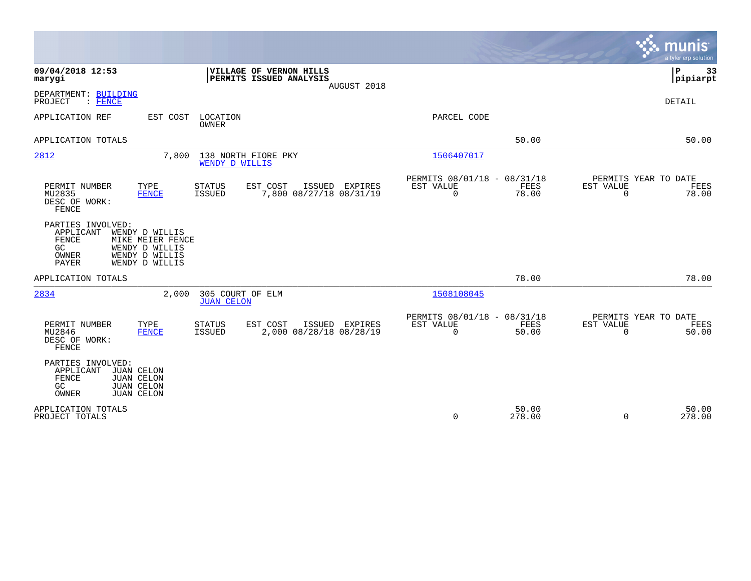09/04/2018 12:53
marygi

**VILLAGE OF VERNON HILLS**
**PERMITS ISSUED ANALYSIS**
AUGUST 2018

P 33
pipiarpt

DEPARTMENT: BUILDING
PROJECT : FENCE

DETAIL

| APPLICATION REF | EST COST | LOCATION / OWNER | PARCEL CODE | | |
|---|---|---|---|---|---|
| APPLICATION TOTALS | | | | 50.00 | 50.00 |
| 2812 | 7,800 | 138 NORTH FIORE PKY / WENDY D WILLIS | 1506407017 | | |

| PERMIT NUMBER | TYPE | STATUS | EST COST | ISSUED | EXPIRES | PERMITS 08/01/18 - 08/31/18 EST VALUE | FEES | PERMITS YEAR TO DATE EST VALUE | FEES |
|---|---|---|---|---|---|---|---|---|---|
| MU2835 | FENCE | ISSUED | 7,800 | 08/27/18 | 08/31/19 | 0 | 78.00 | 0 | 78.00 |

DESC OF WORK:
FENCE

PARTIES INVOLVED:
- APPLICANT WENDY D WILLIS
- FENCE MIKE MEIER FENCE
- GC WENDY D WILLIS
- OWNER WENDY D WILLIS
- PAYER WENDY D WILLIS

| APPLICATION REF | EST COST | LOCATION / OWNER | PARCEL CODE | | |
|---|---|---|---|---|---|
| APPLICATION TOTALS | | | | 78.00 | 78.00 |
| 2834 | 2,000 | 305 COURT OF ELM / JUAN CELON | 1508108045 | | |

| PERMIT NUMBER | TYPE | STATUS | EST COST | ISSUED | EXPIRES | PERMITS 08/01/18 - 08/31/18 EST VALUE | FEES | PERMITS YEAR TO DATE EST VALUE | FEES |
|---|---|---|---|---|---|---|---|---|---|
| MU2846 | FENCE | ISSUED | 2,000 | 08/28/18 | 08/28/19 | 0 | 50.00 | 0 | 50.00 |

DESC OF WORK:
FENCE

PARTIES INVOLVED:
- APPLICANT JUAN CELON
- FENCE JUAN CELON
- GC JUAN CELON
- OWNER JUAN CELON

| | EST VALUE | FEES | EST VALUE | FEES |
|---|---|---|---|---|
| APPLICATION TOTALS | | 50.00 | | 50.00 |
| PROJECT TOTALS | 0 | 278.00 | 0 | 278.00 |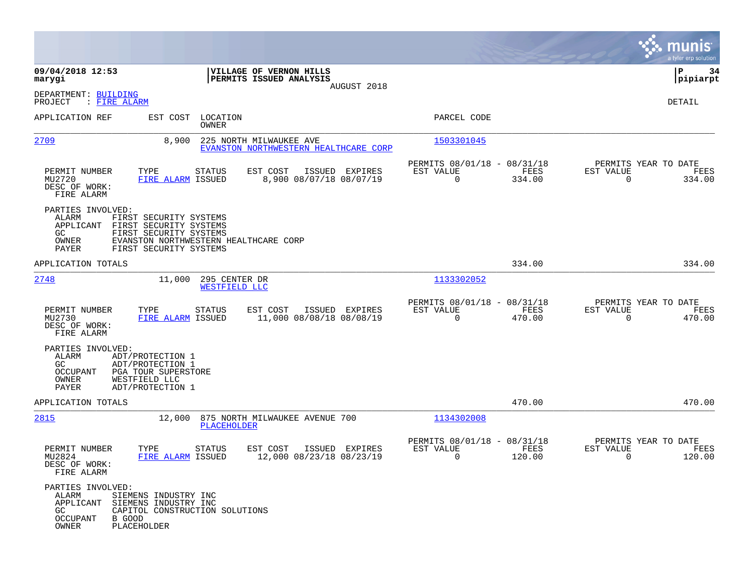**09/04/2018 12:53** | **VILLAGE OF VERNON HILLS** | **P 34**
**marygi** | **PERMITS ISSUED ANALYSIS** | **pipiarpt**
AUGUST 2018

DEPARTMENT: BUILDING
PROJECT : FIRE ALARM

DETAIL

| APPLICATION REF | EST COST | LOCATION / OWNER | PARCEL CODE |
|---|---|---|---|
| 2709 | 8,900 | 225 NORTH MILWAUKEE AVE / EVANSTON NORTHWESTERN HEALTHCARE CORP | 1503301045 |

| PERMIT NUMBER | TYPE | STATUS | EST COST | ISSUED | EXPIRES | PERMITS 08/01/18 - 08/31/18 EST VALUE | FEES | PERMITS YEAR TO DATE EST VALUE | FEES |
|---|---|---|---|---|---|---|---|---|---|
| MU2720 | FIRE ALARM | ISSUED | 8,900 | 08/07/18 | 08/07/19 | 0 | 334.00 | 0 | 334.00 |

DESC OF WORK:
FIRE ALARM

PARTIES INVOLVED:
- ALARM FIRST SECURITY SYSTEMS
- APPLICANT FIRST SECURITY SYSTEMS
- GC FIRST SECURITY SYSTEMS
- OWNER EVANSTON NORTHWESTERN HEALTHCARE CORP
- PAYER FIRST SECURITY SYSTEMS

APPLICATION TOTALS — 334.00 — 334.00

| APPLICATION REF | EST COST | LOCATION / OWNER | PARCEL CODE |
|---|---|---|---|
| 2748 | 11,000 | 295 CENTER DR / WESTFIELD LLC | 1133302052 |

| PERMIT NUMBER | TYPE | STATUS | EST COST | ISSUED | EXPIRES | PERMITS 08/01/18 - 08/31/18 EST VALUE | FEES | PERMITS YEAR TO DATE EST VALUE | FEES |
|---|---|---|---|---|---|---|---|---|---|
| MU2730 | FIRE ALARM | ISSUED | 11,000 | 08/08/18 | 08/08/19 | 0 | 470.00 | 0 | 470.00 |

DESC OF WORK:
FIRE ALARM

PARTIES INVOLVED:
- ALARM ADT/PROTECTION 1
- GC ADT/PROTECTION 1
- OCCUPANT PGA TOUR SUPERSTORE
- OWNER WESTFIELD LLC
- PAYER ADT/PROTECTION 1

APPLICATION TOTALS — 470.00 — 470.00

| APPLICATION REF | EST COST | LOCATION / OWNER | PARCEL CODE |
|---|---|---|---|
| 2815 | 12,000 | 875 NORTH MILWAUKEE AVENUE 700 / PLACEHOLDER | 1134302008 |

| PERMIT NUMBER | TYPE | STATUS | EST COST | ISSUED | EXPIRES | PERMITS 08/01/18 - 08/31/18 EST VALUE | FEES | PERMITS YEAR TO DATE EST VALUE | FEES |
|---|---|---|---|---|---|---|---|---|---|
| MU2824 | FIRE ALARM | ISSUED | 12,000 | 08/23/18 | 08/23/19 | 0 | 120.00 | 0 | 120.00 |

DESC OF WORK:
FIRE ALARM

PARTIES INVOLVED:
- ALARM SIEMENS INDUSTRY INC
- APPLICANT SIEMENS INDUSTRY INC
- GC CAPITOL CONSTRUCTION SOLUTIONS
- OCCUPANT B GOOD
- OWNER PLACEHOLDER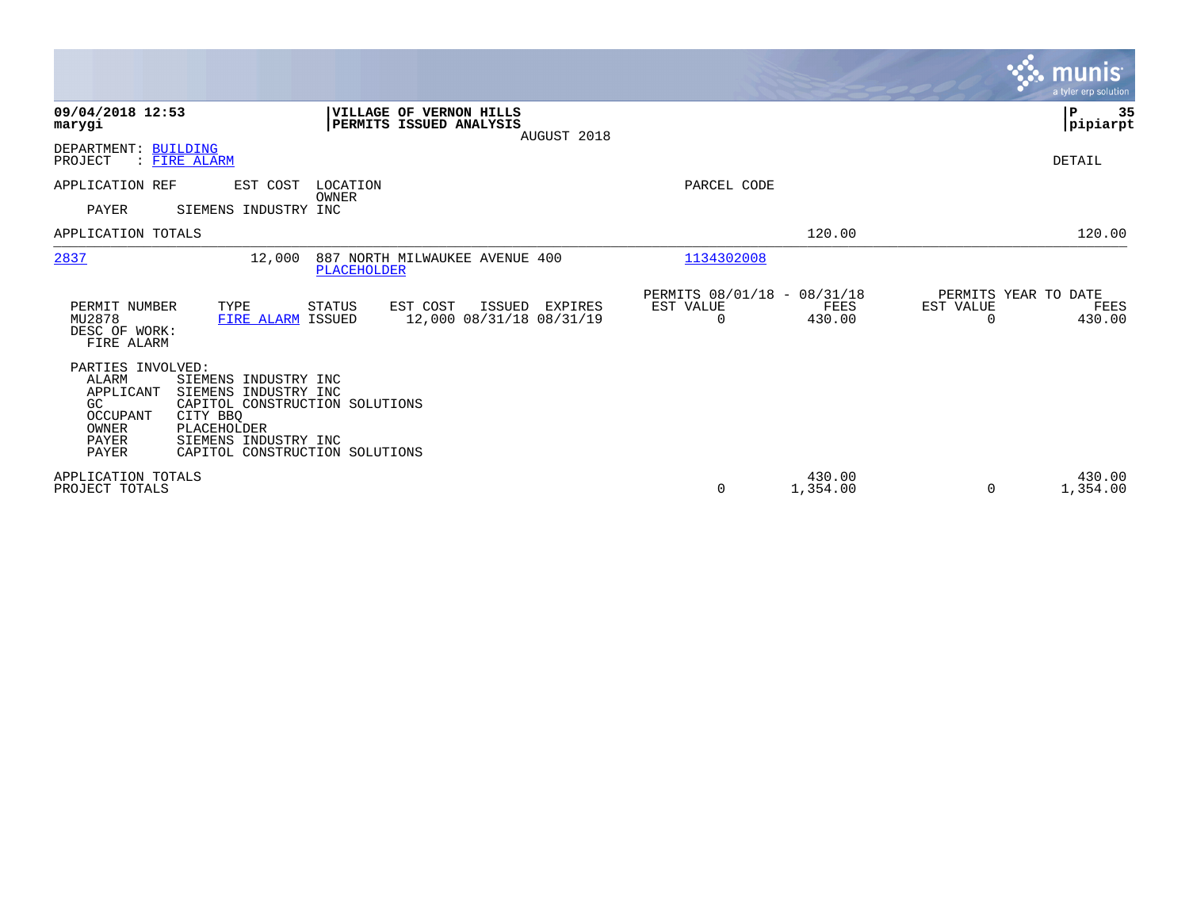**09/04/2018 12:53**
**marygi**

**VILLAGE OF VERNON HILLS**
**PERMITS ISSUED ANALYSIS**
AUGUST 2018

**pipiarpt**

DEPARTMENT: BUILDING
PROJECT : FIRE ALARM

DETAIL

| APPLICATION REF | EST COST | LOCATION / OWNER | PARCEL CODE | | |
|---|---|---|---|---|---|
| PAYER | SIEMENS INDUSTRY INC | | | | |
| APPLICATION TOTALS | | | | 120.00 | 120.00 |
| 2837 | 12,000 | 887 NORTH MILWAUKEE AVENUE 400 / PLACEHOLDER | 1134302008 | | |

| PERMIT NUMBER | TYPE | STATUS | EST COST | ISSUED | EXPIRES | PERMITS 08/01/18 - 08/31/18 EST VALUE | FEES | PERMITS YEAR TO DATE EST VALUE | FEES |
|---|---|---|---|---|---|---|---|---|---|
| MU2878 | FIRE ALARM | ISSUED | 12,000 | 08/31/18 | 08/31/19 | 0 | 430.00 | 0 | 430.00 |

DESC OF WORK:
FIRE ALARM

PARTIES INVOLVED:

| Role | Name |
|---|---|
| ALARM | SIEMENS INDUSTRY INC |
| APPLICANT | SIEMENS INDUSTRY INC |
| GC | CAPITOL CONSTRUCTION SOLUTIONS |
| OCCUPANT | CITY BBQ |
| OWNER | PLACEHOLDER |
| PAYER | SIEMENS INDUSTRY INC |
| PAYER | CAPITOL CONSTRUCTION SOLUTIONS |

| | EST VALUE | FEES | EST VALUE | FEES |
|---|---|---|---|---|
| APPLICATION TOTALS | | 430.00 | | 430.00 |
| PROJECT TOTALS | 0 | 1,354.00 | 0 | 1,354.00 |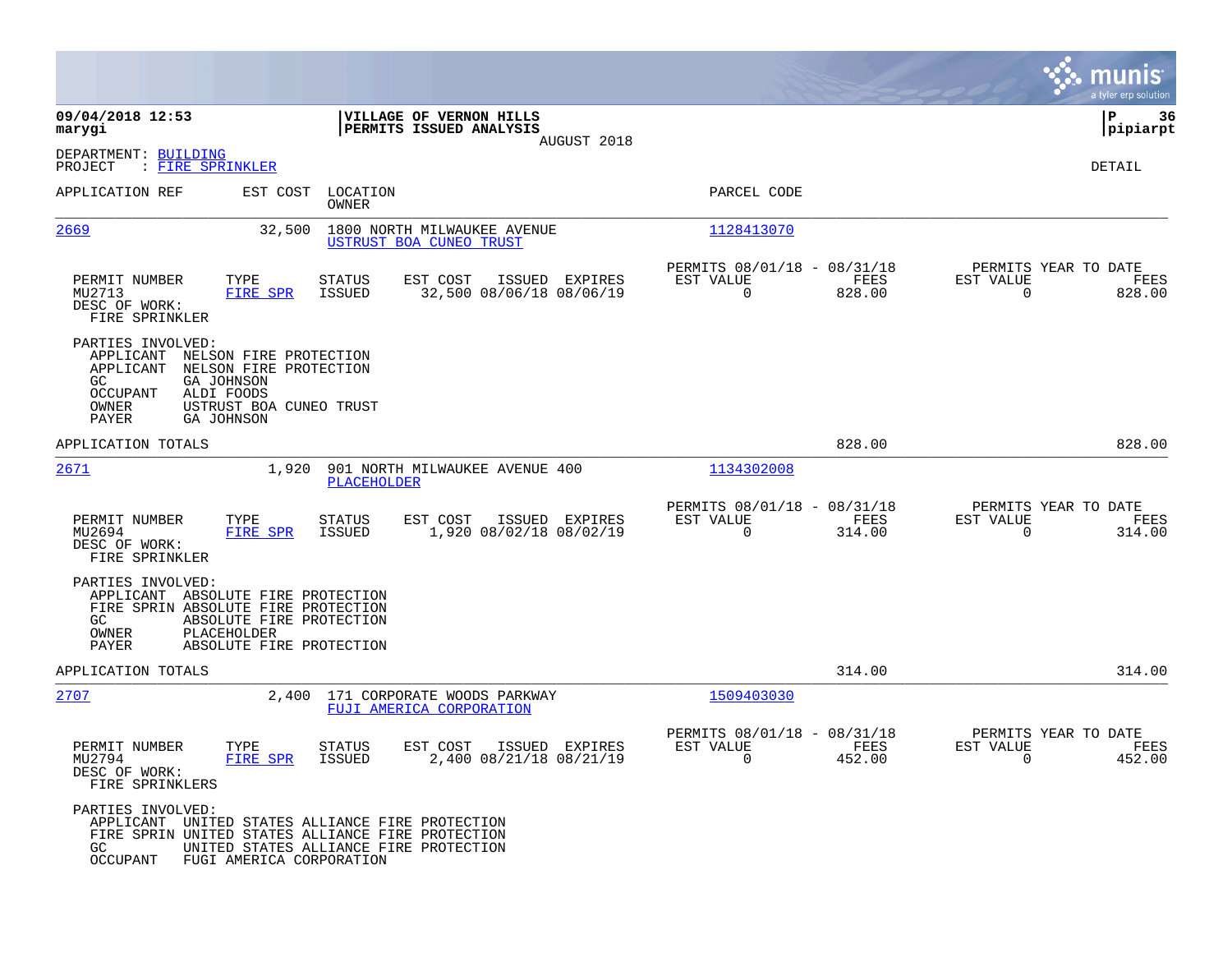**09/04/2018 12:53**
**marygi**

**VILLAGE OF VERNON HILLS**
**PERMITS ISSUED ANALYSIS**
AUGUST 2018

**P 36**
**pipiarpt**

DEPARTMENT: BUILDING
PROJECT : FIRE SPRINKLER

DETAIL

| APPLICATION REF | EST COST | LOCATION / OWNER | PARCEL CODE |
|---|---|---|---|
| 2669 | 32,500 | 1800 NORTH MILWAUKEE AVENUE / USTRUST BOA CUNEO TRUST | 1128413070 |

| PERMIT NUMBER | TYPE | STATUS | EST COST | ISSUED | EXPIRES | PERMITS 08/01/18 - 08/31/18 EST VALUE | FEES | PERMITS YEAR TO DATE EST VALUE | FEES |
|---|---|---|---|---|---|---|---|---|---|
| MU2713 | FIRE SPR | ISSUED | 32,500 | 08/06/18 | 08/06/19 | 0 | 828.00 | 0 | 828.00 |

DESC OF WORK:
FIRE SPRINKLER

PARTIES INVOLVED:
- APPLICANT NELSON FIRE PROTECTION
- APPLICANT NELSON FIRE PROTECTION
- GC GA JOHNSON
- OCCUPANT ALDI FOODS
- OWNER USTRUST BOA CUNEO TRUST
- PAYER GA JOHNSON

APPLICATION TOTALS: 828.00 | 828.00

| APPLICATION REF | EST COST | LOCATION / OWNER | PARCEL CODE |
|---|---|---|---|
| 2671 | 1,920 | 901 NORTH MILWAUKEE AVENUE 400 / PLACEHOLDER | 1134302008 |

| PERMIT NUMBER | TYPE | STATUS | EST COST | ISSUED | EXPIRES | PERMITS 08/01/18 - 08/31/18 EST VALUE | FEES | PERMITS YEAR TO DATE EST VALUE | FEES |
|---|---|---|---|---|---|---|---|---|---|
| MU2694 | FIRE SPR | ISSUED | 1,920 | 08/02/18 | 08/02/19 | 0 | 314.00 | 0 | 314.00 |

DESC OF WORK:
FIRE SPRINKLER

PARTIES INVOLVED:
- APPLICANT ABSOLUTE FIRE PROTECTION
- FIRE SPRIN ABSOLUTE FIRE PROTECTION
- GC ABSOLUTE FIRE PROTECTION
- OWNER PLACEHOLDER
- PAYER ABSOLUTE FIRE PROTECTION

APPLICATION TOTALS: 314.00 | 314.00

| APPLICATION REF | EST COST | LOCATION / OWNER | PARCEL CODE |
|---|---|---|---|
| 2707 | 2,400 | 171 CORPORATE WOODS PARKWAY / FUJI AMERICA CORPORATION | 1509403030 |

| PERMIT NUMBER | TYPE | STATUS | EST COST | ISSUED | EXPIRES | PERMITS 08/01/18 - 08/31/18 EST VALUE | FEES | PERMITS YEAR TO DATE EST VALUE | FEES |
|---|---|---|---|---|---|---|---|---|---|
| MU2794 | FIRE SPR | ISSUED | 2,400 | 08/21/18 | 08/21/19 | 0 | 452.00 | 0 | 452.00 |

DESC OF WORK:
FIRE SPRINKLERS

PARTIES INVOLVED:
- APPLICANT UNITED STATES ALLIANCE FIRE PROTECTION
- FIRE SPRIN UNITED STATES ALLIANCE FIRE PROTECTION
- GC UNITED STATES ALLIANCE FIRE PROTECTION
- OCCUPANT FUGI AMERICA CORPORATION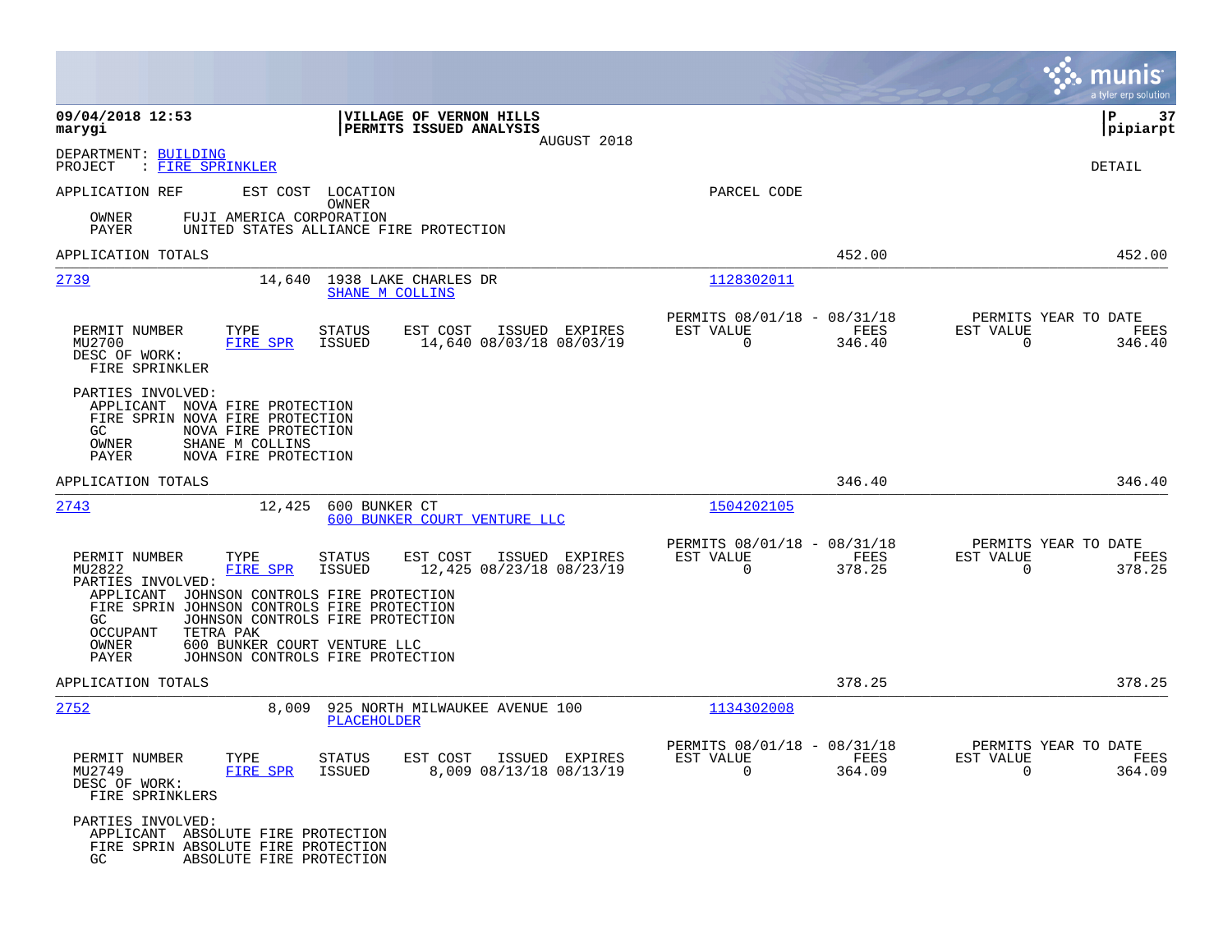**VILLAGE OF VERNON HILLS**
**PERMITS ISSUED ANALYSIS**
AUGUST 2018

09/04/2018 12:53
marygi

P 37
pipiarpt

DEPARTMENT: BUILDING
PROJECT : FIRE SPRINKLER

DETAIL

APPLICATION REF | EST COST | LOCATION / OWNER | PARCEL CODE

OWNER FUJI AMERICA CORPORATION
PAYER UNITED STATES ALLIANCE FIRE PROTECTION

APPLICATION TOTALS 452.00 452.00

---

**2739** | 14,640 | 1938 LAKE CHARLES DR / SHANE M COLLINS | 1128302011

| PERMIT NUMBER | TYPE | STATUS | EST COST | ISSUED | EXPIRES | PERMITS 08/01/18 - 08/31/18 EST VALUE | FEES | PERMITS YEAR TO DATE EST VALUE | FEES |
|---|---|---|---|---|---|---|---|---|---|
| MU2700 | FIRE SPR | ISSUED | 14,640 | 08/03/18 | 08/03/19 | 0 | 346.40 | 0 | 346.40 |

DESC OF WORK:
FIRE SPRINKLER

PARTIES INVOLVED:
APPLICANT NOVA FIRE PROTECTION
FIRE SPRIN NOVA FIRE PROTECTION
GC NOVA FIRE PROTECTION
OWNER SHANE M COLLINS
PAYER NOVA FIRE PROTECTION

APPLICATION TOTALS 346.40 346.40

---

**2743** | 12,425 | 600 BUNKER CT / 600 BUNKER COURT VENTURE LLC | 1504202105

| PERMIT NUMBER | TYPE | STATUS | EST COST | ISSUED | EXPIRES | PERMITS 08/01/18 - 08/31/18 EST VALUE | FEES | PERMITS YEAR TO DATE EST VALUE | FEES |
|---|---|---|---|---|---|---|---|---|---|
| MU2822 | FIRE SPR | ISSUED | 12,425 | 08/23/18 | 08/23/19 | 0 | 378.25 | 0 | 378.25 |

PARTIES INVOLVED:
APPLICANT JOHNSON CONTROLS FIRE PROTECTION
FIRE SPRIN JOHNSON CONTROLS FIRE PROTECTION
GC JOHNSON CONTROLS FIRE PROTECTION
OCCUPANT TETRA PAK
OWNER 600 BUNKER COURT VENTURE LLC
PAYER JOHNSON CONTROLS FIRE PROTECTION

APPLICATION TOTALS 378.25 378.25

---

**2752** | 8,009 | 925 NORTH MILWAUKEE AVENUE 100 / PLACEHOLDER | 1134302008

| PERMIT NUMBER | TYPE | STATUS | EST COST | ISSUED | EXPIRES | PERMITS 08/01/18 - 08/31/18 EST VALUE | FEES | PERMITS YEAR TO DATE EST VALUE | FEES |
|---|---|---|---|---|---|---|---|---|---|
| MU2749 | FIRE SPR | ISSUED | 8,009 | 08/13/18 | 08/13/19 | 0 | 364.09 | 0 | 364.09 |

DESC OF WORK:
FIRE SPRINKLERS

PARTIES INVOLVED:
APPLICANT ABSOLUTE FIRE PROTECTION
FIRE SPRIN ABSOLUTE FIRE PROTECTION
GC ABSOLUTE FIRE PROTECTION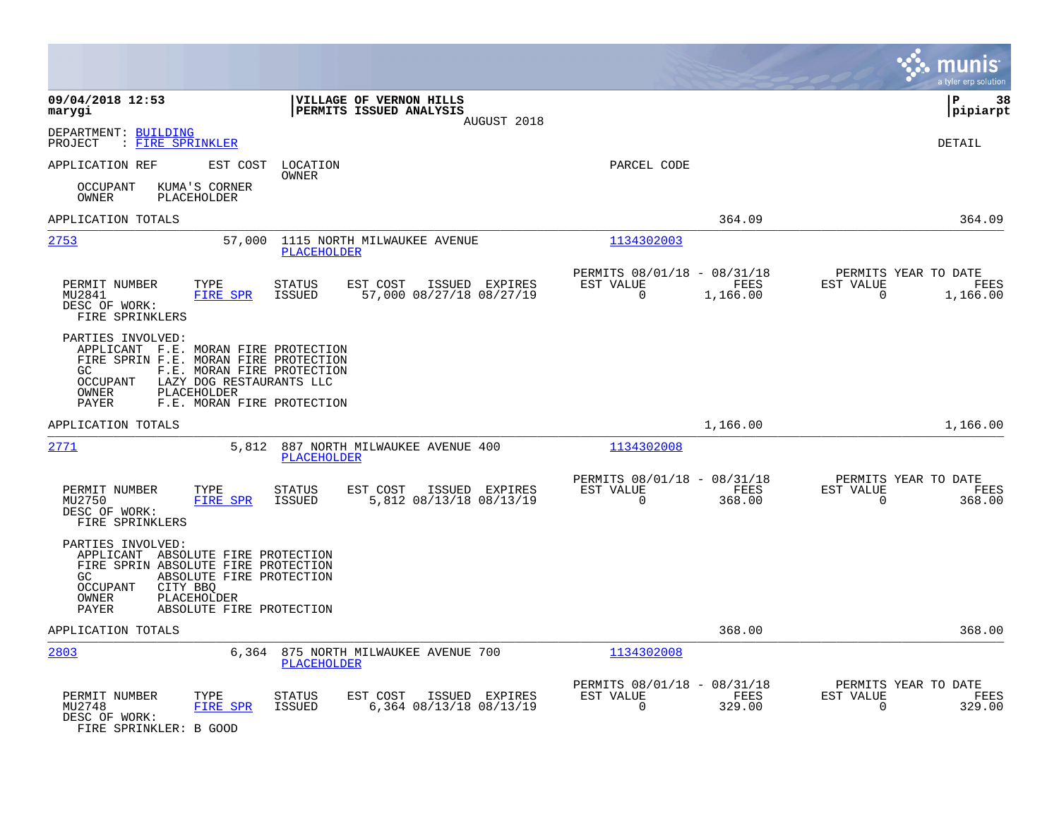**09/04/2018 12:53**
**marygi**

**VILLAGE OF VERNON HILLS**
**PERMITS ISSUED ANALYSIS**
AUGUST 2018

**P 38**
**pipiarpt**

DEPARTMENT: BUILDING
PROJECT : FIRE SPRINKLER

DETAIL

APPLICATION REF | EST COST | LOCATION / OWNER | PARCEL CODE

OCCUPANT KUMA'S CORNER
OWNER PLACEHOLDER

APPLICATION TOTALS 364.09 364.09

---

**2753** | 57,000 | 1115 NORTH MILWAUKEE AVENUE / PLACEHOLDER | 1134302003

| PERMIT NUMBER | TYPE | STATUS | EST COST | ISSUED | EXPIRES | PERMITS 08/01/18 - 08/31/18 EST VALUE | FEES | PERMITS YEAR TO DATE EST VALUE | FEES |
|---|---|---|---|---|---|---|---|---|---|
| MU2841 | FIRE SPR | ISSUED | 57,000 | 08/27/18 | 08/27/19 | 0 | 1,166.00 | 0 | 1,166.00 |

DESC OF WORK:
FIRE SPRINKLERS

PARTIES INVOLVED:
APPLICANT F.E. MORAN FIRE PROTECTION
FIRE SPRIN F.E. MORAN FIRE PROTECTION
GC F.E. MORAN FIRE PROTECTION
OCCUPANT LAZY DOG RESTAURANTS LLC
OWNER PLACEHOLDER
PAYER F.E. MORAN FIRE PROTECTION

APPLICATION TOTALS 1,166.00 1,166.00

---

**2771** | 5,812 | 887 NORTH MILWAUKEE AVENUE 400 / PLACEHOLDER | 1134302008

| PERMIT NUMBER | TYPE | STATUS | EST COST | ISSUED | EXPIRES | PERMITS 08/01/18 - 08/31/18 EST VALUE | FEES | PERMITS YEAR TO DATE EST VALUE | FEES |
|---|---|---|---|---|---|---|---|---|---|
| MU2750 | FIRE SPR | ISSUED | 5,812 | 08/13/18 | 08/13/19 | 0 | 368.00 | 0 | 368.00 |

DESC OF WORK:
FIRE SPRINKLERS

PARTIES INVOLVED:
APPLICANT ABSOLUTE FIRE PROTECTION
FIRE SPRIN ABSOLUTE FIRE PROTECTION
GC ABSOLUTE FIRE PROTECTION
OCCUPANT CITY BBQ
OWNER PLACEHOLDER
PAYER ABSOLUTE FIRE PROTECTION

APPLICATION TOTALS 368.00 368.00

---

**2803** | 6,364 | 875 NORTH MILWAUKEE AVENUE 700 / PLACEHOLDER | 1134302008

| PERMIT NUMBER | TYPE | STATUS | EST COST | ISSUED | EXPIRES | PERMITS 08/01/18 - 08/31/18 EST VALUE | FEES | PERMITS YEAR TO DATE EST VALUE | FEES |
|---|---|---|---|---|---|---|---|---|---|
| MU2748 | FIRE SPR | ISSUED | 6,364 | 08/13/18 | 08/13/19 | 0 | 329.00 | 0 | 329.00 |

DESC OF WORK:
FIRE SPRINKLER: B GOOD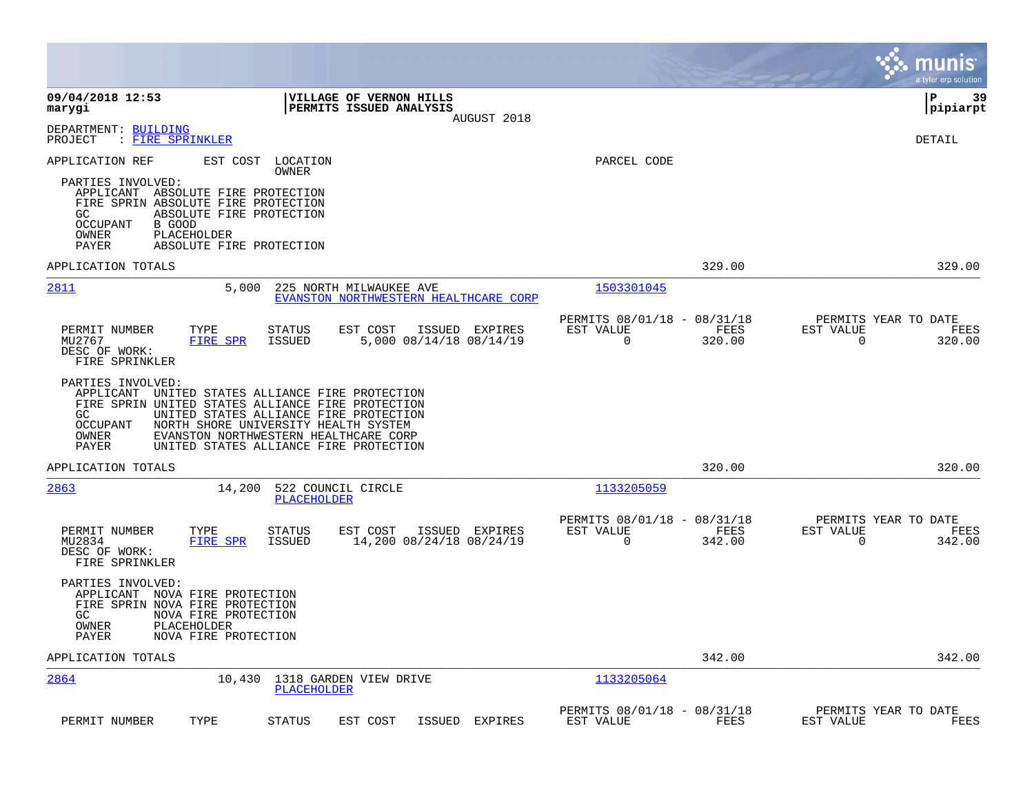**09/04/2018 12:53** | **VILLAGE OF VERNON HILLS** | **P 39**
**marygi** | **PERMITS ISSUED ANALYSIS** | **pipiarpt**

AUGUST 2018

DEPARTMENT: BUILDING
PROJECT : FIRE SPRINKLER

DETAIL

APPLICATION REF | EST COST | LOCATION / OWNER | PARCEL CODE

PARTIES INVOLVED:
- APPLICANT ABSOLUTE FIRE PROTECTION
- FIRE SPRIN ABSOLUTE FIRE PROTECTION
- GC ABSOLUTE FIRE PROTECTION
- OCCUPANT B GOOD
- OWNER PLACEHOLDER
- PAYER ABSOLUTE FIRE PROTECTION

APPLICATION TOTALS 329.00 329.00

---

**2811** | 5,000 | 225 NORTH MILWAUKEE AVE / EVANSTON NORTHWESTERN HEALTHCARE CORP | 1503301045

| PERMIT NUMBER | TYPE | STATUS | EST COST | ISSUED | EXPIRES | PERMITS 08/01/18 - 08/31/18 EST VALUE | FEES | PERMITS YEAR TO DATE EST VALUE | FEES |
|---|---|---|---|---|---|---|---|---|---|
| MU2767 | FIRE SPR | ISSUED | 5,000 | 08/14/18 | 08/14/19 | 0 | 320.00 | 0 | 320.00 |

DESC OF WORK:
FIRE SPRINKLER

PARTIES INVOLVED:
- APPLICANT UNITED STATES ALLIANCE FIRE PROTECTION
- FIRE SPRIN UNITED STATES ALLIANCE FIRE PROTECTION
- GC UNITED STATES ALLIANCE FIRE PROTECTION
- OCCUPANT NORTH SHORE UNIVERSITY HEALTH SYSTEM
- OWNER EVANSTON NORTHWESTERN HEALTHCARE CORP
- PAYER UNITED STATES ALLIANCE FIRE PROTECTION

APPLICATION TOTALS 320.00 320.00

---

**2863** | 14,200 | 522 COUNCIL CIRCLE / PLACEHOLDER | 1133205059

| PERMIT NUMBER | TYPE | STATUS | EST COST | ISSUED | EXPIRES | PERMITS 08/01/18 - 08/31/18 EST VALUE | FEES | PERMITS YEAR TO DATE EST VALUE | FEES |
|---|---|---|---|---|---|---|---|---|---|
| MU2834 | FIRE SPR | ISSUED | 14,200 | 08/24/18 | 08/24/19 | 0 | 342.00 | 0 | 342.00 |

DESC OF WORK:
FIRE SPRINKLER

PARTIES INVOLVED:
- APPLICANT NOVA FIRE PROTECTION
- FIRE SPRIN NOVA FIRE PROTECTION
- GC NOVA FIRE PROTECTION
- OWNER PLACEHOLDER
- PAYER NOVA FIRE PROTECTION

APPLICATION TOTALS 342.00 342.00

---

**2864** | 10,430 | 1318 GARDEN VIEW DRIVE / PLACEHOLDER | 1133205064

| PERMIT NUMBER | TYPE | STATUS | EST COST | ISSUED | EXPIRES | PERMITS 08/01/18 - 08/31/18 EST VALUE | FEES | PERMITS YEAR TO DATE EST VALUE | FEES |
|---|---|---|---|---|---|---|---|---|---|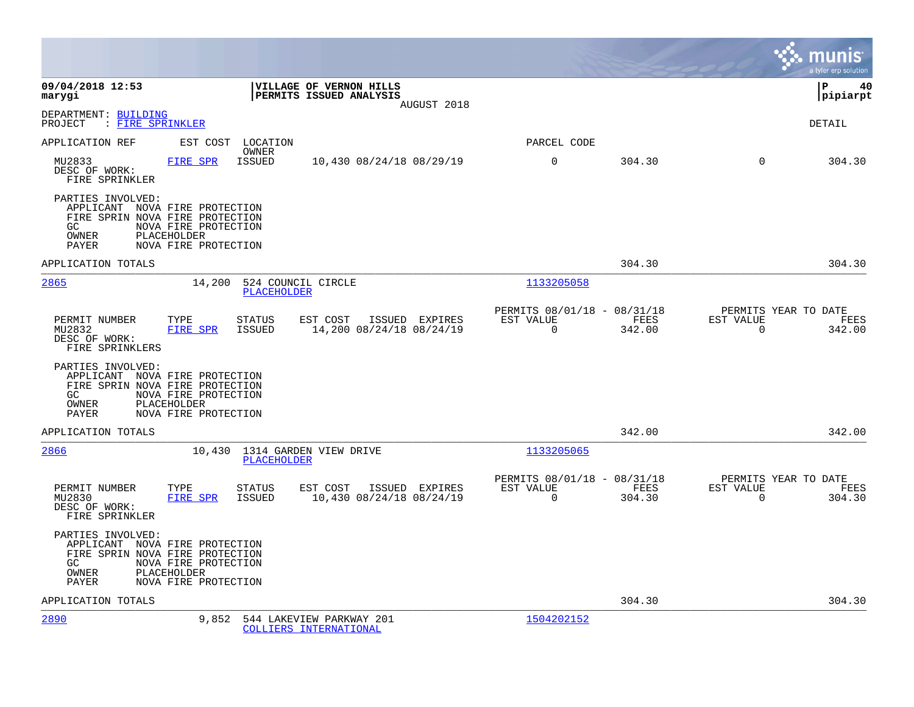**VILLAGE OF VERNON HILLS**
**PERMITS ISSUED ANALYSIS**
AUGUST 2018

**09/04/2018 12:53**
**marygi**

**P 40**
**pipiarpt**

DEPARTMENT: BUILDING
PROJECT : FIRE SPRINKLER

DETAIL

| APPLICATION REF | EST COST | LOCATION / OWNER | | PARCEL CODE | | | |
|---|---|---|---|---|---|---|---|

MU2833 FIRE SPR ISSUED 10,430 08/24/18 08/29/19 | 0 | 304.30 | 0 | 304.30

DESC OF WORK:
FIRE SPRINKLER

PARTIES INVOLVED:
- APPLICANT NOVA FIRE PROTECTION
- FIRE SPRIN NOVA FIRE PROTECTION
- GC NOVA FIRE PROTECTION
- OWNER PLACEHOLDER
- PAYER NOVA FIRE PROTECTION

APPLICATION TOTALS: 304.30 | 304.30

---

**2865** | 14,200 | 524 COUNCIL CIRCLE | PLACEHOLDER | 1133205058

| PERMIT NUMBER | TYPE | STATUS | EST COST | ISSUED | EXPIRES | PERMITS 08/01/18 - 08/31/18 EST VALUE | FEES | PERMITS YEAR TO DATE EST VALUE | FEES |
|---|---|---|---|---|---|---|---|---|---|
| MU2832 | FIRE SPR | ISSUED | 14,200 | 08/24/18 | 08/24/19 | 0 | 342.00 | 0 | 342.00 |

DESC OF WORK:
FIRE SPRINKLERS

PARTIES INVOLVED:
- APPLICANT NOVA FIRE PROTECTION
- FIRE SPRIN NOVA FIRE PROTECTION
- GC NOVA FIRE PROTECTION
- OWNER PLACEHOLDER
- PAYER NOVA FIRE PROTECTION

APPLICATION TOTALS: 342.00 | 342.00

---

**2866** | 10,430 | 1314 GARDEN VIEW DRIVE | PLACEHOLDER | 1133205065

| PERMIT NUMBER | TYPE | STATUS | EST COST | ISSUED | EXPIRES | PERMITS 08/01/18 - 08/31/18 EST VALUE | FEES | PERMITS YEAR TO DATE EST VALUE | FEES |
|---|---|---|---|---|---|---|---|---|---|
| MU2830 | FIRE SPR | ISSUED | 10,430 | 08/24/18 | 08/24/19 | 0 | 304.30 | 0 | 304.30 |

DESC OF WORK:
FIRE SPRINKLER

PARTIES INVOLVED:
- APPLICANT NOVA FIRE PROTECTION
- FIRE SPRIN NOVA FIRE PROTECTION
- GC NOVA FIRE PROTECTION
- OWNER PLACEHOLDER
- PAYER NOVA FIRE PROTECTION

APPLICATION TOTALS: 304.30 | 304.30

---

**2890** | 9,852 | 544 LAKEVIEW PARKWAY 201 | COLLIERS INTERNATIONAL | 1504202152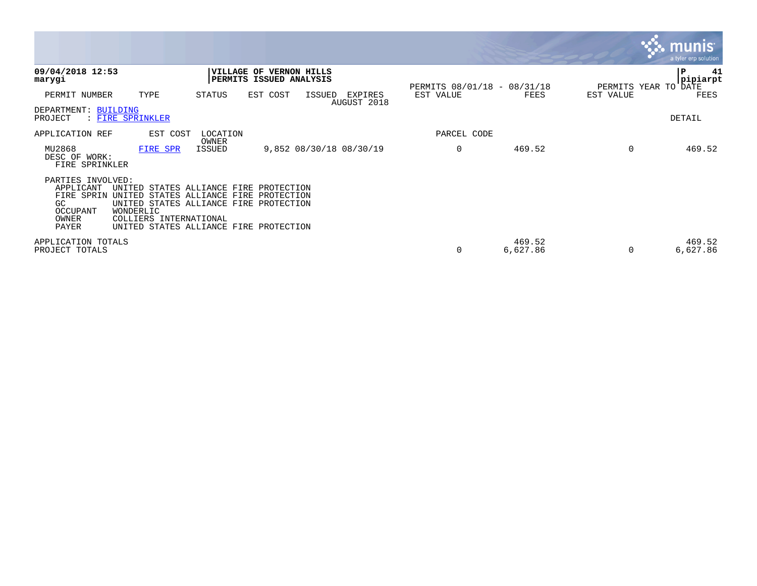**09/04/2018 12:53**
**marygi**

**VILLAGE OF VERNON HILLS**
**PERMITS ISSUED ANALYSIS**

| PERMIT NUMBER | TYPE | STATUS | EST COST | ISSUED | EXPIRES | PERMITS 08/01/18 - 08/31/18 EST VALUE | FEES | PERMITS YEAR TO DATE EST VALUE | FEES |
|---|---|---|---|---|---|---|---|---|---|
| | | | | | AUGUST 2018 | | | | |

DEPARTMENT: BUILDING
PROJECT : FIRE SPRINKLER

DETAIL

| APPLICATION REF | EST COST | LOCATION / OWNER | | | | PARCEL CODE | | | |
|---|---|---|---|---|---|---|---|---|---|
| MU2868 | FIRE SPR | ISSUED | 9,852 | 08/30/18 | 08/30/19 | 0 | 469.52 | 0 | 469.52 |

DESC OF WORK:
FIRE SPRINKLER

PARTIES INVOLVED:

| | |
|---|---|
| APPLICANT | UNITED STATES ALLIANCE FIRE PROTECTION |
| FIRE SPRIN | UNITED STATES ALLIANCE FIRE PROTECTION |
| GC | UNITED STATES ALLIANCE FIRE PROTECTION |
| OCCUPANT | WONDERLIC |
| OWNER | COLLIERS INTERNATIONAL |
| PAYER | UNITED STATES ALLIANCE FIRE PROTECTION |

| | EST VALUE | FEES | EST VALUE | FEES |
|---|---|---|---|---|
| APPLICATION TOTALS | | 469.52 | | 469.52 |
| PROJECT TOTALS | 0 | 6,627.86 | 0 | 6,627.86 |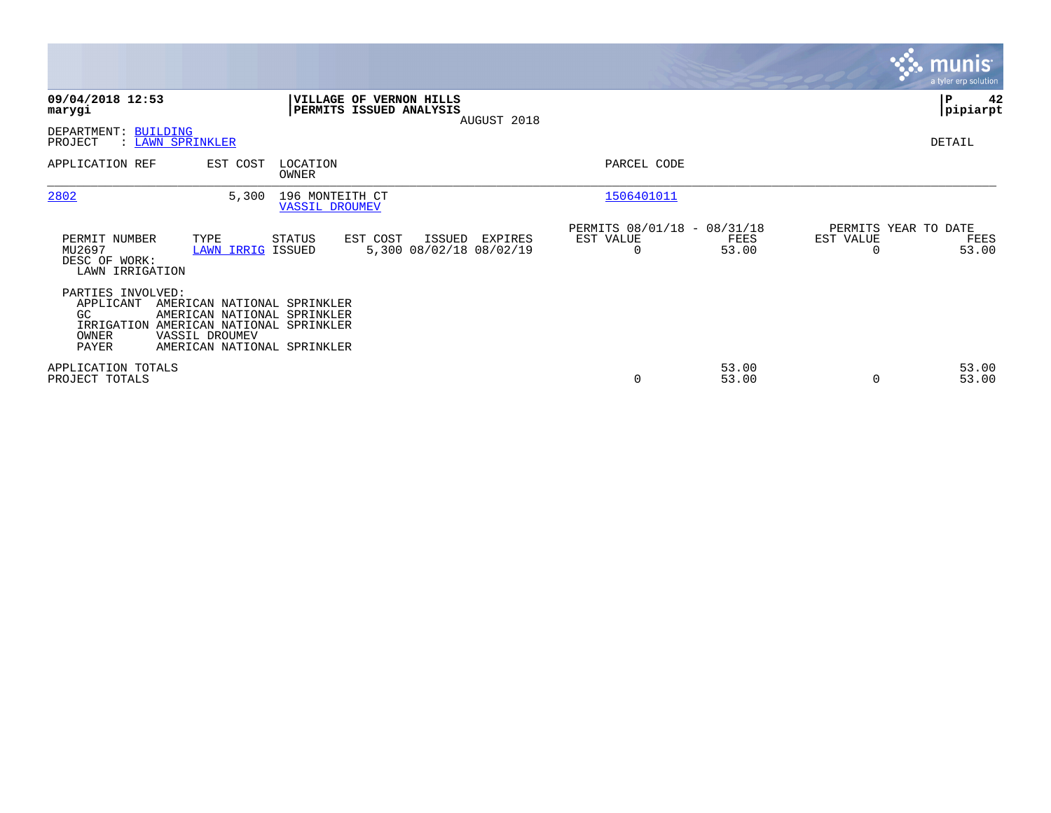**09/04/2018 12:53**
**marygi**

**VILLAGE OF VERNON HILLS**
**PERMITS ISSUED ANALYSIS**
AUGUST 2018

**P 42**
**pipiarpt**

DEPARTMENT: BUILDING
PROJECT : LAWN SPRINKLER

DETAIL

| APPLICATION REF | EST COST | LOCATION / OWNER | PARCEL CODE |
|---|---|---|---|
| 2802 | 5,300 | 196 MONTEITH CT / VASSIL DROUMEV | 1506401011 |

| PERMIT NUMBER | TYPE | STATUS | EST COST | ISSUED | EXPIRES | PERMITS 08/01/18 - 08/31/18 EST VALUE | FEES | PERMITS YEAR TO DATE EST VALUE | FEES |
|---|---|---|---|---|---|---|---|---|---|
| MU2697 | LAWN IRRIG | ISSUED | 5,300 | 08/02/18 | 08/02/19 | 0 | 53.00 | 0 | 53.00 |

DESC OF WORK:
LAWN IRRIGATION

PARTIES INVOLVED:

| Role | Name |
|---|---|
| APPLICANT | AMERICAN NATIONAL SPRINKLER |
| GC | AMERICAN NATIONAL SPRINKLER |
| IRRIGATION | AMERICAN NATIONAL SPRINKLER |
| OWNER | VASSIL DROUMEV |
| PAYER | AMERICAN NATIONAL SPRINKLER |

| | EST VALUE | FEES | YTD EST VALUE | YTD FEES |
|---|---|---|---|---|
| APPLICATION TOTALS | | 53.00 | | 53.00 |
| PROJECT TOTALS | 0 | 53.00 | 0 | 53.00 |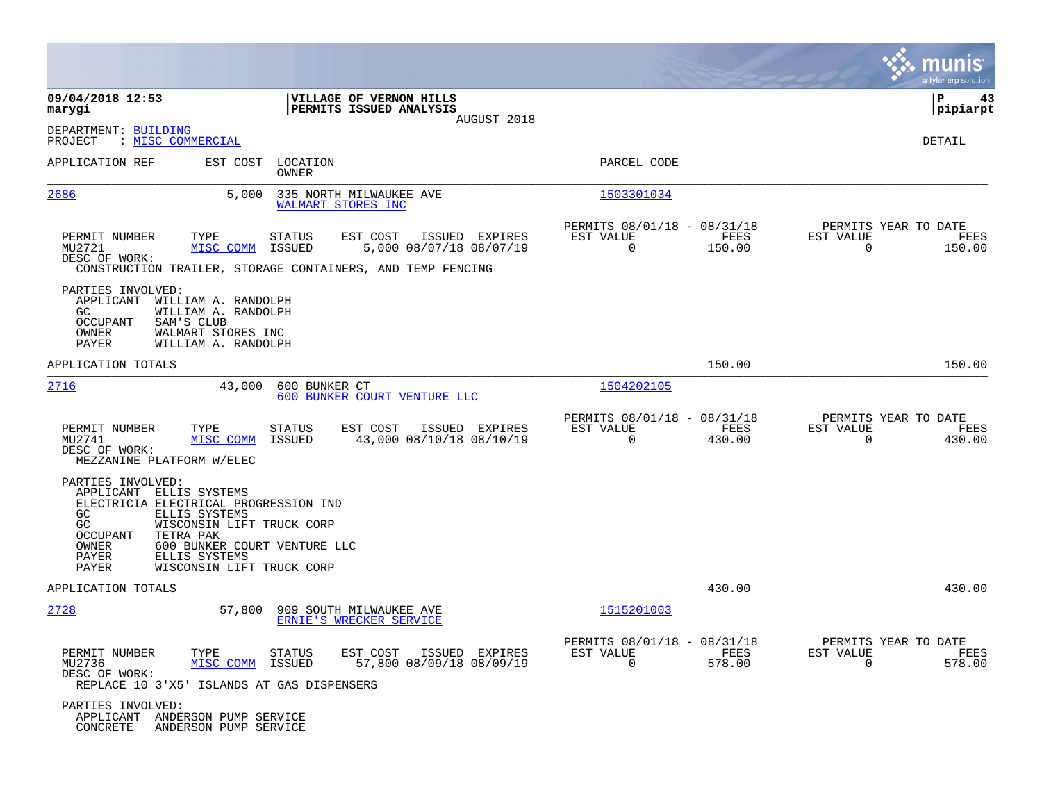**VILLAGE OF VERNON HILLS**
**PERMITS ISSUED ANALYSIS**
AUGUST 2018

**09/04/2018 12:53**
**marygi**

DEPARTMENT: BUILDING
PROJECT : MISC COMMERCIAL

DETAIL

| APPLICATION REF | EST COST | LOCATION / OWNER | PARCEL CODE |
|---|---|---|---|
| 2686 | 5,000 | 335 NORTH MILWAUKEE AVE / WALMART STORES INC | 1503301034 |

| PERMIT NUMBER | TYPE | STATUS | EST COST | ISSUED | EXPIRES | PERMITS 08/01/18 - 08/31/18 EST VALUE | FEES | PERMITS YEAR TO DATE EST VALUE | FEES |
|---|---|---|---|---|---|---|---|---|---|
| MU2721 | MISC COMM | ISSUED | 5,000 | 08/07/18 | 08/07/19 | 0 | 150.00 | 0 | 150.00 |

DESC OF WORK:
CONSTRUCTION TRAILER, STORAGE CONTAINERS, AND TEMP FENCING

PARTIES INVOLVED:
- APPLICANT WILLIAM A. RANDOLPH
- GC WILLIAM A. RANDOLPH
- OCCUPANT SAM'S CLUB
- OWNER WALMART STORES INC
- PAYER WILLIAM A. RANDOLPH

APPLICATION TOTALS: 150.00 | 150.00

| APPLICATION REF | EST COST | LOCATION / OWNER | PARCEL CODE |
|---|---|---|---|
| 2716 | 43,000 | 600 BUNKER CT / 600 BUNKER COURT VENTURE LLC | 1504202105 |

| PERMIT NUMBER | TYPE | STATUS | EST COST | ISSUED | EXPIRES | PERMITS 08/01/18 - 08/31/18 EST VALUE | FEES | PERMITS YEAR TO DATE EST VALUE | FEES |
|---|---|---|---|---|---|---|---|---|---|
| MU2741 | MISC COMM | ISSUED | 43,000 | 08/10/18 | 08/10/19 | 0 | 430.00 | 0 | 430.00 |

DESC OF WORK:
MEZZANINE PLATFORM W/ELEC

PARTIES INVOLVED:
- APPLICANT ELLIS SYSTEMS
- ELECTRICIA ELECTRICAL PROGRESSION IND
- GC ELLIS SYSTEMS
- GC WISCONSIN LIFT TRUCK CORP
- OCCUPANT TETRA PAK
- OWNER 600 BUNKER COURT VENTURE LLC
- PAYER ELLIS SYSTEMS
- PAYER WISCONSIN LIFT TRUCK CORP

APPLICATION TOTALS: 430.00 | 430.00

| APPLICATION REF | EST COST | LOCATION / OWNER | PARCEL CODE |
|---|---|---|---|
| 2728 | 57,800 | 909 SOUTH MILWAUKEE AVE / ERNIE'S WRECKER SERVICE | 1515201003 |

| PERMIT NUMBER | TYPE | STATUS | EST COST | ISSUED | EXPIRES | PERMITS 08/01/18 - 08/31/18 EST VALUE | FEES | PERMITS YEAR TO DATE EST VALUE | FEES |
|---|---|---|---|---|---|---|---|---|---|
| MU2736 | MISC COMM | ISSUED | 57,800 | 08/09/18 | 08/09/19 | 0 | 578.00 | 0 | 578.00 |

DESC OF WORK:
REPLACE 10 3'X5' ISLANDS AT GAS DISPENSERS

PARTIES INVOLVED:
- APPLICANT ANDERSON PUMP SERVICE
- CONCRETE ANDERSON PUMP SERVICE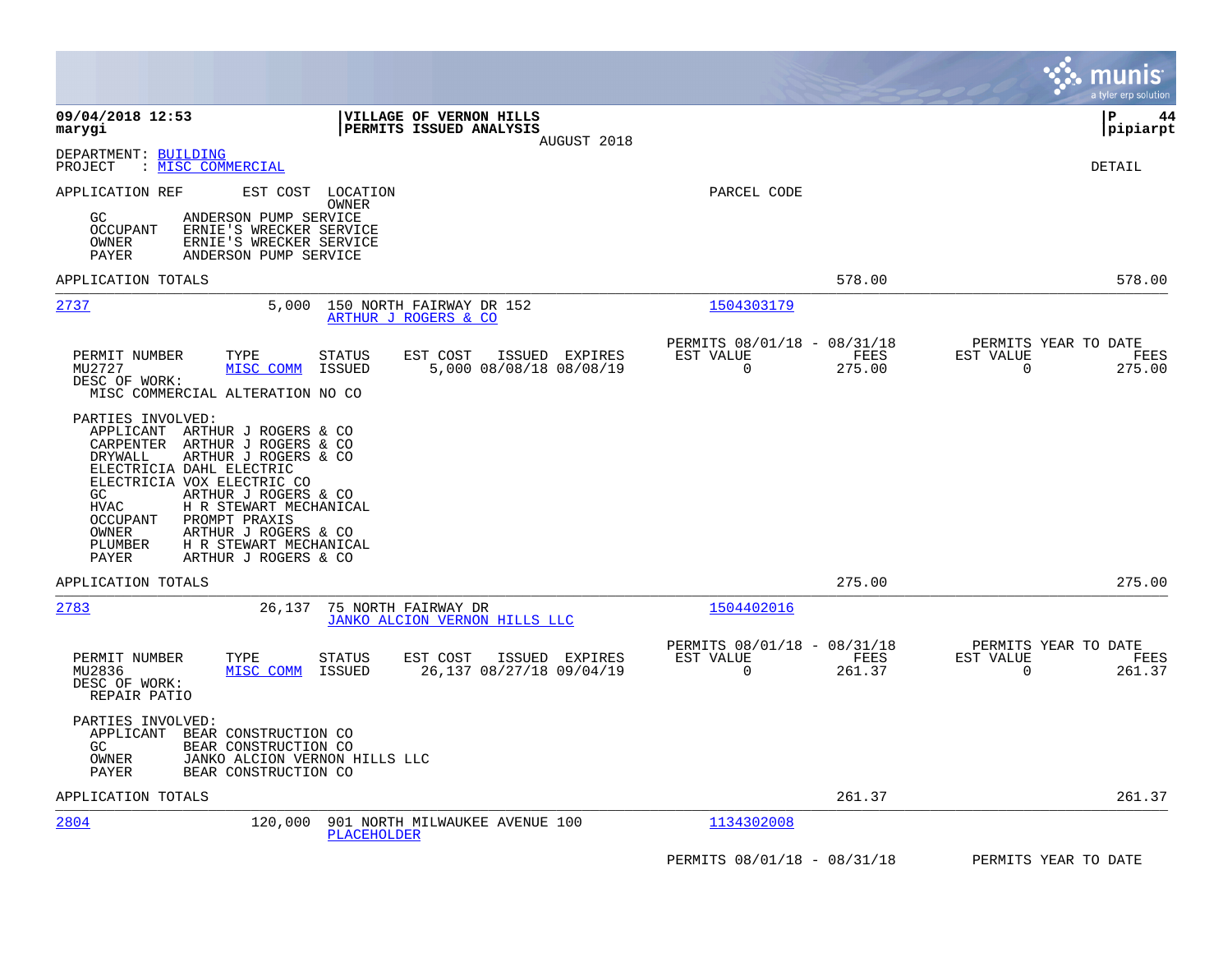**09/04/2018 12:53**
**marygi**

**VILLAGE OF VERNON HILLS**
**PERMITS ISSUED ANALYSIS**
AUGUST 2018

**P 44**
**pipiarpt**

DEPARTMENT: BUILDING
PROJECT : MISC COMMERCIAL

DETAIL

APPLICATION REF    EST COST    LOCATION
                               OWNER
PARCEL CODE

GC          ANDERSON PUMP SERVICE
OCCUPANT    ERNIE'S WRECKER SERVICE
OWNER       ERNIE'S WRECKER SERVICE
PAYER       ANDERSON PUMP SERVICE

APPLICATION TOTALS    578.00    578.00

---

**2737**    5,000    150 NORTH FAIRWAY DR 152
ARTHUR J ROGERS & CO
1504303179

| PERMIT NUMBER | TYPE | STATUS | EST COST | ISSUED | EXPIRES | PERMITS 08/01/18 - 08/31/18 EST VALUE | FEES | PERMITS YEAR TO DATE EST VALUE | FEES |
|---|---|---|---|---|---|---|---|---|---|
| MU2727 | MISC COMM | ISSUED | 5,000 | 08/08/18 | 08/08/19 | 0 | 275.00 | 0 | 275.00 |

DESC OF WORK:
MISC COMMERCIAL ALTERATION NO CO

PARTIES INVOLVED:
APPLICANT   ARTHUR J ROGERS & CO
CARPENTER   ARTHUR J ROGERS & CO
DRYWALL     ARTHUR J ROGERS & CO
ELECTRICIA  DAHL ELECTRIC
ELECTRICIA  VOX ELECTRIC CO
GC          ARTHUR J ROGERS & CO
HVAC        H R STEWART MECHANICAL
OCCUPANT    PROMPT PRAXIS
OWNER       ARTHUR J ROGERS & CO
PLUMBER     H R STEWART MECHANICAL
PAYER       ARTHUR J ROGERS & CO

APPLICATION TOTALS    275.00    275.00

---

**2783**    26,137    75 NORTH FAIRWAY DR
JANKO ALCION VERNON HILLS LLC
1504402016

| PERMIT NUMBER | TYPE | STATUS | EST COST | ISSUED | EXPIRES | PERMITS 08/01/18 - 08/31/18 EST VALUE | FEES | PERMITS YEAR TO DATE EST VALUE | FEES |
|---|---|---|---|---|---|---|---|---|---|
| MU2836 | MISC COMM | ISSUED | 26,137 | 08/27/18 | 09/04/19 | 0 | 261.37 | 0 | 261.37 |

DESC OF WORK:
REPAIR PATIO

PARTIES INVOLVED:
APPLICANT   BEAR CONSTRUCTION CO
GC          BEAR CONSTRUCTION CO
OWNER       JANKO ALCION VERNON HILLS LLC
PAYER       BEAR CONSTRUCTION CO

APPLICATION TOTALS    261.37    261.37

---

**2804**    120,000    901 NORTH MILWAUKEE AVENUE 100
PLACEHOLDER
1134302008

PERMITS 08/01/18 - 08/31/18    PERMITS YEAR TO DATE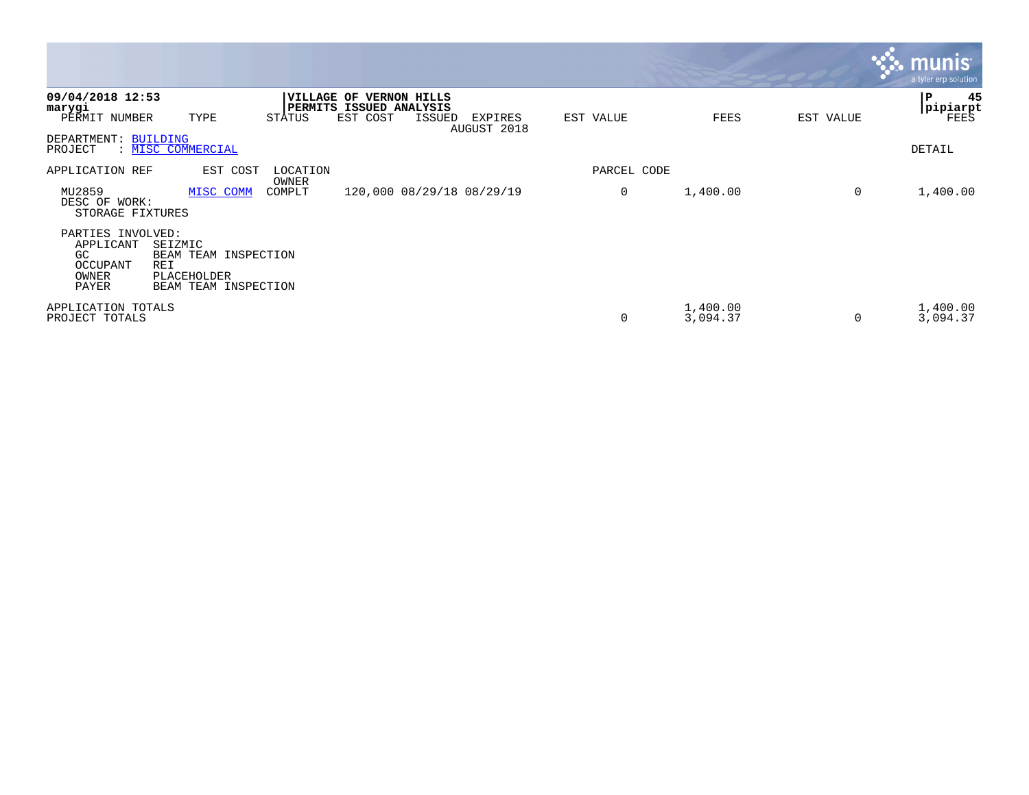**09/04/2018 12:53**
**marygi**

**VILLAGE OF VERNON HILLS**
**PERMITS ISSUED ANALYSIS**

**pipiarpt**

| PERMIT NUMBER | TYPE | STATUS | EST COST | ISSUED | EXPIRES | EST VALUE | FEES | EST VALUE | FEES |
|---|---|---|---|---|---|---|---|---|---|
| | | | | | AUGUST 2018 | | | | |

DEPARTMENT: BUILDING
PROJECT : MISC COMMERCIAL

DETAIL

| APPLICATION REF | EST COST | LOCATION / OWNER | | | | PARCEL CODE | | | |
|---|---|---|---|---|---|---|---|---|---|
| MU2859 | MISC COMM | COMPLT | 120,000 | 08/29/18 | 08/29/19 | 0 | 1,400.00 | 0 | 1,400.00 |

DESC OF WORK:
STORAGE FIXTURES

PARTIES INVOLVED:

| | |
|---|---|
| APPLICANT | SEIZMIC |
| GC | BEAM TEAM INSPECTION |
| OCCUPANT | REI |
| OWNER | PLACEHOLDER |
| PAYER | BEAM TEAM INSPECTION |

| | EST VALUE | FEES | EST VALUE | FEES |
|---|---|---|---|---|
| APPLICATION TOTALS | | 1,400.00 | | 1,400.00 |
| PROJECT TOTALS | 0 | 3,094.37 | 0 | 3,094.37 |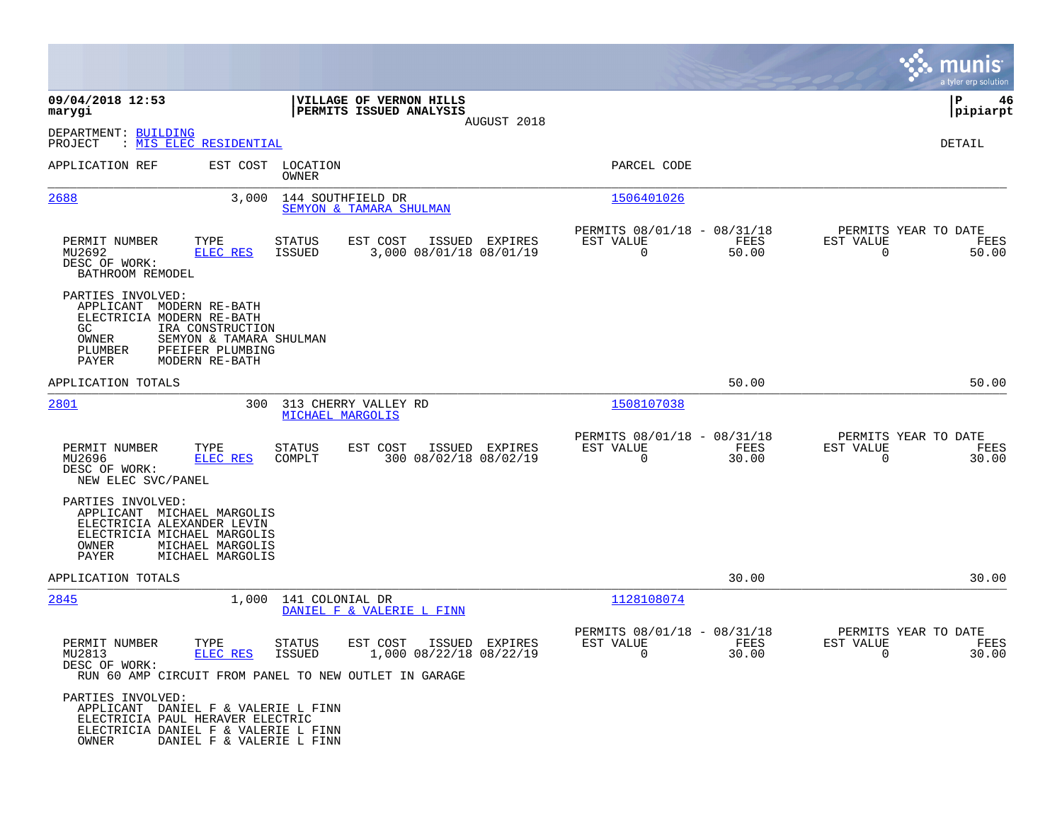**09/04/2018 12:53**
**marygi**

**VILLAGE OF VERNON HILLS**
**PERMITS ISSUED ANALYSIS**
AUGUST 2018

**pipiarpt**

DEPARTMENT: BUILDING
PROJECT : MIS ELEC RESIDENTIAL

DETAIL

| APPLICATION REF | EST COST | LOCATION / OWNER | PARCEL CODE |
|---|---|---|---|
| 2688 | 3,000 | 144 SOUTHFIELD DR / SEMYON & TAMARA SHULMAN | 1506401026 |

| PERMIT NUMBER | TYPE | STATUS | EST COST | ISSUED | EXPIRES | PERMITS 08/01/18 - 08/31/18 EST VALUE | FEES | PERMITS YEAR TO DATE EST VALUE | FEES |
|---|---|---|---|---|---|---|---|---|---|
| MU2692 | ELEC RES | ISSUED | 3,000 | 08/01/18 | 08/01/19 | 0 | 50.00 | 0 | 50.00 |

DESC OF WORK:
BATHROOM REMODEL

PARTIES INVOLVED:
- APPLICANT MODERN RE-BATH
- ELECTRICIA MODERN RE-BATH
- GC IRA CONSTRUCTION
- OWNER SEMYON & TAMARA SHULMAN
- PLUMBER PFEIFER PLUMBING
- PAYER MODERN RE-BATH

APPLICATION TOTALS: 50.00 | 50.00

| APPLICATION REF | EST COST | LOCATION / OWNER | PARCEL CODE |
|---|---|---|---|
| 2801 | 300 | 313 CHERRY VALLEY RD / MICHAEL MARGOLIS | 1508107038 |

| PERMIT NUMBER | TYPE | STATUS | EST COST | ISSUED | EXPIRES | PERMITS 08/01/18 - 08/31/18 EST VALUE | FEES | PERMITS YEAR TO DATE EST VALUE | FEES |
|---|---|---|---|---|---|---|---|---|---|
| MU2696 | ELEC RES | COMPLT | 300 | 08/02/18 | 08/02/19 | 0 | 30.00 | 0 | 30.00 |

DESC OF WORK:
NEW ELEC SVC/PANEL

PARTIES INVOLVED:
- APPLICANT MICHAEL MARGOLIS
- ELECTRICIA ALEXANDER LEVIN
- ELECTRICIA MICHAEL MARGOLIS
- OWNER MICHAEL MARGOLIS
- PAYER MICHAEL MARGOLIS

APPLICATION TOTALS: 30.00 | 30.00

| APPLICATION REF | EST COST | LOCATION / OWNER | PARCEL CODE |
|---|---|---|---|
| 2845 | 1,000 | 141 COLONIAL DR / DANIEL F & VALERIE L FINN | 1128108074 |

| PERMIT NUMBER | TYPE | STATUS | EST COST | ISSUED | EXPIRES | PERMITS 08/01/18 - 08/31/18 EST VALUE | FEES | PERMITS YEAR TO DATE EST VALUE | FEES |
|---|---|---|---|---|---|---|---|---|---|
| MU2813 | ELEC RES | ISSUED | 1,000 | 08/22/18 | 08/22/19 | 0 | 30.00 | 0 | 30.00 |

DESC OF WORK:
RUN 60 AMP CIRCUIT FROM PANEL TO NEW OUTLET IN GARAGE

PARTIES INVOLVED:
- APPLICANT DANIEL F & VALERIE L FINN
- ELECTRICIA PAUL HERAVER ELECTRIC
- ELECTRICIA DANIEL F & VALERIE L FINN
- OWNER DANIEL F & VALERIE L FINN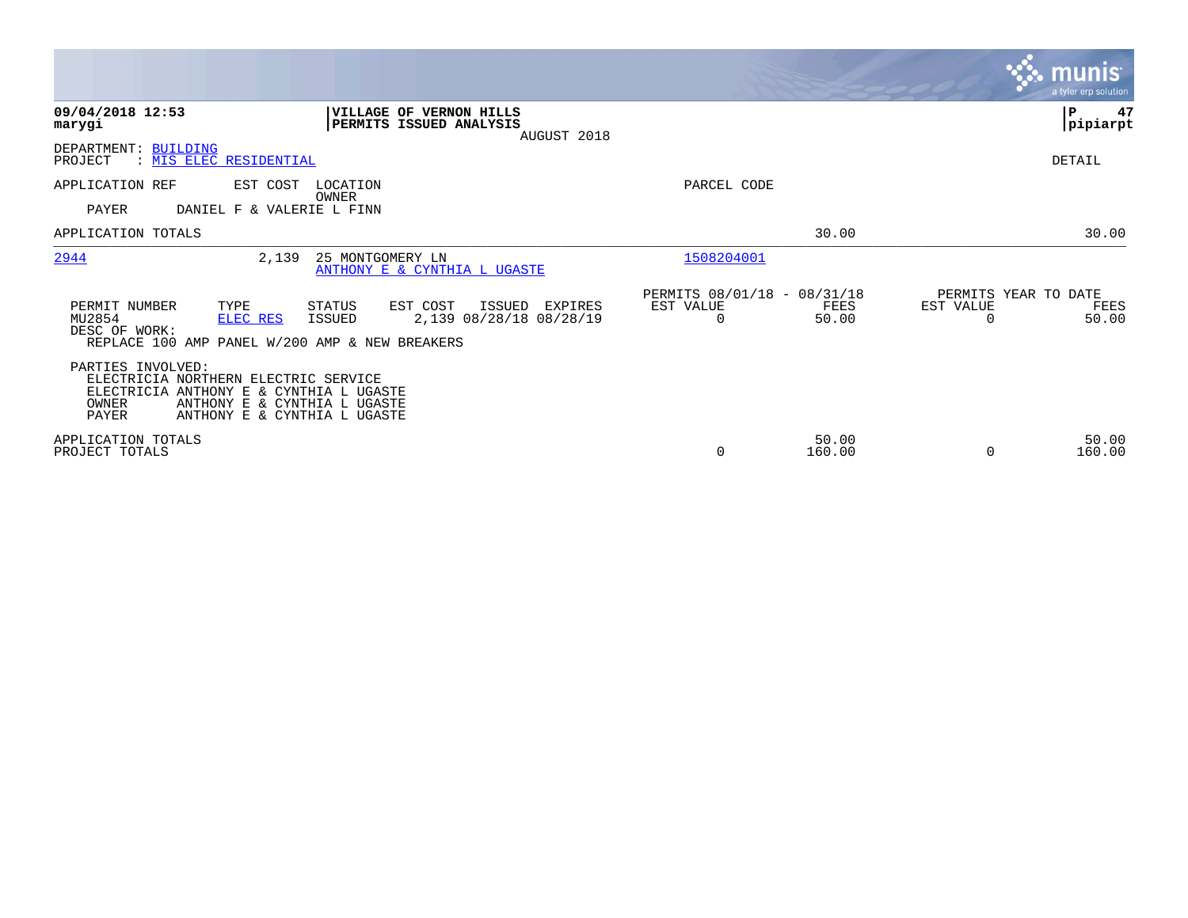**09/04/2018 12:53**
**marygi**

**VILLAGE OF VERNON HILLS**
**PERMITS ISSUED ANALYSIS**
AUGUST 2018

**P 47**
**pipiarpt**

DEPARTMENT: BUILDING
PROJECT : MIS ELEC RESIDENTIAL

DETAIL

| APPLICATION REF | EST COST | LOCATION / OWNER | PARCEL CODE | | |
|---|---|---|---|---|---|
| PAYER | DANIEL F & VALERIE L FINN | | | | |
| APPLICATION TOTALS | | | | 30.00 | 30.00 |
| 2944 | 2,139 | 25 MONTGOMERY LN / ANTHONY E & CYNTHIA L UGASTE | 1508204001 | | |

| PERMIT NUMBER | TYPE | STATUS | EST COST | ISSUED | EXPIRES | PERMITS 08/01/18 - 08/31/18 EST VALUE | FEES | PERMITS YEAR TO DATE EST VALUE | FEES |
|---|---|---|---|---|---|---|---|---|---|
| MU2854 | ELEC RES | ISSUED | 2,139 | 08/28/18 | 08/28/19 | 0 | 50.00 | 0 | 50.00 |

DESC OF WORK:
REPLACE 100 AMP PANEL W/200 AMP & NEW BREAKERS

PARTIES INVOLVED:
ELECTRICIA NORTHERN ELECTRIC SERVICE
ELECTRICIA ANTHONY E & CYNTHIA L UGASTE
OWNER ANTHONY E & CYNTHIA L UGASTE
PAYER ANTHONY E & CYNTHIA L UGASTE

| | EST VALUE | FEES | EST VALUE | FEES |
|---|---|---|---|---|
| APPLICATION TOTALS | | 50.00 | | 50.00 |
| PROJECT TOTALS | 0 | 160.00 | 0 | 160.00 |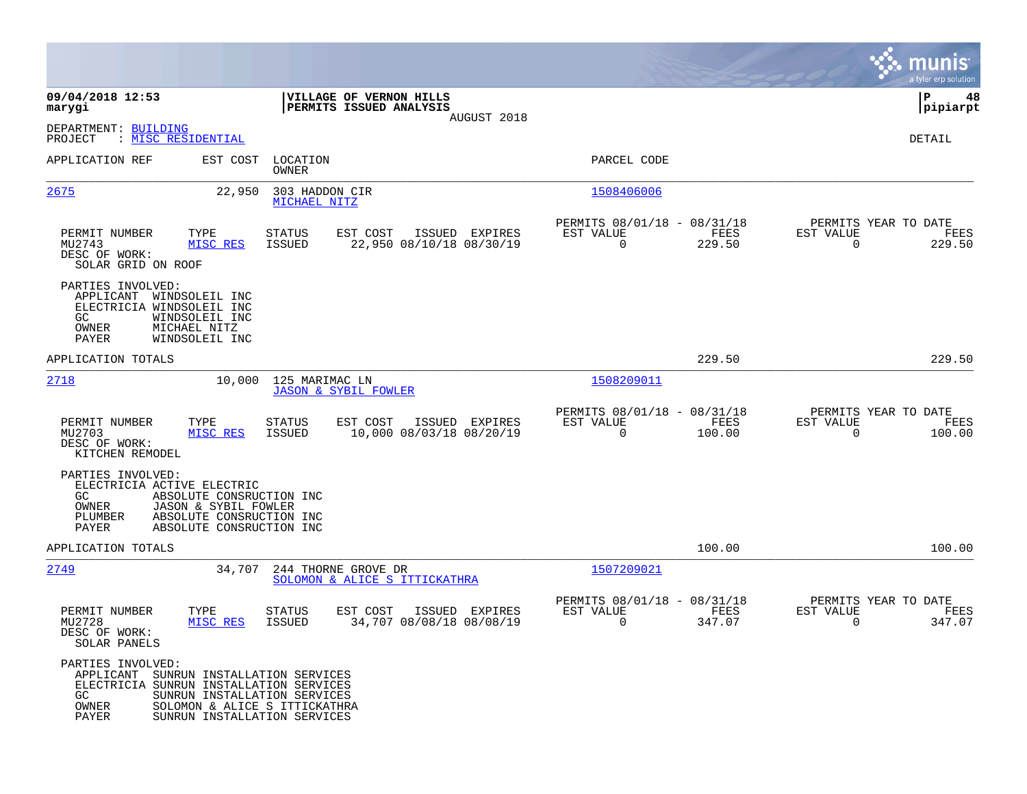**09/04/2018 12:53**
**marygi**

**VILLAGE OF VERNON HILLS**
**PERMITS ISSUED ANALYSIS**
AUGUST 2018

**P 48**
**pipiarpt**

DEPARTMENT: BUILDING
PROJECT : MISC RESIDENTIAL

DETAIL

| APPLICATION REF | EST COST | LOCATION / OWNER | PARCEL CODE |
|---|---|---|---|
| 2675 | 22,950 | 303 HADDON CIR / MICHAEL NITZ | 1508406006 |

| PERMIT NUMBER | TYPE | STATUS | EST COST | ISSUED | EXPIRES | PERMITS 08/01/18 - 08/31/18 EST VALUE | FEES | PERMITS YEAR TO DATE EST VALUE | FEES |
|---|---|---|---|---|---|---|---|---|---|
| MU2743 | MISC RES | ISSUED | 22,950 | 08/10/18 | 08/30/19 | 0 | 229.50 | 0 | 229.50 |

DESC OF WORK:
SOLAR GRID ON ROOF

PARTIES INVOLVED:
- APPLICANT WINDSOLEIL INC
- ELECTRICIA WINDSOLEIL INC
- GC WINDSOLEIL INC
- OWNER MICHAEL NITZ
- PAYER WINDSOLEIL INC

APPLICATION TOTALS 229.50 229.50

| APPLICATION REF | EST COST | LOCATION / OWNER | PARCEL CODE |
|---|---|---|---|
| 2718 | 10,000 | 125 MARIMAC LN / JASON & SYBIL FOWLER | 1508209011 |

| PERMIT NUMBER | TYPE | STATUS | EST COST | ISSUED | EXPIRES | PERMITS 08/01/18 - 08/31/18 EST VALUE | FEES | PERMITS YEAR TO DATE EST VALUE | FEES |
|---|---|---|---|---|---|---|---|---|---|
| MU2703 | MISC RES | ISSUED | 10,000 | 08/03/18 | 08/20/19 | 0 | 100.00 | 0 | 100.00 |

DESC OF WORK:
KITCHEN REMODEL

PARTIES INVOLVED:
- ELECTRICIA ACTIVE ELECTRIC
- GC ABSOLUTE CONSRUCTION INC
- OWNER JASON & SYBIL FOWLER
- PLUMBER ABSOLUTE CONSRUCTION INC
- PAYER ABSOLUTE CONSRUCTION INC

APPLICATION TOTALS 100.00 100.00

| APPLICATION REF | EST COST | LOCATION / OWNER | PARCEL CODE |
|---|---|---|---|
| 2749 | 34,707 | 244 THORNE GROVE DR / SOLOMON & ALICE S ITTICKATHRA | 1507209021 |

| PERMIT NUMBER | TYPE | STATUS | EST COST | ISSUED | EXPIRES | PERMITS 08/01/18 - 08/31/18 EST VALUE | FEES | PERMITS YEAR TO DATE EST VALUE | FEES |
|---|---|---|---|---|---|---|---|---|---|
| MU2728 | MISC RES | ISSUED | 34,707 | 08/08/18 | 08/08/19 | 0 | 347.07 | 0 | 347.07 |

DESC OF WORK:
SOLAR PANELS

PARTIES INVOLVED:
- APPLICANT SUNRUN INSTALLATION SERVICES
- ELECTRICIA SUNRUN INSTALLATION SERVICES
- GC SUNRUN INSTALLATION SERVICES
- OWNER SOLOMON & ALICE S ITTICKATHRA
- PAYER SUNRUN INSTALLATION SERVICES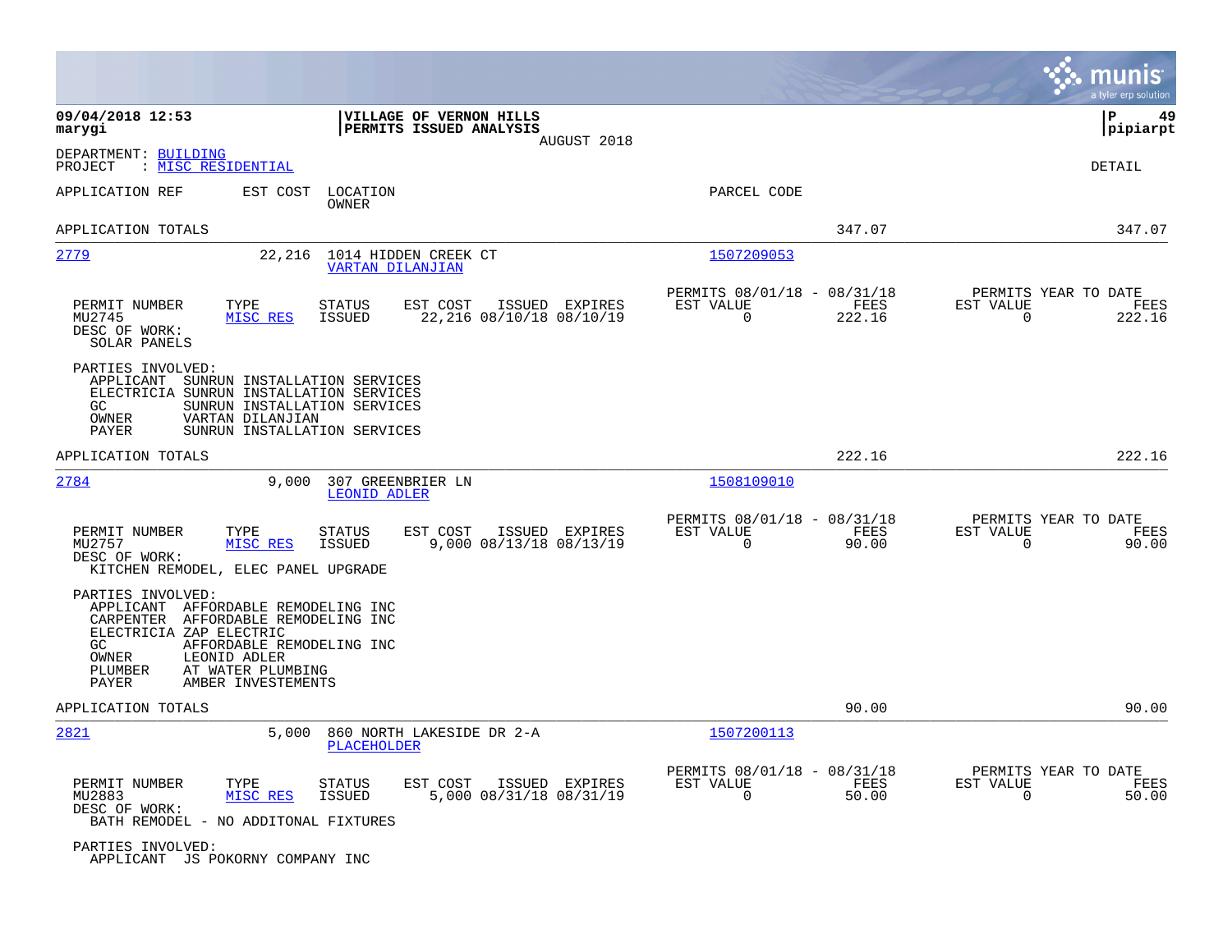**09/04/2018 12:53**
**marygi**

**VILLAGE OF VERNON HILLS**
**PERMITS ISSUED ANALYSIS**
AUGUST 2018

**P 49**
**pipiarpt**

DEPARTMENT: BUILDING
PROJECT : MISC RESIDENTIAL

DETAIL

APPLICATION REF | EST COST | LOCATION / OWNER | PARCEL CODE

APPLICATION TOTALS 347.07 347.07

---

**2779** 22,216 1014 HIDDEN CREEK CT — VARTAN DILANJIAN — 1507209053

| PERMIT NUMBER | TYPE | STATUS | EST COST | ISSUED | EXPIRES | PERMITS 08/01/18 - 08/31/18 EST VALUE | FEES | PERMITS YEAR TO DATE EST VALUE | FEES |
|---|---|---|---|---|---|---|---|---|---|
| MU2745 | MISC RES | ISSUED | 22,216 | 08/10/18 | 08/10/19 | 0 | 222.16 | 0 | 222.16 |

DESC OF WORK:
SOLAR PANELS

PARTIES INVOLVED:
- APPLICANT SUNRUN INSTALLATION SERVICES
- ELECTRICIA SUNRUN INSTALLATION SERVICES
- GC SUNRUN INSTALLATION SERVICES
- OWNER VARTAN DILANJIAN
- PAYER SUNRUN INSTALLATION SERVICES

APPLICATION TOTALS 222.16 222.16

---

**2784** 9,000 307 GREENBRIER LN — LEONID ADLER — 1508109010

| PERMIT NUMBER | TYPE | STATUS | EST COST | ISSUED | EXPIRES | PERMITS 08/01/18 - 08/31/18 EST VALUE | FEES | PERMITS YEAR TO DATE EST VALUE | FEES |
|---|---|---|---|---|---|---|---|---|---|
| MU2757 | MISC RES | ISSUED | 9,000 | 08/13/18 | 08/13/19 | 0 | 90.00 | 0 | 90.00 |

DESC OF WORK:
KITCHEN REMODEL, ELEC PANEL UPGRADE

PARTIES INVOLVED:
- APPLICANT AFFORDABLE REMODELING INC
- CARPENTER AFFORDABLE REMODELING INC
- ELECTRICIA ZAP ELECTRIC
- GC AFFORDABLE REMODELING INC
- OWNER LEONID ADLER
- PLUMBER AT WATER PLUMBING
- PAYER AMBER INVESTEMENTS

APPLICATION TOTALS 90.00 90.00

---

**2821** 5,000 860 NORTH LAKESIDE DR 2-A — PLACEHOLDER — 1507200113

| PERMIT NUMBER | TYPE | STATUS | EST COST | ISSUED | EXPIRES | PERMITS 08/01/18 - 08/31/18 EST VALUE | FEES | PERMITS YEAR TO DATE EST VALUE | FEES |
|---|---|---|---|---|---|---|---|---|---|
| MU2883 | MISC RES | ISSUED | 5,000 | 08/31/18 | 08/31/19 | 0 | 50.00 | 0 | 50.00 |

DESC OF WORK:
BATH REMODEL - NO ADDITONAL FIXTURES

PARTIES INVOLVED:
- APPLICANT JS POKORNY COMPANY INC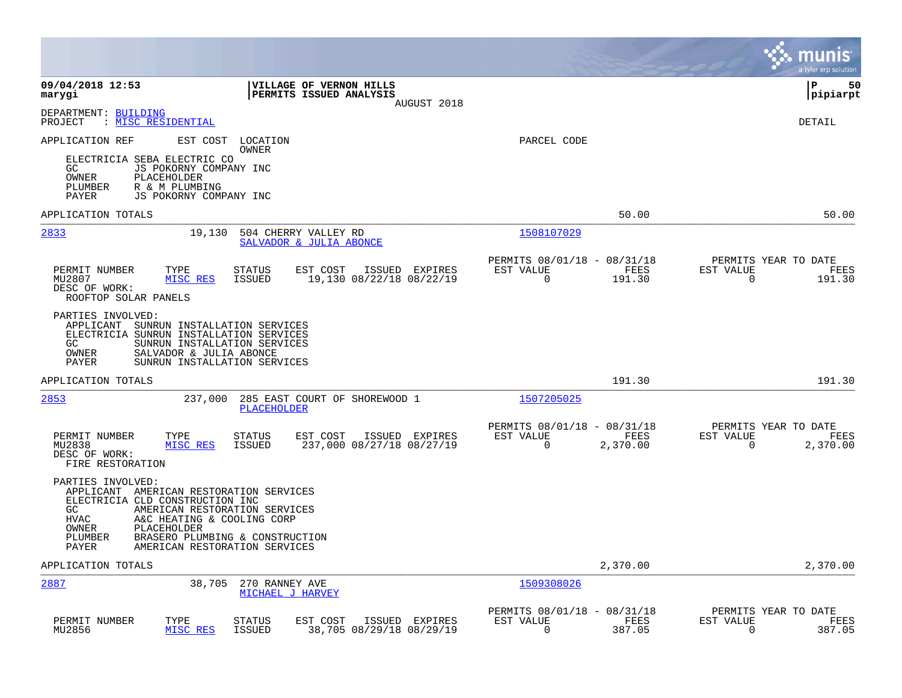**09/04/2018 12:53**
**marygi**

**VILLAGE OF VERNON HILLS**
**PERMITS ISSUED ANALYSIS**
AUGUST 2018

**P 50**
**pipiarpt**

DEPARTMENT: BUILDING
PROJECT : MISC RESIDENTIAL

DETAIL

APPLICATION REF | EST COST | LOCATION / OWNER | PARCEL CODE

ELECTRICIA SEBA ELECTRIC CO
GC JS POKORNY COMPANY INC
OWNER PLACEHOLDER
PLUMBER R & M PLUMBING
PAYER JS POKORNY COMPANY INC

APPLICATION TOTALS 50.00 50.00

---

**2833** 19,130 504 CHERRY VALLEY RD — SALVADOR & JULIA ABONCE — 1508107029

| PERMIT NUMBER | TYPE | STATUS | EST COST | ISSUED | EXPIRES | PERMITS 08/01/18 - 08/31/18 EST VALUE | FEES | PERMITS YEAR TO DATE EST VALUE | FEES |
|---|---|---|---|---|---|---|---|---|---|
| MU2807 | MISC RES | ISSUED | 19,130 | 08/22/18 | 08/22/19 | 0 | 191.30 | 0 | 191.30 |

DESC OF WORK:
ROOFTOP SOLAR PANELS

PARTIES INVOLVED:
APPLICANT SUNRUN INSTALLATION SERVICES
ELECTRICIA SUNRUN INSTALLATION SERVICES
GC SUNRUN INSTALLATION SERVICES
OWNER SALVADOR & JULIA ABONCE
PAYER SUNRUN INSTALLATION SERVICES

APPLICATION TOTALS 191.30 191.30

---

**2853** 237,000 285 EAST COURT OF SHOREWOOD 1 — PLACEHOLDER — 1507205025

| PERMIT NUMBER | TYPE | STATUS | EST COST | ISSUED | EXPIRES | PERMITS 08/01/18 - 08/31/18 EST VALUE | FEES | PERMITS YEAR TO DATE EST VALUE | FEES |
|---|---|---|---|---|---|---|---|---|---|
| MU2838 | MISC RES | ISSUED | 237,000 | 08/27/18 | 08/27/19 | 0 | 2,370.00 | 0 | 2,370.00 |

DESC OF WORK:
FIRE RESTORATION

PARTIES INVOLVED:
APPLICANT AMERICAN RESTORATION SERVICES
ELECTRICIA CLD CONSTRUCTION INC
GC AMERICAN RESTORATION SERVICES
HVAC A&C HEATING & COOLING CORP
OWNER PLACEHOLDER
PLUMBER BRASERO PLUMBING & CONSTRUCTION
PAYER AMERICAN RESTORATION SERVICES

APPLICATION TOTALS 2,370.00 2,370.00

---

**2887** 38,705 270 RANNEY AVE — MICHAEL J HARVEY — 1509308026

| PERMIT NUMBER | TYPE | STATUS | EST COST | ISSUED | EXPIRES | PERMITS 08/01/18 - 08/31/18 EST VALUE | FEES | PERMITS YEAR TO DATE EST VALUE | FEES |
|---|---|---|---|---|---|---|---|---|---|
| MU2856 | MISC RES | ISSUED | 38,705 | 08/29/18 | 08/29/19 | 0 | 387.05 | 0 | 387.05 |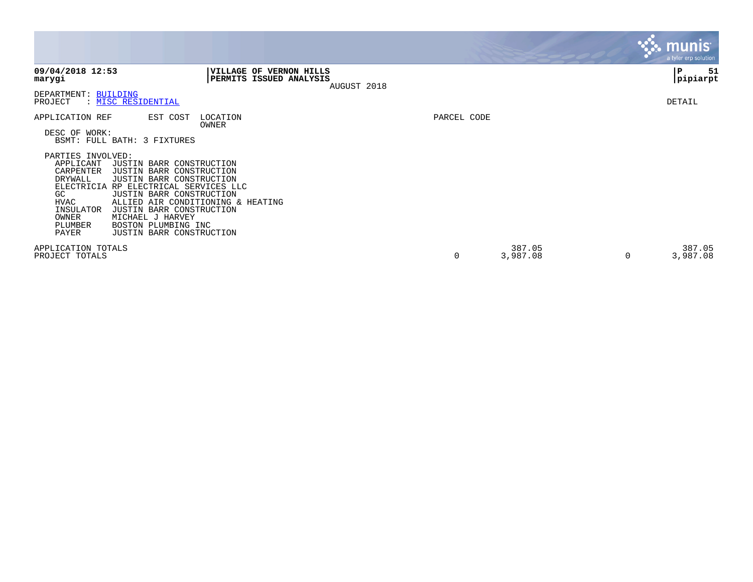**09/04/2018 12:53**
**marygi**

**VILLAGE OF VERNON HILLS**
**PERMITS ISSUED ANALYSIS**
AUGUST 2018

**P 51**
**pipiarpt**

DEPARTMENT: BUILDING
PROJECT : MISC RESIDENTIAL

DETAIL

| APPLICATION REF | EST COST | LOCATION / OWNER | PARCEL CODE |
|---|---|---|---|

DESC OF WORK:
BSMT: FULL BATH: 3 FIXTURES

PARTIES INVOLVED:

| Role | Party |
|---|---|
| APPLICANT | JUSTIN BARR CONSTRUCTION |
| CARPENTER | JUSTIN BARR CONSTRUCTION |
| DRYWALL | JUSTIN BARR CONSTRUCTION |
| ELECTRICIA | RP ELECTRICAL SERVICES LLC |
| GC | JUSTIN BARR CONSTRUCTION |
| HVAC | ALLIED AIR CONDITIONING & HEATING |
| INSULATOR | JUSTIN BARR CONSTRUCTION |
| OWNER | MICHAEL J HARVEY |
| PLUMBER | BOSTON PLUMBING INC |
| PAYER | JUSTIN BARR CONSTRUCTION |

| | | | | |
|---|---|---|---|---|
| APPLICATION TOTALS | | 387.05 | | 387.05 |
| PROJECT TOTALS | 0 | 3,987.08 | 0 | 3,987.08 |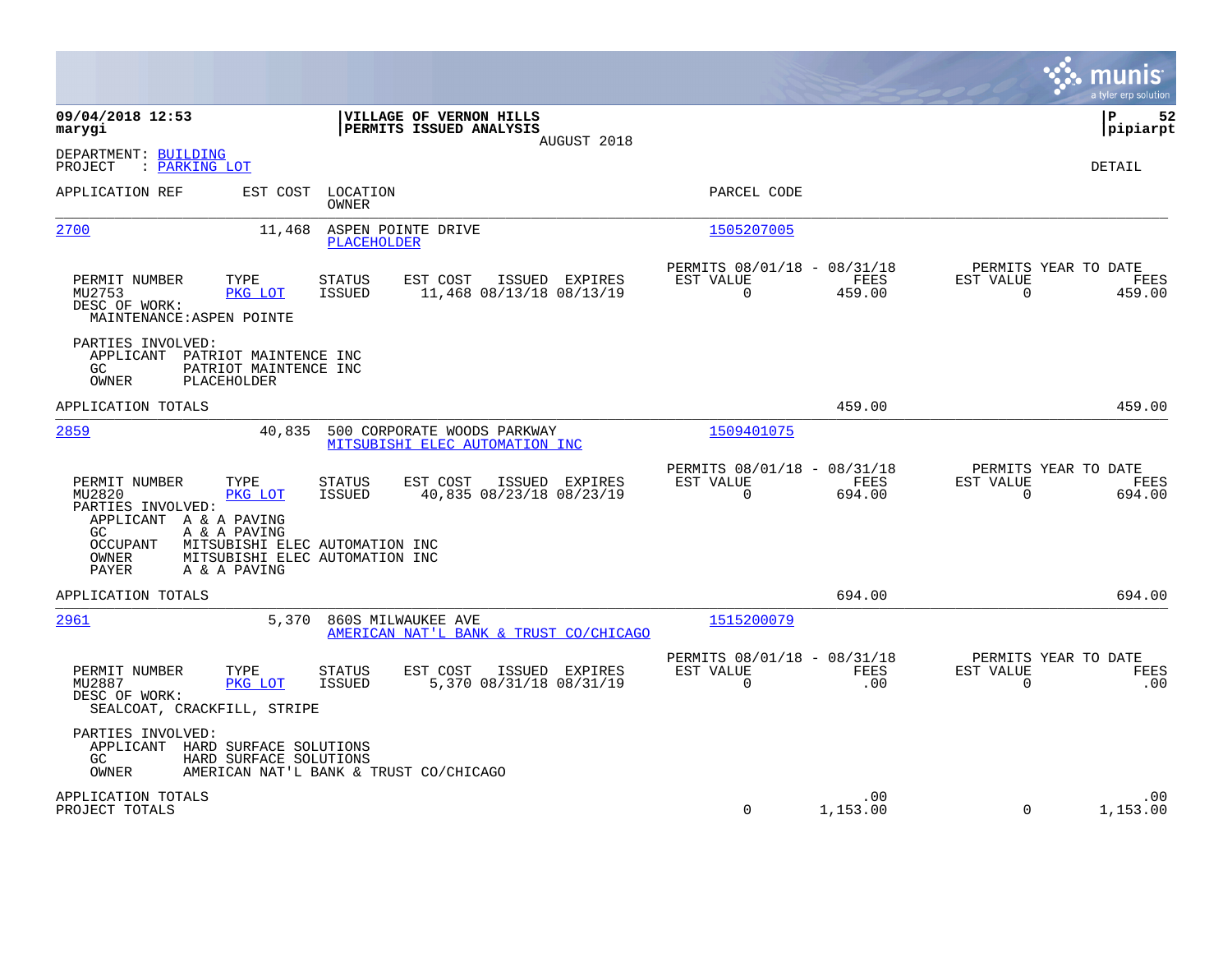**09/04/2018 12:53** | **VILLAGE OF VERNON HILLS** | **P 52**
**marygi** | **PERMITS ISSUED ANALYSIS** | **pipiarpt**

AUGUST 2018

DEPARTMENT: BUILDING
PROJECT : PARKING LOT

DETAIL

| APPLICATION REF | EST COST | LOCATION / OWNER | PARCEL CODE |
|---|---|---|---|
| 2700 | 11,468 | ASPEN POINTE DRIVE / PLACEHOLDER | 1505207005 |

| PERMIT NUMBER | TYPE | STATUS | EST COST | ISSUED | EXPIRES | PERMITS 08/01/18 - 08/31/18 EST VALUE | FEES | PERMITS YEAR TO DATE EST VALUE | FEES |
|---|---|---|---|---|---|---|---|---|---|
| MU2753 | PKG LOT | ISSUED | 11,468 | 08/13/18 | 08/13/19 | 0 | 459.00 | 0 | 459.00 |

DESC OF WORK:
MAINTENANCE:ASPEN POINTE

PARTIES INVOLVED:
APPLICANT PATRIOT MAINTENCE INC
GC PATRIOT MAINTENCE INC
OWNER PLACEHOLDER

APPLICATION TOTALS 459.00 459.00

| APPLICATION REF | EST COST | LOCATION / OWNER | PARCEL CODE |
|---|---|---|---|
| 2859 | 40,835 | 500 CORPORATE WOODS PARKWAY / MITSUBISHI ELEC AUTOMATION INC | 1509401075 |

| PERMIT NUMBER | TYPE | STATUS | EST COST | ISSUED | EXPIRES | PERMITS 08/01/18 - 08/31/18 EST VALUE | FEES | PERMITS YEAR TO DATE EST VALUE | FEES |
|---|---|---|---|---|---|---|---|---|---|
| MU2820 | PKG LOT | ISSUED | 40,835 | 08/23/18 | 08/23/19 | 0 | 694.00 | 0 | 694.00 |

PARTIES INVOLVED:
APPLICANT A & A PAVING
GC A & A PAVING
OCCUPANT MITSUBISHI ELEC AUTOMATION INC
OWNER MITSUBISHI ELEC AUTOMATION INC
PAYER A & A PAVING

APPLICATION TOTALS 694.00 694.00

| APPLICATION REF | EST COST | LOCATION / OWNER | PARCEL CODE |
|---|---|---|---|
| 2961 | 5,370 | 860S MILWAUKEE AVE / AMERICAN NAT'L BANK & TRUST CO/CHICAGO | 1515200079 |

| PERMIT NUMBER | TYPE | STATUS | EST COST | ISSUED | EXPIRES | PERMITS 08/01/18 - 08/31/18 EST VALUE | FEES | PERMITS YEAR TO DATE EST VALUE | FEES |
|---|---|---|---|---|---|---|---|---|---|
| MU2887 | PKG LOT | ISSUED | 5,370 | 08/31/18 | 08/31/19 | 0 | .00 | 0 | .00 |

DESC OF WORK:
SEALCOAT, CRACKFILL, STRIPE

PARTIES INVOLVED:
APPLICANT HARD SURFACE SOLUTIONS
GC HARD SURFACE SOLUTIONS
OWNER AMERICAN NAT'L BANK & TRUST CO/CHICAGO

| | EST VALUE | FEES | YTD EST VALUE | YTD FEES |
|---|---|---|---|---|
| APPLICATION TOTALS | | .00 | | .00 |
| PROJECT TOTALS | 0 | 1,153.00 | 0 | 1,153.00 |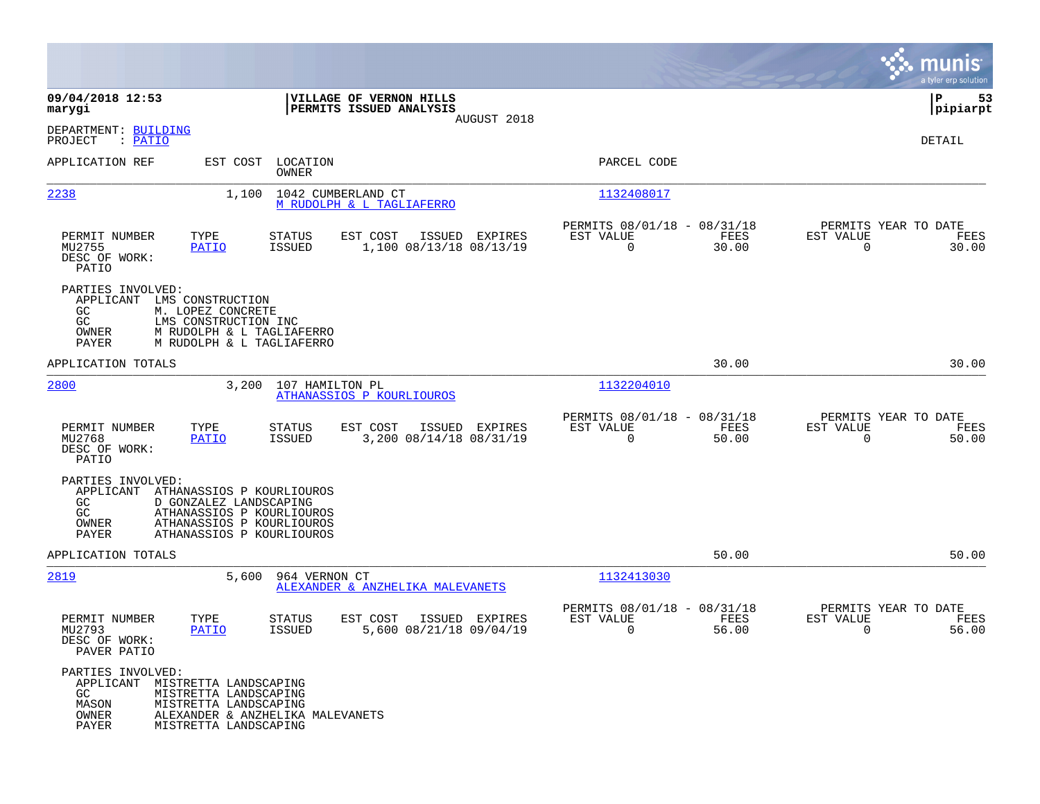**09/04/2018 12:53**
**marygi**

**VILLAGE OF VERNON HILLS**
**PERMITS ISSUED ANALYSIS**
AUGUST 2018

**P 53**
**pipiarpt**

DEPARTMENT: BUILDING
PROJECT : PATIO

DETAIL

| APPLICATION REF | EST COST | LOCATION / OWNER | PARCEL CODE |
|---|---|---|---|
| 2238 | 1,100 | 1042 CUMBERLAND CT / M RUDOLPH & L TAGLIAFERRO | 1132408017 |

| PERMIT NUMBER | TYPE | STATUS | EST COST | ISSUED | EXPIRES | PERMITS 08/01/18 - 08/31/18 EST VALUE | FEES | PERMITS YEAR TO DATE EST VALUE | FEES |
|---|---|---|---|---|---|---|---|---|---|
| MU2755 | PATIO | ISSUED | 1,100 | 08/13/18 | 08/13/19 | 0 | 30.00 | 0 | 30.00 |

DESC OF WORK:
PATIO

PARTIES INVOLVED:
- APPLICANT LMS CONSTRUCTION
- GC M. LOPEZ CONCRETE
- GC LMS CONSTRUCTION INC
- OWNER M RUDOLPH & L TAGLIAFERRO
- PAYER M RUDOLPH & L TAGLIAFERRO

APPLICATION TOTALS 30.00 30.00

| APPLICATION REF | EST COST | LOCATION / OWNER | PARCEL CODE |
|---|---|---|---|
| 2800 | 3,200 | 107 HAMILTON PL / ATHANASSIOS P KOURLIOUROS | 1132204010 |

| PERMIT NUMBER | TYPE | STATUS | EST COST | ISSUED | EXPIRES | PERMITS 08/01/18 - 08/31/18 EST VALUE | FEES | PERMITS YEAR TO DATE EST VALUE | FEES |
|---|---|---|---|---|---|---|---|---|---|
| MU2768 | PATIO | ISSUED | 3,200 | 08/14/18 | 08/31/19 | 0 | 50.00 | 0 | 50.00 |

DESC OF WORK:
PATIO

PARTIES INVOLVED:
- APPLICANT ATHANASSIOS P KOURLIOUROS
- GC D GONZALEZ LANDSCAPING
- GC ATHANASSIOS P KOURLIOUROS
- OWNER ATHANASSIOS P KOURLIOUROS
- PAYER ATHANASSIOS P KOURLIOUROS

APPLICATION TOTALS 50.00 50.00

| APPLICATION REF | EST COST | LOCATION / OWNER | PARCEL CODE |
|---|---|---|---|
| 2819 | 5,600 | 964 VERNON CT / ALEXANDER & ANZHELIKA MALEVANETS | 1132413030 |

| PERMIT NUMBER | TYPE | STATUS | EST COST | ISSUED | EXPIRES | PERMITS 08/01/18 - 08/31/18 EST VALUE | FEES | PERMITS YEAR TO DATE EST VALUE | FEES |
|---|---|---|---|---|---|---|---|---|---|
| MU2793 | PATIO | ISSUED | 5,600 | 08/21/18 | 09/04/19 | 0 | 56.00 | 0 | 56.00 |

DESC OF WORK:
PAVER PATIO

PARTIES INVOLVED:
- APPLICANT MISTRETTA LANDSCAPING
- GC MISTRETTA LANDSCAPING
- MASON MISTRETTA LANDSCAPING
- OWNER ALEXANDER & ANZHELIKA MALEVANETS
- PAYER MISTRETTA LANDSCAPING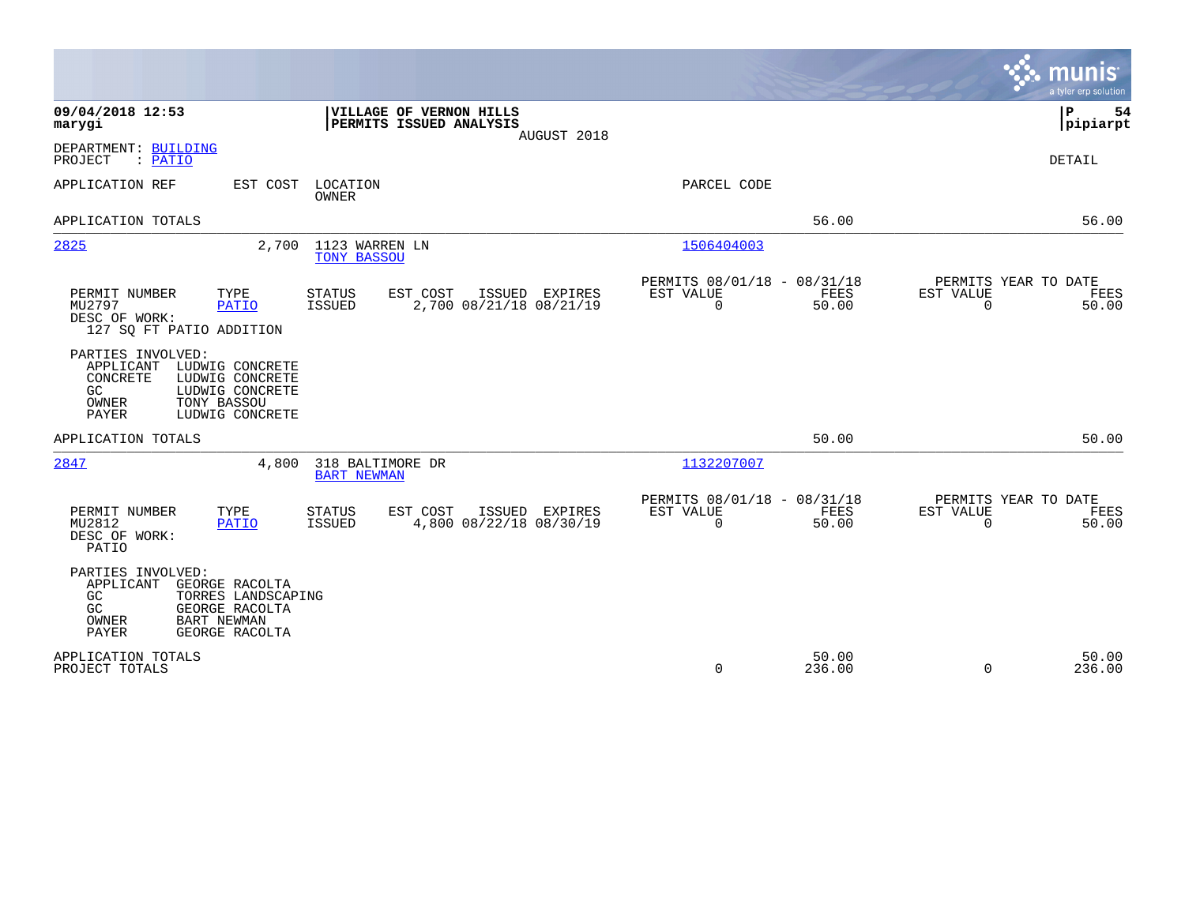**09/04/2018 12:53**
**marygi**

**VILLAGE OF VERNON HILLS**
**PERMITS ISSUED ANALYSIS**
AUGUST 2018

**P 54**
**pipiarpt**

DEPARTMENT: BUILDING
PROJECT : PATIO

DETAIL

| APPLICATION REF | EST COST | LOCATION / OWNER | PARCEL CODE | | |
|---|---|---|---|---|---|
| APPLICATION TOTALS | | | | 56.00 | 56.00 |

---

**2825** — 2,700 — 1123 WARREN LN — TONY BASSOU — 1506404003

| PERMIT NUMBER | TYPE | STATUS | EST COST | ISSUED | EXPIRES | PERMITS 08/01/18 - 08/31/18 EST VALUE | FEES | PERMITS YEAR TO DATE EST VALUE | FEES |
|---|---|---|---|---|---|---|---|---|---|
| MU2797 | PATIO | ISSUED | 2,700 | 08/21/18 | 08/21/19 | 0 | 50.00 | 0 | 50.00 |

DESC OF WORK:
127 SQ FT PATIO ADDITION

PARTIES INVOLVED:
- APPLICANT LUDWIG CONCRETE
- CONCRETE LUDWIG CONCRETE
- GC LUDWIG CONCRETE
- OWNER TONY BASSOU
- PAYER LUDWIG CONCRETE

APPLICATION TOTALS — 50.00 — 50.00

---

**2847** — 4,800 — 318 BALTIMORE DR — BART NEWMAN — 1132207007

| PERMIT NUMBER | TYPE | STATUS | EST COST | ISSUED | EXPIRES | PERMITS 08/01/18 - 08/31/18 EST VALUE | FEES | PERMITS YEAR TO DATE EST VALUE | FEES |
|---|---|---|---|---|---|---|---|---|---|
| MU2812 | PATIO | ISSUED | 4,800 | 08/22/18 | 08/30/19 | 0 | 50.00 | 0 | 50.00 |

DESC OF WORK:
PATIO

PARTIES INVOLVED:
- APPLICANT GEORGE RACOLTA
- GC TORRES LANDSCAPING
- GC GEORGE RACOLTA
- OWNER BART NEWMAN
- PAYER GEORGE RACOLTA

| | EST VALUE | FEES | EST VALUE | FEES |
|---|---|---|---|---|
| APPLICATION TOTALS | | 50.00 | | 50.00 |
| PROJECT TOTALS | 0 | 236.00 | 0 | 236.00 |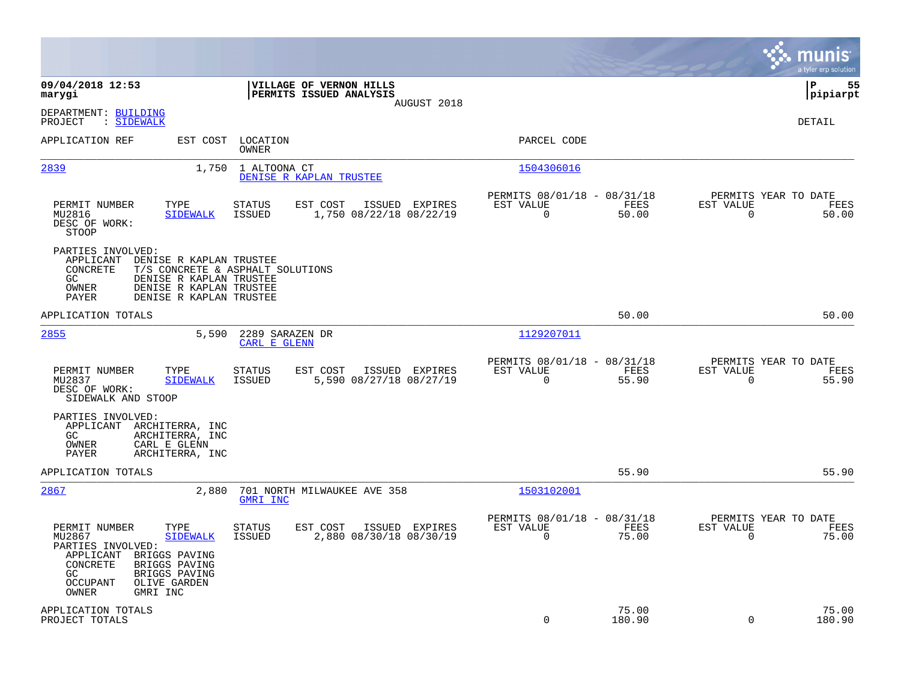**09/04/2018 12:53**
**marygi**

**VILLAGE OF VERNON HILLS**
**PERMITS ISSUED ANALYSIS**
AUGUST 2018

**P 55**
**pipiarpt**

DEPARTMENT: BUILDING
PROJECT : SIDEWALK

DETAIL

| APPLICATION REF | EST COST | LOCATION / OWNER | PARCEL CODE |
|---|---|---|---|
| 2839 | 1,750 | 1 ALTOONA CT / DENISE R KAPLAN TRUSTEE | 1504306016 |

| PERMIT NUMBER | TYPE | STATUS | EST COST | ISSUED | EXPIRES | PERMITS 08/01/18 - 08/31/18 EST VALUE | FEES | PERMITS YEAR TO DATE EST VALUE | FEES |
|---|---|---|---|---|---|---|---|---|---|
| MU2816 | SIDEWALK | ISSUED | 1,750 | 08/22/18 | 08/22/19 | 0 | 50.00 | 0 | 50.00 |

DESC OF WORK:
STOOP

PARTIES INVOLVED:
- APPLICANT DENISE R KAPLAN TRUSTEE
- CONCRETE T/S CONCRETE & ASPHALT SOLUTIONS
- GC DENISE R KAPLAN TRUSTEE
- OWNER DENISE R KAPLAN TRUSTEE
- PAYER DENISE R KAPLAN TRUSTEE

APPLICATION TOTALS 50.00 50.00

| APPLICATION REF | EST COST | LOCATION / OWNER | PARCEL CODE |
|---|---|---|---|
| 2855 | 5,590 | 2289 SARAZEN DR / CARL E GLENN | 1129207011 |

| PERMIT NUMBER | TYPE | STATUS | EST COST | ISSUED | EXPIRES | PERMITS 08/01/18 - 08/31/18 EST VALUE | FEES | PERMITS YEAR TO DATE EST VALUE | FEES |
|---|---|---|---|---|---|---|---|---|---|
| MU2837 | SIDEWALK | ISSUED | 5,590 | 08/27/18 | 08/27/19 | 0 | 55.90 | 0 | 55.90 |

DESC OF WORK:
SIDEWALK AND STOOP

PARTIES INVOLVED:
- APPLICANT ARCHITERRA, INC
- GC ARCHITERRA, INC
- OWNER CARL E GLENN
- PAYER ARCHITERRA, INC

APPLICATION TOTALS 55.90 55.90

| APPLICATION REF | EST COST | LOCATION / OWNER | PARCEL CODE |
|---|---|---|---|
| 2867 | 2,880 | 701 NORTH MILWAUKEE AVE 358 / GMRI INC | 1503102001 |

| PERMIT NUMBER | TYPE | STATUS | EST COST | ISSUED | EXPIRES | PERMITS 08/01/18 - 08/31/18 EST VALUE | FEES | PERMITS YEAR TO DATE EST VALUE | FEES |
|---|---|---|---|---|---|---|---|---|---|
| MU2867 | SIDEWALK | ISSUED | 2,880 | 08/30/18 | 08/30/19 | 0 | 75.00 | 0 | 75.00 |

PARTIES INVOLVED:
- APPLICANT BRIGGS PAVING
- CONCRETE BRIGGS PAVING
- GC BRIGGS PAVING
- OCCUPANT OLIVE GARDEN
- OWNER GMRI INC

| | EST VALUE | FEES | YTD EST VALUE | YTD FEES |
|---|---|---|---|---|
| APPLICATION TOTALS | | 75.00 | | 75.00 |
| PROJECT TOTALS | 0 | 180.90 | 0 | 180.90 |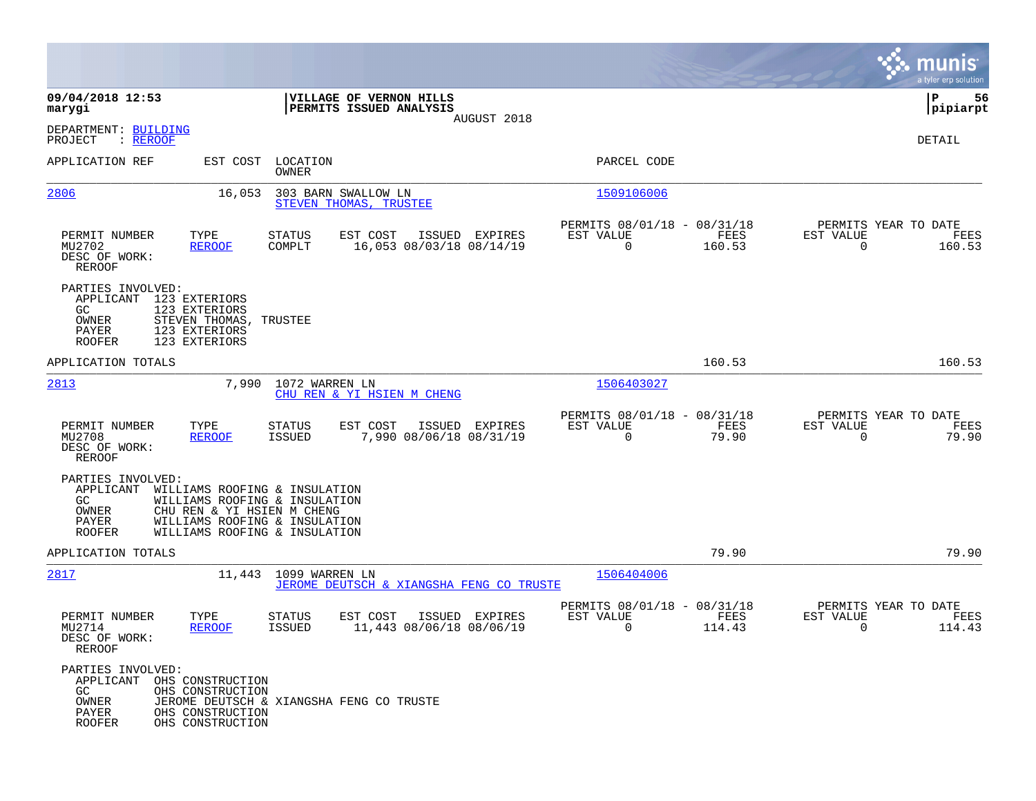**09/04/2018 12:53**
**marygi**

**VILLAGE OF VERNON HILLS**
**PERMITS ISSUED ANALYSIS**
AUGUST 2018

**P 56**
**pipiarpt**

DEPARTMENT: BUILDING
PROJECT : REROOF

DETAIL

| APPLICATION REF | EST COST | LOCATION / OWNER | PARCEL CODE |
|---|---|---|---|
| 2806 | 16,053 | 303 BARN SWALLOW LN / STEVEN THOMAS, TRUSTEE | 1509106006 |

| PERMIT NUMBER | TYPE | STATUS | EST COST | ISSUED | EXPIRES | PERMITS 08/01/18 - 08/31/18 EST VALUE | FEES | PERMITS YEAR TO DATE EST VALUE | FEES |
|---|---|---|---|---|---|---|---|---|---|
| MU2702 | REROOF | COMPLT | 16,053 | 08/03/18 | 08/14/19 | 0 | 160.53 | 0 | 160.53 |

DESC OF WORK:
REROOF

PARTIES INVOLVED:
- APPLICANT 123 EXTERIORS
- GC 123 EXTERIORS
- OWNER STEVEN THOMAS, TRUSTEE
- PAYER 123 EXTERIORS
- ROOFER 123 EXTERIORS

APPLICATION TOTALS 160.53 160.53

| APPLICATION REF | EST COST | LOCATION / OWNER | PARCEL CODE |
|---|---|---|---|
| 2813 | 7,990 | 1072 WARREN LN / CHU REN & YI HSIEN M CHENG | 1506403027 |

| PERMIT NUMBER | TYPE | STATUS | EST COST | ISSUED | EXPIRES | PERMITS 08/01/18 - 08/31/18 EST VALUE | FEES | PERMITS YEAR TO DATE EST VALUE | FEES |
|---|---|---|---|---|---|---|---|---|---|
| MU2708 | REROOF | ISSUED | 7,990 | 08/06/18 | 08/31/19 | 0 | 79.90 | 0 | 79.90 |

DESC OF WORK:
REROOF

PARTIES INVOLVED:
- APPLICANT WILLIAMS ROOFING & INSULATION
- GC WILLIAMS ROOFING & INSULATION
- OWNER CHU REN & YI HSIEN M CHENG
- PAYER WILLIAMS ROOFING & INSULATION
- ROOFER WILLIAMS ROOFING & INSULATION

APPLICATION TOTALS 79.90 79.90

| APPLICATION REF | EST COST | LOCATION / OWNER | PARCEL CODE |
|---|---|---|---|
| 2817 | 11,443 | 1099 WARREN LN / JEROME DEUTSCH & XIANGSHA FENG CO TRUSTE | 1506404006 |

| PERMIT NUMBER | TYPE | STATUS | EST COST | ISSUED | EXPIRES | PERMITS 08/01/18 - 08/31/18 EST VALUE | FEES | PERMITS YEAR TO DATE EST VALUE | FEES |
|---|---|---|---|---|---|---|---|---|---|
| MU2714 | REROOF | ISSUED | 11,443 | 08/06/18 | 08/06/19 | 0 | 114.43 | 0 | 114.43 |

DESC OF WORK:
REROOF

PARTIES INVOLVED:
- APPLICANT OHS CONSTRUCTION
- GC OHS CONSTRUCTION
- OWNER JEROME DEUTSCH & XIANGSHA FENG CO TRUSTE
- PAYER OHS CONSTRUCTION
- ROOFER OHS CONSTRUCTION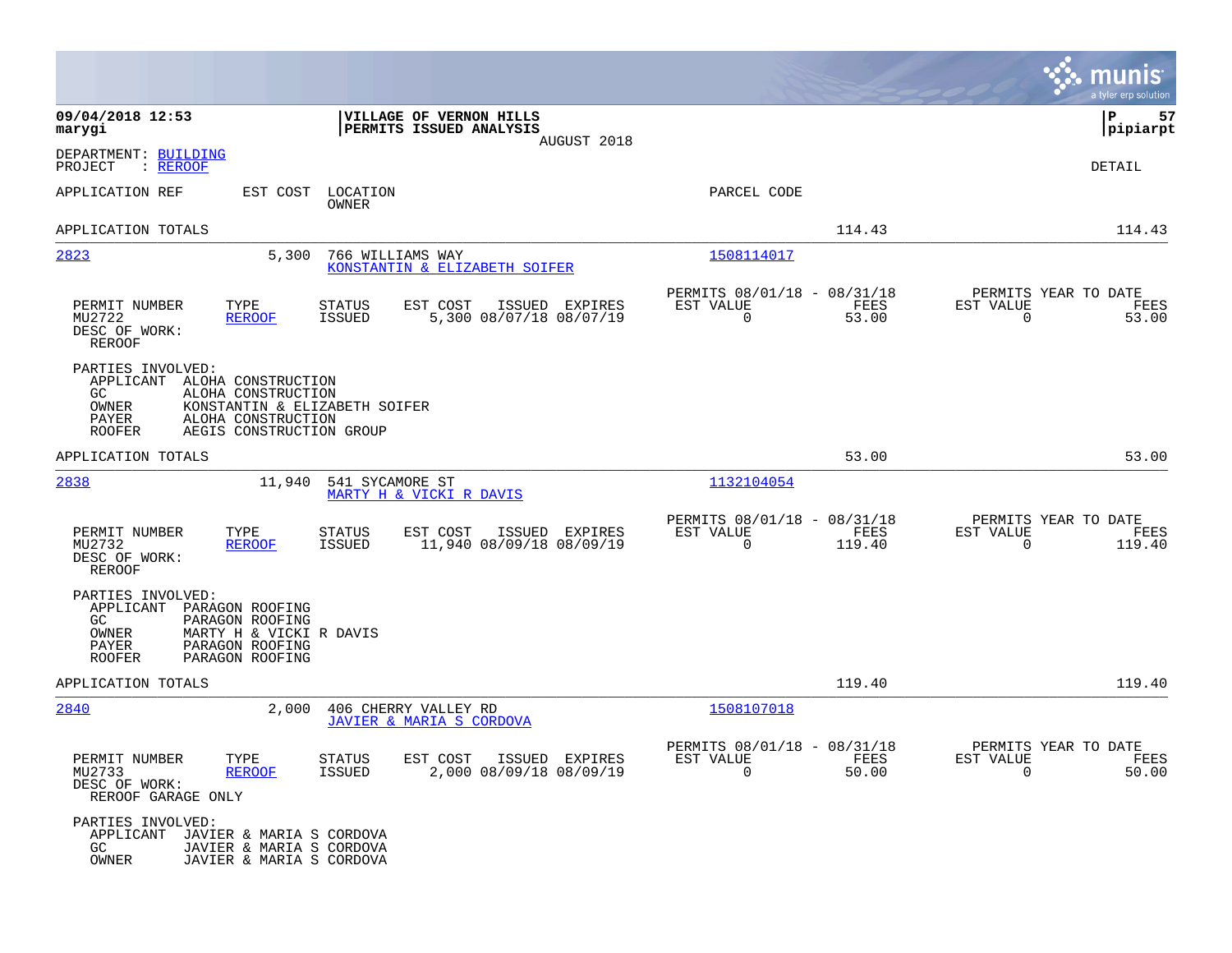**09/04/2018 12:53**
**marygi**

**VILLAGE OF VERNON HILLS**
**PERMITS ISSUED ANALYSIS**
AUGUST 2018

**P 57**
**pipiarpt**

DEPARTMENT: BUILDING
PROJECT : REROOF

DETAIL

| APPLICATION REF | EST COST | LOCATION / OWNER | PARCEL CODE | | |
|---|---|---|---|---|---|
| APPLICATION TOTALS | | | | 114.43 | 114.43 |

---

**2823** | 5,300 | 766 WILLIAMS WAY | KONSTANTIN & ELIZABETH SOIFER | PARCEL CODE: 1508114017

| PERMIT NUMBER | TYPE | STATUS | EST COST | ISSUED | EXPIRES | PERMITS 08/01/18 - 08/31/18 EST VALUE | FEES | PERMITS YEAR TO DATE EST VALUE | FEES |
|---|---|---|---|---|---|---|---|---|---|
| MU2722 | REROOF | ISSUED | 5,300 | 08/07/18 | 08/07/19 | 0 | 53.00 | 0 | 53.00 |

DESC OF WORK:
REROOF

PARTIES INVOLVED:
- APPLICANT ALOHA CONSTRUCTION
- GC ALOHA CONSTRUCTION
- OWNER KONSTANTIN & ELIZABETH SOIFER
- PAYER ALOHA CONSTRUCTION
- ROOFER AEGIS CONSTRUCTION GROUP

APPLICATION TOTALS 53.00 53.00

---

**2838** | 11,940 | 541 SYCAMORE ST | MARTY H & VICKI R DAVIS | PARCEL CODE: 1132104054

| PERMIT NUMBER | TYPE | STATUS | EST COST | ISSUED | EXPIRES | PERMITS 08/01/18 - 08/31/18 EST VALUE | FEES | PERMITS YEAR TO DATE EST VALUE | FEES |
|---|---|---|---|---|---|---|---|---|---|
| MU2732 | REROOF | ISSUED | 11,940 | 08/09/18 | 08/09/19 | 0 | 119.40 | 0 | 119.40 |

DESC OF WORK:
REROOF

PARTIES INVOLVED:
- APPLICANT PARAGON ROOFING
- GC PARAGON ROOFING
- OWNER MARTY H & VICKI R DAVIS
- PAYER PARAGON ROOFING
- ROOFER PARAGON ROOFING

APPLICATION TOTALS 119.40 119.40

---

**2840** | 2,000 | 406 CHERRY VALLEY RD | JAVIER & MARIA S CORDOVA | PARCEL CODE: 1508107018

| PERMIT NUMBER | TYPE | STATUS | EST COST | ISSUED | EXPIRES | PERMITS 08/01/18 - 08/31/18 EST VALUE | FEES | PERMITS YEAR TO DATE EST VALUE | FEES |
|---|---|---|---|---|---|---|---|---|---|
| MU2733 | REROOF | ISSUED | 2,000 | 08/09/18 | 08/09/19 | 0 | 50.00 | 0 | 50.00 |

DESC OF WORK:
REROOF GARAGE ONLY

PARTIES INVOLVED:
- APPLICANT JAVIER & MARIA S CORDOVA
- GC JAVIER & MARIA S CORDOVA
- OWNER JAVIER & MARIA S CORDOVA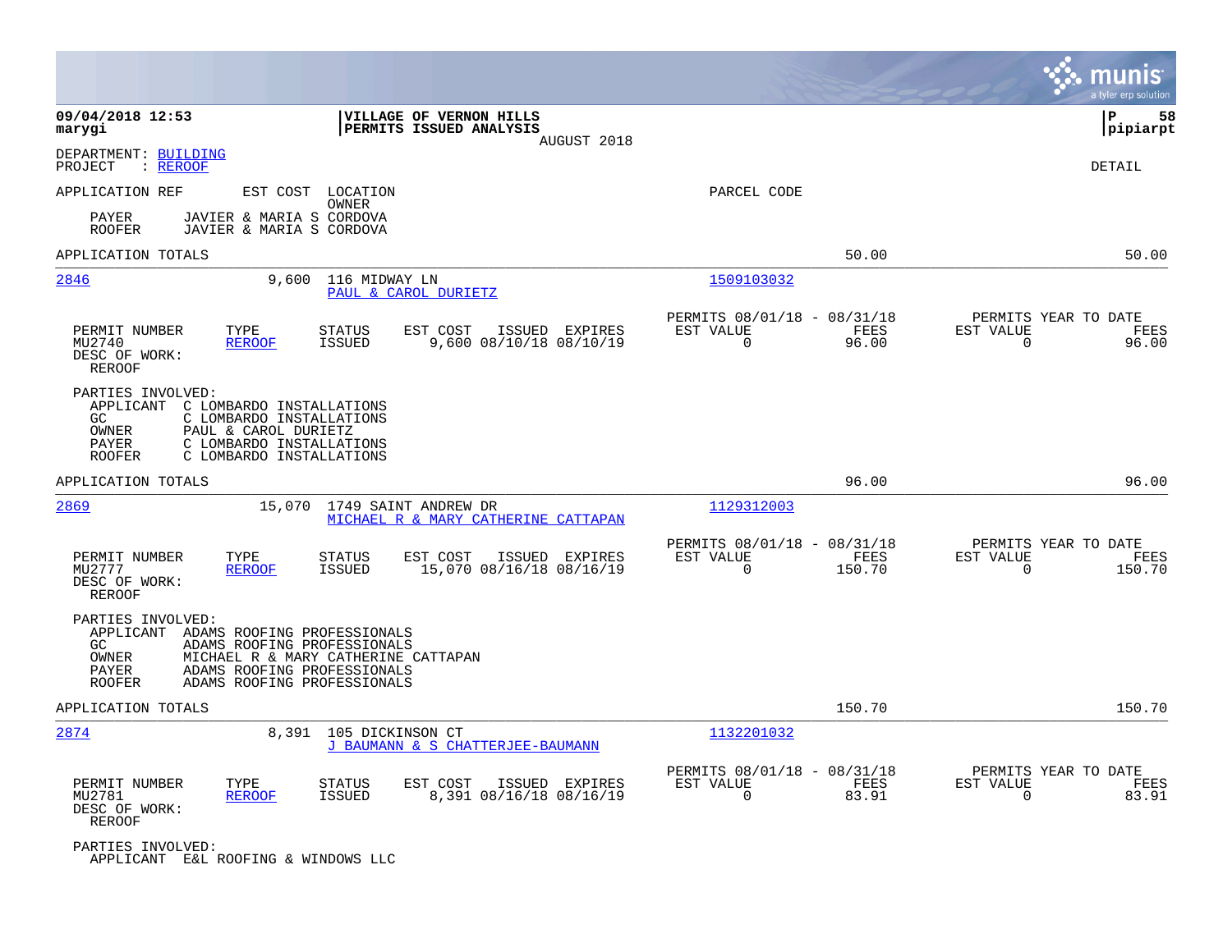**09/04/2018 12:53**
**marygi**

**VILLAGE OF VERNON HILLS**
**PERMITS ISSUED ANALYSIS**
AUGUST 2018

**P 58**
**pipiarpt**

DEPARTMENT: BUILDING
PROJECT : REROOF

DETAIL

| APPLICATION REF | EST COST | LOCATION / OWNER | PARCEL CODE | | |
|---|---|---|---|---|---|
| PAYER | JAVIER & MARIA S CORDOVA | | | | |
| ROOFER | JAVIER & MARIA S CORDOVA | | | | |
| APPLICATION TOTALS | | | | 50.00 | 50.00 |

---

**2846** — 9,600 — 116 MIDWAY LN — PAUL & CAROL DURIETZ — Parcel: 1509103032

| PERMIT NUMBER | TYPE | STATUS | EST COST | ISSUED | EXPIRES | PERMITS 08/01/18 - 08/31/18 EST VALUE | FEES | PERMITS YEAR TO DATE EST VALUE | FEES |
|---|---|---|---|---|---|---|---|---|---|
| MU2740 | REROOF | ISSUED | 9,600 | 08/10/18 | 08/10/19 | 0 | 96.00 | 0 | 96.00 |

DESC OF WORK:
REROOF

PARTIES INVOLVED:
- APPLICANT C LOMBARDO INSTALLATIONS
- GC C LOMBARDO INSTALLATIONS
- OWNER PAUL & CAROL DURIETZ
- PAYER C LOMBARDO INSTALLATIONS
- ROOFER C LOMBARDO INSTALLATIONS

APPLICATION TOTALS: 96.00 | 96.00

---

**2869** — 15,070 — 1749 SAINT ANDREW DR — MICHAEL R & MARY CATHERINE CATTAPAN — Parcel: 1129312003

| PERMIT NUMBER | TYPE | STATUS | EST COST | ISSUED | EXPIRES | PERMITS 08/01/18 - 08/31/18 EST VALUE | FEES | PERMITS YEAR TO DATE EST VALUE | FEES |
|---|---|---|---|---|---|---|---|---|---|
| MU2777 | REROOF | ISSUED | 15,070 | 08/16/18 | 08/16/19 | 0 | 150.70 | 0 | 150.70 |

DESC OF WORK:
REROOF

PARTIES INVOLVED:
- APPLICANT ADAMS ROOFING PROFESSIONALS
- GC ADAMS ROOFING PROFESSIONALS
- OWNER MICHAEL R & MARY CATHERINE CATTAPAN
- PAYER ADAMS ROOFING PROFESSIONALS
- ROOFER ADAMS ROOFING PROFESSIONALS

APPLICATION TOTALS: 150.70 | 150.70

---

**2874** — 8,391 — 105 DICKINSON CT — J BAUMANN & S CHATTERJEE-BAUMANN — Parcel: 1132201032

| PERMIT NUMBER | TYPE | STATUS | EST COST | ISSUED | EXPIRES | PERMITS 08/01/18 - 08/31/18 EST VALUE | FEES | PERMITS YEAR TO DATE EST VALUE | FEES |
|---|---|---|---|---|---|---|---|---|---|
| MU2781 | REROOF | ISSUED | 8,391 | 08/16/18 | 08/16/19 | 0 | 83.91 | 0 | 83.91 |

DESC OF WORK:
REROOF

PARTIES INVOLVED:
- APPLICANT E&L ROOFING & WINDOWS LLC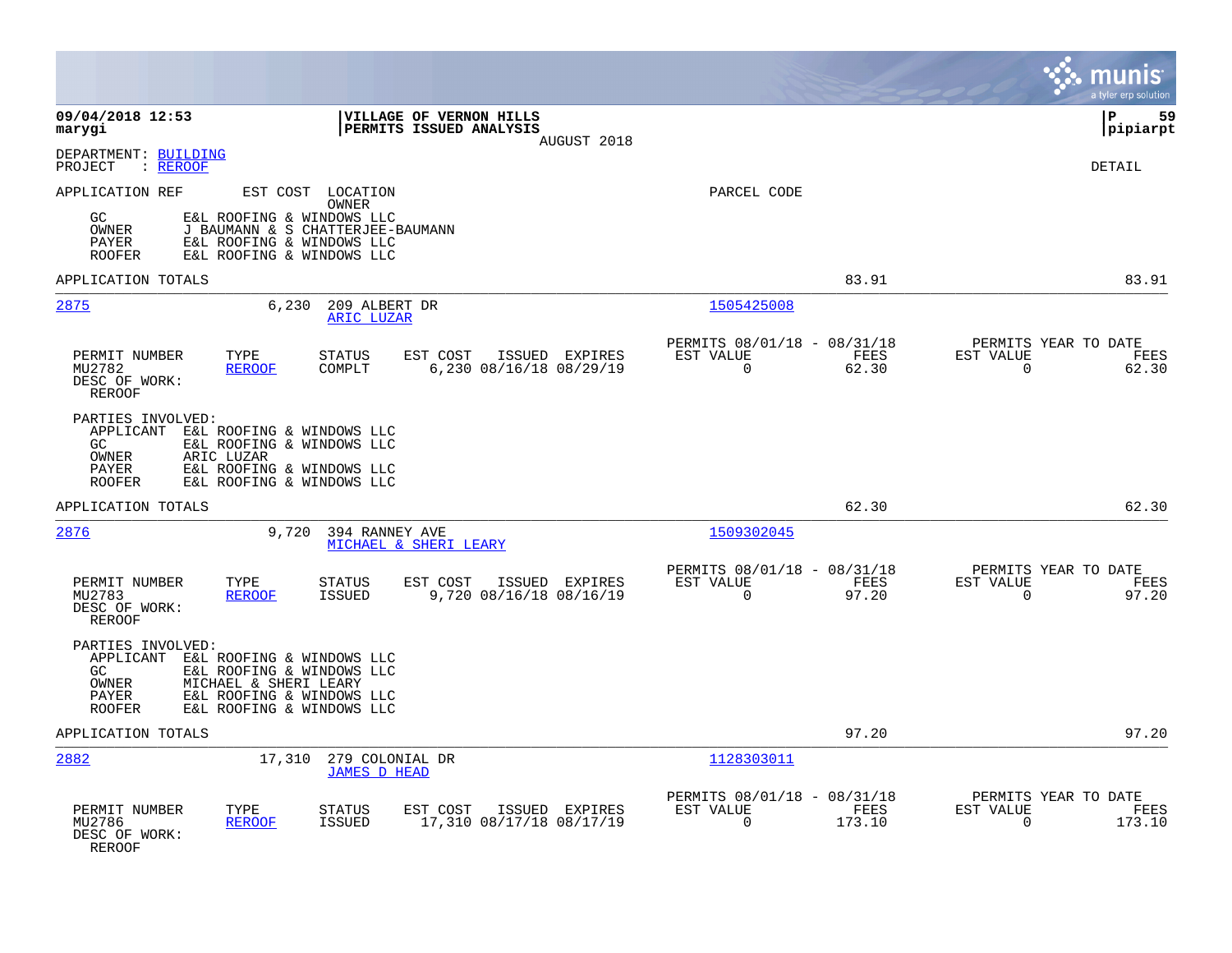**09/04/2018 12:53**
**marygi**

**VILLAGE OF VERNON HILLS**
**PERMITS ISSUED ANALYSIS**
AUGUST 2018

**P 59**
**pipiarpt**

DEPARTMENT: BUILDING
PROJECT : REROOF

DETAIL

| APPLICATION REF | EST COST | LOCATION / OWNER | PARCEL CODE |
|---|---|---|---|

GC E&L ROOFING & WINDOWS LLC
OWNER J BAUMANN & S CHATTERJEE-BAUMANN
PAYER E&L ROOFING & WINDOWS LLC
ROOFER E&L ROOFING & WINDOWS LLC

APPLICATION TOTALS 83.91 83.91

---

**2875** 6,230 209 ALBERT DR
ARIC LUZAR
PARCEL CODE: 1505425008

| PERMIT NUMBER | TYPE | STATUS | EST COST | ISSUED | EXPIRES | PERMITS 08/01/18 - 08/31/18 EST VALUE | FEES | PERMITS YEAR TO DATE EST VALUE | FEES |
|---|---|---|---|---|---|---|---|---|---|
| MU2782 | REROOF | COMPLT | 6,230 | 08/16/18 | 08/29/19 | 0 | 62.30 | 0 | 62.30 |

DESC OF WORK:
REROOF

PARTIES INVOLVED:
APPLICANT E&L ROOFING & WINDOWS LLC
GC E&L ROOFING & WINDOWS LLC
OWNER ARIC LUZAR
PAYER E&L ROOFING & WINDOWS LLC
ROOFER E&L ROOFING & WINDOWS LLC

APPLICATION TOTALS 62.30 62.30

---

**2876** 9,720 394 RANNEY AVE
MICHAEL & SHERI LEARY
PARCEL CODE: 1509302045

| PERMIT NUMBER | TYPE | STATUS | EST COST | ISSUED | EXPIRES | PERMITS 08/01/18 - 08/31/18 EST VALUE | FEES | PERMITS YEAR TO DATE EST VALUE | FEES |
|---|---|---|---|---|---|---|---|---|---|
| MU2783 | REROOF | ISSUED | 9,720 | 08/16/18 | 08/16/19 | 0 | 97.20 | 0 | 97.20 |

DESC OF WORK:
REROOF

PARTIES INVOLVED:
APPLICANT E&L ROOFING & WINDOWS LLC
GC E&L ROOFING & WINDOWS LLC
OWNER MICHAEL & SHERI LEARY
PAYER E&L ROOFING & WINDOWS LLC
ROOFER E&L ROOFING & WINDOWS LLC

APPLICATION TOTALS 97.20 97.20

---

**2882** 17,310 279 COLONIAL DR
JAMES D HEAD
PARCEL CODE: 1128303011

| PERMIT NUMBER | TYPE | STATUS | EST COST | ISSUED | EXPIRES | PERMITS 08/01/18 - 08/31/18 EST VALUE | FEES | PERMITS YEAR TO DATE EST VALUE | FEES |
|---|---|---|---|---|---|---|---|---|---|
| MU2786 | REROOF | ISSUED | 17,310 | 08/17/18 | 08/17/19 | 0 | 173.10 | 0 | 173.10 |

DESC OF WORK:
REROOF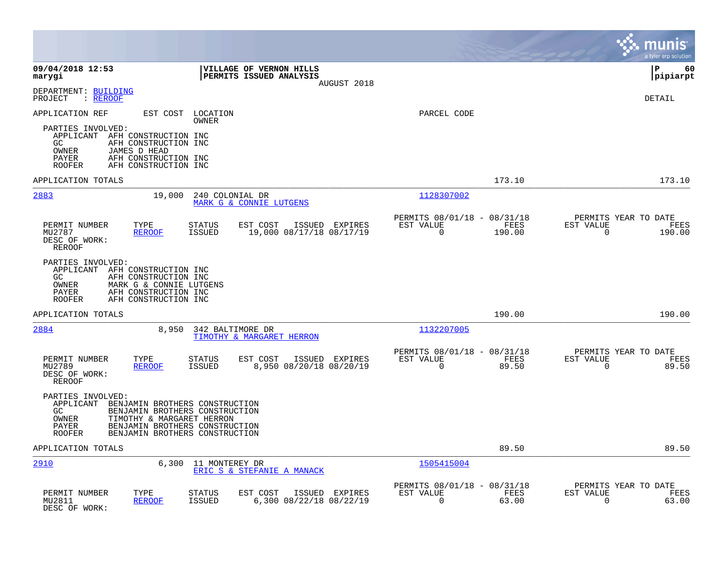**09/04/2018 12:53**
**marygi**

**VILLAGE OF VERNON HILLS**
**PERMITS ISSUED ANALYSIS**
AUGUST 2018

**P 60**
**pipiarpt**

DEPARTMENT: BUILDING
PROJECT : REROOF

DETAIL

APPLICATION REF    EST COST    LOCATION / OWNER    PARCEL CODE

PARTIES INVOLVED:
- APPLICANT AFH CONSTRUCTION INC
- GC AFH CONSTRUCTION INC
- OWNER JAMES D HEAD
- PAYER AFH CONSTRUCTION INC
- ROOFER AFH CONSTRUCTION INC

APPLICATION TOTALS    173.10    173.10

---

**2883**    19,000    240 COLONIAL DR    MARK G & CONNIE LUTGENS    1128307002

| PERMIT NUMBER | TYPE | STATUS | EST COST | ISSUED | EXPIRES | PERMITS 08/01/18 - 08/31/18 EST VALUE | FEES | PERMITS YEAR TO DATE EST VALUE | FEES |
|---|---|---|---|---|---|---|---|---|---|
| MU2787 | REROOF | ISSUED | 19,000 | 08/17/18 | 08/17/19 | 0 | 190.00 | 0 | 190.00 |

DESC OF WORK:
REROOF

PARTIES INVOLVED:
- APPLICANT AFH CONSTRUCTION INC
- GC AFH CONSTRUCTION INC
- OWNER MARK G & CONNIE LUTGENS
- PAYER AFH CONSTRUCTION INC
- ROOFER AFH CONSTRUCTION INC

APPLICATION TOTALS    190.00    190.00

---

**2884**    8,950    342 BALTIMORE DR    TIMOTHY & MARGARET HERRON    1132207005

| PERMIT NUMBER | TYPE | STATUS | EST COST | ISSUED | EXPIRES | PERMITS 08/01/18 - 08/31/18 EST VALUE | FEES | PERMITS YEAR TO DATE EST VALUE | FEES |
|---|---|---|---|---|---|---|---|---|---|
| MU2789 | REROOF | ISSUED | 8,950 | 08/20/18 | 08/20/19 | 0 | 89.50 | 0 | 89.50 |

DESC OF WORK:
REROOF

PARTIES INVOLVED:
- APPLICANT BENJAMIN BROTHERS CONSTRUCTION
- GC BENJAMIN BROTHERS CONSTRUCTION
- OWNER TIMOTHY & MARGARET HERRON
- PAYER BENJAMIN BROTHERS CONSTRUCTION
- ROOFER BENJAMIN BROTHERS CONSTRUCTION

APPLICATION TOTALS    89.50    89.50

---

**2910**    6,300    11 MONTEREY DR    ERIC S & STEFANIE A MANACK    1505415004

| PERMIT NUMBER | TYPE | STATUS | EST COST | ISSUED | EXPIRES | PERMITS 08/01/18 - 08/31/18 EST VALUE | FEES | PERMITS YEAR TO DATE EST VALUE | FEES |
|---|---|---|---|---|---|---|---|---|---|
| MU2811 | REROOF | ISSUED | 6,300 | 08/22/18 | 08/22/19 | 0 | 63.00 | 0 | 63.00 |

DESC OF WORK: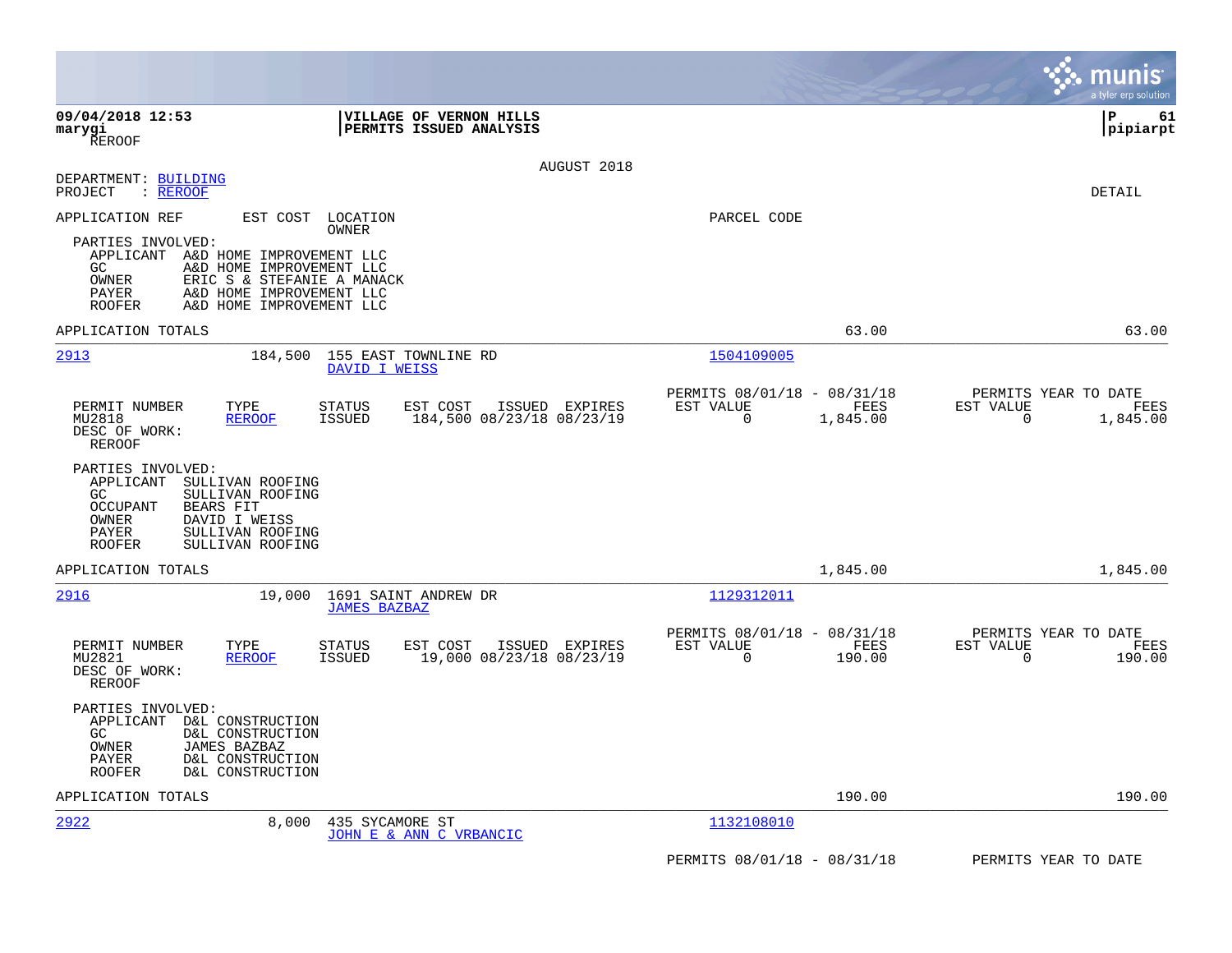**09/04/2018 12:53** | **VILLAGE OF VERNON HILLS** | **P 61**
**marygi** | **PERMITS ISSUED ANALYSIS** | **pipiarpt**
REROOF

AUGUST 2018

DEPARTMENT: BUILDING
PROJECT : REROOF

DETAIL

APPLICATION REF | EST COST | LOCATION / OWNER | PARCEL CODE

PARTIES INVOLVED:
- APPLICANT A&D HOME IMPROVEMENT LLC
- GC A&D HOME IMPROVEMENT LLC
- OWNER ERIC S & STEFANIE A MANACK
- PAYER A&D HOME IMPROVEMENT LLC
- ROOFER A&D HOME IMPROVEMENT LLC

APPLICATION TOTALS 63.00 63.00

---

**2913** | 184,500 | 155 EAST TOWNLINE RD / DAVID I WEISS | 1504109005

| PERMIT NUMBER | TYPE | STATUS | EST COST | ISSUED | EXPIRES | PERMITS 08/01/18 - 08/31/18 EST VALUE | FEES | PERMITS YEAR TO DATE EST VALUE | FEES |
|---|---|---|---|---|---|---|---|---|---|
| MU2818 | REROOF | ISSUED | 184,500 | 08/23/18 | 08/23/19 | 0 | 1,845.00 | 0 | 1,845.00 |

DESC OF WORK:
REROOF

PARTIES INVOLVED:
- APPLICANT SULLIVAN ROOFING
- GC SULLIVAN ROOFING
- OCCUPANT BEARS FIT
- OWNER DAVID I WEISS
- PAYER SULLIVAN ROOFING
- ROOFER SULLIVAN ROOFING

APPLICATION TOTALS 1,845.00 1,845.00

---

**2916** | 19,000 | 1691 SAINT ANDREW DR / JAMES BAZBAZ | 1129312011

| PERMIT NUMBER | TYPE | STATUS | EST COST | ISSUED | EXPIRES | PERMITS 08/01/18 - 08/31/18 EST VALUE | FEES | PERMITS YEAR TO DATE EST VALUE | FEES |
|---|---|---|---|---|---|---|---|---|---|
| MU2821 | REROOF | ISSUED | 19,000 | 08/23/18 | 08/23/19 | 0 | 190.00 | 0 | 190.00 |

DESC OF WORK:
REROOF

PARTIES INVOLVED:
- APPLICANT D&L CONSTRUCTION
- GC D&L CONSTRUCTION
- OWNER JAMES BAZBAZ
- PAYER D&L CONSTRUCTION
- ROOFER D&L CONSTRUCTION

APPLICATION TOTALS 190.00 190.00

---

**2922** | 8,000 | 435 SYCAMORE ST / JOHN E & ANN C VRBANCIC | 1132108010

PERMITS 08/01/18 - 08/31/18 PERMITS YEAR TO DATE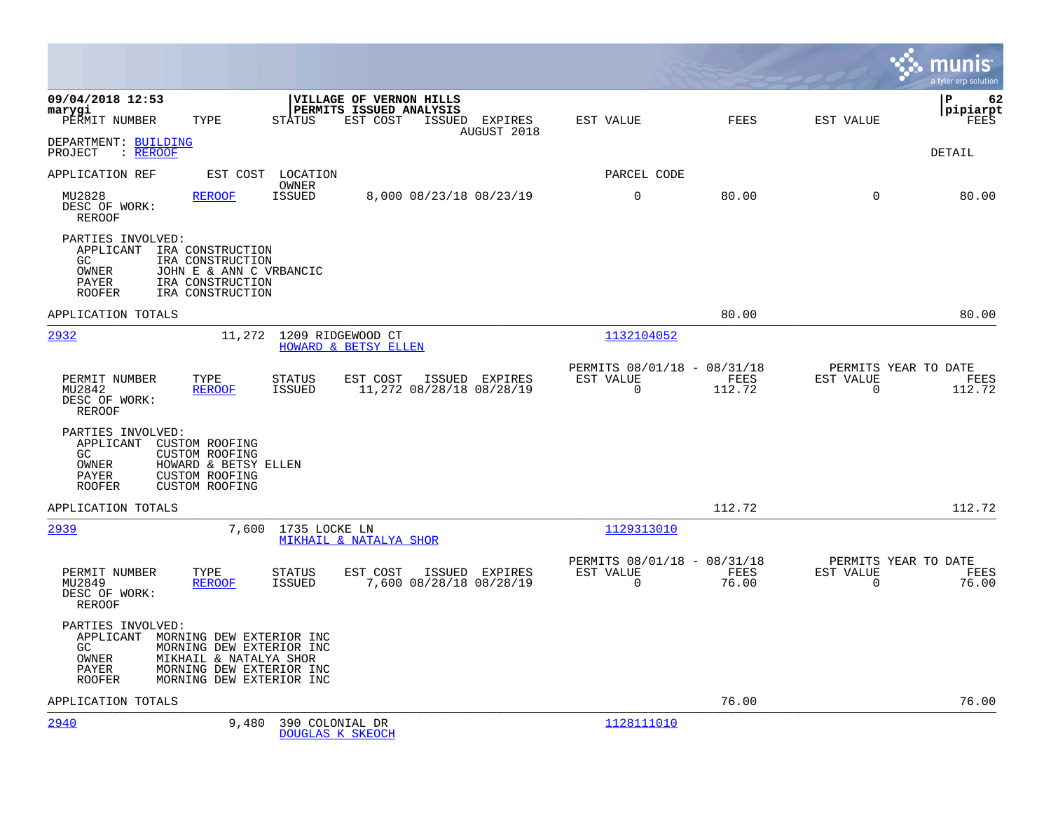**VILLAGE OF VERNON HILLS**
**PERMITS ISSUED ANALYSIS**

09/04/2018 12:53
marygi

| PERMIT NUMBER | TYPE | STATUS | EST COST | ISSUED | EXPIRES | EST VALUE | FEES | EST VALUE | FEES |
|---|---|---|---|---|---|---|---|---|---|
| | | | | | AUGUST 2018 | | | | |

DEPARTMENT: BUILDING
PROJECT : REROOF

DETAIL

APPLICATION REF | EST COST | LOCATION / OWNER | PARCEL CODE

| PERMIT NUMBER | TYPE | STATUS | EST COST | ISSUED | EXPIRES | EST VALUE | FEES | EST VALUE | FEES |
|---|---|---|---|---|---|---|---|---|---|
| MU2828 | REROOF | ISSUED | 8,000 | 08/23/18 | 08/23/19 | 0 | 80.00 | 0 | 80.00 |

DESC OF WORK:
REROOF

PARTIES INVOLVED:
- APPLICANT IRA CONSTRUCTION
- GC IRA CONSTRUCTION
- OWNER JOHN E & ANN C VRBANCIC
- PAYER IRA CONSTRUCTION
- ROOFER IRA CONSTRUCTION

APPLICATION TOTALS: 80.00 | 80.00

---

**2932** | 11,272 | 1209 RIDGEWOOD CT / HOWARD & BETSY ELLEN | 1132104052

| PERMIT NUMBER | TYPE | STATUS | EST COST | ISSUED | EXPIRES | PERMITS 08/01/18 - 08/31/18 EST VALUE | FEES | PERMITS YEAR TO DATE EST VALUE | FEES |
|---|---|---|---|---|---|---|---|---|---|
| MU2842 | REROOF | ISSUED | 11,272 | 08/28/18 | 08/28/19 | 0 | 112.72 | 0 | 112.72 |

DESC OF WORK:
REROOF

PARTIES INVOLVED:
- APPLICANT CUSTOM ROOFING
- GC CUSTOM ROOFING
- OWNER HOWARD & BETSY ELLEN
- PAYER CUSTOM ROOFING
- ROOFER CUSTOM ROOFING

APPLICATION TOTALS: 112.72 | 112.72

---

**2939** | 7,600 | 1735 LOCKE LN / MIKHAIL & NATALYA SHOR | 1129313010

| PERMIT NUMBER | TYPE | STATUS | EST COST | ISSUED | EXPIRES | PERMITS 08/01/18 - 08/31/18 EST VALUE | FEES | PERMITS YEAR TO DATE EST VALUE | FEES |
|---|---|---|---|---|---|---|---|---|---|
| MU2849 | REROOF | ISSUED | 7,600 | 08/28/18 | 08/28/19 | 0 | 76.00 | 0 | 76.00 |

DESC OF WORK:
REROOF

PARTIES INVOLVED:
- APPLICANT MORNING DEW EXTERIOR INC
- GC MORNING DEW EXTERIOR INC
- OWNER MIKHAIL & NATALYA SHOR
- PAYER MORNING DEW EXTERIOR INC
- ROOFER MORNING DEW EXTERIOR INC

APPLICATION TOTALS: 76.00 | 76.00

---

**2940** | 9,480 | 390 COLONIAL DR / DOUGLAS K SKEOCH | 1128111010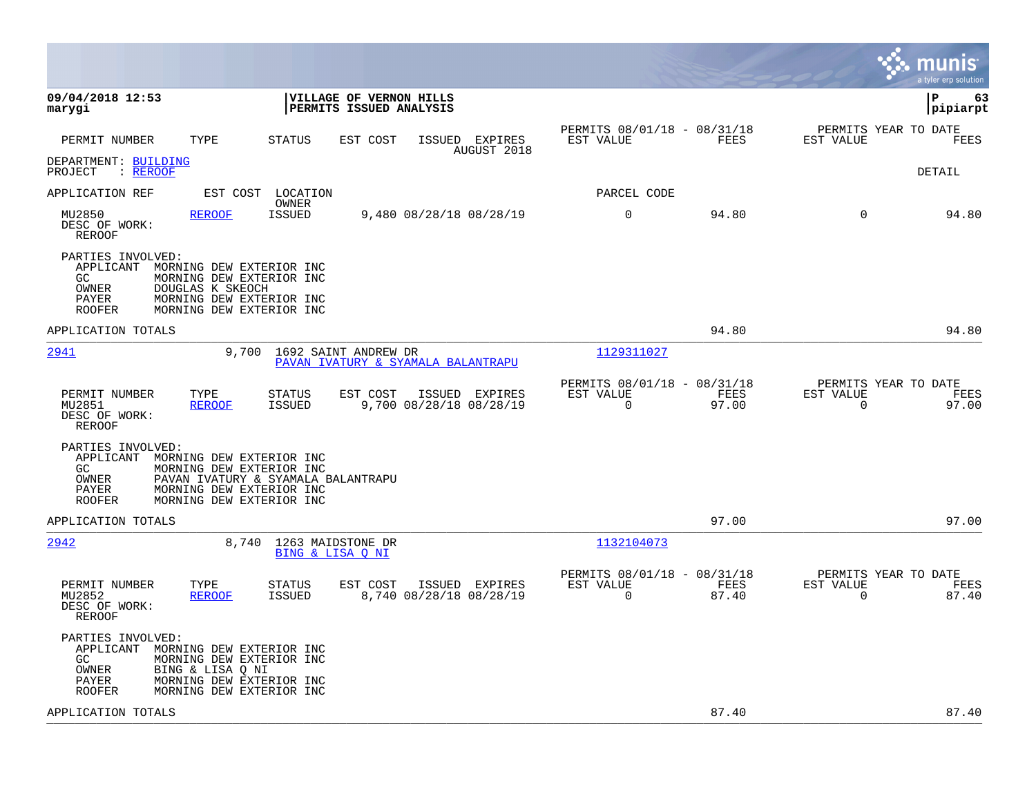**09/04/2018 12:53**
**marygi**

**VILLAGE OF VERNON HILLS**
**PERMITS ISSUED ANALYSIS**

**pipiarpt**

| PERMIT NUMBER | TYPE | STATUS | EST COST | ISSUED EXPIRES | PERMITS 08/01/18 - 08/31/18 EST VALUE | FEES | PERMITS YEAR TO DATE EST VALUE | FEES |
|---|---|---|---|---|---|---|---|---|
| | | | | AUGUST 2018 | | | | |

DEPARTMENT: BUILDING
PROJECT : REROOF

DETAIL

APPLICATION REF &nbsp;&nbsp; EST COST &nbsp;&nbsp; LOCATION / OWNER &nbsp;&nbsp; PARCEL CODE

| PERMIT NUMBER | TYPE | STATUS | EST COST | ISSUED | EXPIRES | EST VALUE | FEES | YTD EST VALUE | YTD FEES |
|---|---|---|---|---|---|---|---|---|---|
| MU2850 | REROOF | ISSUED | 9,480 | 08/28/18 | 08/28/19 | 0 | 94.80 | 0 | 94.80 |

DESC OF WORK:
REROOF

PARTIES INVOLVED:
- APPLICANT MORNING DEW EXTERIOR INC
- GC MORNING DEW EXTERIOR INC
- OWNER DOUGLAS K SKEOCH
- PAYER MORNING DEW EXTERIOR INC
- ROOFER MORNING DEW EXTERIOR INC

APPLICATION TOTALS: 94.80 &nbsp;&nbsp; 94.80

---

**2941** &nbsp;&nbsp; 9,700 &nbsp;&nbsp; 1692 SAINT ANDREW DR &nbsp;&nbsp; PAVAN IVATURY & SYAMALA BALANTRAPU &nbsp;&nbsp; 1129311027

| PERMIT NUMBER | TYPE | STATUS | EST COST | ISSUED | EXPIRES | PERMITS 08/01/18 - 08/31/18 EST VALUE | FEES | PERMITS YEAR TO DATE EST VALUE | FEES |
|---|---|---|---|---|---|---|---|---|---|
| MU2851 | REROOF | ISSUED | 9,700 | 08/28/18 | 08/28/19 | 0 | 97.00 | 0 | 97.00 |

DESC OF WORK:
REROOF

PARTIES INVOLVED:
- APPLICANT MORNING DEW EXTERIOR INC
- GC MORNING DEW EXTERIOR INC
- OWNER PAVAN IVATURY & SYAMALA BALANTRAPU
- PAYER MORNING DEW EXTERIOR INC
- ROOFER MORNING DEW EXTERIOR INC

APPLICATION TOTALS: 97.00 &nbsp;&nbsp; 97.00

---

**2942** &nbsp;&nbsp; 8,740 &nbsp;&nbsp; 1263 MAIDSTONE DR &nbsp;&nbsp; BING & LISA Q NI &nbsp;&nbsp; 1132104073

| PERMIT NUMBER | TYPE | STATUS | EST COST | ISSUED | EXPIRES | PERMITS 08/01/18 - 08/31/18 EST VALUE | FEES | PERMITS YEAR TO DATE EST VALUE | FEES |
|---|---|---|---|---|---|---|---|---|---|
| MU2852 | REROOF | ISSUED | 8,740 | 08/28/18 | 08/28/19 | 0 | 87.40 | 0 | 87.40 |

DESC OF WORK:
REROOF

PARTIES INVOLVED:
- APPLICANT MORNING DEW EXTERIOR INC
- GC MORNING DEW EXTERIOR INC
- OWNER BING & LISA Q NI
- PAYER MORNING DEW EXTERIOR INC
- ROOFER MORNING DEW EXTERIOR INC

APPLICATION TOTALS: 87.40 &nbsp;&nbsp; 87.40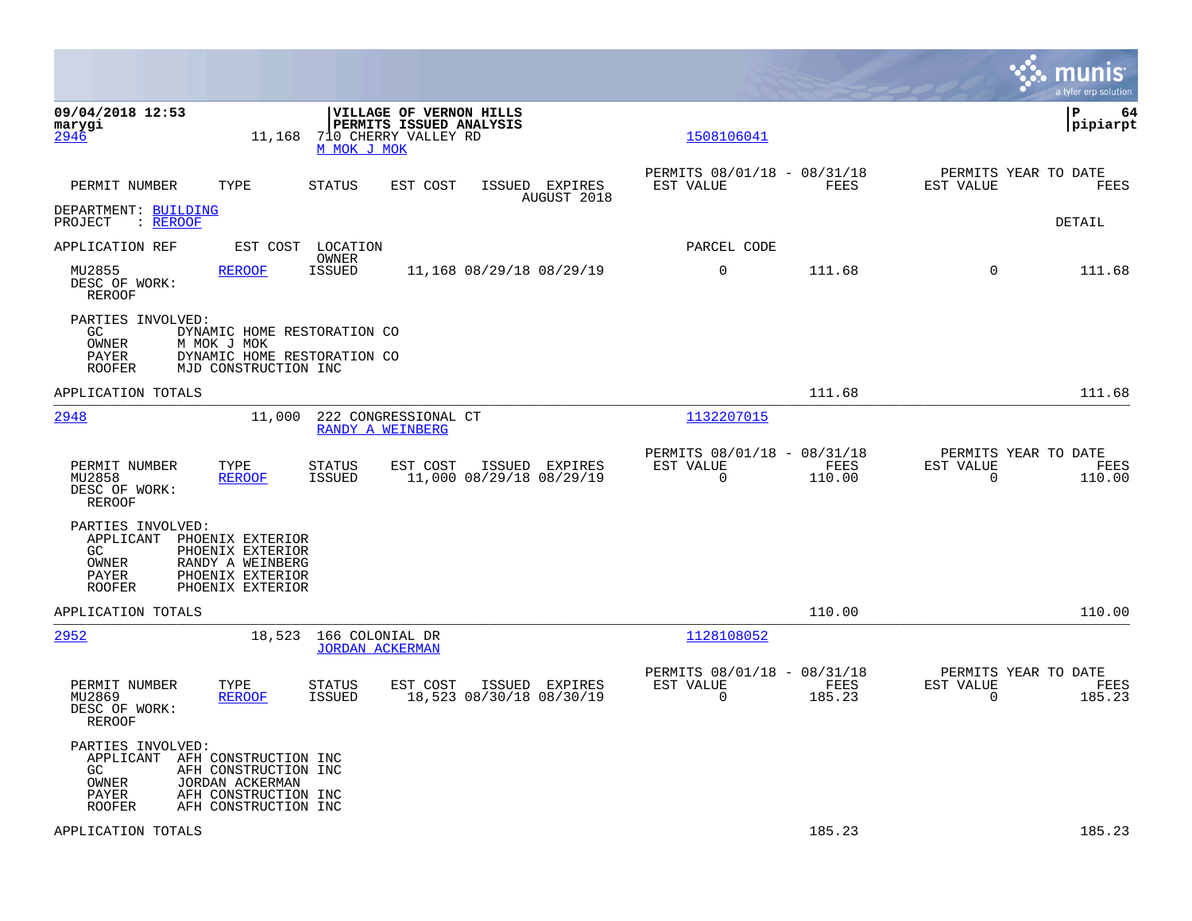09/04/2018 12:53
marygi

**VILLAGE OF VERNON HILLS**
**PERMITS ISSUED ANALYSIS**

pipiarpt

| PERMIT NUMBER | TYPE | STATUS | EST COST | ISSUED | EXPIRES | PERMITS 08/01/18 - 08/31/18 EST VALUE | FEES | PERMITS YEAR TO DATE EST VALUE | FEES |
|---|---|---|---|---|---|---|---|---|---|
| | | | | AUGUST 2018 | | | | | |

DEPARTMENT: BUILDING
PROJECT : REROOF

DETAIL

APPLICATION REF | EST COST | LOCATION / OWNER | PARCEL CODE

**2946** | 11,168 | 710 CHERRY VALLEY RD / M MOK J MOK | 1508106041

| PERMIT NUMBER | TYPE | STATUS | EST COST | ISSUED | EXPIRES | EST VALUE | FEES | EST VALUE | FEES |
|---|---|---|---|---|---|---|---|---|---|
| MU2855 | REROOF | ISSUED | 11,168 | 08/29/18 | 08/29/19 | 0 | 111.68 | 0 | 111.68 |

DESC OF WORK:
REROOF

PARTIES INVOLVED:
- GC: DYNAMIC HOME RESTORATION CO
- OWNER: M MOK J MOK
- PAYER: DYNAMIC HOME RESTORATION CO
- ROOFER: MJD CONSTRUCTION INC

APPLICATION TOTALS: 111.68 | 111.68

**2948** | 11,000 | 222 CONGRESSIONAL CT / RANDY A WEINBERG | 1132207015

| PERMIT NUMBER | TYPE | STATUS | EST COST | ISSUED | EXPIRES | EST VALUE | FEES | EST VALUE | FEES |
|---|---|---|---|---|---|---|---|---|---|
| MU2858 | REROOF | ISSUED | 11,000 | 08/29/18 | 08/29/19 | 0 | 110.00 | 0 | 110.00 |

DESC OF WORK:
REROOF

PARTIES INVOLVED:
- APPLICANT: PHOENIX EXTERIOR
- GC: PHOENIX EXTERIOR
- OWNER: RANDY A WEINBERG
- PAYER: PHOENIX EXTERIOR
- ROOFER: PHOENIX EXTERIOR

APPLICATION TOTALS: 110.00 | 110.00

**2952** | 18,523 | 166 COLONIAL DR / JORDAN ACKERMAN | 1128108052

| PERMIT NUMBER | TYPE | STATUS | EST COST | ISSUED | EXPIRES | EST VALUE | FEES | EST VALUE | FEES |
|---|---|---|---|---|---|---|---|---|---|
| MU2869 | REROOF | ISSUED | 18,523 | 08/30/18 | 08/30/19 | 0 | 185.23 | 0 | 185.23 |

DESC OF WORK:
REROOF

PARTIES INVOLVED:
- APPLICANT: AFH CONSTRUCTION INC
- GC: AFH CONSTRUCTION INC
- OWNER: JORDAN ACKERMAN
- PAYER: AFH CONSTRUCTION INC
- ROOFER: AFH CONSTRUCTION INC

APPLICATION TOTALS: 185.23 | 185.23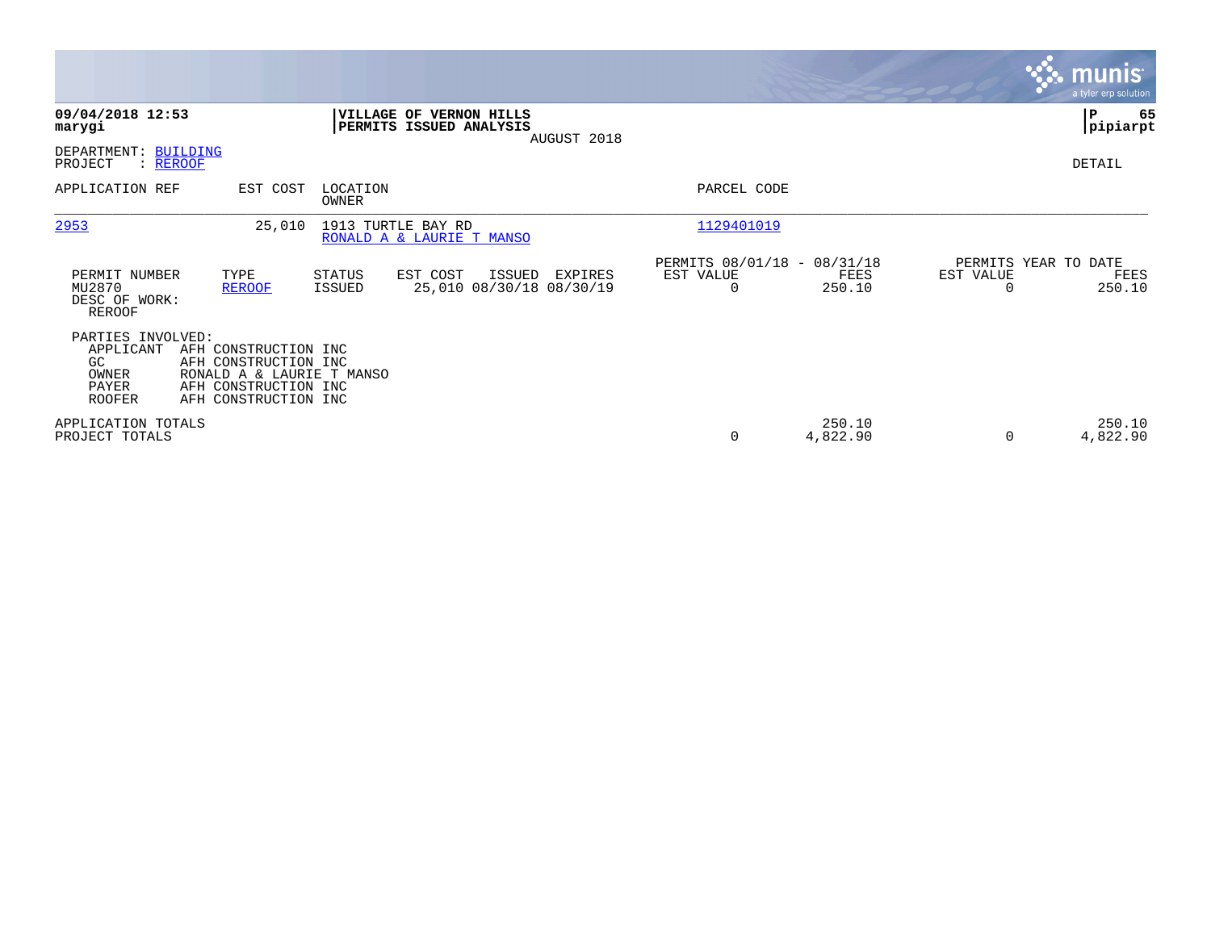**09/04/2018 12:53**
**marygi**

**VILLAGE OF VERNON HILLS**
**PERMITS ISSUED ANALYSIS**
AUGUST 2018

**P** **65**
**pipiarpt**

DEPARTMENT: BUILDING
PROJECT : REROOF

DETAIL

| APPLICATION REF | EST COST | LOCATION / OWNER | PARCEL CODE |
|---|---|---|---|
| 2953 | 25,010 | 1913 TURTLE BAY RD / RONALD A & LAURIE T MANSO | 1129401019 |

| PERMIT NUMBER | TYPE | STATUS | EST COST | ISSUED | EXPIRES | PERMITS 08/01/18 - 08/31/18 EST VALUE | FEES | PERMITS YEAR TO DATE EST VALUE | FEES |
|---|---|---|---|---|---|---|---|---|---|
| MU2870 | REROOF | ISSUED | 25,010 | 08/30/18 | 08/30/19 | 0 | 250.10 | 0 | 250.10 |

DESC OF WORK:
REROOF

PARTIES INVOLVED:

| | |
|---|---|
| APPLICANT | AFH CONSTRUCTION INC |
| GC | AFH CONSTRUCTION INC |
| OWNER | RONALD A & LAURIE T MANSO |
| PAYER | AFH CONSTRUCTION INC |
| ROOFER | AFH CONSTRUCTION INC |

| | EST VALUE | FEES | YTD EST VALUE | YTD FEES |
|---|---|---|---|---|
| APPLICATION TOTALS | | 250.10 | | 250.10 |
| PROJECT TOTALS | 0 | 4,822.90 | 0 | 4,822.90 |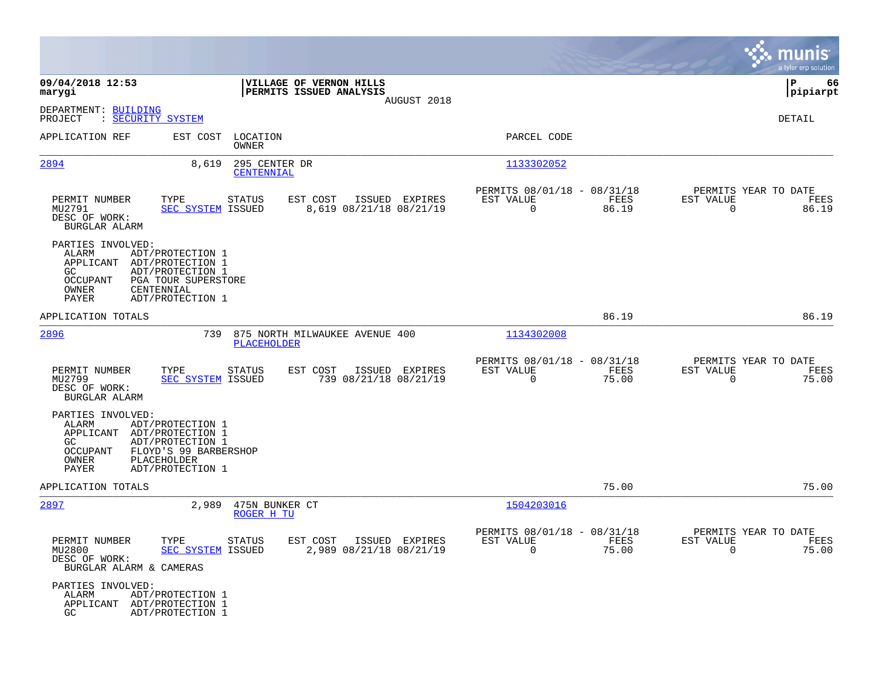**09/04/2018 12:53** | **VILLAGE OF VERNON HILLS** | **P 66**
**marygi** | **PERMITS ISSUED ANALYSIS** | **pipiarpt**

AUGUST 2018

DEPARTMENT: BUILDING
PROJECT : SECURITY SYSTEM

DETAIL

| APPLICATION REF | EST COST | LOCATION / OWNER | PARCEL CODE |
|---|---|---|---|
| 2894 | 8,619 | 295 CENTER DR / CENTENNIAL | 1133302052 |

| PERMIT NUMBER | TYPE | STATUS | EST COST | ISSUED | EXPIRES | PERMITS 08/01/18 - 08/31/18 EST VALUE | FEES | PERMITS YEAR TO DATE EST VALUE | FEES |
|---|---|---|---|---|---|---|---|---|---|
| MU2791 | SEC SYSTEM | ISSUED | 8,619 | 08/21/18 | 08/21/19 | 0 | 86.19 | 0 | 86.19 |

DESC OF WORK:
BURGLAR ALARM

PARTIES INVOLVED:
- ALARM ADT/PROTECTION 1
- APPLICANT ADT/PROTECTION 1
- GC ADT/PROTECTION 1
- OCCUPANT PGA TOUR SUPERSTORE
- OWNER CENTENNIAL
- PAYER ADT/PROTECTION 1

APPLICATION TOTALS: 86.19 | 86.19

| APPLICATION REF | EST COST | LOCATION / OWNER | PARCEL CODE |
|---|---|---|---|
| 2896 | 739 | 875 NORTH MILWAUKEE AVENUE 400 / PLACEHOLDER | 1134302008 |

| PERMIT NUMBER | TYPE | STATUS | EST COST | ISSUED | EXPIRES | PERMITS 08/01/18 - 08/31/18 EST VALUE | FEES | PERMITS YEAR TO DATE EST VALUE | FEES |
|---|---|---|---|---|---|---|---|---|---|
| MU2799 | SEC SYSTEM | ISSUED | 739 | 08/21/18 | 08/21/19 | 0 | 75.00 | 0 | 75.00 |

DESC OF WORK:
BURGLAR ALARM

PARTIES INVOLVED:
- ALARM ADT/PROTECTION 1
- APPLICANT ADT/PROTECTION 1
- GC ADT/PROTECTION 1
- OCCUPANT FLOYD'S 99 BARBERSHOP
- OWNER PLACEHOLDER
- PAYER ADT/PROTECTION 1

APPLICATION TOTALS: 75.00 | 75.00

| APPLICATION REF | EST COST | LOCATION / OWNER | PARCEL CODE |
|---|---|---|---|
| 2897 | 2,989 | 475N BUNKER CT / ROGER H TU | 1504203016 |

| PERMIT NUMBER | TYPE | STATUS | EST COST | ISSUED | EXPIRES | PERMITS 08/01/18 - 08/31/18 EST VALUE | FEES | PERMITS YEAR TO DATE EST VALUE | FEES |
|---|---|---|---|---|---|---|---|---|---|
| MU2800 | SEC SYSTEM | ISSUED | 2,989 | 08/21/18 | 08/21/19 | 0 | 75.00 | 0 | 75.00 |

DESC OF WORK:
BURGLAR ALARM & CAMERAS

PARTIES INVOLVED:
- ALARM ADT/PROTECTION 1
- APPLICANT ADT/PROTECTION 1
- GC ADT/PROTECTION 1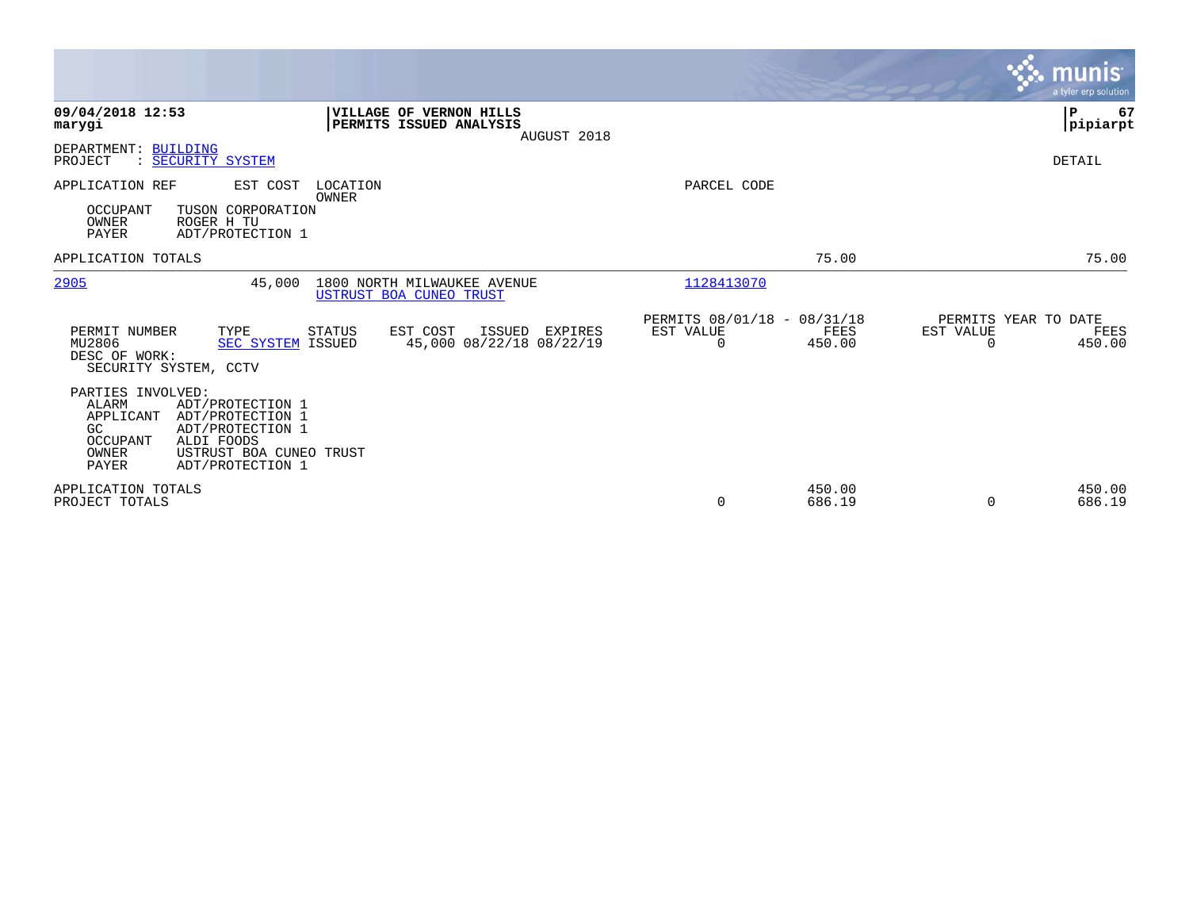**09/04/2018 12:53**
**marygi**

**VILLAGE OF VERNON HILLS**
**PERMITS ISSUED ANALYSIS**
AUGUST 2018

**P 67**
**pipiarpt**

DEPARTMENT: BUILDING
PROJECT : SECURITY SYSTEM

DETAIL

| APPLICATION REF | EST COST | LOCATION / OWNER | PARCEL CODE |
|---|---|---|---|

OCCUPANT TUSON CORPORATION
OWNER ROGER H TU
PAYER ADT/PROTECTION 1

| | PERMITS 08/01/18 - 08/31/18 FEES | PERMITS YEAR TO DATE FEES |
|---|---|---|
| APPLICATION TOTALS | 75.00 | 75.00 |

| APPLICATION REF | EST COST | LOCATION / OWNER | PARCEL CODE |
|---|---|---|---|
| 2905 | 45,000 | 1800 NORTH MILWAUKEE AVENUE / USTRUST BOA CUNEO TRUST | 1128413070 |

| PERMIT NUMBER | TYPE | STATUS | EST COST | ISSUED | EXPIRES | PERMITS 08/01/18 - 08/31/18 EST VALUE | FEES | PERMITS YEAR TO DATE EST VALUE | FEES |
|---|---|---|---|---|---|---|---|---|---|
| MU2806 | SEC SYSTEM | ISSUED | 45,000 | 08/22/18 | 08/22/19 | 0 | 450.00 | 0 | 450.00 |

DESC OF WORK:
SECURITY SYSTEM, CCTV

PARTIES INVOLVED:
ALARM ADT/PROTECTION 1
APPLICANT ADT/PROTECTION 1
GC ADT/PROTECTION 1
OCCUPANT ALDI FOODS
OWNER USTRUST BOA CUNEO TRUST
PAYER ADT/PROTECTION 1

| | EST VALUE | FEES | YTD EST VALUE | YTD FEES |
|---|---|---|---|---|
| APPLICATION TOTALS | | 450.00 | | 450.00 |
| PROJECT TOTALS | 0 | 686.19 | 0 | 686.19 |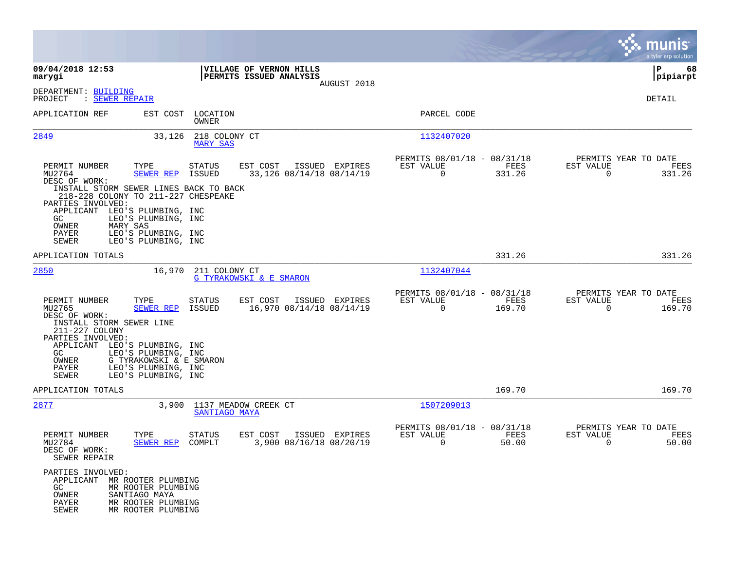**09/04/2018 12:53**
**marygi**

**VILLAGE OF VERNON HILLS**
**PERMITS ISSUED ANALYSIS**
AUGUST 2018

**P 68**
**pipiarpt**

DEPARTMENT: BUILDING
PROJECT : SEWER REPAIR

DETAIL

| APPLICATION REF | EST COST | LOCATION / OWNER | PARCEL CODE |
|---|---|---|---|
| 2849 | 33,126 | 218 COLONY CT / MARY SAS | 1132407020 |

| PERMIT NUMBER | TYPE | STATUS | EST COST | ISSUED | EXPIRES | PERMITS 08/01/18 - 08/31/18 EST VALUE | FEES | PERMITS YEAR TO DATE EST VALUE | FEES |
|---|---|---|---|---|---|---|---|---|---|
| MU2764 | SEWER REP | ISSUED | 33,126 | 08/14/18 | 08/14/19 | 0 | 331.26 | 0 | 331.26 |

DESC OF WORK:
INSTALL STORM SEWER LINES BACK TO BACK
218-228 COLONY TO 211-227 CHESPEAKE

PARTIES INVOLVED:
- APPLICANT LEO'S PLUMBING, INC
- GC LEO'S PLUMBING, INC
- OWNER MARY SAS
- PAYER LEO'S PLUMBING, INC
- SEWER LEO'S PLUMBING, INC

APPLICATION TOTALS: 331.26 | 331.26

| APPLICATION REF | EST COST | LOCATION / OWNER | PARCEL CODE |
|---|---|---|---|
| 2850 | 16,970 | 211 COLONY CT / G TYRAKOWSKI & E SMARON | 1132407044 |

| PERMIT NUMBER | TYPE | STATUS | EST COST | ISSUED | EXPIRES | PERMITS 08/01/18 - 08/31/18 EST VALUE | FEES | PERMITS YEAR TO DATE EST VALUE | FEES |
|---|---|---|---|---|---|---|---|---|---|
| MU2765 | SEWER REP | ISSUED | 16,970 | 08/14/18 | 08/14/19 | 0 | 169.70 | 0 | 169.70 |

DESC OF WORK:
INSTALL STORM SEWER LINE
211-227 COLONY

PARTIES INVOLVED:
- APPLICANT LEO'S PLUMBING, INC
- GC LEO'S PLUMBING, INC
- OWNER G TYRAKOWSKI & E SMARON
- PAYER LEO'S PLUMBING, INC
- SEWER LEO'S PLUMBING, INC

APPLICATION TOTALS: 169.70 | 169.70

| APPLICATION REF | EST COST | LOCATION / OWNER | PARCEL CODE |
|---|---|---|---|
| 2877 | 3,900 | 1137 MEADOW CREEK CT / SANTIAGO MAYA | 1507209013 |

| PERMIT NUMBER | TYPE | STATUS | EST COST | ISSUED | EXPIRES | PERMITS 08/01/18 - 08/31/18 EST VALUE | FEES | PERMITS YEAR TO DATE EST VALUE | FEES |
|---|---|---|---|---|---|---|---|---|---|
| MU2784 | SEWER REP | COMPLT | 3,900 | 08/16/18 | 08/20/19 | 0 | 50.00 | 0 | 50.00 |

DESC OF WORK:
SEWER REPAIR

PARTIES INVOLVED:
- APPLICANT MR ROOTER PLUMBING
- GC MR ROOTER PLUMBING
- OWNER SANTIAGO MAYA
- PAYER MR ROOTER PLUMBING
- SEWER MR ROOTER PLUMBING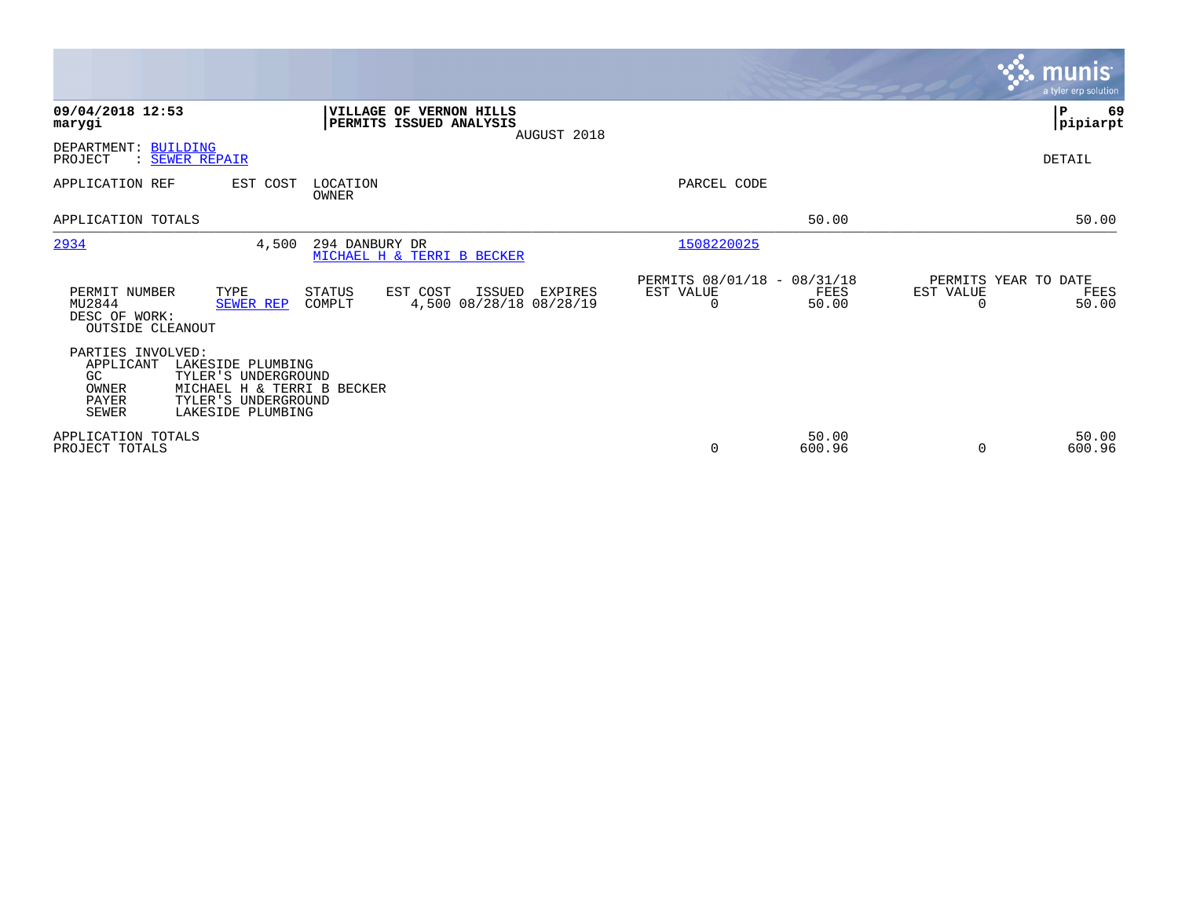**09/04/2018 12:53**
**marygi**

**VILLAGE OF VERNON HILLS**
**PERMITS ISSUED ANALYSIS**
AUGUST 2018

**P 69**
**pipiarpt**

DEPARTMENT: BUILDING
PROJECT : SEWER REPAIR

DETAIL

| APPLICATION REF | EST COST | LOCATION / OWNER | PARCEL CODE | | |
|---|---|---|---|---|---|
| APPLICATION TOTALS | | | | 50.00 | 50.00 |
| 2934 | 4,500 | 294 DANBURY DR / MICHAEL H & TERRI B BECKER | 1508220025 | | |

| PERMIT NUMBER | TYPE | STATUS | EST COST | ISSUED | EXPIRES | PERMITS 08/01/18 - 08/31/18 EST VALUE | FEES | PERMITS YEAR TO DATE EST VALUE | FEES |
|---|---|---|---|---|---|---|---|---|---|
| MU2844 | SEWER REP | COMPLT | 4,500 | 08/28/18 | 08/28/19 | 0 | 50.00 | 0 | 50.00 |

DESC OF WORK:
OUTSIDE CLEANOUT

PARTIES INVOLVED:

| | |
|---|---|
| APPLICANT | LAKESIDE PLUMBING |
| GC | TYLER'S UNDERGROUND |
| OWNER | MICHAEL H & TERRI B BECKER |
| PAYER | TYLER'S UNDERGROUND |
| SEWER | LAKESIDE PLUMBING |

| | EST VALUE | FEES | EST VALUE | FEES |
|---|---|---|---|---|
| APPLICATION TOTALS | | 50.00 | | 50.00 |
| PROJECT TOTALS | 0 | 600.96 | 0 | 600.96 |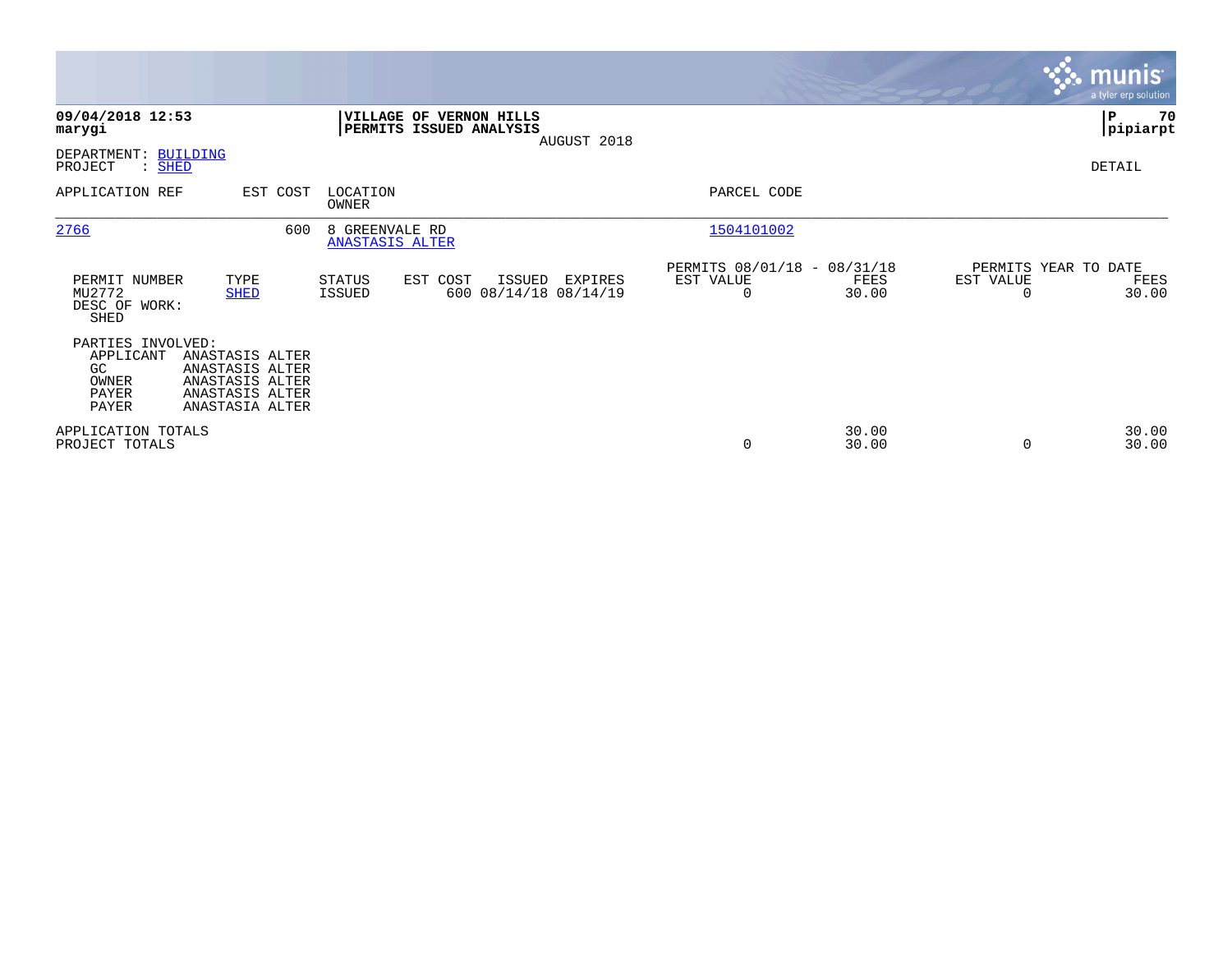**09/04/2018 12:53**
**marygi**

**VILLAGE OF VERNON HILLS**
**PERMITS ISSUED ANALYSIS**
AUGUST 2018

**pipiarpt**

DEPARTMENT: BUILDING
PROJECT : SHED

DETAIL

| APPLICATION REF | EST COST | LOCATION / OWNER | PARCEL CODE |
|---|---|---|---|
| 2766 | 600 | 8 GREENVALE RD / ANASTASIS ALTER | 1504101002 |

| PERMIT NUMBER | TYPE | STATUS | EST COST | ISSUED | EXPIRES | PERMITS 08/01/18 - 08/31/18 EST VALUE | FEES | PERMITS YEAR TO DATE EST VALUE | FEES |
|---|---|---|---|---|---|---|---|---|---|
| MU2772 | SHED | ISSUED | 600 | 08/14/18 | 08/14/19 | 0 | 30.00 | 0 | 30.00 |

DESC OF WORK:
SHED

PARTIES INVOLVED:

| Role | Name |
|---|---|
| APPLICANT | ANASTASIS ALTER |
| GC | ANASTASIS ALTER |
| OWNER | ANASTASIS ALTER |
| PAYER | ANASTASIS ALTER |
| PAYER | ANASTASIA ALTER |

| | EST VALUE | FEES | EST VALUE | FEES |
|---|---|---|---|---|
| APPLICATION TOTALS | | 30.00 | | 30.00 |
| PROJECT TOTALS | 0 | 30.00 | 0 | 30.00 |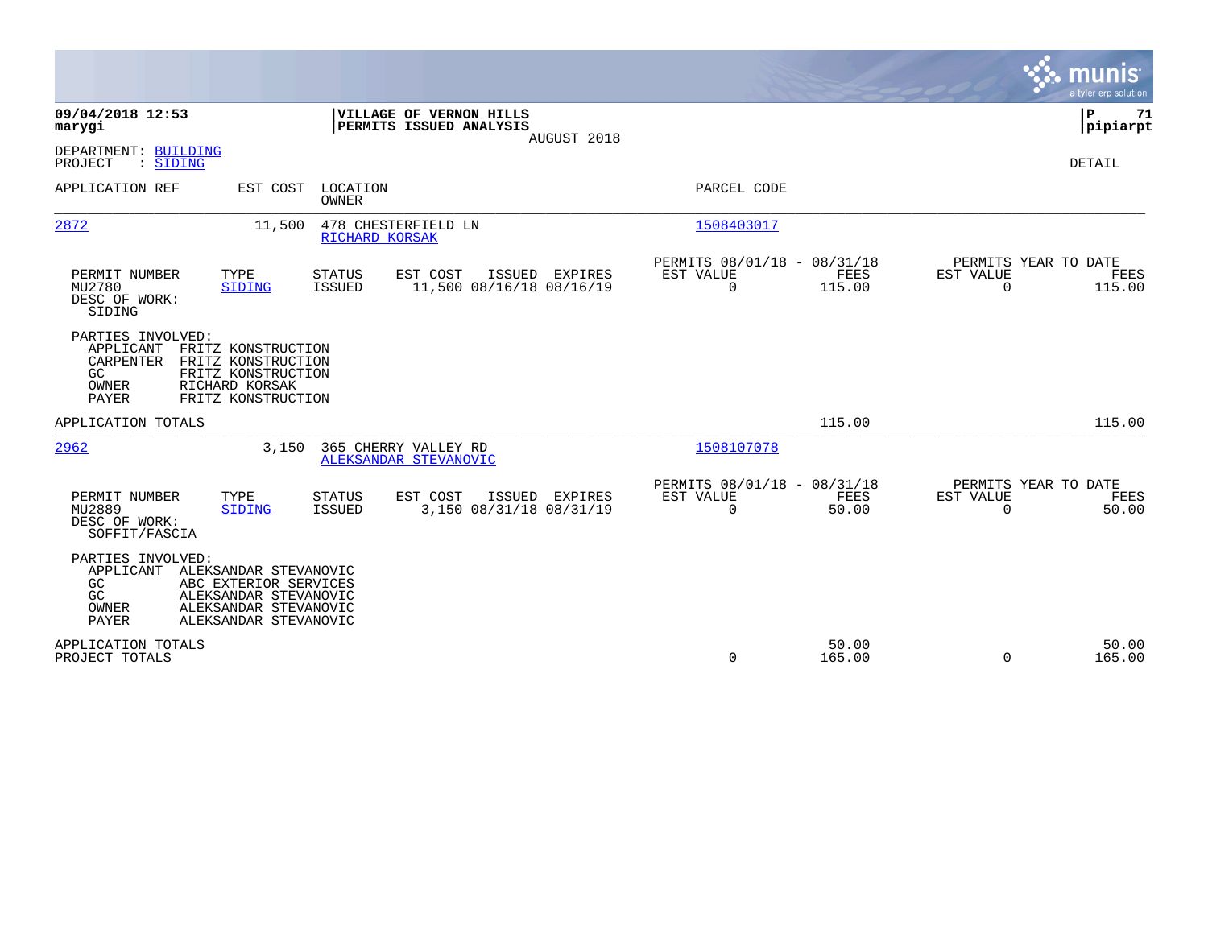**09/04/2018 12:53**
**marygi**

**VILLAGE OF VERNON HILLS**
**PERMITS ISSUED ANALYSIS**
AUGUST 2018

**P 71**
**pipiarpt**

DEPARTMENT: BUILDING
PROJECT : SIDING

DETAIL

| APPLICATION REF | EST COST | LOCATION / OWNER | PARCEL CODE |
|---|---|---|---|
| 2872 | 11,500 | 478 CHESTERFIELD LN / RICHARD KORSAK | 1508403017 |

| PERMIT NUMBER | TYPE | STATUS | EST COST | ISSUED | EXPIRES | PERMITS 08/01/18 - 08/31/18 EST VALUE | FEES | PERMITS YEAR TO DATE EST VALUE | FEES |
|---|---|---|---|---|---|---|---|---|---|
| MU2780 | SIDING | ISSUED | 11,500 | 08/16/18 | 08/16/19 | 0 | 115.00 | 0 | 115.00 |

DESC OF WORK:
SIDING

PARTIES INVOLVED:
- APPLICANT FRITZ KONSTRUCTION
- CARPENTER FRITZ KONSTRUCTION
- GC FRITZ KONSTRUCTION
- OWNER RICHARD KORSAK
- PAYER FRITZ KONSTRUCTION

APPLICATION TOTALS 115.00 115.00

| APPLICATION REF | EST COST | LOCATION / OWNER | PARCEL CODE |
|---|---|---|---|
| 2962 | 3,150 | 365 CHERRY VALLEY RD / ALEKSANDAR STEVANOVIC | 1508107078 |

| PERMIT NUMBER | TYPE | STATUS | EST COST | ISSUED | EXPIRES | PERMITS 08/01/18 - 08/31/18 EST VALUE | FEES | PERMITS YEAR TO DATE EST VALUE | FEES |
|---|---|---|---|---|---|---|---|---|---|
| MU2889 | SIDING | ISSUED | 3,150 | 08/31/18 | 08/31/19 | 0 | 50.00 | 0 | 50.00 |

DESC OF WORK:
SOFFIT/FASCIA

PARTIES INVOLVED:
- APPLICANT ALEKSANDAR STEVANOVIC
- GC ABC EXTERIOR SERVICES
- GC ALEKSANDAR STEVANOVIC
- OWNER ALEKSANDAR STEVANOVIC
- PAYER ALEKSANDAR STEVANOVIC

| | EST VALUE | FEES | YTD EST VALUE | YTD FEES |
|---|---|---|---|---|
| APPLICATION TOTALS | | 50.00 | | 50.00 |
| PROJECT TOTALS | 0 | 165.00 | 0 | 165.00 |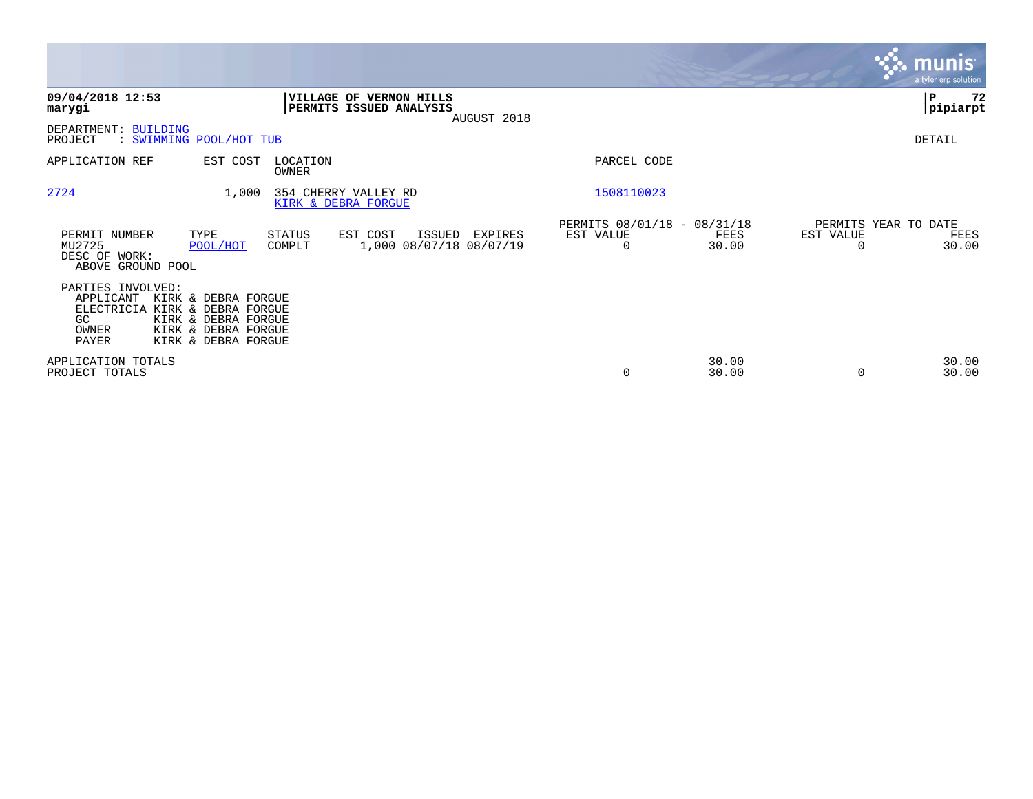**09/04/2018 12:53**
**marygi**

**VILLAGE OF VERNON HILLS**
**PERMITS ISSUED ANALYSIS**
AUGUST 2018

**P 72**
**pipiarpt**

DEPARTMENT: BUILDING
PROJECT : SWIMMING POOL/HOT TUB

DETAIL

| APPLICATION REF | EST COST | LOCATION / OWNER | PARCEL CODE |
|---|---|---|---|
| 2724 | 1,000 | 354 CHERRY VALLEY RD / KIRK & DEBRA FORGUE | 1508110023 |

| PERMIT NUMBER | TYPE | STATUS | EST COST | ISSUED | EXPIRES | PERMITS 08/01/18 - 08/31/18 EST VALUE | FEES | PERMITS YEAR TO DATE EST VALUE | FEES |
|---|---|---|---|---|---|---|---|---|---|
| MU2725 | POOL/HOT | COMPLT | 1,000 | 08/07/18 | 08/07/19 | 0 | 30.00 | 0 | 30.00 |

DESC OF WORK:
ABOVE GROUND POOL

PARTIES INVOLVED:

| | |
|---|---|
| APPLICANT | KIRK & DEBRA FORGUE |
| ELECTRICIA | KIRK & DEBRA FORGUE |
| GC | KIRK & DEBRA FORGUE |
| OWNER | KIRK & DEBRA FORGUE |
| PAYER | KIRK & DEBRA FORGUE |

| | EST VALUE | FEES | EST VALUE | FEES |
|---|---|---|---|---|
| APPLICATION TOTALS | | 30.00 | | 30.00 |
| PROJECT TOTALS | 0 | 30.00 | 0 | 30.00 |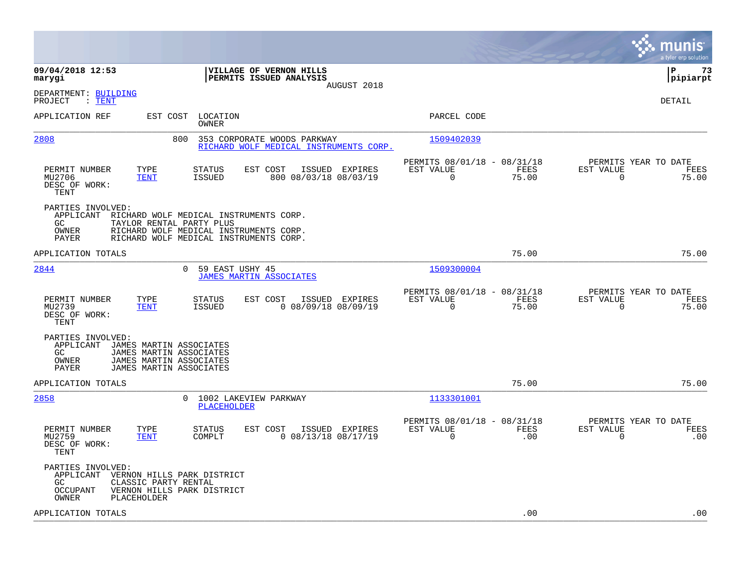**09/04/2018 12:53**
**marygi**

**VILLAGE OF VERNON HILLS**
**PERMITS ISSUED ANALYSIS**
AUGUST 2018

**pipiarpt**

DEPARTMENT: BUILDING
PROJECT : TENT

DETAIL

| APPLICATION REF | EST COST | LOCATION / OWNER | PARCEL CODE |
|---|---|---|---|
| 2808 | 800 | 353 CORPORATE WOODS PARKWAY / RICHARD WOLF MEDICAL INSTRUMENTS CORP. | 1509402039 |

| PERMIT NUMBER | TYPE | STATUS | EST COST | ISSUED | EXPIRES | PERMITS 08/01/18 - 08/31/18 EST VALUE | FEES | PERMITS YEAR TO DATE EST VALUE | FEES |
|---|---|---|---|---|---|---|---|---|---|
| MU2706 | TENT | ISSUED | 800 | 08/03/18 | 08/03/19 | 0 | 75.00 | 0 | 75.00 |

DESC OF WORK:
TENT

PARTIES INVOLVED:
- APPLICANT RICHARD WOLF MEDICAL INSTRUMENTS CORP.
- GC TAYLOR RENTAL PARTY PLUS
- OWNER RICHARD WOLF MEDICAL INSTRUMENTS CORP.
- PAYER RICHARD WOLF MEDICAL INSTRUMENTS CORP.

APPLICATION TOTALS: 75.00 | 75.00

| APPLICATION REF | EST COST | LOCATION / OWNER | PARCEL CODE |
|---|---|---|---|
| 2844 | 0 | 59 EAST USHY 45 / JAMES MARTIN ASSOCIATES | 1509300004 |

| PERMIT NUMBER | TYPE | STATUS | EST COST | ISSUED | EXPIRES | PERMITS 08/01/18 - 08/31/18 EST VALUE | FEES | PERMITS YEAR TO DATE EST VALUE | FEES |
|---|---|---|---|---|---|---|---|---|---|
| MU2739 | TENT | ISSUED | 0 | 08/09/18 | 08/09/19 | 0 | 75.00 | 0 | 75.00 |

DESC OF WORK:
TENT

PARTIES INVOLVED:
- APPLICANT JAMES MARTIN ASSOCIATES
- GC JAMES MARTIN ASSOCIATES
- OWNER JAMES MARTIN ASSOCIATES
- PAYER JAMES MARTIN ASSOCIATES

APPLICATION TOTALS: 75.00 | 75.00

| APPLICATION REF | EST COST | LOCATION / OWNER | PARCEL CODE |
|---|---|---|---|
| 2858 | 0 | 1002 LAKEVIEW PARKWAY / PLACEHOLDER | 1133301001 |

| PERMIT NUMBER | TYPE | STATUS | EST COST | ISSUED | EXPIRES | PERMITS 08/01/18 - 08/31/18 EST VALUE | FEES | PERMITS YEAR TO DATE EST VALUE | FEES |
|---|---|---|---|---|---|---|---|---|---|
| MU2759 | TENT | COMPLT | 0 | 08/13/18 | 08/17/19 | 0 | .00 | 0 | .00 |

DESC OF WORK:
TENT

PARTIES INVOLVED:
- APPLICANT VERNON HILLS PARK DISTRICT
- GC CLASSIC PARTY RENTAL
- OCCUPANT VERNON HILLS PARK DISTRICT
- OWNER PLACEHOLDER

APPLICATION TOTALS: .00 | .00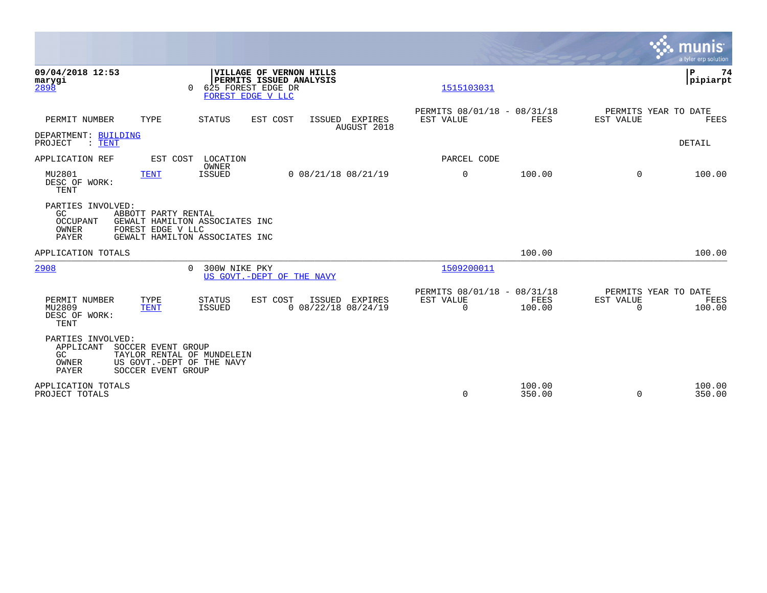09/04/2018 12:53
marygi

**VILLAGE OF VERNON HILLS**
**PERMITS ISSUED ANALYSIS**

P 74
pipiarpt

2898 &nbsp;&nbsp; 0 &nbsp; 625 FOREST EDGE DR &nbsp;&nbsp; 1515103031
FOREST EDGE V LLC

| PERMIT NUMBER | TYPE | STATUS | EST COST | ISSUED | EXPIRES | PERMITS 08/01/18 - 08/31/18 EST VALUE | FEES | PERMITS YEAR TO DATE EST VALUE | FEES |
|---|---|---|---|---|---|---|---|---|---|
| | | | | AUGUST 2018 | | | | | |

DEPARTMENT: BUILDING
PROJECT : TENT &nbsp;&nbsp; DETAIL

APPLICATION REF &nbsp; EST COST &nbsp; LOCATION / OWNER &nbsp; PARCEL CODE

| PERMIT NUMBER | TYPE | STATUS | EST COST | ISSUED | EXPIRES | EST VALUE | FEES | YTD EST VALUE | YTD FEES |
|---|---|---|---|---|---|---|---|---|---|
| MU2801 | TENT | ISSUED | 0 | 08/21/18 | 08/21/19 | 0 | 100.00 | 0 | 100.00 |

DESC OF WORK:
TENT

PARTIES INVOLVED:
- GC: ABBOTT PARTY RENTAL
- OCCUPANT: GEWALT HAMILTON ASSOCIATES INC
- OWNER: FOREST EDGE V LLC
- PAYER: GEWALT HAMILTON ASSOCIATES INC

APPLICATION TOTALS &nbsp; 100.00 &nbsp; 100.00

---

2908 &nbsp;&nbsp; 0 &nbsp; 300W NIKE PKY &nbsp;&nbsp; 1509200011
US GOVT.-DEPT OF THE NAVY

| PERMIT NUMBER | TYPE | STATUS | EST COST | ISSUED | EXPIRES | PERMITS 08/01/18 - 08/31/18 EST VALUE | FEES | PERMITS YEAR TO DATE EST VALUE | FEES |
|---|---|---|---|---|---|---|---|---|---|
| MU2809 | TENT | ISSUED | 0 | 08/22/18 | 08/24/19 | 0 | 100.00 | 0 | 100.00 |

DESC OF WORK:
TENT

PARTIES INVOLVED:
- APPLICANT: SOCCER EVENT GROUP
- GC: TAYLOR RENTAL OF MUNDELEIN
- OWNER: US GOVT.-DEPT OF THE NAVY
- PAYER: SOCCER EVENT GROUP

| | EST VALUE | FEES | YTD EST VALUE | YTD FEES |
|---|---|---|---|---|
| APPLICATION TOTALS | | 100.00 | | 100.00 |
| PROJECT TOTALS | 0 | 350.00 | 0 | 350.00 |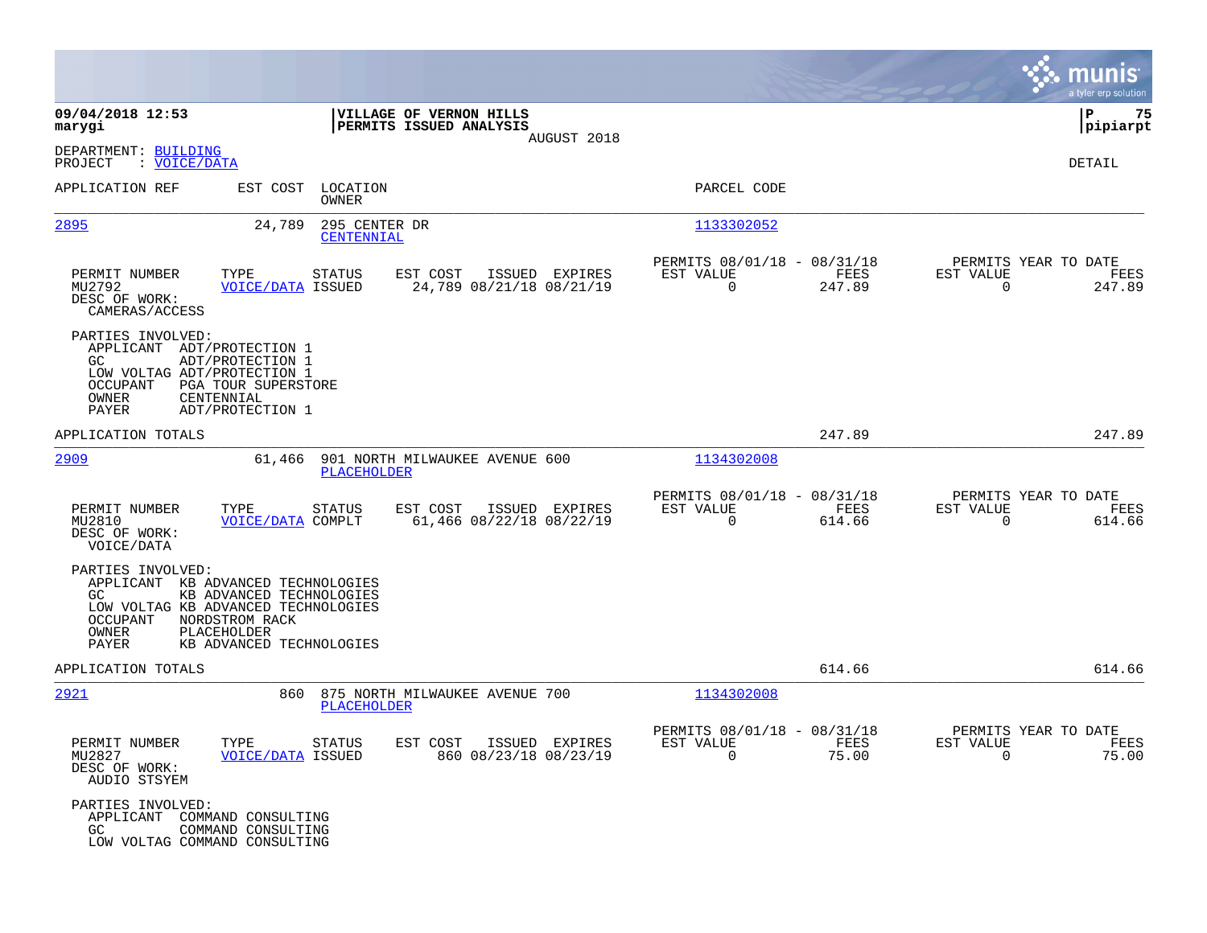09/04/2018 12:53
marygi

**VILLAGE OF VERNON HILLS**
**PERMITS ISSUED ANALYSIS**
AUGUST 2018

P 75
pipiarpt

DEPARTMENT: BUILDING
PROJECT : VOICE/DATA

DETAIL

| APPLICATION REF | EST COST | LOCATION / OWNER | PARCEL CODE |
|---|---|---|---|
| 2895 | 24,789 | 295 CENTER DR / CENTENNIAL | 1133302052 |

| PERMIT NUMBER | TYPE | STATUS | EST COST | ISSUED | EXPIRES | PERMITS 08/01/18 - 08/31/18 EST VALUE | FEES | PERMITS YEAR TO DATE EST VALUE | FEES |
|---|---|---|---|---|---|---|---|---|---|
| MU2792 | VOICE/DATA | ISSUED | 24,789 | 08/21/18 | 08/21/19 | 0 | 247.89 | 0 | 247.89 |

DESC OF WORK:
CAMERAS/ACCESS

PARTIES INVOLVED:
- APPLICANT ADT/PROTECTION 1
- GC ADT/PROTECTION 1
- LOW VOLTAG ADT/PROTECTION 1
- OCCUPANT PGA TOUR SUPERSTORE
- OWNER CENTENNIAL
- PAYER ADT/PROTECTION 1

APPLICATION TOTALS: 247.89 | 247.89

| APPLICATION REF | EST COST | LOCATION / OWNER | PARCEL CODE |
|---|---|---|---|
| 2909 | 61,466 | 901 NORTH MILWAUKEE AVENUE 600 / PLACEHOLDER | 1134302008 |

| PERMIT NUMBER | TYPE | STATUS | EST COST | ISSUED | EXPIRES | PERMITS 08/01/18 - 08/31/18 EST VALUE | FEES | PERMITS YEAR TO DATE EST VALUE | FEES |
|---|---|---|---|---|---|---|---|---|---|
| MU2810 | VOICE/DATA | COMPLT | 61,466 | 08/22/18 | 08/22/19 | 0 | 614.66 | 0 | 614.66 |

DESC OF WORK:
VOICE/DATA

PARTIES INVOLVED:
- APPLICANT KB ADVANCED TECHNOLOGIES
- GC KB ADVANCED TECHNOLOGIES
- LOW VOLTAG KB ADVANCED TECHNOLOGIES
- OCCUPANT NORDSTROM RACK
- OWNER PLACEHOLDER
- PAYER KB ADVANCED TECHNOLOGIES

APPLICATION TOTALS: 614.66 | 614.66

| APPLICATION REF | EST COST | LOCATION / OWNER | PARCEL CODE |
|---|---|---|---|
| 2921 | 860 | 875 NORTH MILWAUKEE AVENUE 700 / PLACEHOLDER | 1134302008 |

| PERMIT NUMBER | TYPE | STATUS | EST COST | ISSUED | EXPIRES | PERMITS 08/01/18 - 08/31/18 EST VALUE | FEES | PERMITS YEAR TO DATE EST VALUE | FEES |
|---|---|---|---|---|---|---|---|---|---|
| MU2827 | VOICE/DATA | ISSUED | 860 | 08/23/18 | 08/23/19 | 0 | 75.00 | 0 | 75.00 |

DESC OF WORK:
AUDIO STSYEM

PARTIES INVOLVED:
- APPLICANT COMMAND CONSULTING
- GC COMMAND CONSULTING
- LOW VOLTAG COMMAND CONSULTING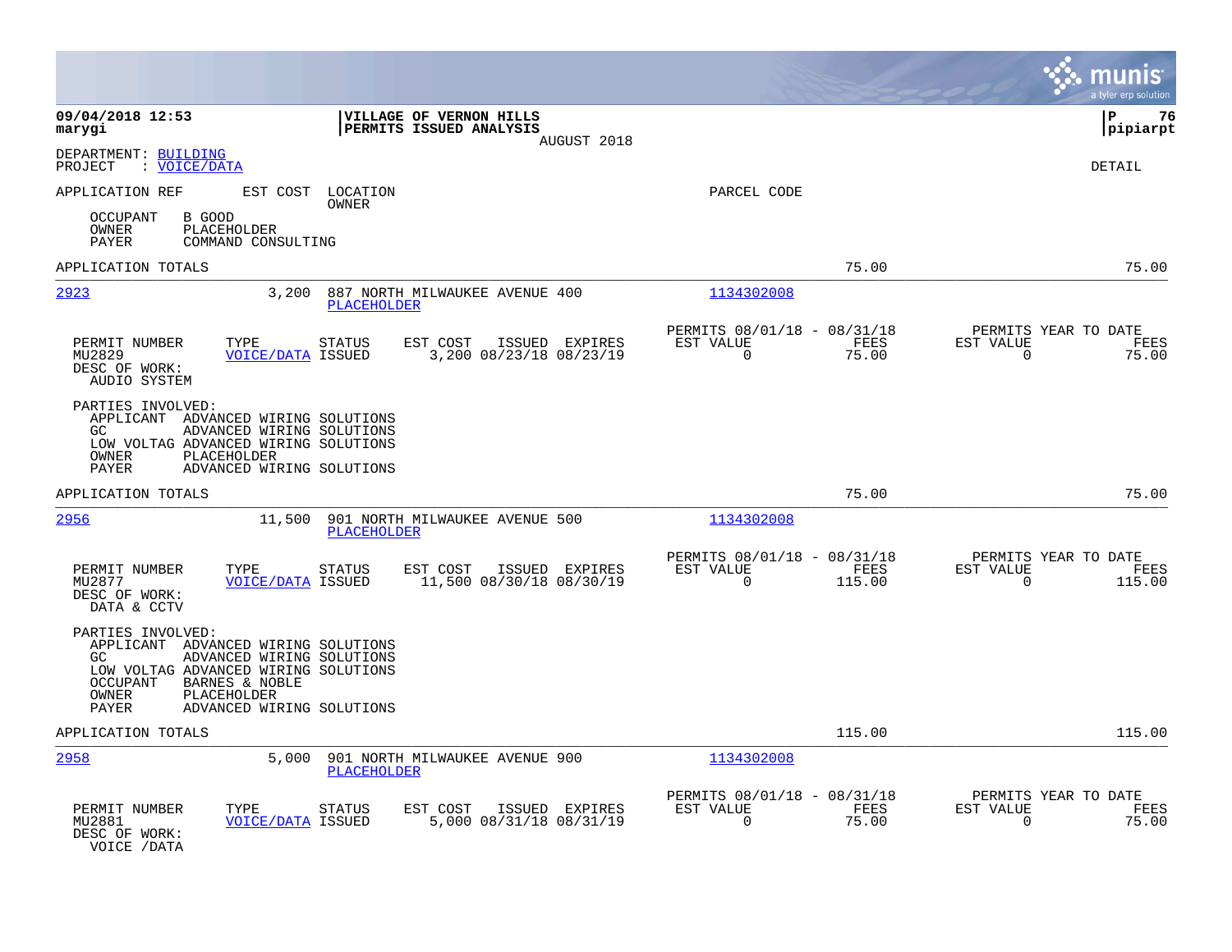**09/04/2018 12:53**
**marygi**

**VILLAGE OF VERNON HILLS**
**PERMITS ISSUED ANALYSIS**
AUGUST 2018

**P 76**
**pipiarpt**

DEPARTMENT: BUILDING
PROJECT : VOICE/DATA

DETAIL

APPLICATION REF  EST COST  LOCATION  OWNER  PARCEL CODE

OCCUPANT  B GOOD
OWNER  PLACEHOLDER
PAYER  COMMAND CONSULTING

APPLICATION TOTALS  75.00  75.00

---

**2923**  3,200  887 NORTH MILWAUKEE AVENUE 400  PLACEHOLDER  1134302008

| PERMIT NUMBER | TYPE | STATUS | EST COST | ISSUED | EXPIRES | PERMITS 08/01/18 - 08/31/18 EST VALUE | FEES | PERMITS YEAR TO DATE EST VALUE | FEES |
|---|---|---|---|---|---|---|---|---|---|
| MU2829 | VOICE/DATA | ISSUED | 3,200 | 08/23/18 | 08/23/19 | 0 | 75.00 | 0 | 75.00 |

DESC OF WORK:
AUDIO SYSTEM

PARTIES INVOLVED:
APPLICANT  ADVANCED WIRING SOLUTIONS
GC  ADVANCED WIRING SOLUTIONS
LOW VOLTAG  ADVANCED WIRING SOLUTIONS
OWNER  PLACEHOLDER
PAYER  ADVANCED WIRING SOLUTIONS

APPLICATION TOTALS  75.00  75.00

---

**2956**  11,500  901 NORTH MILWAUKEE AVENUE 500  PLACEHOLDER  1134302008

| PERMIT NUMBER | TYPE | STATUS | EST COST | ISSUED | EXPIRES | PERMITS 08/01/18 - 08/31/18 EST VALUE | FEES | PERMITS YEAR TO DATE EST VALUE | FEES |
|---|---|---|---|---|---|---|---|---|---|
| MU2877 | VOICE/DATA | ISSUED | 11,500 | 08/30/18 | 08/30/19 | 0 | 115.00 | 0 | 115.00 |

DESC OF WORK:
DATA & CCTV

PARTIES INVOLVED:
APPLICANT  ADVANCED WIRING SOLUTIONS
GC  ADVANCED WIRING SOLUTIONS
LOW VOLTAG  ADVANCED WIRING SOLUTIONS
OCCUPANT  BARNES & NOBLE
OWNER  PLACEHOLDER
PAYER  ADVANCED WIRING SOLUTIONS

APPLICATION TOTALS  115.00  115.00

---

**2958**  5,000  901 NORTH MILWAUKEE AVENUE 900  PLACEHOLDER  1134302008

| PERMIT NUMBER | TYPE | STATUS | EST COST | ISSUED | EXPIRES | PERMITS 08/01/18 - 08/31/18 EST VALUE | FEES | PERMITS YEAR TO DATE EST VALUE | FEES |
|---|---|---|---|---|---|---|---|---|---|
| MU2881 | VOICE/DATA | ISSUED | 5,000 | 08/31/18 | 08/31/19 | 0 | 75.00 | 0 | 75.00 |

DESC OF WORK:
VOICE /DATA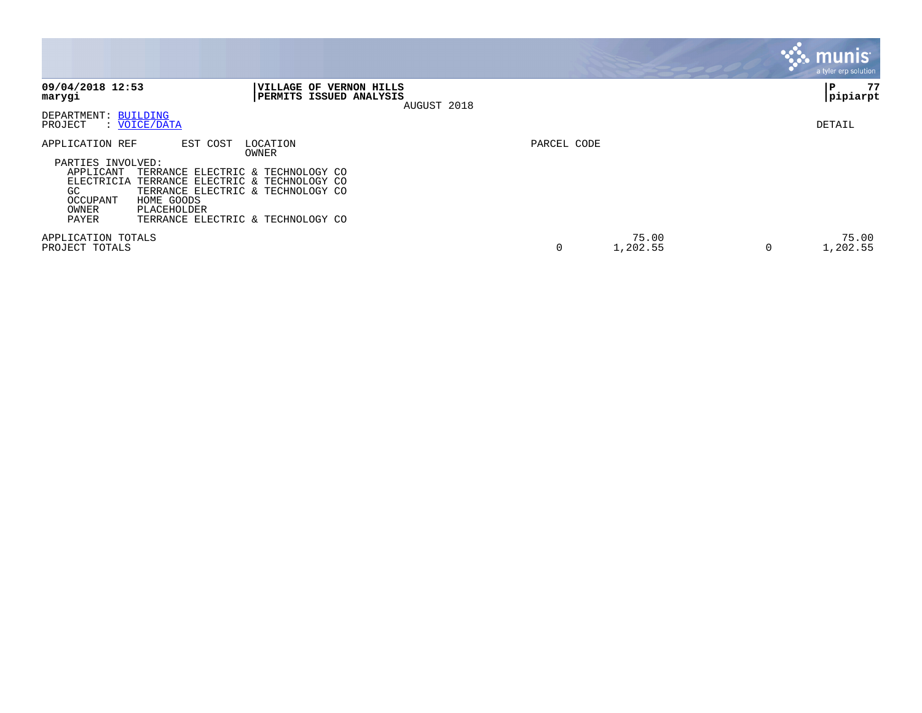**09/04/2018 12:53**
**marygi**

**VILLAGE OF VERNON HILLS**
**PERMITS ISSUED ANALYSIS**
AUGUST 2018

**P 77**
**pipiarpt**

DEPARTMENT: BUILDING
PROJECT : VOICE/DATA

DETAIL

| APPLICATION REF | EST COST | LOCATION / OWNER | PARCEL CODE | | | |
|---|---|---|---|---|---|---|

PARTIES INVOLVED:

| Role | Name |
|---|---|
| APPLICANT | TERRANCE ELECTRIC & TECHNOLOGY CO |
| ELECTRICIA | TERRANCE ELECTRIC & TECHNOLOGY CO |
| GC | TERRANCE ELECTRIC & TECHNOLOGY CO |
| OCCUPANT | HOME GOODS |
| OWNER | PLACEHOLDER |
| PAYER | TERRANCE ELECTRIC & TECHNOLOGY CO |

| | | | | |
|---|---|---|---|---|
| APPLICATION TOTALS | | 75.00 | | 75.00 |
| PROJECT TOTALS | 0 | 1,202.55 | 0 | 1,202.55 |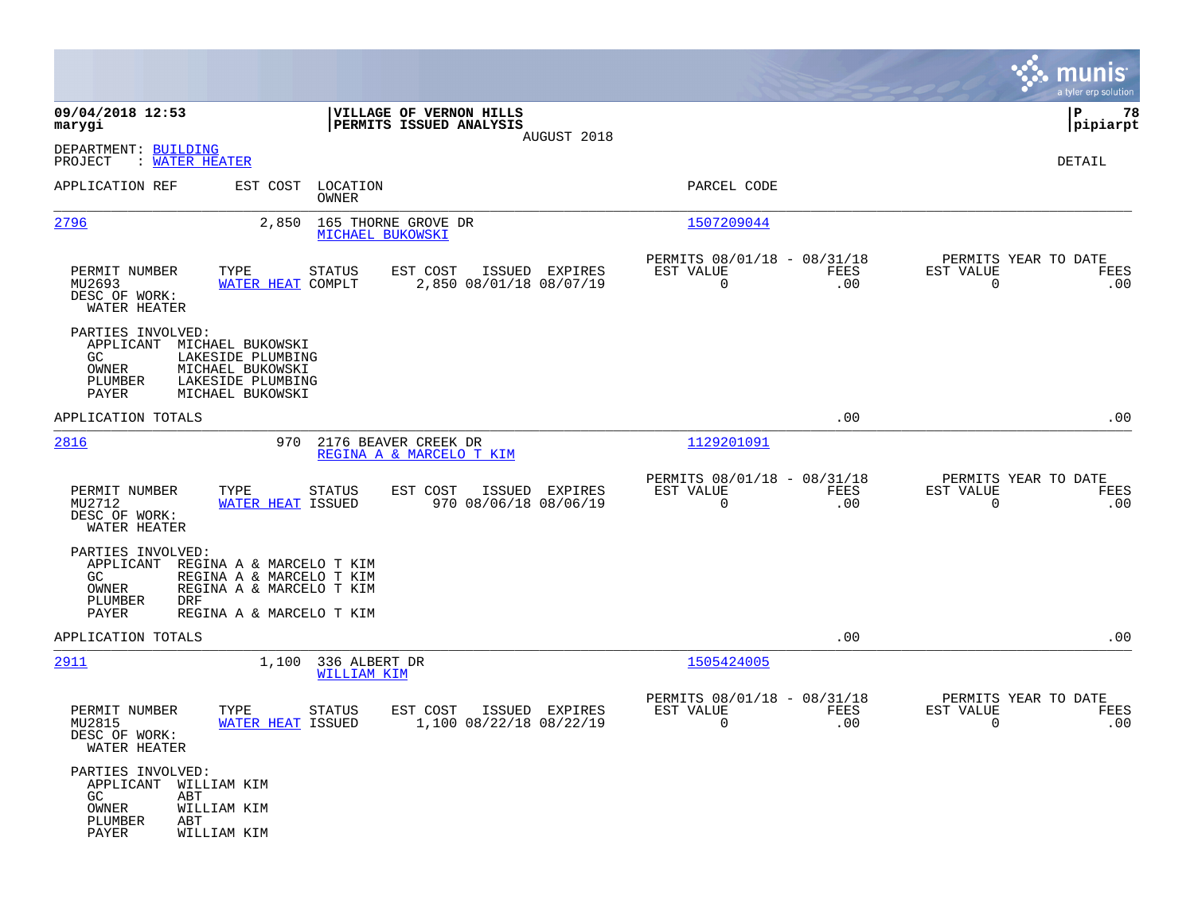09/04/2018 12:53
marygi

**VILLAGE OF VERNON HILLS**
**PERMITS ISSUED ANALYSIS**
AUGUST 2018

P 78
pipiarpt

DEPARTMENT: BUILDING
PROJECT : WATER HEATER

DETAIL

| APPLICATION REF | EST COST | LOCATION / OWNER | PARCEL CODE |
|---|---|---|---|
| 2796 | 2,850 | 165 THORNE GROVE DR / MICHAEL BUKOWSKI | 1507209044 |

| PERMIT NUMBER | TYPE | STATUS | EST COST | ISSUED | EXPIRES | PERMITS 08/01/18 - 08/31/18 EST VALUE | FEES | PERMITS YEAR TO DATE EST VALUE | FEES |
|---|---|---|---|---|---|---|---|---|---|
| MU2693 | WATER HEAT | COMPLT | 2,850 | 08/01/18 | 08/07/19 | 0 | .00 | 0 | .00 |

DESC OF WORK:
WATER HEATER

PARTIES INVOLVED:
- APPLICANT MICHAEL BUKOWSKI
- GC LAKESIDE PLUMBING
- OWNER MICHAEL BUKOWSKI
- PLUMBER LAKESIDE PLUMBING
- PAYER MICHAEL BUKOWSKI

APPLICATION TOTALS .00 .00

| APPLICATION REF | EST COST | LOCATION / OWNER | PARCEL CODE |
|---|---|---|---|
| 2816 | 970 | 2176 BEAVER CREEK DR / REGINA A & MARCELO T KIM | 1129201091 |

| PERMIT NUMBER | TYPE | STATUS | EST COST | ISSUED | EXPIRES | PERMITS 08/01/18 - 08/31/18 EST VALUE | FEES | PERMITS YEAR TO DATE EST VALUE | FEES |
|---|---|---|---|---|---|---|---|---|---|
| MU2712 | WATER HEAT | ISSUED | 970 | 08/06/18 | 08/06/19 | 0 | .00 | 0 | .00 |

DESC OF WORK:
WATER HEATER

PARTIES INVOLVED:
- APPLICANT REGINA A & MARCELO T KIM
- GC REGINA A & MARCELO T KIM
- OWNER REGINA A & MARCELO T KIM
- PLUMBER DRF
- PAYER REGINA A & MARCELO T KIM

APPLICATION TOTALS .00 .00

| APPLICATION REF | EST COST | LOCATION / OWNER | PARCEL CODE |
|---|---|---|---|
| 2911 | 1,100 | 336 ALBERT DR / WILLIAM KIM | 1505424005 |

| PERMIT NUMBER | TYPE | STATUS | EST COST | ISSUED | EXPIRES | PERMITS 08/01/18 - 08/31/18 EST VALUE | FEES | PERMITS YEAR TO DATE EST VALUE | FEES |
|---|---|---|---|---|---|---|---|---|---|
| MU2815 | WATER HEAT | ISSUED | 1,100 | 08/22/18 | 08/22/19 | 0 | .00 | 0 | .00 |

DESC OF WORK:
WATER HEATER

PARTIES INVOLVED:
- APPLICANT WILLIAM KIM
- GC ABT
- OWNER WILLIAM KIM
- PLUMBER ABT
- PAYER WILLIAM KIM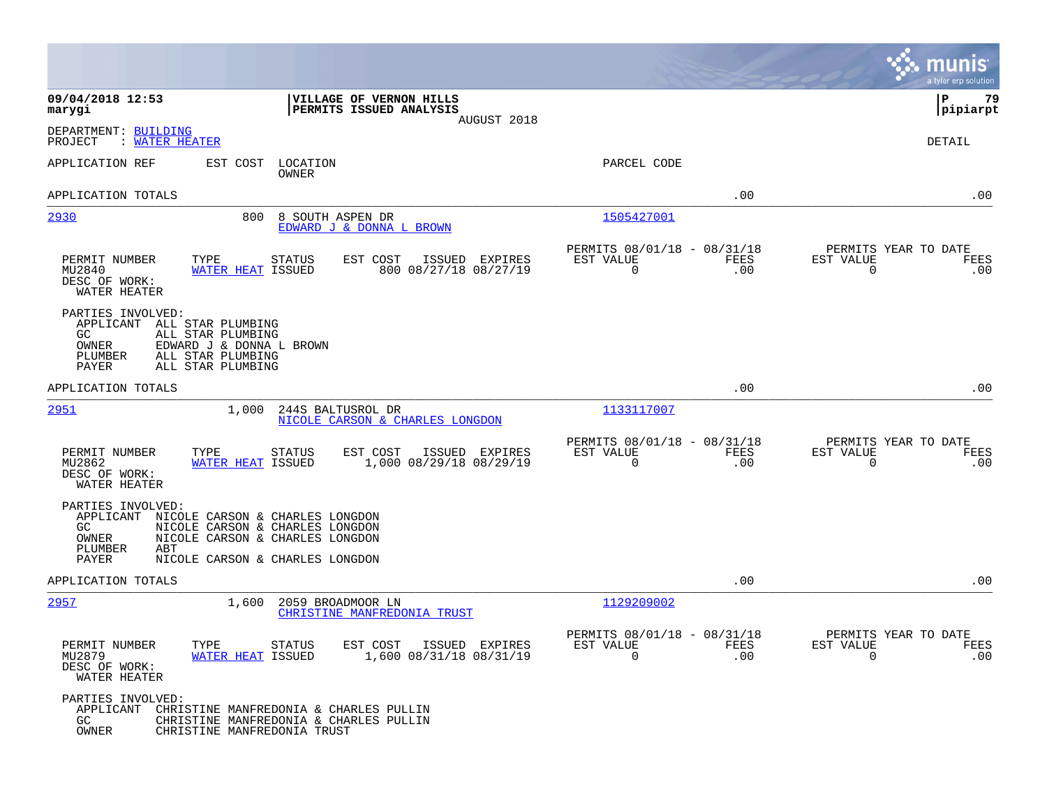09/04/2018 12:53
marygi

**VILLAGE OF VERNON HILLS**
**PERMITS ISSUED ANALYSIS**
AUGUST 2018

P 79
pipiarpt

DEPARTMENT: BUILDING
PROJECT : WATER HEATER

DETAIL

| APPLICATION REF | EST COST | LOCATION / OWNER | PARCEL CODE | | |
|---|---|---|---|---|---|
| APPLICATION TOTALS | | | | .00 | .00 |

---

**2930** — EST COST: 800 — 8 SOUTH ASPEN DR — EDWARD J & DONNA L BROWN — PARCEL CODE: 1505427001

| PERMIT NUMBER | TYPE | STATUS | EST COST | ISSUED | EXPIRES | PERMITS 08/01/18 - 08/31/18 EST VALUE | FEES | PERMITS YEAR TO DATE EST VALUE | FEES |
|---|---|---|---|---|---|---|---|---|---|
| MU2840 | WATER HEAT | ISSUED | 800 | 08/27/18 | 08/27/19 | 0 | .00 | 0 | .00 |

DESC OF WORK:
WATER HEATER

PARTIES INVOLVED:
- APPLICANT ALL STAR PLUMBING
- GC ALL STAR PLUMBING
- OWNER EDWARD J & DONNA L BROWN
- PLUMBER ALL STAR PLUMBING
- PAYER ALL STAR PLUMBING

APPLICATION TOTALS .00 .00

---

**2951** — EST COST: 1,000 — 244S BALTUSROL DR — NICOLE CARSON & CHARLES LONGDON — PARCEL CODE: 1133117007

| PERMIT NUMBER | TYPE | STATUS | EST COST | ISSUED | EXPIRES | PERMITS 08/01/18 - 08/31/18 EST VALUE | FEES | PERMITS YEAR TO DATE EST VALUE | FEES |
|---|---|---|---|---|---|---|---|---|---|
| MU2862 | WATER HEAT | ISSUED | 1,000 | 08/29/18 | 08/29/19 | 0 | .00 | 0 | .00 |

DESC OF WORK:
WATER HEATER

PARTIES INVOLVED:
- APPLICANT NICOLE CARSON & CHARLES LONGDON
- GC NICOLE CARSON & CHARLES LONGDON
- OWNER NICOLE CARSON & CHARLES LONGDON
- PLUMBER ABT
- PAYER NICOLE CARSON & CHARLES LONGDON

APPLICATION TOTALS .00 .00

---

**2957** — EST COST: 1,600 — 2059 BROADMOOR LN — CHRISTINE MANFREDONIA TRUST — PARCEL CODE: 1129209002

| PERMIT NUMBER | TYPE | STATUS | EST COST | ISSUED | EXPIRES | PERMITS 08/01/18 - 08/31/18 EST VALUE | FEES | PERMITS YEAR TO DATE EST VALUE | FEES |
|---|---|---|---|---|---|---|---|---|---|
| MU2879 | WATER HEAT | ISSUED | 1,600 | 08/31/18 | 08/31/19 | 0 | .00 | 0 | .00 |

DESC OF WORK:
WATER HEATER

PARTIES INVOLVED:
- APPLICANT CHRISTINE MANFREDONIA & CHARLES PULLIN
- GC CHRISTINE MANFREDONIA & CHARLES PULLIN
- OWNER CHRISTINE MANFREDONIA TRUST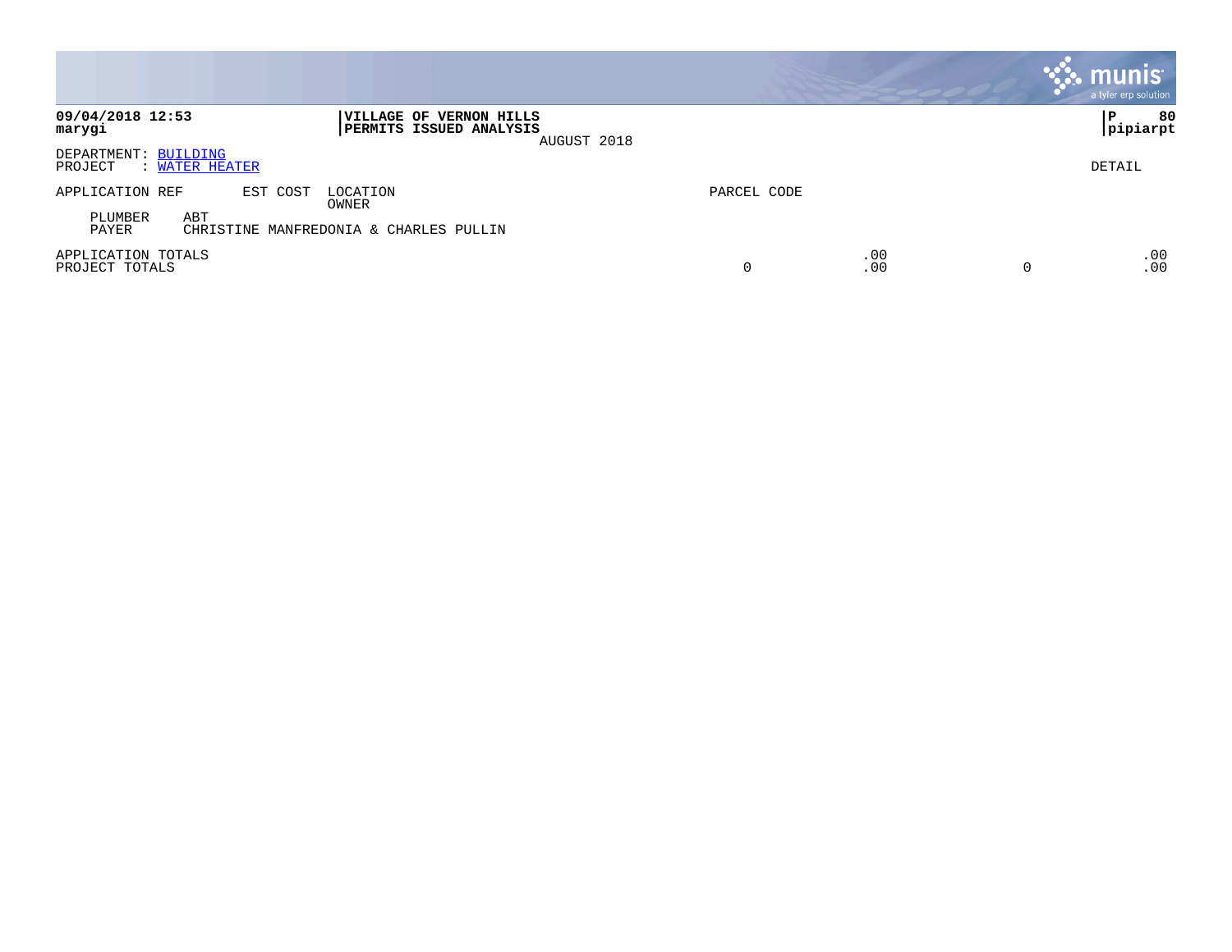**09/04/2018 12:53**
**marygi**

**VILLAGE OF VERNON HILLS**
**PERMITS ISSUED ANALYSIS**
AUGUST 2018

**P 80**
**pipiarpt**

DEPARTMENT: BUILDING
PROJECT : WATER HEATER

DETAIL

| APPLICATION REF | EST COST | LOCATION / OWNER | PARCEL CODE | | | |
|---|---|---|---|---|---|---|
| PLUMBER | ABT | | | | | |
| PAYER | CHRISTINE MANFREDONIA & CHARLES PULLIN | | | | | |
| APPLICATION TOTALS | | | | .00 | | .00 |
| PROJECT TOTALS | | | 0 | .00 | 0 | .00 |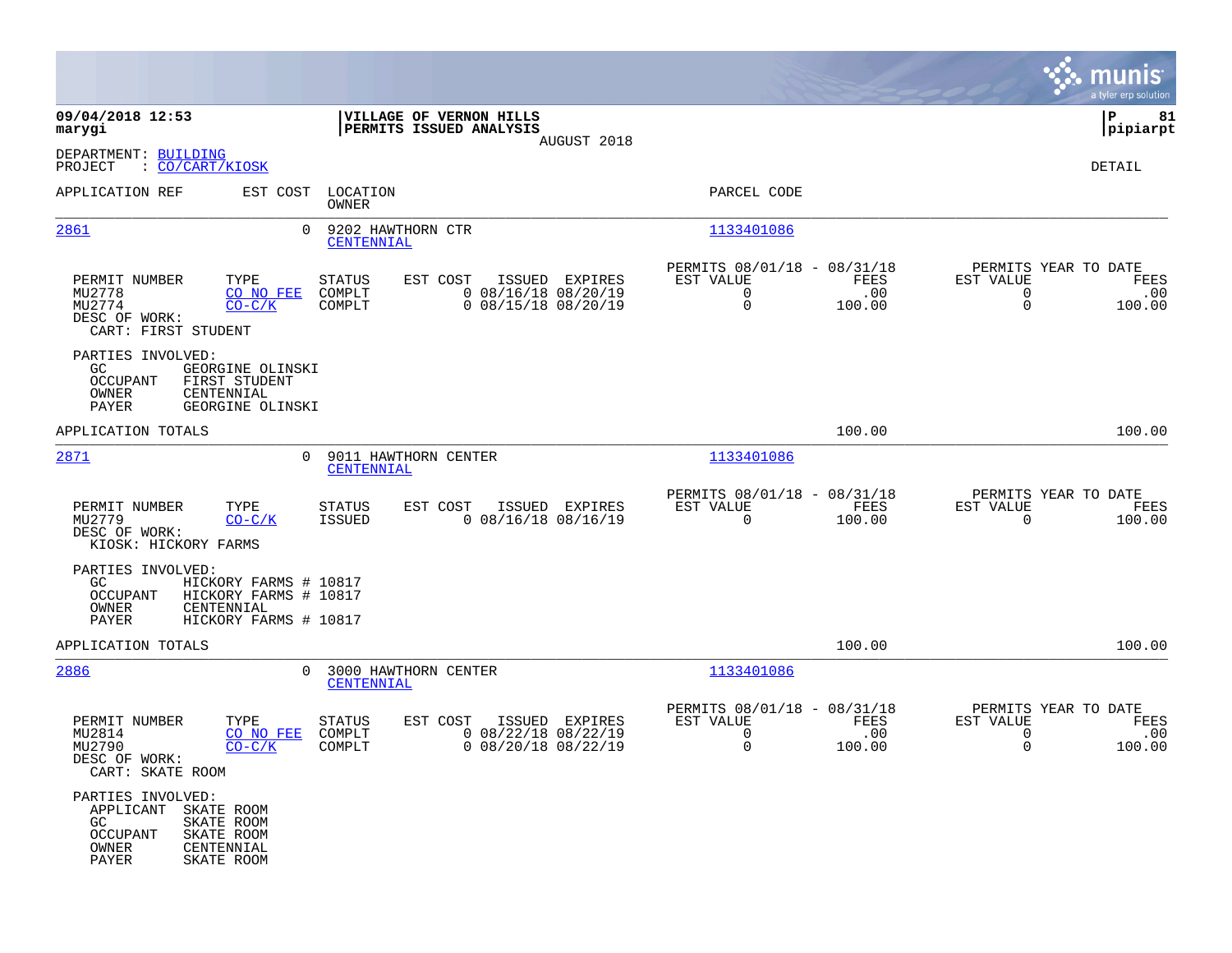**09/04/2018 12:53** — **VILLAGE OF VERNON HILLS** — **P 81**
**marygi** — **PERMITS ISSUED ANALYSIS** — **pipiarpt**

AUGUST 2018

DEPARTMENT: BUILDING
PROJECT : CO/CART/KIOSK

DETAIL

| APPLICATION REF | EST COST | LOCATION / OWNER | PARCEL CODE |
|---|---|---|---|
| 2861 | 0 | 9202 HAWTHORN CTR / CENTENNIAL | 1133401086 |

| PERMIT NUMBER | TYPE | STATUS | EST COST | ISSUED | EXPIRES | PERMITS 08/01/18 - 08/31/18 EST VALUE | FEES | PERMITS YEAR TO DATE EST VALUE | FEES |
|---|---|---|---|---|---|---|---|---|---|
| MU2778 | CO NO FEE | COMPLT | 0 | 08/16/18 | 08/20/19 | 0 | .00 | 0 | .00 |
| MU2774 | CO-C/K | COMPLT | 0 | 08/15/18 | 08/20/19 | 0 | 100.00 | 0 | 100.00 |

DESC OF WORK:
CART: FIRST STUDENT

PARTIES INVOLVED:
- GC: GEORGINE OLINSKI
- OCCUPANT: FIRST STUDENT
- OWNER: CENTENNIAL
- PAYER: GEORGINE OLINSKI

APPLICATION TOTALS — 100.00 — 100.00

| APPLICATION REF | EST COST | LOCATION / OWNER | PARCEL CODE |
|---|---|---|---|
| 2871 | 0 | 9011 HAWTHORN CENTER / CENTENNIAL | 1133401086 |

| PERMIT NUMBER | TYPE | STATUS | EST COST | ISSUED | EXPIRES | PERMITS 08/01/18 - 08/31/18 EST VALUE | FEES | PERMITS YEAR TO DATE EST VALUE | FEES |
|---|---|---|---|---|---|---|---|---|---|
| MU2779 | CO-C/K | ISSUED | 0 | 08/16/18 | 08/16/19 | 0 | 100.00 | 0 | 100.00 |

DESC OF WORK:
KIOSK: HICKORY FARMS

PARTIES INVOLVED:
- GC: HICKORY FARMS # 10817
- OCCUPANT: HICKORY FARMS # 10817
- OWNER: CENTENNIAL
- PAYER: HICKORY FARMS # 10817

APPLICATION TOTALS — 100.00 — 100.00

| APPLICATION REF | EST COST | LOCATION / OWNER | PARCEL CODE |
|---|---|---|---|
| 2886 | 0 | 3000 HAWTHORN CENTER / CENTENNIAL | 1133401086 |

| PERMIT NUMBER | TYPE | STATUS | EST COST | ISSUED | EXPIRES | PERMITS 08/01/18 - 08/31/18 EST VALUE | FEES | PERMITS YEAR TO DATE EST VALUE | FEES |
|---|---|---|---|---|---|---|---|---|---|
| MU2814 | CO NO FEE | COMPLT | 0 | 08/22/18 | 08/22/19 | 0 | .00 | 0 | .00 |
| MU2790 | CO-C/K | COMPLT | 0 | 08/20/18 | 08/22/19 | 0 | 100.00 | 0 | 100.00 |

DESC OF WORK:
CART: SKATE ROOM

PARTIES INVOLVED:
- APPLICANT: SKATE ROOM
- GC: SKATE ROOM
- OCCUPANT: SKATE ROOM
- OWNER: CENTENNIAL
- PAYER: SKATE ROOM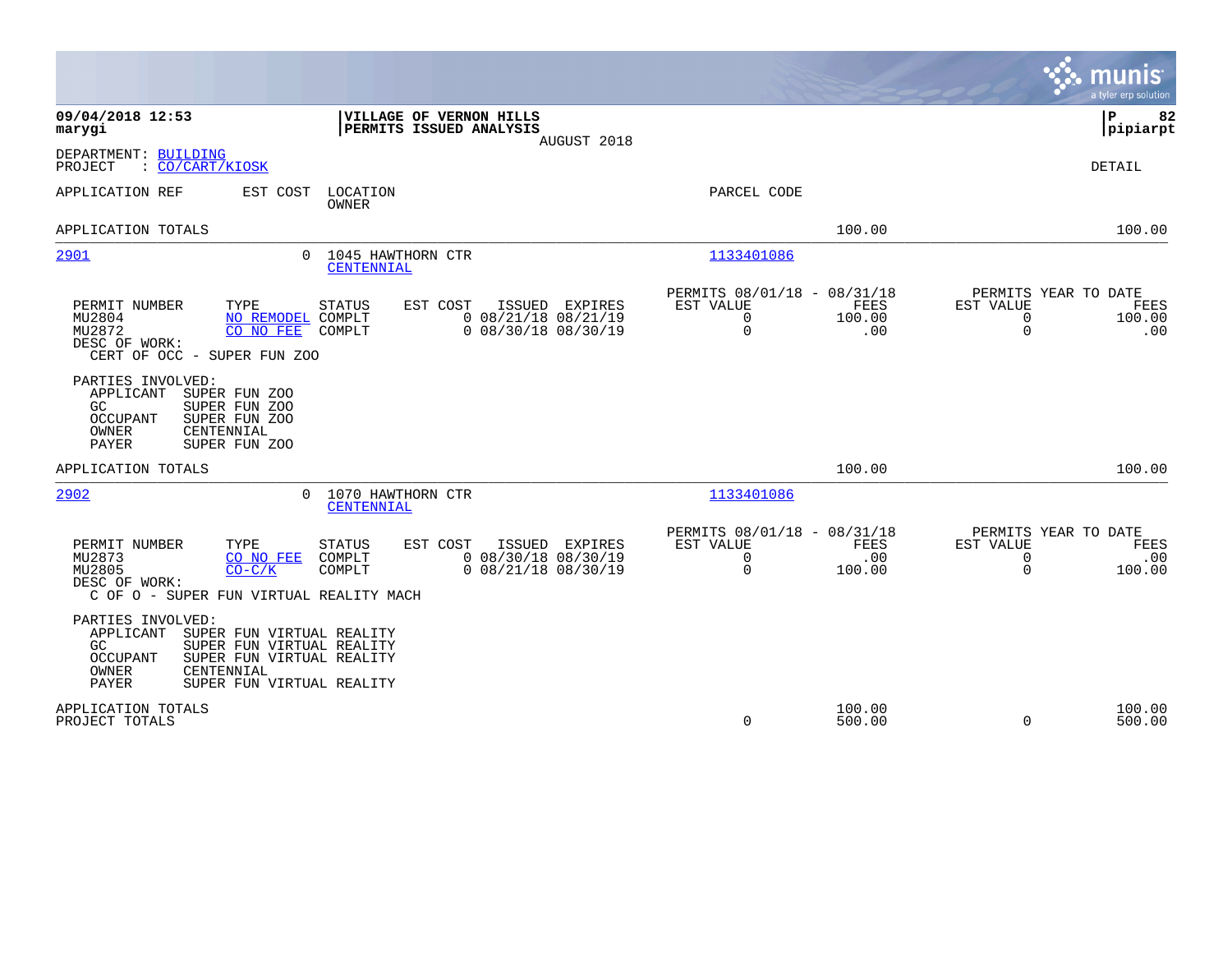**09/04/2018 12:53**
**marygi**

**VILLAGE OF VERNON HILLS**
**PERMITS ISSUED ANALYSIS**
AUGUST 2018

**P 82**
**pipiarpt**

DEPARTMENT: BUILDING
PROJECT : CO/CART/KIOSK

DETAIL

| APPLICATION REF | EST COST | LOCATION / OWNER | PARCEL CODE | | |
|---|---|---|---|---|---|
| APPLICATION TOTALS | | | | 100.00 | 100.00 |

---

**2901** — EST COST 0 — 1045 HAWTHORN CTR — CENTENNIAL — PARCEL CODE 1133401086

| PERMIT NUMBER | TYPE | STATUS | EST COST | ISSUED | EXPIRES | PERMITS 08/01/18 - 08/31/18 EST VALUE | FEES | PERMITS YEAR TO DATE EST VALUE | FEES |
|---|---|---|---|---|---|---|---|---|---|
| MU2804 | NO REMODEL | COMPLT | 0 | 08/21/18 | 08/21/19 | 0 | 100.00 | 0 | 100.00 |
| MU2872 | CO NO FEE | COMPLT | 0 | 08/30/18 | 08/30/19 | 0 | .00 | 0 | .00 |

DESC OF WORK:
CERT OF OCC - SUPER FUN ZOO

PARTIES INVOLVED:
- APPLICANT SUPER FUN ZOO
- GC SUPER FUN ZOO
- OCCUPANT SUPER FUN ZOO
- OWNER CENTENNIAL
- PAYER SUPER FUN ZOO

APPLICATION TOTALS — 100.00 — 100.00

---

**2902** — EST COST 0 — 1070 HAWTHORN CTR — CENTENNIAL — PARCEL CODE 1133401086

| PERMIT NUMBER | TYPE | STATUS | EST COST | ISSUED | EXPIRES | PERMITS 08/01/18 - 08/31/18 EST VALUE | FEES | PERMITS YEAR TO DATE EST VALUE | FEES |
|---|---|---|---|---|---|---|---|---|---|
| MU2873 | CO NO FEE | COMPLT | 0 | 08/30/18 | 08/30/19 | 0 | .00 | 0 | .00 |
| MU2805 | CO-C/K | COMPLT | 0 | 08/21/18 | 08/30/19 | 0 | 100.00 | 0 | 100.00 |

DESC OF WORK:
C OF O - SUPER FUN VIRTUAL REALITY MACH

PARTIES INVOLVED:
- APPLICANT SUPER FUN VIRTUAL REALITY
- GC SUPER FUN VIRTUAL REALITY
- OCCUPANT SUPER FUN VIRTUAL REALITY
- OWNER CENTENNIAL
- PAYER SUPER FUN VIRTUAL REALITY

| | EST VALUE | FEES | YTD EST VALUE | YTD FEES |
|---|---|---|---|---|
| APPLICATION TOTALS | | 100.00 | | 100.00 |
| PROJECT TOTALS | 0 | 500.00 | 0 | 500.00 |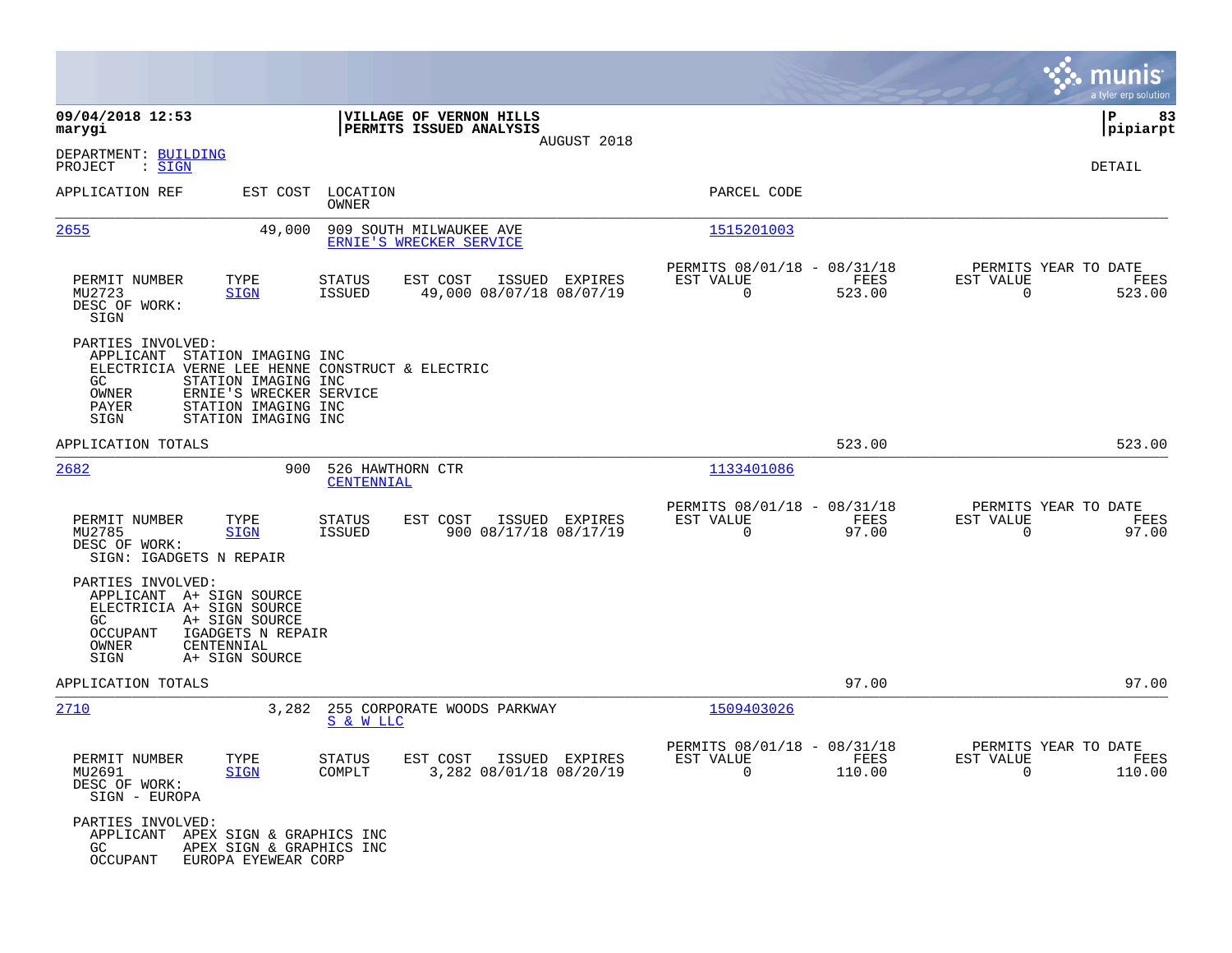**09/04/2018 12:53**
**marygi**

**VILLAGE OF VERNON HILLS**
**PERMITS ISSUED ANALYSIS**
AUGUST 2018

**P 83**
**pipiarpt**

DEPARTMENT: BUILDING
PROJECT : SIGN

DETAIL

| APPLICATION REF | EST COST | LOCATION / OWNER | PARCEL CODE |
|---|---|---|---|
| 2655 | 49,000 | 909 SOUTH MILWAUKEE AVE / ERNIE'S WRECKER SERVICE | 1515201003 |

| PERMIT NUMBER | TYPE | STATUS | EST COST | ISSUED | EXPIRES | PERMITS 08/01/18 - 08/31/18 EST VALUE | FEES | PERMITS YEAR TO DATE EST VALUE | FEES |
|---|---|---|---|---|---|---|---|---|---|
| MU2723 | SIGN | ISSUED | 49,000 | 08/07/18 | 08/07/19 | 0 | 523.00 | 0 | 523.00 |

DESC OF WORK:
SIGN

PARTIES INVOLVED:
- APPLICANT STATION IMAGING INC
- ELECTRICIA VERNE LEE HENNE CONSTRUCT & ELECTRIC
- GC STATION IMAGING INC
- OWNER ERNIE'S WRECKER SERVICE
- PAYER STATION IMAGING INC
- SIGN STATION IMAGING INC

APPLICATION TOTALS: 523.00 | 523.00

| APPLICATION REF | EST COST | LOCATION / OWNER | PARCEL CODE |
|---|---|---|---|
| 2682 | 900 | 526 HAWTHORN CTR / CENTENNIAL | 1133401086 |

| PERMIT NUMBER | TYPE | STATUS | EST COST | ISSUED | EXPIRES | PERMITS 08/01/18 - 08/31/18 EST VALUE | FEES | PERMITS YEAR TO DATE EST VALUE | FEES |
|---|---|---|---|---|---|---|---|---|---|
| MU2785 | SIGN | ISSUED | 900 | 08/17/18 | 08/17/19 | 0 | 97.00 | 0 | 97.00 |

DESC OF WORK:
SIGN: IGADGETS N REPAIR

PARTIES INVOLVED:
- APPLICANT A+ SIGN SOURCE
- ELECTRICIA A+ SIGN SOURCE
- GC A+ SIGN SOURCE
- OCCUPANT IGADGETS N REPAIR
- OWNER CENTENNIAL
- SIGN A+ SIGN SOURCE

APPLICATION TOTALS: 97.00 | 97.00

| APPLICATION REF | EST COST | LOCATION / OWNER | PARCEL CODE |
|---|---|---|---|
| 2710 | 3,282 | 255 CORPORATE WOODS PARKWAY / S & W LLC | 1509403026 |

| PERMIT NUMBER | TYPE | STATUS | EST COST | ISSUED | EXPIRES | PERMITS 08/01/18 - 08/31/18 EST VALUE | FEES | PERMITS YEAR TO DATE EST VALUE | FEES |
|---|---|---|---|---|---|---|---|---|---|
| MU2691 | SIGN | COMPLT | 3,282 | 08/01/18 | 08/20/19 | 0 | 110.00 | 0 | 110.00 |

DESC OF WORK:
SIGN - EUROPA

PARTIES INVOLVED:
- APPLICANT APEX SIGN & GRAPHICS INC
- GC APEX SIGN & GRAPHICS INC
- OCCUPANT EUROPA EYEWEAR CORP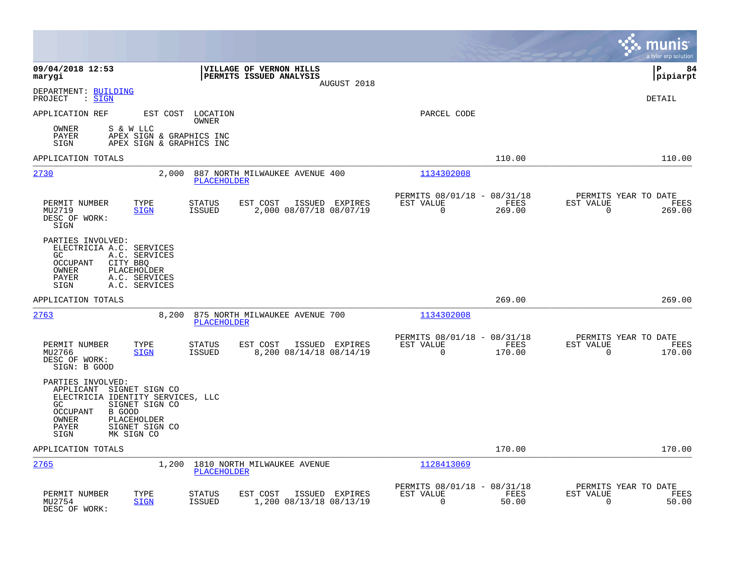**09/04/2018 12:53**
**marygi**

**VILLAGE OF VERNON HILLS**
**PERMITS ISSUED ANALYSIS**
AUGUST 2018

**P 84**
**pipiarpt**

DEPARTMENT: BUILDING
PROJECT : SIGN

DETAIL

APPLICATION REF    EST COST    LOCATION / OWNER    PARCEL CODE

OWNER    S & W LLC
PAYER    APEX SIGN & GRAPHICS INC
SIGN    APEX SIGN & GRAPHICS INC

APPLICATION TOTALS    110.00    110.00

---

**2730**    2,000    887 NORTH MILWAUKEE AVENUE 400    1134302008
PLACEHOLDER

| PERMIT NUMBER | TYPE | STATUS | EST COST | ISSUED | EXPIRES | PERMITS 08/01/18 - 08/31/18 EST VALUE | FEES | PERMITS YEAR TO DATE EST VALUE | FEES |
|---|---|---|---|---|---|---|---|---|---|
| MU2719 | SIGN | ISSUED | 2,000 | 08/07/18 | 08/07/19 | 0 | 269.00 | 0 | 269.00 |

DESC OF WORK:
SIGN

PARTIES INVOLVED:
ELECTRICIA A.C. SERVICES
GC    A.C. SERVICES
OCCUPANT    CITY BBQ
OWNER    PLACEHOLDER
PAYER    A.C. SERVICES
SIGN    A.C. SERVICES

APPLICATION TOTALS    269.00    269.00

---

**2763**    8,200    875 NORTH MILWAUKEE AVENUE 700    1134302008
PLACEHOLDER

| PERMIT NUMBER | TYPE | STATUS | EST COST | ISSUED | EXPIRES | PERMITS 08/01/18 - 08/31/18 EST VALUE | FEES | PERMITS YEAR TO DATE EST VALUE | FEES |
|---|---|---|---|---|---|---|---|---|---|
| MU2766 | SIGN | ISSUED | 8,200 | 08/14/18 | 08/14/19 | 0 | 170.00 | 0 | 170.00 |

DESC OF WORK:
SIGN: B GOOD

PARTIES INVOLVED:
APPLICANT    SIGNET SIGN CO
ELECTRICIA IDENTITY SERVICES, LLC
GC    SIGNET SIGN CO
OCCUPANT    B GOOD
OWNER    PLACEHOLDER
PAYER    SIGNET SIGN CO
SIGN    MK SIGN CO

APPLICATION TOTALS    170.00    170.00

---

**2765**    1,200    1810 NORTH MILWAUKEE AVENUE    1128413069
PLACEHOLDER

| PERMIT NUMBER | TYPE | STATUS | EST COST | ISSUED | EXPIRES | PERMITS 08/01/18 - 08/31/18 EST VALUE | FEES | PERMITS YEAR TO DATE EST VALUE | FEES |
|---|---|---|---|---|---|---|---|---|---|
| MU2754 | SIGN | ISSUED | 1,200 | 08/13/18 | 08/13/19 | 0 | 50.00 | 0 | 50.00 |

DESC OF WORK: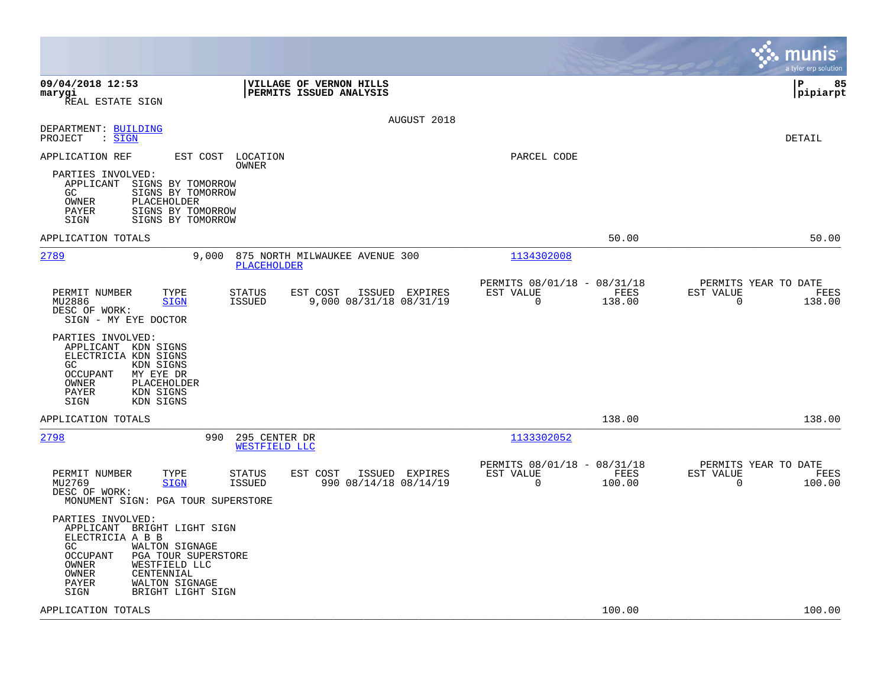**09/04/2018 12:53** | **VILLAGE OF VERNON HILLS** | **P 85**
**marygi** | **PERMITS ISSUED ANALYSIS** | **pipiarpt**
REAL ESTATE SIGN

AUGUST 2018

DEPARTMENT: BUILDING
PROJECT : SIGN

DETAIL

APPLICATION REF | EST COST | LOCATION / OWNER | PARCEL CODE

PARTIES INVOLVED:
- APPLICANT SIGNS BY TOMORROW
- GC SIGNS BY TOMORROW
- OWNER PLACEHOLDER
- PAYER SIGNS BY TOMORROW
- SIGN SIGNS BY TOMORROW

APPLICATION TOTALS — 50.00 — 50.00

---

**2789** — 9,000 — 875 NORTH MILWAUKEE AVENUE 300 — PLACEHOLDER — 1134302008

| PERMIT NUMBER | TYPE | STATUS | EST COST | ISSUED | EXPIRES | PERMITS 08/01/18 - 08/31/18 EST VALUE | FEES | PERMITS YEAR TO DATE EST VALUE | FEES |
|---|---|---|---|---|---|---|---|---|---|
| MU2886 | SIGN | ISSUED | 9,000 | 08/31/18 | 08/31/19 | 0 | 138.00 | 0 | 138.00 |

DESC OF WORK:
SIGN - MY EYE DOCTOR

PARTIES INVOLVED:
- APPLICANT KDN SIGNS
- ELECTRICIA KDN SIGNS
- GC KDN SIGNS
- OCCUPANT MY EYE DR
- OWNER PLACEHOLDER
- PAYER KDN SIGNS
- SIGN KDN SIGNS

APPLICATION TOTALS — 138.00 — 138.00

---

**2798** — 990 — 295 CENTER DR — WESTFIELD LLC — 1133302052

| PERMIT NUMBER | TYPE | STATUS | EST COST | ISSUED | EXPIRES | PERMITS 08/01/18 - 08/31/18 EST VALUE | FEES | PERMITS YEAR TO DATE EST VALUE | FEES |
|---|---|---|---|---|---|---|---|---|---|
| MU2769 | SIGN | ISSUED | 990 | 08/14/18 | 08/14/19 | 0 | 100.00 | 0 | 100.00 |

DESC OF WORK:
MONUMENT SIGN: PGA TOUR SUPERSTORE

PARTIES INVOLVED:
- APPLICANT BRIGHT LIGHT SIGN
- ELECTRICIA A B B
- GC WALTON SIGNAGE
- OCCUPANT PGA TOUR SUPERSTORE
- OWNER WESTFIELD LLC
- OWNER CENTENNIAL
- PAYER WALTON SIGNAGE
- SIGN BRIGHT LIGHT SIGN

APPLICATION TOTALS — 100.00 — 100.00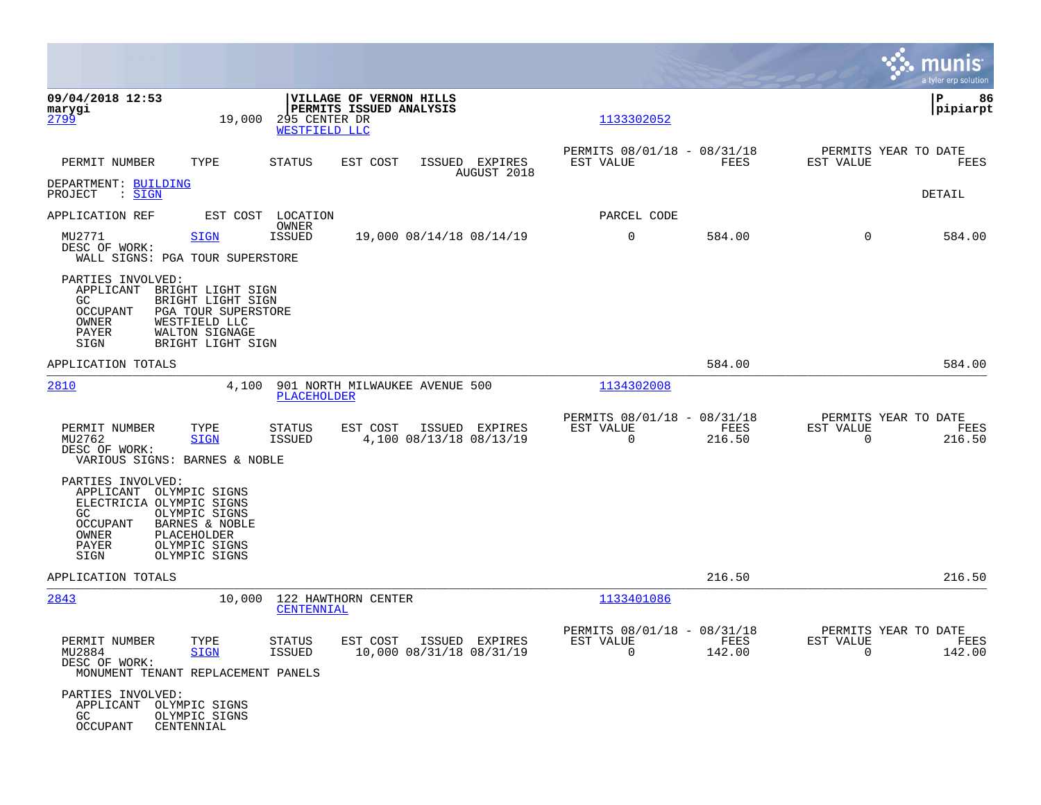**VILLAGE OF VERNON HILLS**
**PERMITS ISSUED ANALYSIS**

09/04/2018 12:53
marygi

pipiarpt

[2799](#) 19,000 295 CENTER DR [1133302052](#)
[WESTFIELD LLC](#)

| PERMIT NUMBER | TYPE | STATUS | EST COST | ISSUED | EXPIRES | PERMITS 08/01/18 - 08/31/18 EST VALUE | FEES | PERMITS YEAR TO DATE EST VALUE | FEES |
|---|---|---|---|---|---|---|---|---|---|
| | | | | | AUGUST 2018 | | | | |

DEPARTMENT: [BUILDING](#)
PROJECT : [SIGN](#) DETAIL

| APPLICATION REF | EST COST | LOCATION OWNER | | | | PARCEL CODE | | | |
|---|---|---|---|---|---|---|---|---|---|
| MU2771 | [SIGN](#) | ISSUED | 19,000 | 08/14/18 | 08/14/19 | 0 | 584.00 | 0 | 584.00 |

DESC OF WORK:
WALL SIGNS: PGA TOUR SUPERSTORE

PARTIES INVOLVED:
APPLICANT BRIGHT LIGHT SIGN
GC BRIGHT LIGHT SIGN
OCCUPANT PGA TOUR SUPERSTORE
OWNER WESTFIELD LLC
PAYER WALTON SIGNAGE
SIGN BRIGHT LIGHT SIGN

APPLICATION TOTALS 584.00 584.00

---

[2810](#) 4,100 901 NORTH MILWAUKEE AVENUE 500 [1134302008](#)
[PLACEHOLDER](#)

| PERMIT NUMBER | TYPE | STATUS | EST COST | ISSUED | EXPIRES | PERMITS 08/01/18 - 08/31/18 EST VALUE | FEES | PERMITS YEAR TO DATE EST VALUE | FEES |
|---|---|---|---|---|---|---|---|---|---|
| MU2762 | [SIGN](#) | ISSUED | 4,100 | 08/13/18 | 08/13/19 | 0 | 216.50 | 0 | 216.50 |

DESC OF WORK:
VARIOUS SIGNS: BARNES & NOBLE

PARTIES INVOLVED:
APPLICANT OLYMPIC SIGNS
ELECTRICIA OLYMPIC SIGNS
GC OLYMPIC SIGNS
OCCUPANT BARNES & NOBLE
OWNER PLACEHOLDER
PAYER OLYMPIC SIGNS
SIGN OLYMPIC SIGNS

APPLICATION TOTALS 216.50 216.50

---

[2843](#) 10,000 122 HAWTHORN CENTER [1133401086](#)
[CENTENNIAL](#)

| PERMIT NUMBER | TYPE | STATUS | EST COST | ISSUED | EXPIRES | PERMITS 08/01/18 - 08/31/18 EST VALUE | FEES | PERMITS YEAR TO DATE EST VALUE | FEES |
|---|---|---|---|---|---|---|---|---|---|
| MU2884 | [SIGN](#) | ISSUED | 10,000 | 08/31/18 | 08/31/19 | 0 | 142.00 | 0 | 142.00 |

DESC OF WORK:
MONUMENT TENANT REPLACEMENT PANELS

PARTIES INVOLVED:
APPLICANT OLYMPIC SIGNS
GC OLYMPIC SIGNS
OCCUPANT CENTENNIAL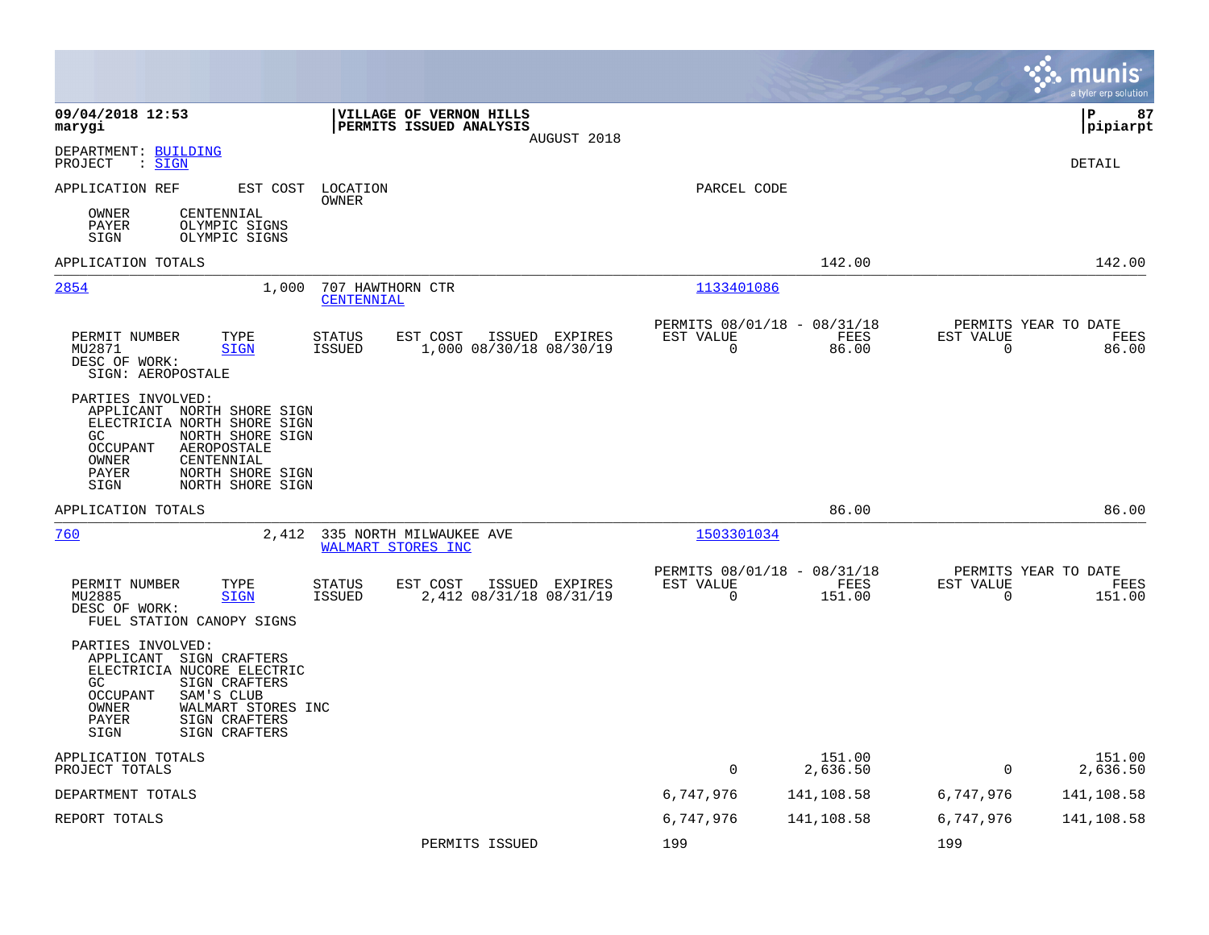**09/04/2018 12:53**
**marygi**

**VILLAGE OF VERNON HILLS**
**PERMITS ISSUED ANALYSIS**
AUGUST 2018

**P 87**
**pipiarpt**

DEPARTMENT: BUILDING
PROJECT : SIGN

DETAIL

APPLICATION REF | EST COST | LOCATION / OWNER | PARCEL CODE

OWNER CENTENNIAL
PAYER OLYMPIC SIGNS
SIGN OLYMPIC SIGNS

APPLICATION TOTALS — 142.00 — 142.00

---

**2854** | 1,000 | 707 HAWTHORN CTR / CENTENNIAL | 1133401086

| PERMIT NUMBER | TYPE | STATUS | EST COST | ISSUED | EXPIRES | PERMITS 08/01/18 - 08/31/18 EST VALUE | FEES | PERMITS YEAR TO DATE EST VALUE | FEES |
|---|---|---|---|---|---|---|---|---|---|
| MU2871 | SIGN | ISSUED | 1,000 | 08/30/18 | 08/30/19 | 0 | 86.00 | 0 | 86.00 |

DESC OF WORK:
SIGN: AEROPOSTALE

PARTIES INVOLVED:
APPLICANT NORTH SHORE SIGN
ELECTRICIA NORTH SHORE SIGN
GC NORTH SHORE SIGN
OCCUPANT AEROPOSTALE
OWNER CENTENNIAL
PAYER NORTH SHORE SIGN
SIGN NORTH SHORE SIGN

APPLICATION TOTALS — 86.00 — 86.00

---

**760** | 2,412 | 335 NORTH MILWAUKEE AVE / WALMART STORES INC | 1503301034

| PERMIT NUMBER | TYPE | STATUS | EST COST | ISSUED | EXPIRES | PERMITS 08/01/18 - 08/31/18 EST VALUE | FEES | PERMITS YEAR TO DATE EST VALUE | FEES |
|---|---|---|---|---|---|---|---|---|---|
| MU2885 | SIGN | ISSUED | 2,412 | 08/31/18 | 08/31/19 | 0 | 151.00 | 0 | 151.00 |

DESC OF WORK:
FUEL STATION CANOPY SIGNS

PARTIES INVOLVED:
APPLICANT SIGN CRAFTERS
ELECTRICIA NUCORE ELECTRIC
GC SIGN CRAFTERS
OCCUPANT SAM'S CLUB
OWNER WALMART STORES INC
PAYER SIGN CRAFTERS
SIGN SIGN CRAFTERS

| | EST VALUE | FEES | YTD EST VALUE | YTD FEES |
|---|---|---|---|---|
| APPLICATION TOTALS | | 151.00 | | 151.00 |
| PROJECT TOTALS | 0 | 2,636.50 | 0 | 2,636.50 |
| DEPARTMENT TOTALS | 6,747,976 | 141,108.58 | 6,747,976 | 141,108.58 |
| REPORT TOTALS | 6,747,976 | 141,108.58 | 6,747,976 | 141,108.58 |
| PERMITS ISSUED | 199 | | 199 | |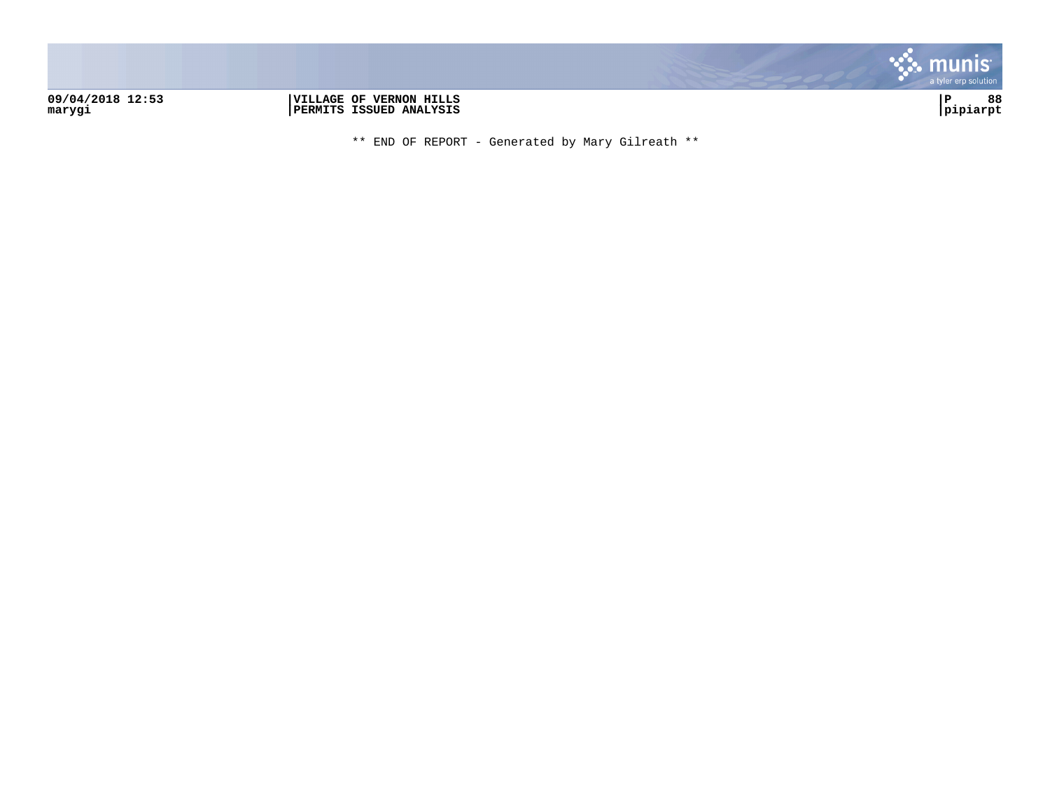** END OF REPORT - Generated by Mary Gilreath **